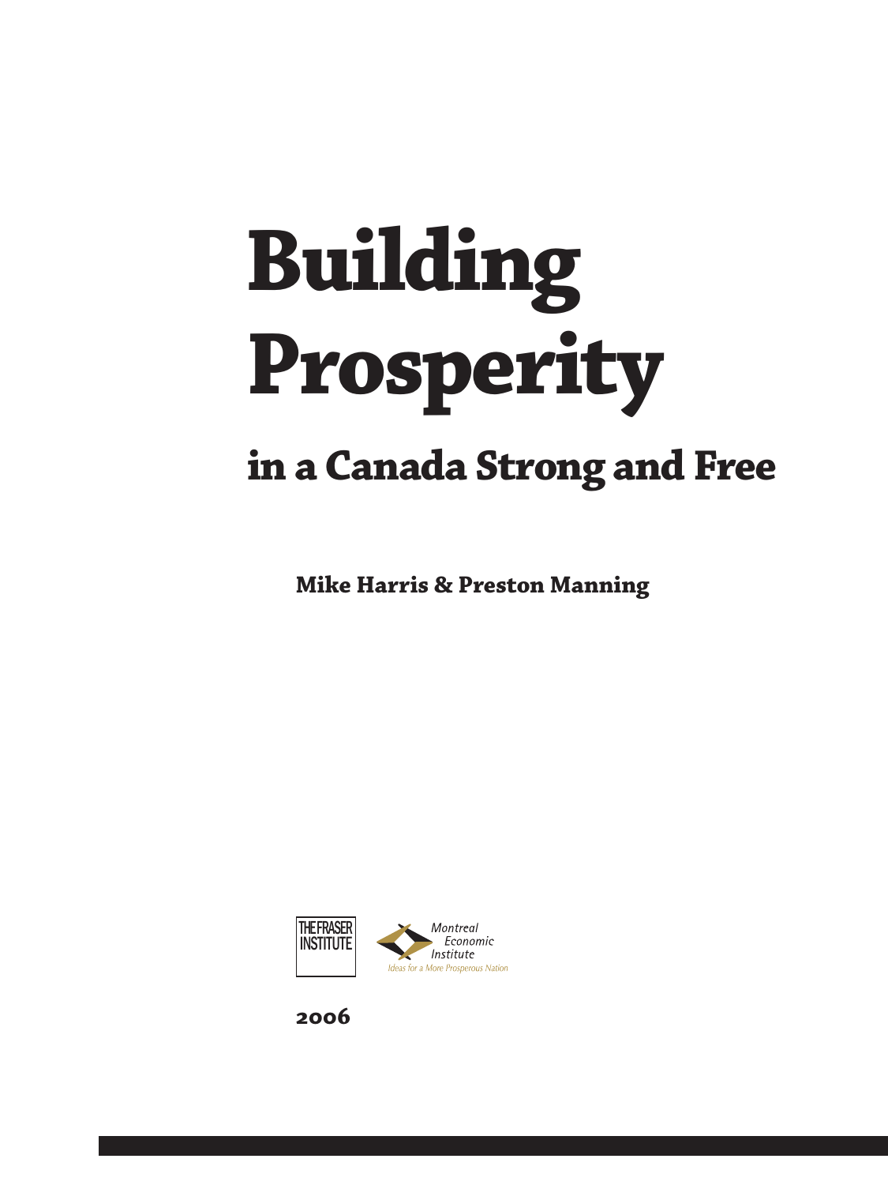# Building Prosperity

## in a Canada Strong and Free

**Mike Harris & Preston Manning**

THE FRASER INSTITUTE

Montreal Economic Institute

*Ideas for a More Prosperous Nation*

**2006**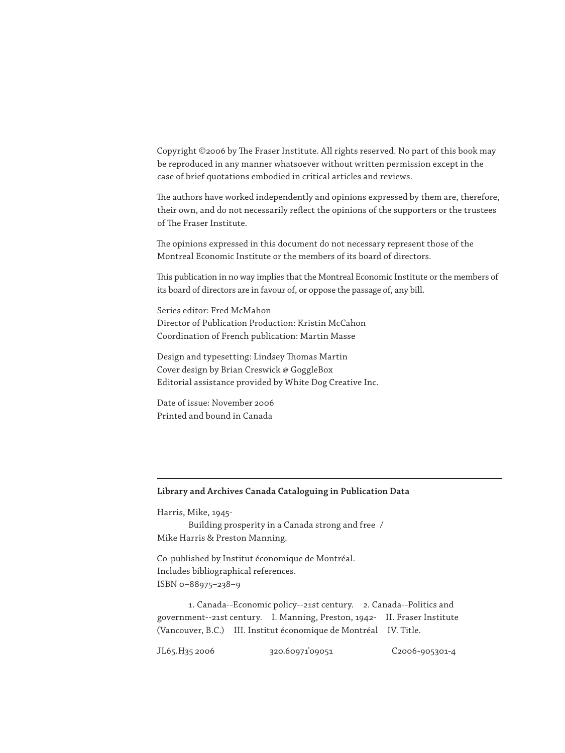Copyright ©2006 by The Fraser Institute. All rights reserved. No part of this book may be reproduced in any manner whatsoever without written permission except in the case of brief quotations embodied in critical articles and reviews.

The authors have worked independently and opinions expressed by them are, therefore, their own, and do not necessarily reflect the opinions of the supporters or the trustees of The Fraser Institute.

The opinions expressed in this document do not necessary represent those of the Montreal Economic Institute or the members of its board of directors.

This publication in no way implies that the Montreal Economic Institute or the members of its board of directors are in favour of, or oppose the passage of, any bill.

Series editor: Fred McMahon
Director of Publication Production: Kristin McCahon
Coordination of French publication: Martin Masse

Design and typesetting: Lindsey Thomas Martin
Cover design by Brian Creswick @ GoggleBox
Editorial assistance provided by White Dog Creative Inc.

Date of issue: November 2006
Printed and bound in Canada

---

**Library and Archives Canada Cataloguing in Publication Data**

Harris, Mike, 1945-
Building prosperity in a Canada strong and free /
Mike Harris & Preston Manning.

Co-published by Institut économique de Montréal.
Includes bibliographical references.
ISBN 0–88975–238–9

1. Canada--Economic policy--21st century. 2. Canada--Politics and government--21st century. I. Manning, Preston, 1942- II. Fraser Institute (Vancouver, B.C.) III. Institut économique de Montréal IV. Title.

JL65.H35 2006 320.60971'09051 C2006-905301-4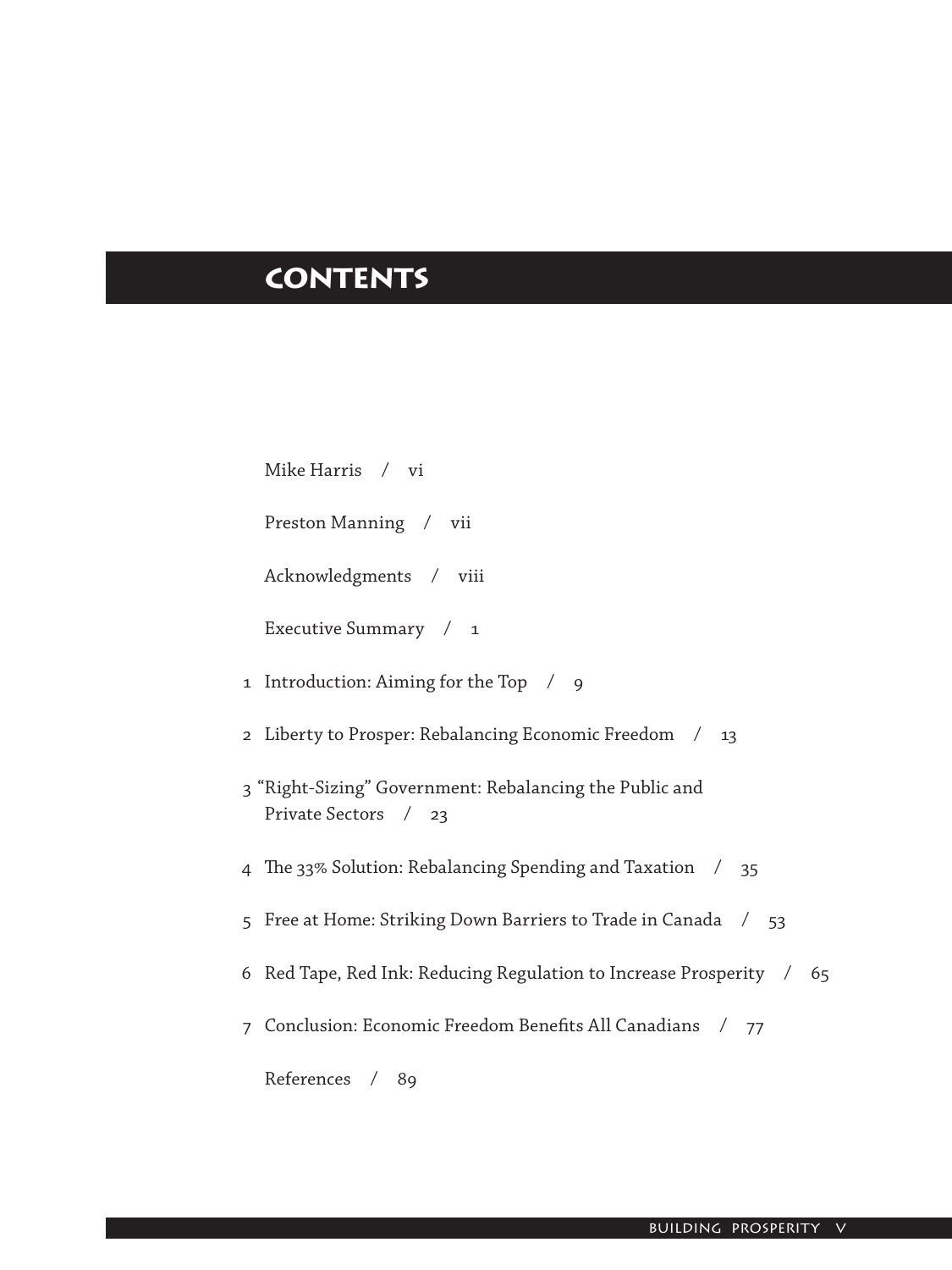# CONTENTS

Mike Harris / vi

Preston Manning / vii

Acknowledgments / viii

Executive Summary / 1

1 Introduction: Aiming for the Top / 9

2 Liberty to Prosper: Rebalancing Economic Freedom / 13

3 "Right-Sizing" Government: Rebalancing the Public and Private Sectors / 23

4 The 33% Solution: Rebalancing Spending and Taxation / 35

5 Free at Home: Striking Down Barriers to Trade in Canada / 53

6 Red Tape, Red Ink: Reducing Regulation to Increase Prosperity / 65

7 Conclusion: Economic Freedom Benefits All Canadians / 77

References / 89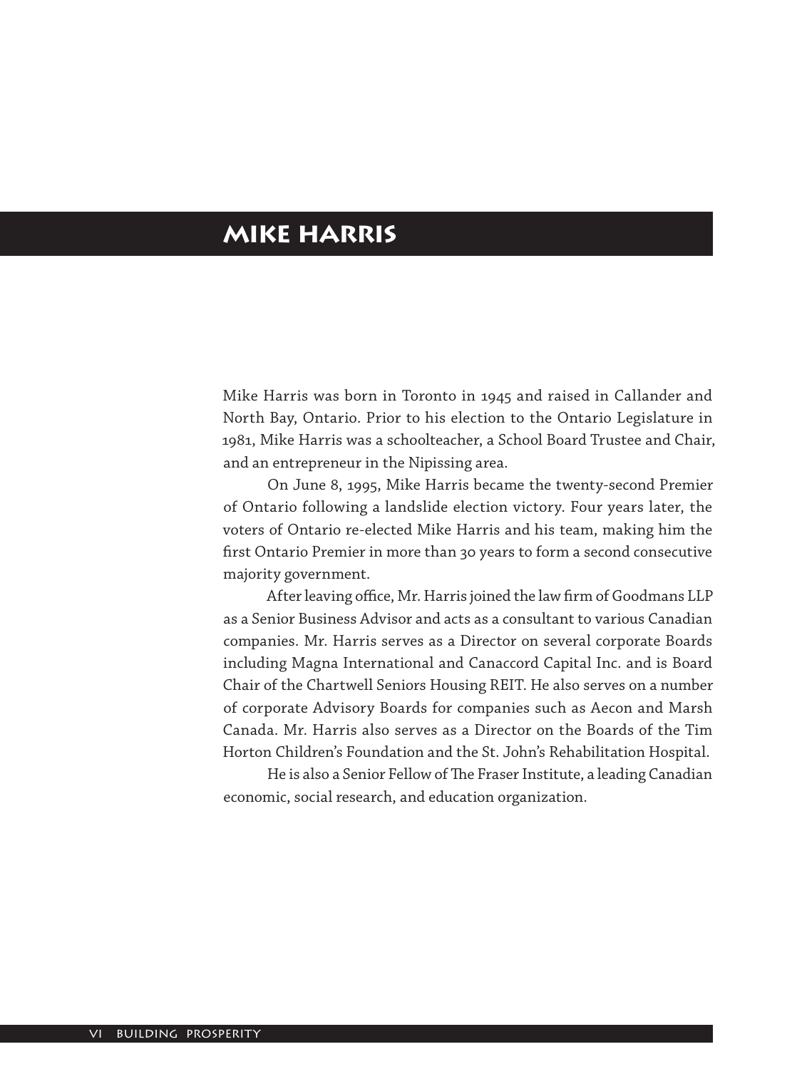# MIKE HARRIS

Mike Harris was born in Toronto in 1945 and raised in Callander and North Bay, Ontario. Prior to his election to the Ontario Legislature in 1981, Mike Harris was a schoolteacher, a School Board Trustee and Chair, and an entrepreneur in the Nipissing area.

On June 8, 1995, Mike Harris became the twenty-second Premier of Ontario following a landslide election victory. Four years later, the voters of Ontario re-elected Mike Harris and his team, making him the first Ontario Premier in more than 30 years to form a second consecutive majority government.

After leaving office, Mr. Harris joined the law firm of Goodmans LLP as a Senior Business Advisor and acts as a consultant to various Canadian companies. Mr. Harris serves as a Director on several corporate Boards including Magna International and Canaccord Capital Inc. and is Board Chair of the Chartwell Seniors Housing REIT. He also serves on a number of corporate Advisory Boards for companies such as Aecon and Marsh Canada. Mr. Harris also serves as a Director on the Boards of the Tim Horton Children's Foundation and the St. John's Rehabilitation Hospital.

He is also a Senior Fellow of The Fraser Institute, a leading Canadian economic, social research, and education organization.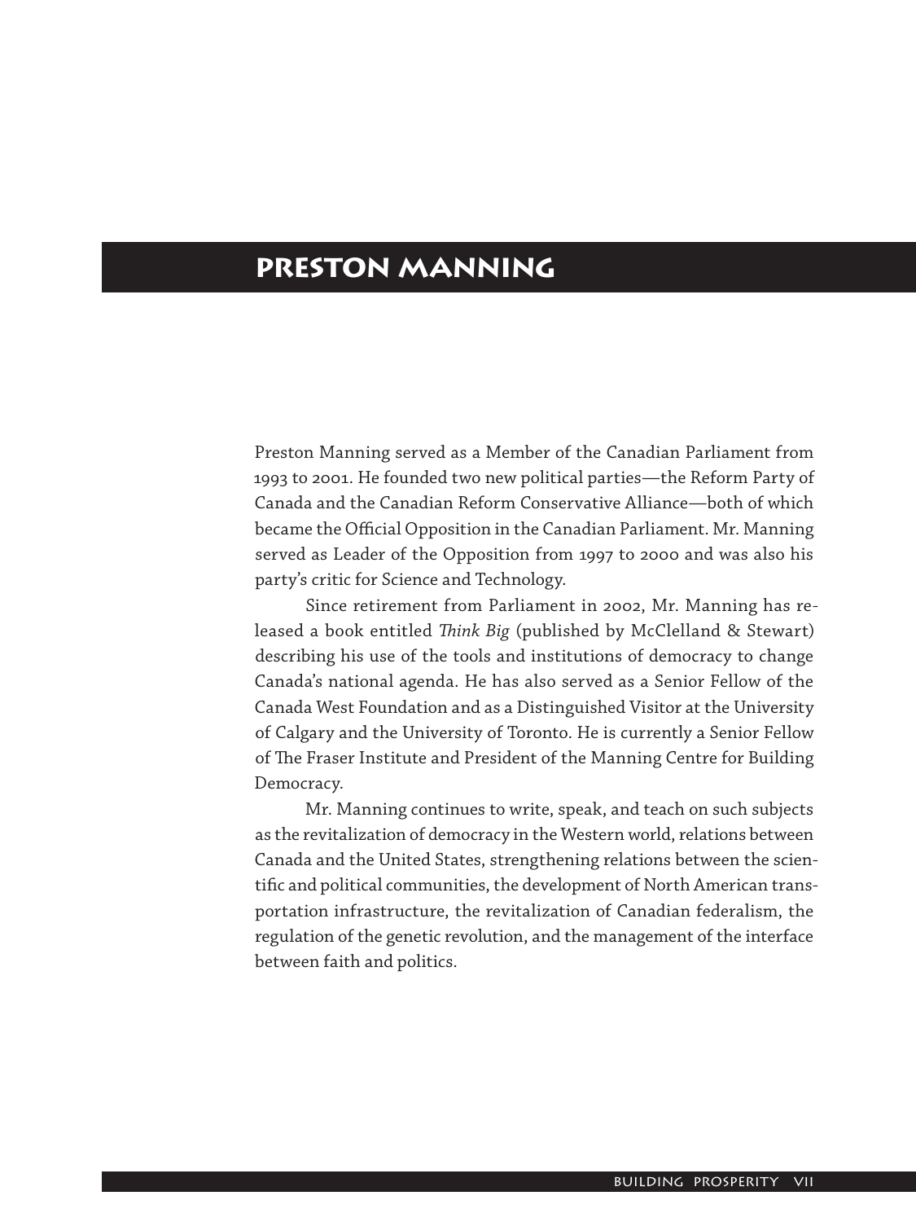# PRESTON MANNING

Preston Manning served as a Member of the Canadian Parliament from 1993 to 2001. He founded two new political parties—the Reform Party of Canada and the Canadian Reform Conservative Alliance—both of which became the Official Opposition in the Canadian Parliament. Mr. Manning served as Leader of the Opposition from 1997 to 2000 and was also his party's critic for Science and Technology.

Since retirement from Parliament in 2002, Mr. Manning has released a book entitled *Think Big* (published by McClelland & Stewart) describing his use of the tools and institutions of democracy to change Canada's national agenda. He has also served as a Senior Fellow of the Canada West Foundation and as a Distinguished Visitor at the University of Calgary and the University of Toronto. He is currently a Senior Fellow of The Fraser Institute and President of the Manning Centre for Building Democracy.

Mr. Manning continues to write, speak, and teach on such subjects as the revitalization of democracy in the Western world, relations between Canada and the United States, strengthening relations between the scientific and political communities, the development of North American transportation infrastructure, the revitalization of Canadian federalism, the regulation of the genetic revolution, and the management of the interface between faith and politics.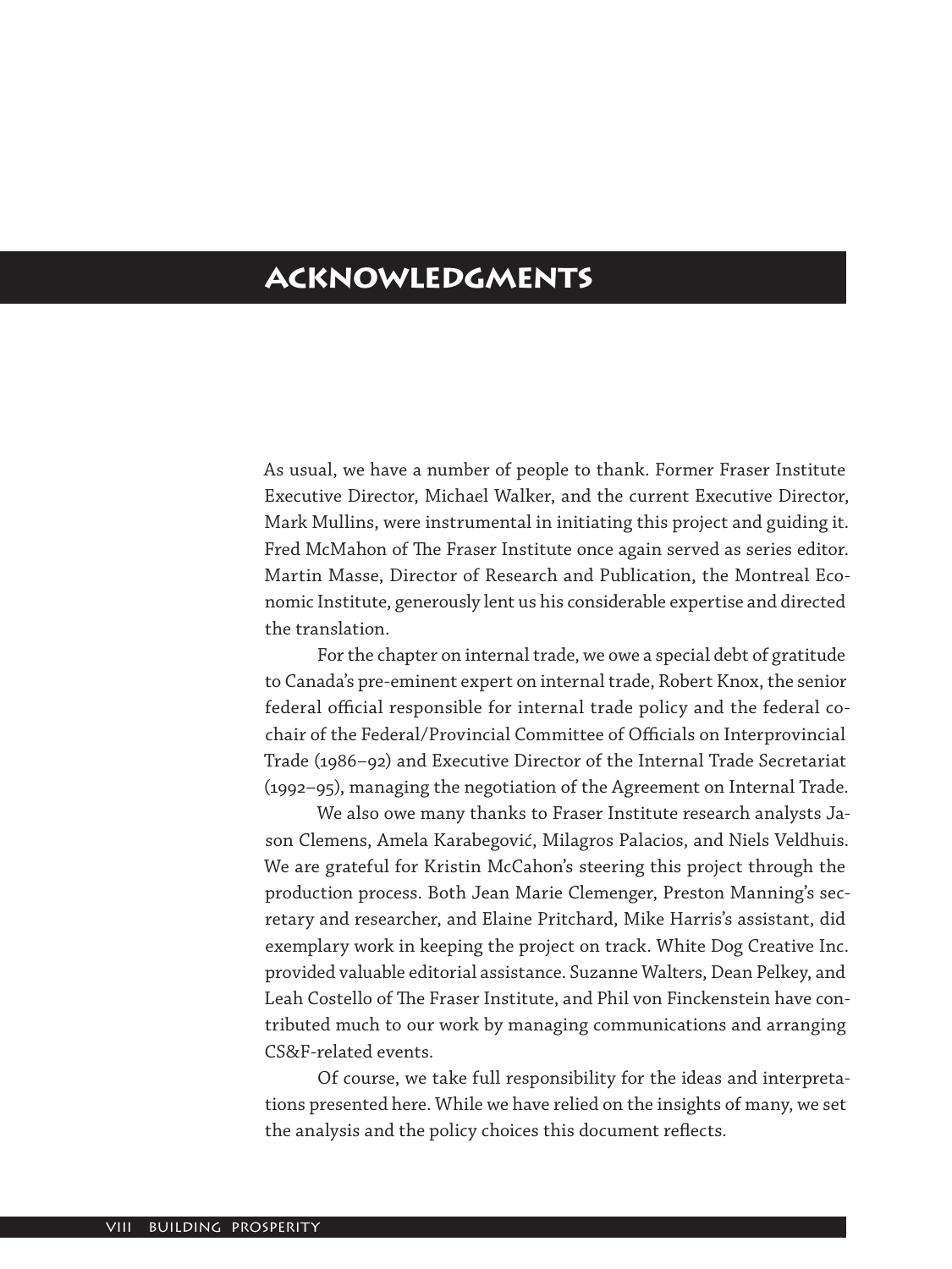# ACKNOWLEDGMENTS

As usual, we have a number of people to thank. Former Fraser Institute Executive Director, Michael Walker, and the current Executive Director, Mark Mullins, were instrumental in initiating this project and guiding it. Fred McMahon of The Fraser Institute once again served as series editor. Martin Masse, Director of Research and Publication, the Montreal Economic Institute, generously lent us his considerable expertise and directed the translation.

For the chapter on internal trade, we owe a special debt of gratitude to Canada's pre-eminent expert on internal trade, Robert Knox, the senior federal official responsible for internal trade policy and the federal co-chair of the Federal/Provincial Committee of Officials on Interprovincial Trade (1986–92) and Executive Director of the Internal Trade Secretariat (1992–95), managing the negotiation of the Agreement on Internal Trade.

We also owe many thanks to Fraser Institute research analysts Jason Clemens, Amela Karabegović, Milagros Palacios, and Niels Veldhuis. We are grateful for Kristin McCahon's steering this project through the production process. Both Jean Marie Clemenger, Preston Manning's secretary and researcher, and Elaine Pritchard, Mike Harris's assistant, did exemplary work in keeping the project on track. White Dog Creative Inc. provided valuable editorial assistance. Suzanne Walters, Dean Pelkey, and Leah Costello of The Fraser Institute, and Phil von Finckenstein have contributed much to our work by managing communications and arranging CS&F-related events.

Of course, we take full responsibility for the ideas and interpretations presented here. While we have relied on the insights of many, we set the analysis and the policy choices this document reflects.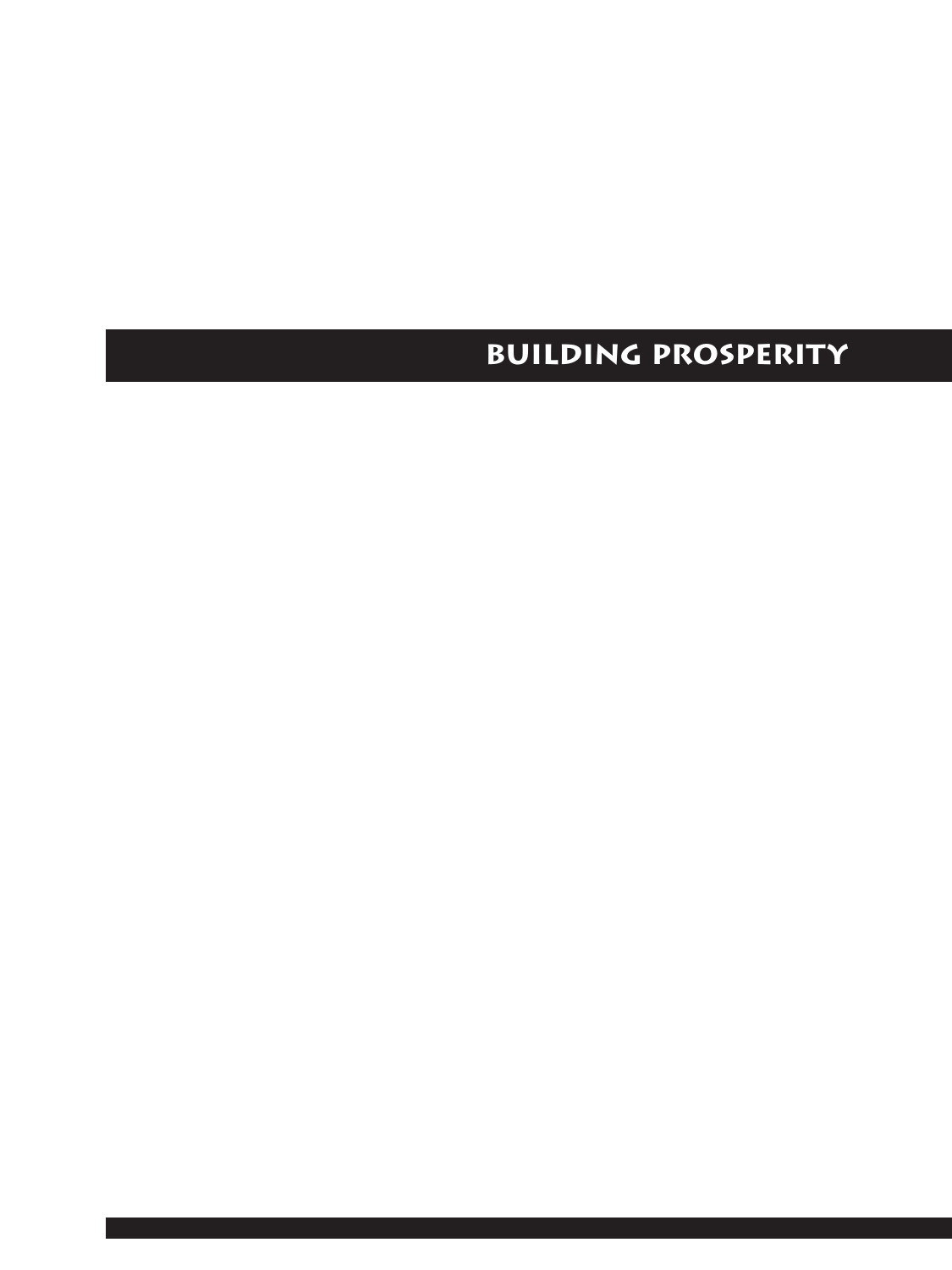# BUILDING PROSPERITY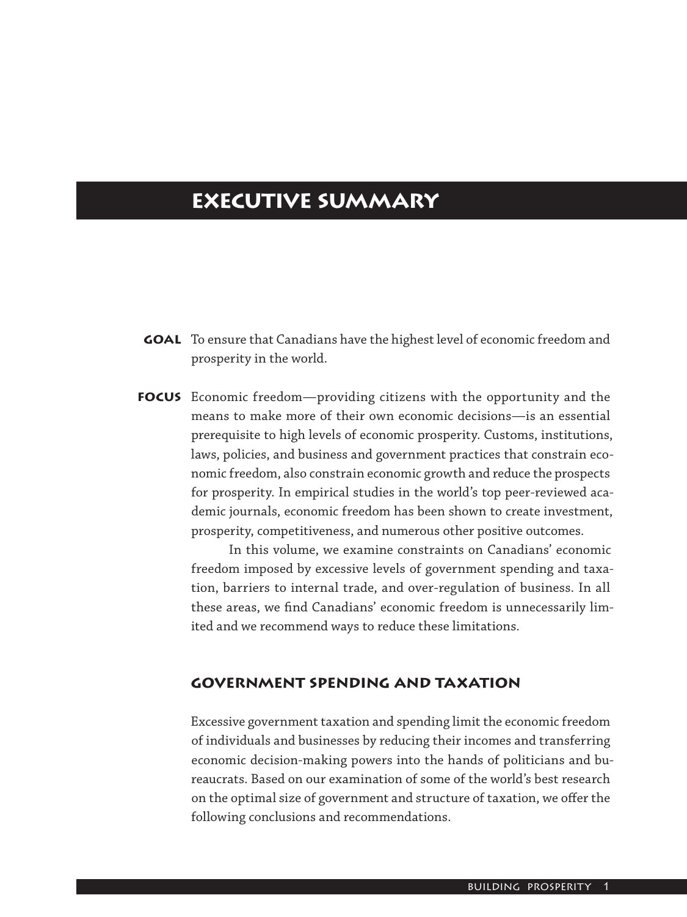# EXECUTIVE SUMMARY

**GOAL** To ensure that Canadians have the highest level of economic freedom and prosperity in the world.

**FOCUS** Economic freedom—providing citizens with the opportunity and the means to make more of their own economic decisions—is an essential prerequisite to high levels of economic prosperity. Customs, institutions, laws, policies, and business and government practices that constrain economic freedom, also constrain economic growth and reduce the prospects for prosperity. In empirical studies in the world's top peer-reviewed academic journals, economic freedom has been shown to create investment, prosperity, competitiveness, and numerous other positive outcomes.

In this volume, we examine constraints on Canadians' economic freedom imposed by excessive levels of government spending and taxation, barriers to internal trade, and over-regulation of business. In all these areas, we find Canadians' economic freedom is unnecessarily limited and we recommend ways to reduce these limitations.

## GOVERNMENT SPENDING AND TAXATION

Excessive government taxation and spending limit the economic freedom of individuals and businesses by reducing their incomes and transferring economic decision-making powers into the hands of politicians and bureaucrats. Based on our examination of some of the world's best research on the optimal size of government and structure of taxation, we offer the following conclusions and recommendations.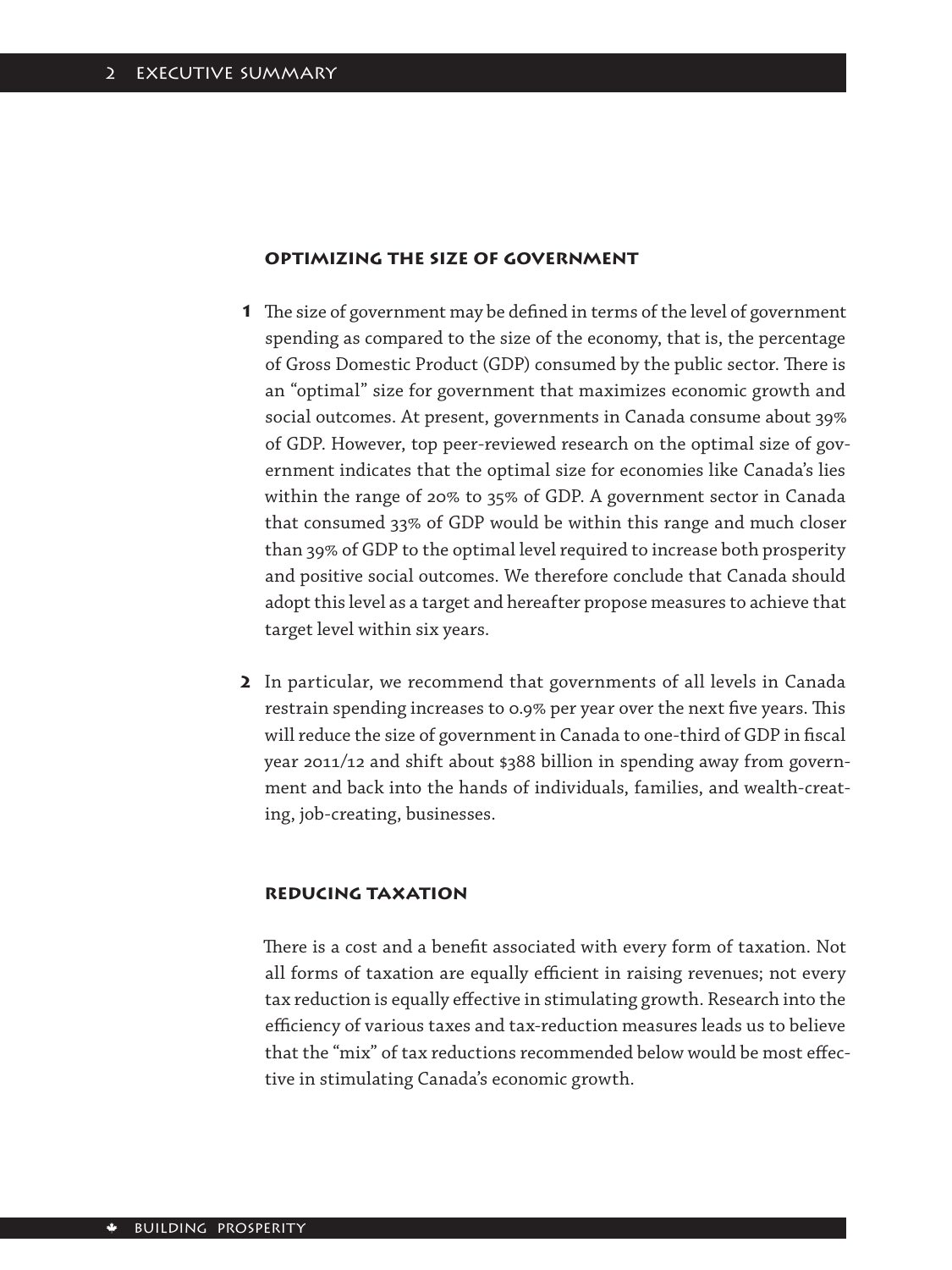### Optimizing the size of government

**1** The size of government may be defined in terms of the level of government spending as compared to the size of the economy, that is, the percentage of Gross Domestic Product (GDP) consumed by the public sector. There is an "optimal" size for government that maximizes economic growth and social outcomes. At present, governments in Canada consume about 39% of GDP. However, top peer-reviewed research on the optimal size of government indicates that the optimal size for economies like Canada's lies within the range of 20% to 35% of GDP. A government sector in Canada that consumed 33% of GDP would be within this range and much closer than 39% of GDP to the optimal level required to increase both prosperity and positive social outcomes. We therefore conclude that Canada should adopt this level as a target and hereafter propose measures to achieve that target level within six years.

**2** In particular, we recommend that governments of all levels in Canada restrain spending increases to 0.9% per year over the next five years. This will reduce the size of government in Canada to one-third of GDP in fiscal year 2011/12 and shift about $388 billion in spending away from government and back into the hands of individuals, families, and wealth-creating, job-creating, businesses.

### Reducing taxation

There is a cost and a benefit associated with every form of taxation. Not all forms of taxation are equally efficient in raising revenues; not every tax reduction is equally effective in stimulating growth. Research into the efficiency of various taxes and tax-reduction measures leads us to believe that the "mix" of tax reductions recommended below would be most effective in stimulating Canada's economic growth.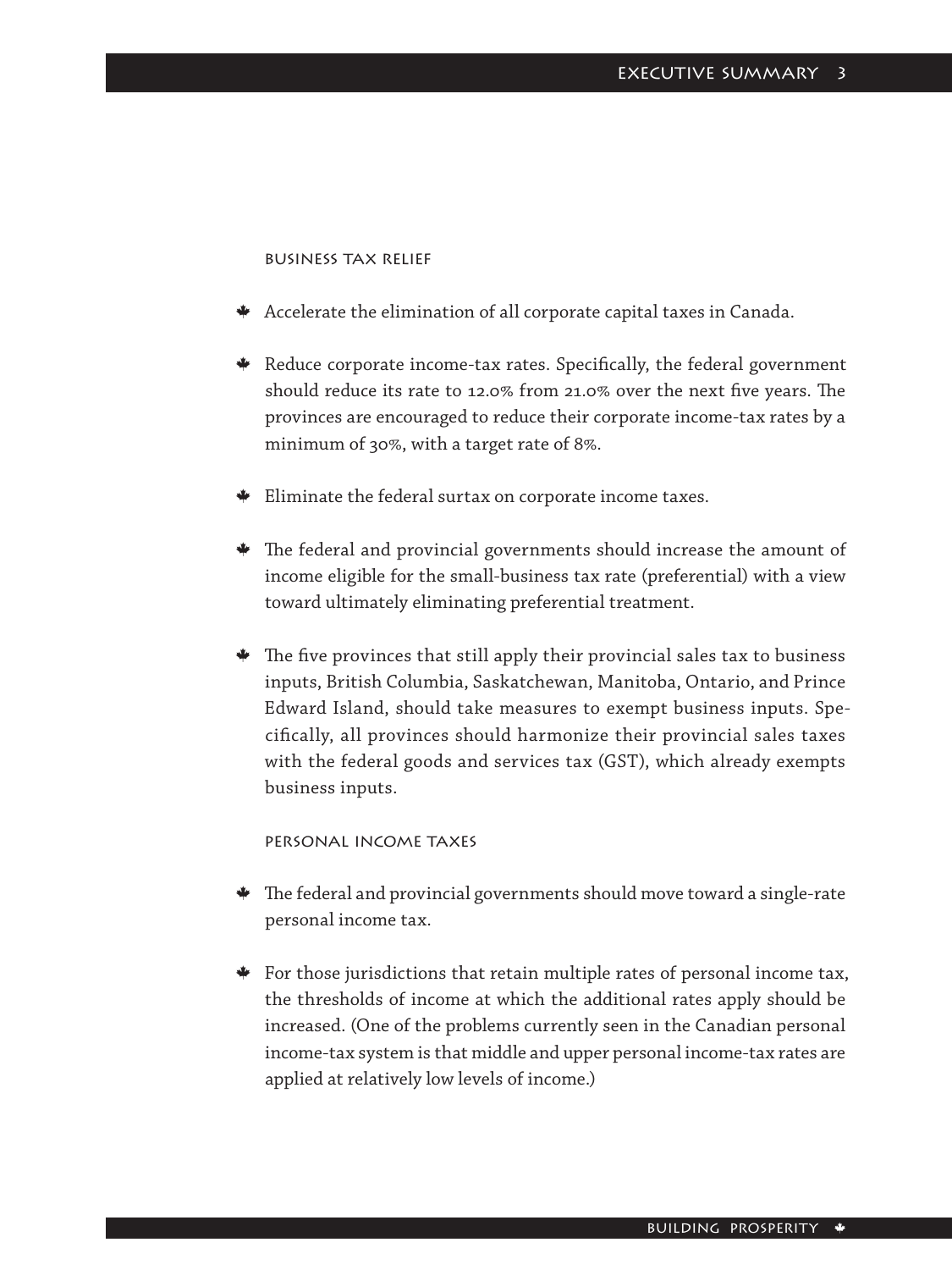### Business tax relief

- Accelerate the elimination of all corporate capital taxes in Canada.
- Reduce corporate income-tax rates. Specifically, the federal government should reduce its rate to 12.0% from 21.0% over the next five years. The provinces are encouraged to reduce their corporate income-tax rates by a minimum of 30%, with a target rate of 8%.
- Eliminate the federal surtax on corporate income taxes.
- The federal and provincial governments should increase the amount of income eligible for the small-business tax rate (preferential) with a view toward ultimately eliminating preferential treatment.
- The five provinces that still apply their provincial sales tax to business inputs, British Columbia, Saskatchewan, Manitoba, Ontario, and Prince Edward Island, should take measures to exempt business inputs. Specifically, all provinces should harmonize their provincial sales taxes with the federal goods and services tax (GST), which already exempts business inputs.

### Personal income taxes

- The federal and provincial governments should move toward a single-rate personal income tax.
- For those jurisdictions that retain multiple rates of personal income tax, the thresholds of income at which the additional rates apply should be increased. (One of the problems currently seen in the Canadian personal income-tax system is that middle and upper personal income-tax rates are applied at relatively low levels of income.)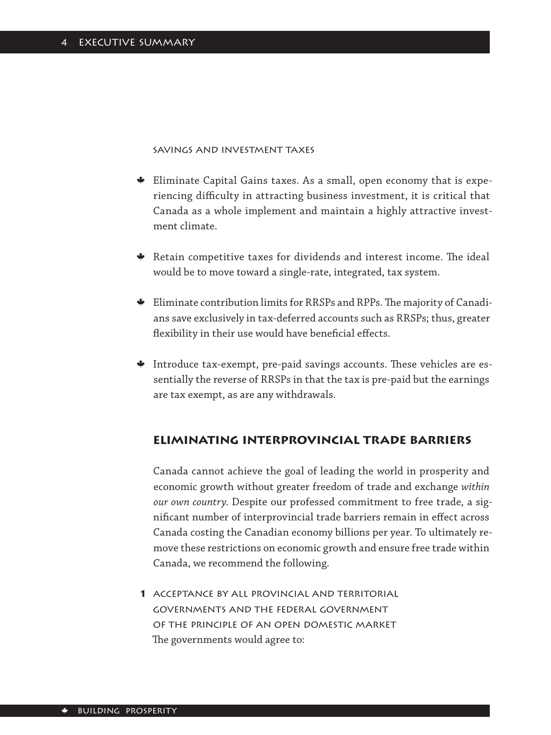#### Savings and investment taxes

- Eliminate Capital Gains taxes. As a small, open economy that is experiencing difficulty in attracting business investment, it is critical that Canada as a whole implement and maintain a highly attractive investment climate.
- Retain competitive taxes for dividends and interest income. The ideal would be to move toward a single-rate, integrated, tax system.
- Eliminate contribution limits for RRSPs and RPPs. The majority of Canadians save exclusively in tax-deferred accounts such as RRSPs; thus, greater flexibility in their use would have beneficial effects.
- Introduce tax-exempt, pre-paid savings accounts. These vehicles are essentially the reverse of RRSPs in that the tax is pre-paid but the earnings are tax exempt, as are any withdrawals.

### Eliminating interprovincial trade barriers

Canada cannot achieve the goal of leading the world in prosperity and economic growth without greater freedom of trade and exchange *within our own country.* Despite our professed commitment to free trade, a significant number of interprovincial trade barriers remain in effect across Canada costing the Canadian economy billions per year. To ultimately remove these restrictions on economic growth and ensure free trade within Canada, we recommend the following.

**1** Acceptance by all provincial and territorial governments and the federal government of the principle of an open domestic market

The governments would agree to: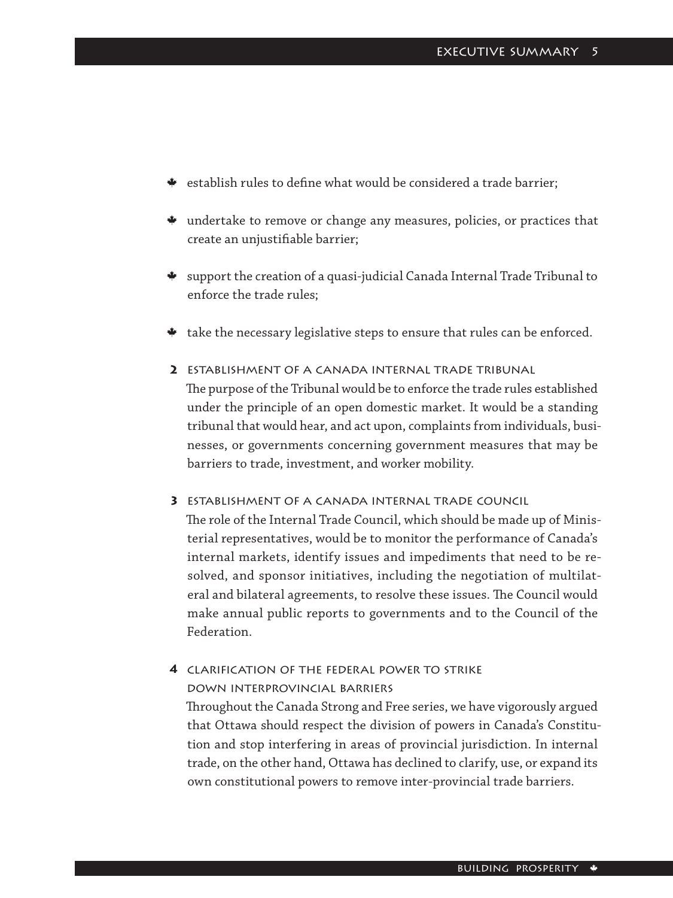- establish rules to define what would be considered a trade barrier;
- undertake to remove or change any measures, policies, or practices that create an unjustifiable barrier;
- support the creation of a quasi-judicial Canada Internal Trade Tribunal to enforce the trade rules;
- take the necessary legislative steps to ensure that rules can be enforced.

**2 Establishment of a Canada Internal Trade Tribunal**

The purpose of the Tribunal would be to enforce the trade rules established under the principle of an open domestic market. It would be a standing tribunal that would hear, and act upon, complaints from individuals, businesses, or governments concerning government measures that may be barriers to trade, investment, and worker mobility.

**3 Establishment of a Canada Internal Trade Council**

The role of the Internal Trade Council, which should be made up of Ministerial representatives, would be to monitor the performance of Canada's internal markets, identify issues and impediments that need to be resolved, and sponsor initiatives, including the negotiation of multilateral and bilateral agreements, to resolve these issues. The Council would make annual public reports to governments and to the Council of the Federation.

**4 Clarification of the federal power to strike down interprovincial barriers**

Throughout the Canada Strong and Free series, we have vigorously argued that Ottawa should respect the division of powers in Canada's Constitution and stop interfering in areas of provincial jurisdiction. In internal trade, on the other hand, Ottawa has declined to clarify, use, or expand its own constitutional powers to remove inter-provincial trade barriers.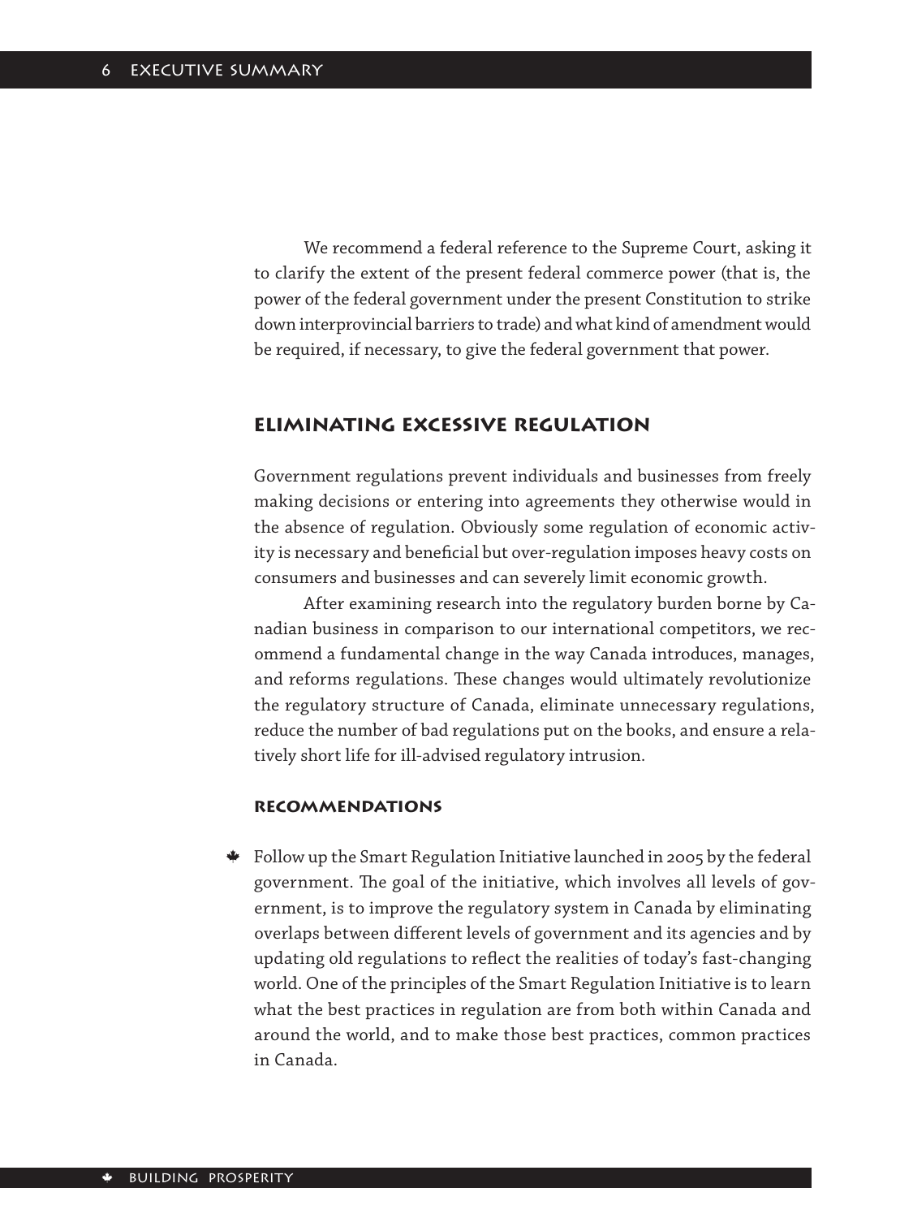We recommend a federal reference to the Supreme Court, asking it to clarify the extent of the present federal commerce power (that is, the power of the federal government under the present Constitution to strike down interprovincial barriers to trade) and what kind of amendment would be required, if necessary, to give the federal government that power.

## Eliminating excessive regulation

Government regulations prevent individuals and businesses from freely making decisions or entering into agreements they otherwise would in the absence of regulation. Obviously some regulation of economic activity is necessary and beneficial but over-regulation imposes heavy costs on consumers and businesses and can severely limit economic growth.

After examining research into the regulatory burden borne by Canadian business in comparison to our international competitors, we recommend a fundamental change in the way Canada introduces, manages, and reforms regulations. These changes would ultimately revolutionize the regulatory structure of Canada, eliminate unnecessary regulations, reduce the number of bad regulations put on the books, and ensure a relatively short life for ill-advised regulatory intrusion.

### Recommendations

- Follow up the Smart Regulation Initiative launched in 2005 by the federal government. The goal of the initiative, which involves all levels of government, is to improve the regulatory system in Canada by eliminating overlaps between different levels of government and its agencies and by updating old regulations to reflect the realities of today's fast-changing world. One of the principles of the Smart Regulation Initiative is to learn what the best practices in regulation are from both within Canada and around the world, and to make those best practices, common practices in Canada.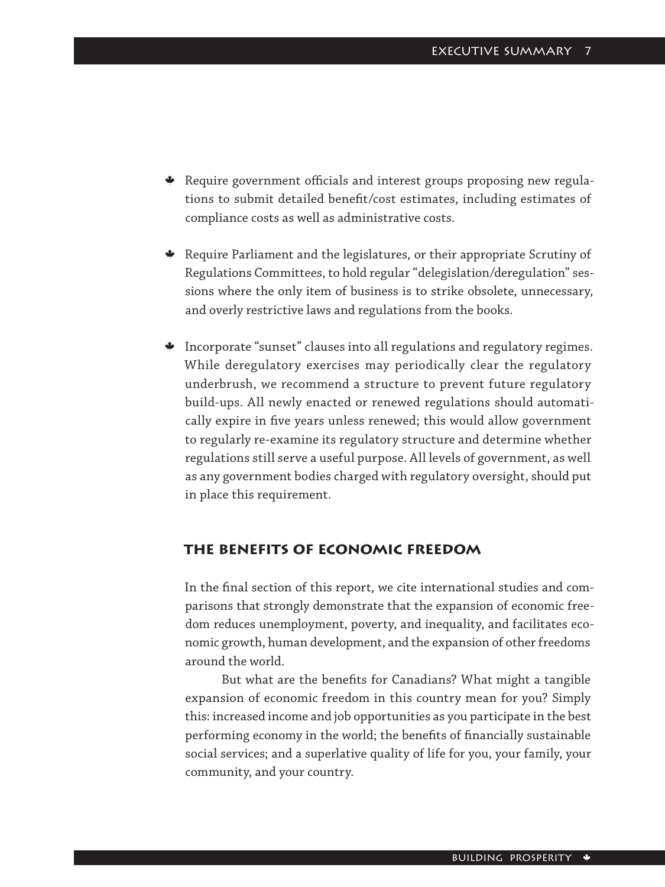- Require government officials and interest groups proposing new regulations to submit detailed benefit/cost estimates, including estimates of compliance costs as well as administrative costs.
- Require Parliament and the legislatures, or their appropriate Scrutiny of Regulations Committees, to hold regular "delegislation/deregulation" sessions where the only item of business is to strike obsolete, unnecessary, and overly restrictive laws and regulations from the books.
- Incorporate "sunset" clauses into all regulations and regulatory regimes. While deregulatory exercises may periodically clear the regulatory underbrush, we recommend a structure to prevent future regulatory build-ups. All newly enacted or renewed regulations should automatically expire in five years unless renewed; this would allow government to regularly re-examine its regulatory structure and determine whether regulations still serve a useful purpose. All levels of government, as well as any government bodies charged with regulatory oversight, should put in place this requirement.

## The benefits of economic freedom

In the final section of this report, we cite international studies and comparisons that strongly demonstrate that the expansion of economic freedom reduces unemployment, poverty, and inequality, and facilitates economic growth, human development, and the expansion of other freedoms around the world.

But what are the benefits for Canadians? What might a tangible expansion of economic freedom in this country mean for you? Simply this: increased income and job opportunities as you participate in the best performing economy in the world; the benefits of financially sustainable social services; and a superlative quality of life for you, your family, your community, and your country.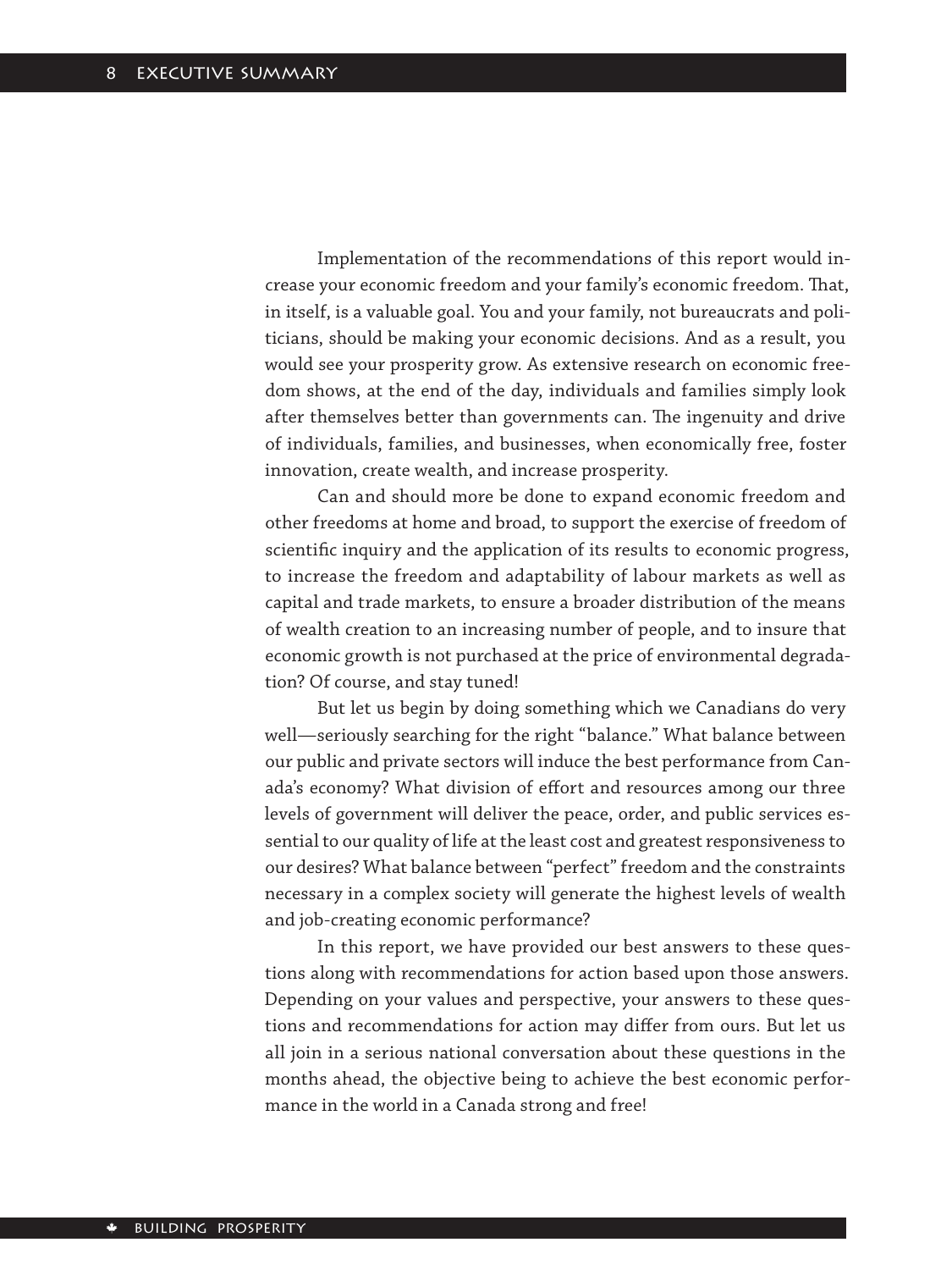Implementation of the recommendations of this report would increase your economic freedom and your family's economic freedom. That, in itself, is a valuable goal. You and your family, not bureaucrats and politicians, should be making your economic decisions. And as a result, you would see your prosperity grow. As extensive research on economic freedom shows, at the end of the day, individuals and families simply look after themselves better than governments can. The ingenuity and drive of individuals, families, and businesses, when economically free, foster innovation, create wealth, and increase prosperity.

Can and should more be done to expand economic freedom and other freedoms at home and broad, to support the exercise of freedom of scientific inquiry and the application of its results to economic progress, to increase the freedom and adaptability of labour markets as well as capital and trade markets, to ensure a broader distribution of the means of wealth creation to an increasing number of people, and to insure that economic growth is not purchased at the price of environmental degradation? Of course, and stay tuned!

But let us begin by doing something which we Canadians do very well—seriously searching for the right "balance." What balance between our public and private sectors will induce the best performance from Canada's economy? What division of effort and resources among our three levels of government will deliver the peace, order, and public services essential to our quality of life at the least cost and greatest responsiveness to our desires? What balance between "perfect" freedom and the constraints necessary in a complex society will generate the highest levels of wealth and job-creating economic performance?

In this report, we have provided our best answers to these questions along with recommendations for action based upon those answers. Depending on your values and perspective, your answers to these questions and recommendations for action may differ from ours. But let us all join in a serious national conversation about these questions in the months ahead, the objective being to achieve the best economic performance in the world in a Canada strong and free!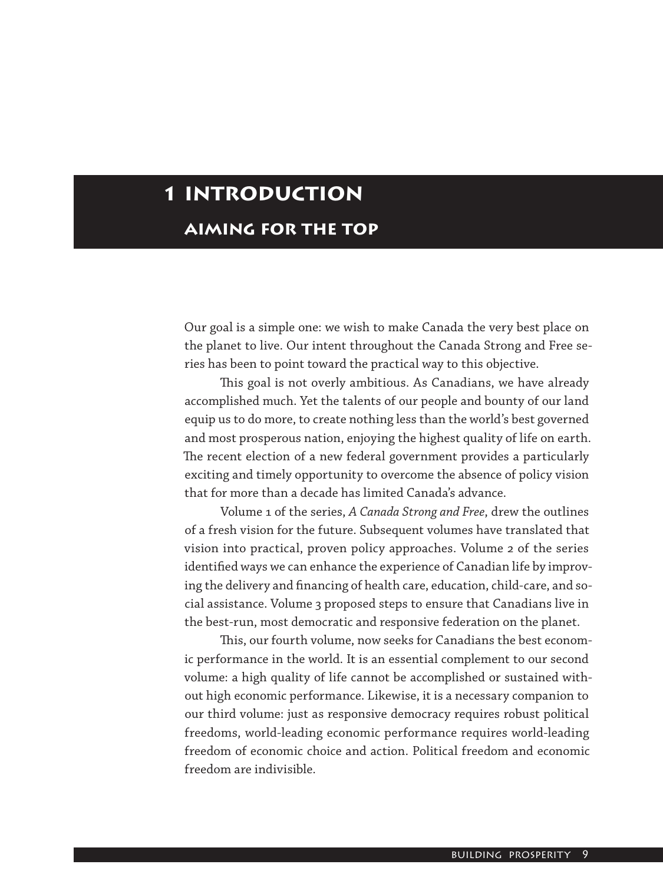# 1 Introduction

## Aiming for the top

Our goal is a simple one: we wish to make Canada the very best place on the planet to live. Our intent throughout the Canada Strong and Free series has been to point toward the practical way to this objective.

This goal is not overly ambitious. As Canadians, we have already accomplished much. Yet the talents of our people and bounty of our land equip us to do more, to create nothing less than the world's best governed and most prosperous nation, enjoying the highest quality of life on earth. The recent election of a new federal government provides a particularly exciting and timely opportunity to overcome the absence of policy vision that for more than a decade has limited Canada's advance.

Volume 1 of the series, *A Canada Strong and Free*, drew the outlines of a fresh vision for the future. Subsequent volumes have translated that vision into practical, proven policy approaches. Volume 2 of the series identified ways we can enhance the experience of Canadian life by improving the delivery and financing of health care, education, child-care, and social assistance. Volume 3 proposed steps to ensure that Canadians live in the best-run, most democratic and responsive federation on the planet.

This, our fourth volume, now seeks for Canadians the best economic performance in the world. It is an essential complement to our second volume: a high quality of life cannot be accomplished or sustained without high economic performance. Likewise, it is a necessary companion to our third volume: just as responsive democracy requires robust political freedoms, world-leading economic performance requires world-leading freedom of economic choice and action. Political freedom and economic freedom are indivisible.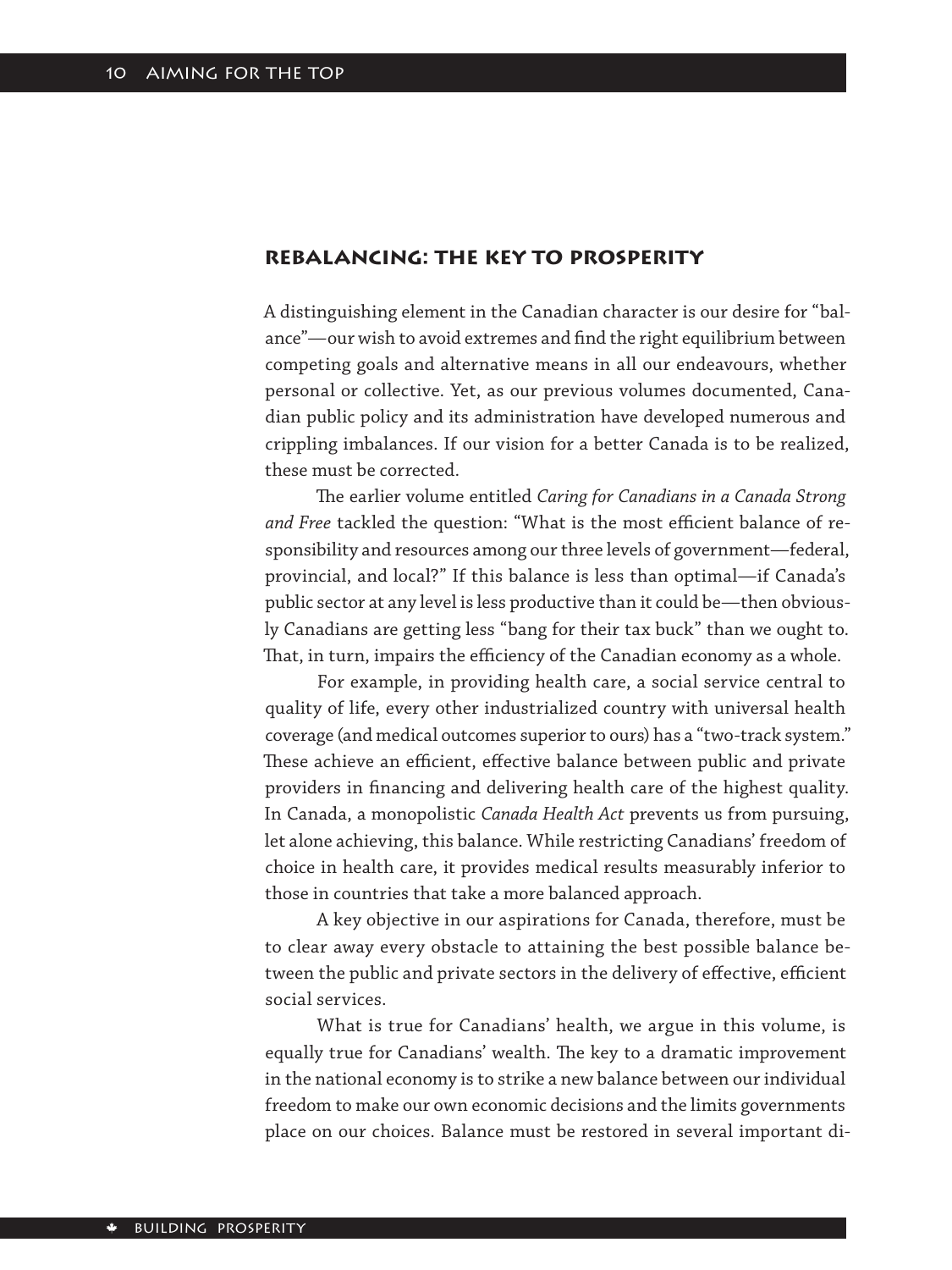## REBALANCING: THE KEY TO PROSPERITY

A distinguishing element in the Canadian character is our desire for "balance"—our wish to avoid extremes and find the right equilibrium between competing goals and alternative means in all our endeavours, whether personal or collective. Yet, as our previous volumes documented, Canadian public policy and its administration have developed numerous and crippling imbalances. If our vision for a better Canada is to be realized, these must be corrected.

The earlier volume entitled *Caring for Canadians in a Canada Strong and Free* tackled the question: "What is the most efficient balance of responsibility and resources among our three levels of government—federal, provincial, and local?" If this balance is less than optimal—if Canada's public sector at any level is less productive than it could be—then obviously Canadians are getting less "bang for their tax buck" than we ought to. That, in turn, impairs the efficiency of the Canadian economy as a whole.

For example, in providing health care, a social service central to quality of life, every other industrialized country with universal health coverage (and medical outcomes superior to ours) has a "two-track system." These achieve an efficient, effective balance between public and private providers in financing and delivering health care of the highest quality. In Canada, a monopolistic *Canada Health Act* prevents us from pursuing, let alone achieving, this balance. While restricting Canadians' freedom of choice in health care, it provides medical results measurably inferior to those in countries that take a more balanced approach.

A key objective in our aspirations for Canada, therefore, must be to clear away every obstacle to attaining the best possible balance between the public and private sectors in the delivery of effective, efficient social services.

What is true for Canadians' health, we argue in this volume, is equally true for Canadians' wealth. The key to a dramatic improvement in the national economy is to strike a new balance between our individual freedom to make our own economic decisions and the limits governments place on our choices. Balance must be restored in several important di-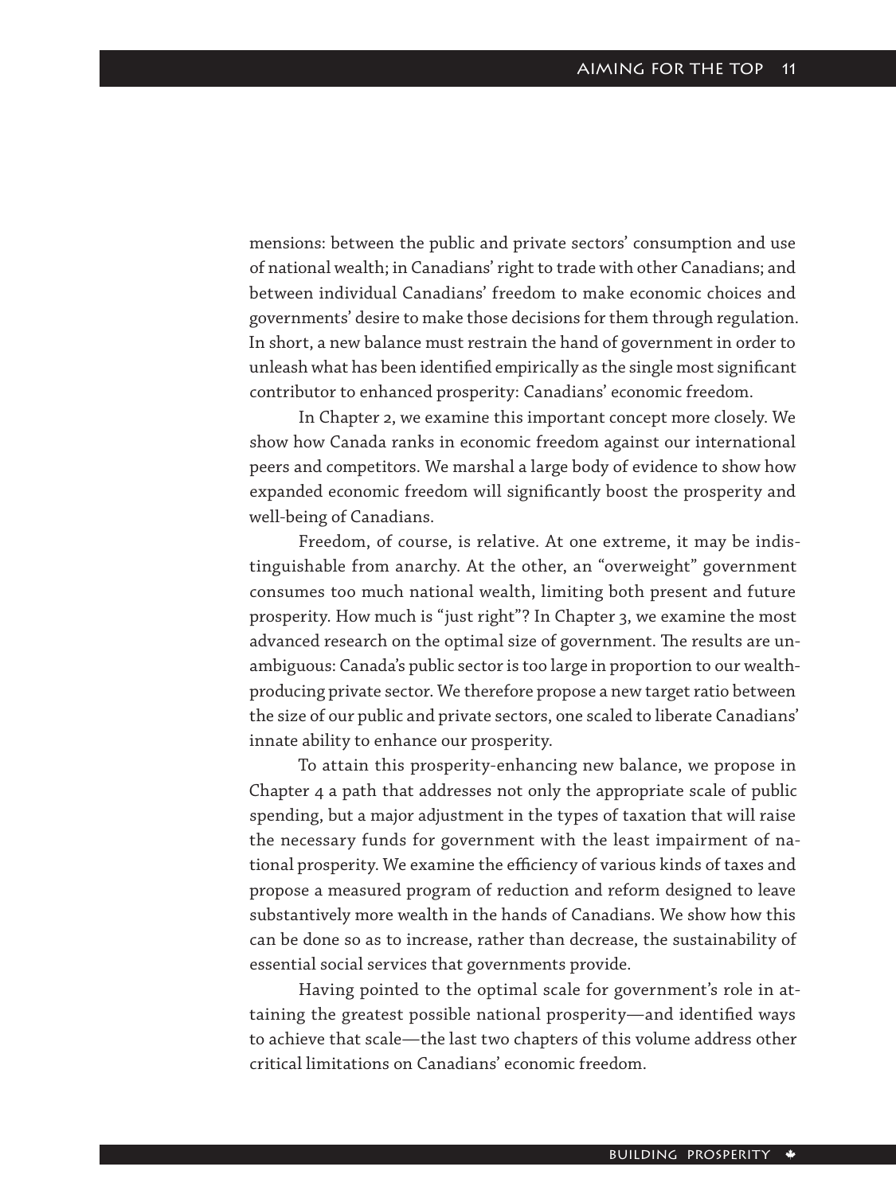mensions: between the public and private sectors' consumption and use of national wealth; in Canadians' right to trade with other Canadians; and between individual Canadians' freedom to make economic choices and governments' desire to make those decisions for them through regulation. In short, a new balance must restrain the hand of government in order to unleash what has been identified empirically as the single most significant contributor to enhanced prosperity: Canadians' economic freedom.

In Chapter 2, we examine this important concept more closely. We show how Canada ranks in economic freedom against our international peers and competitors. We marshal a large body of evidence to show how expanded economic freedom will significantly boost the prosperity and well-being of Canadians.

Freedom, of course, is relative. At one extreme, it may be indistinguishable from anarchy. At the other, an "overweight" government consumes too much national wealth, limiting both present and future prosperity. How much is "just right"? In Chapter 3, we examine the most advanced research on the optimal size of government. The results are unambiguous: Canada's public sector is too large in proportion to our wealth-producing private sector. We therefore propose a new target ratio between the size of our public and private sectors, one scaled to liberate Canadians' innate ability to enhance our prosperity.

To attain this prosperity-enhancing new balance, we propose in Chapter 4 a path that addresses not only the appropriate scale of public spending, but a major adjustment in the types of taxation that will raise the necessary funds for government with the least impairment of national prosperity. We examine the efficiency of various kinds of taxes and propose a measured program of reduction and reform designed to leave substantively more wealth in the hands of Canadians. We show how this can be done so as to increase, rather than decrease, the sustainability of essential social services that governments provide.

Having pointed to the optimal scale for government's role in attaining the greatest possible national prosperity—and identified ways to achieve that scale—the last two chapters of this volume address other critical limitations on Canadians' economic freedom.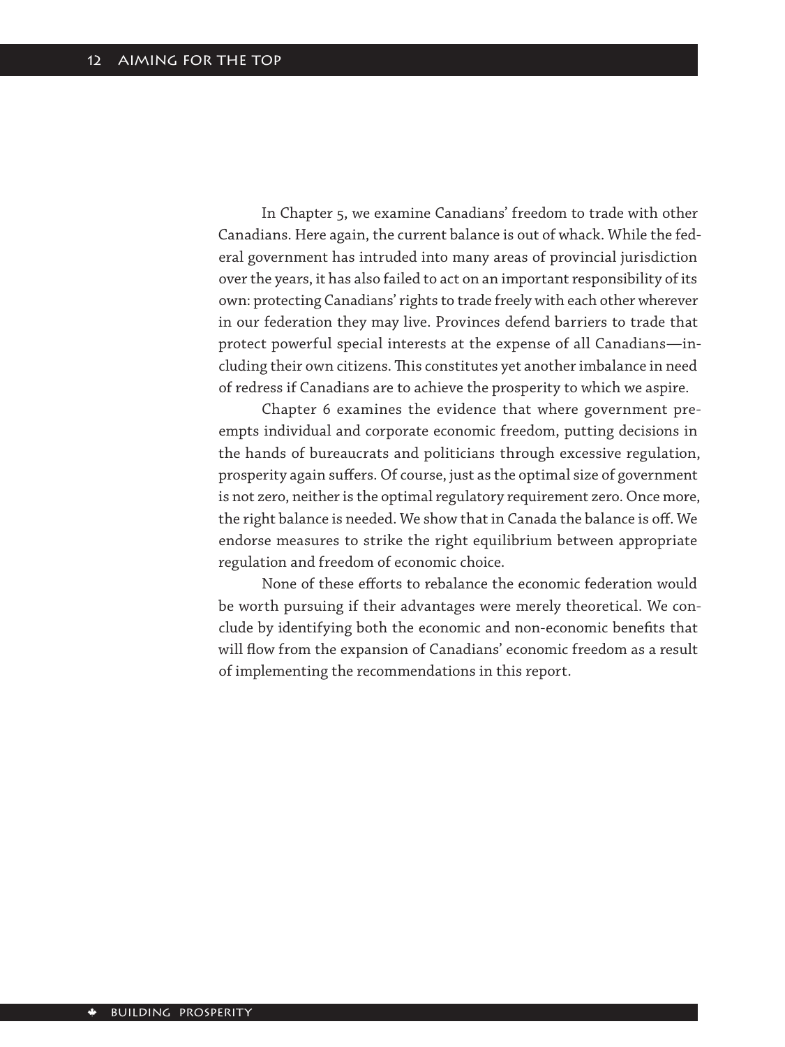In Chapter 5, we examine Canadians' freedom to trade with other Canadians. Here again, the current balance is out of whack. While the federal government has intruded into many areas of provincial jurisdiction over the years, it has also failed to act on an important responsibility of its own: protecting Canadians' rights to trade freely with each other wherever in our federation they may live. Provinces defend barriers to trade that protect powerful special interests at the expense of all Canadians—including their own citizens. This constitutes yet another imbalance in need of redress if Canadians are to achieve the prosperity to which we aspire.

Chapter 6 examines the evidence that where government preempts individual and corporate economic freedom, putting decisions in the hands of bureaucrats and politicians through excessive regulation, prosperity again suffers. Of course, just as the optimal size of government is not zero, neither is the optimal regulatory requirement zero. Once more, the right balance is needed. We show that in Canada the balance is off. We endorse measures to strike the right equilibrium between appropriate regulation and freedom of economic choice.

None of these efforts to rebalance the economic federation would be worth pursuing if their advantages were merely theoretical. We conclude by identifying both the economic and non-economic benefits that will flow from the expansion of Canadians' economic freedom as a result of implementing the recommendations in this report.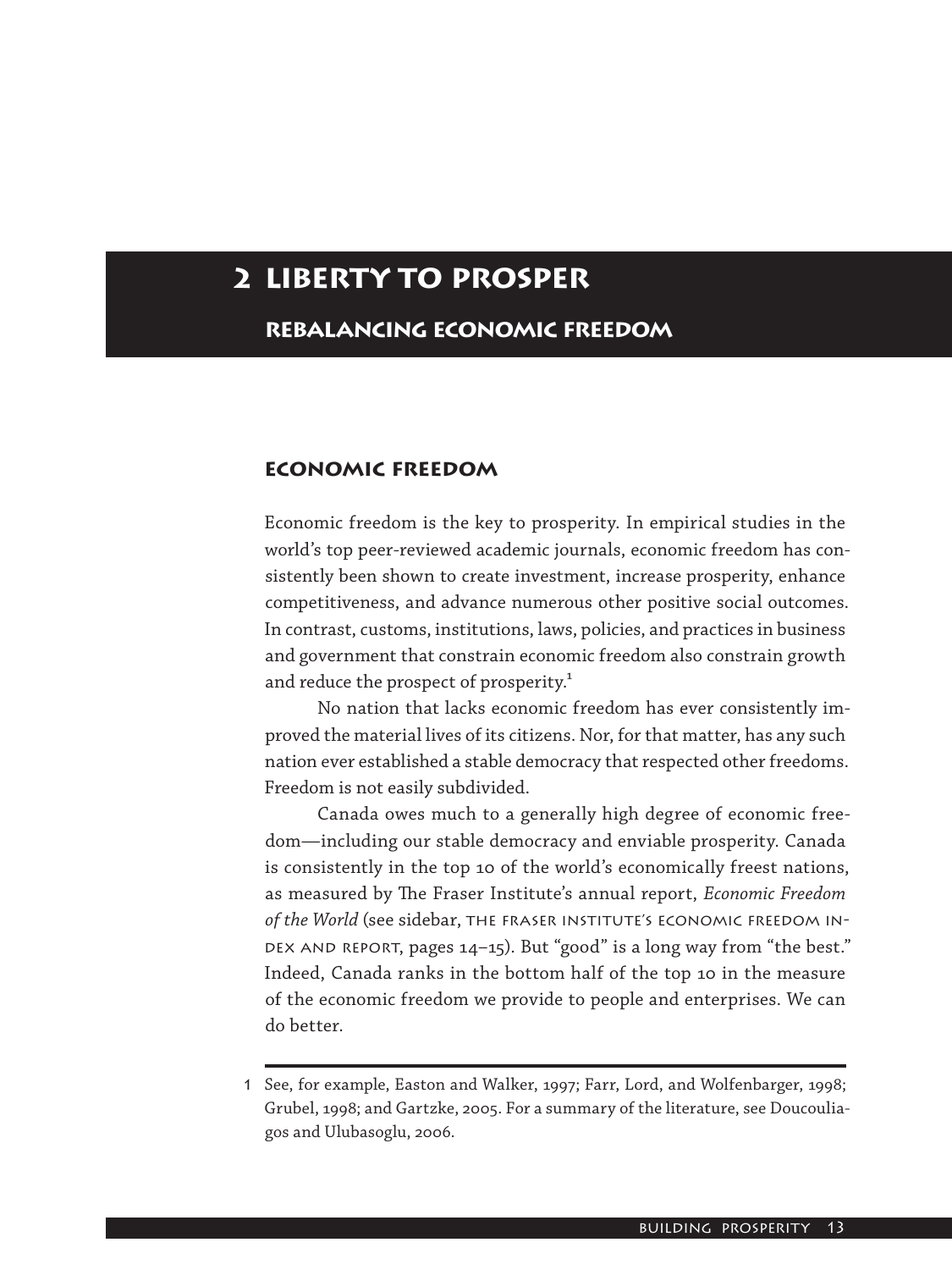# 2 LIBERTY TO PROSPER

## REBALANCING ECONOMIC FREEDOM

### ECONOMIC FREEDOM

Economic freedom is the key to prosperity. In empirical studies in the world's top peer-reviewed academic journals, economic freedom has consistently been shown to create investment, increase prosperity, enhance competitiveness, and advance numerous other positive social outcomes. In contrast, customs, institutions, laws, policies, and practices in business and government that constrain economic freedom also constrain growth and reduce the prospect of prosperity.[1]

No nation that lacks economic freedom has ever consistently improved the material lives of its citizens. Nor, for that matter, has any such nation ever established a stable democracy that respected other freedoms. Freedom is not easily subdivided.

Canada owes much to a generally high degree of economic freedom—including our stable democracy and enviable prosperity. Canada is consistently in the top 10 of the world's economically freest nations, as measured by The Fraser Institute's annual report, *Economic Freedom of the World* (see sidebar, THE FRASER INSTITUTE'S ECONOMIC FREEDOM INDEX AND REPORT, pages 14–15). But "good" is a long way from "the best." Indeed, Canada ranks in the bottom half of the top 10 in the measure of the economic freedom we provide to people and enterprises. We can do better.

---

1 See, for example, Easton and Walker, 1997; Farr, Lord, and Wolfenbarger, 1998; Grubel, 1998; and Gartzke, 2005. For a summary of the literature, see Doucouliagos and Ulubasoglu, 2006.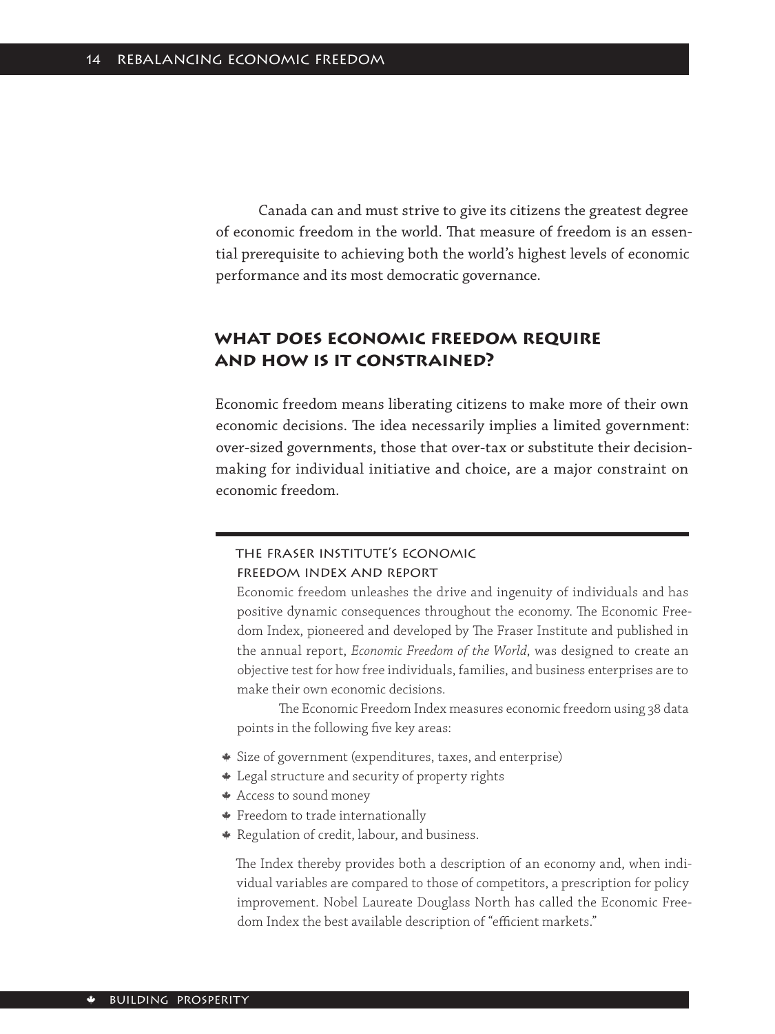Canada can and must strive to give its citizens the greatest degree of economic freedom in the world. That measure of freedom is an essential prerequisite to achieving both the world's highest levels of economic performance and its most democratic governance.

## What does economic freedom require and how is it constrained?

Economic freedom means liberating citizens to make more of their own economic decisions. The idea necessarily implies a limited government: over-sized governments, those that over-tax or substitute their decision-making for individual initiative and choice, are a major constraint on economic freedom.

### The Fraser Institute's Economic Freedom Index and Report

Economic freedom unleashes the drive and ingenuity of individuals and has positive dynamic consequences throughout the economy. The Economic Freedom Index, pioneered and developed by The Fraser Institute and published in the annual report, *Economic Freedom of the World*, was designed to create an objective test for how free individuals, families, and business enterprises are to make their own economic decisions.

The Economic Freedom Index measures economic freedom using 38 data points in the following five key areas:

- Size of government (expenditures, taxes, and enterprise)
- Legal structure and security of property rights
- Access to sound money
- Freedom to trade internationally
- Regulation of credit, labour, and business.

The Index thereby provides both a description of an economy and, when individual variables are compared to those of competitors, a prescription for policy improvement. Nobel Laureate Douglass North has called the Economic Freedom Index the best available description of "efficient markets."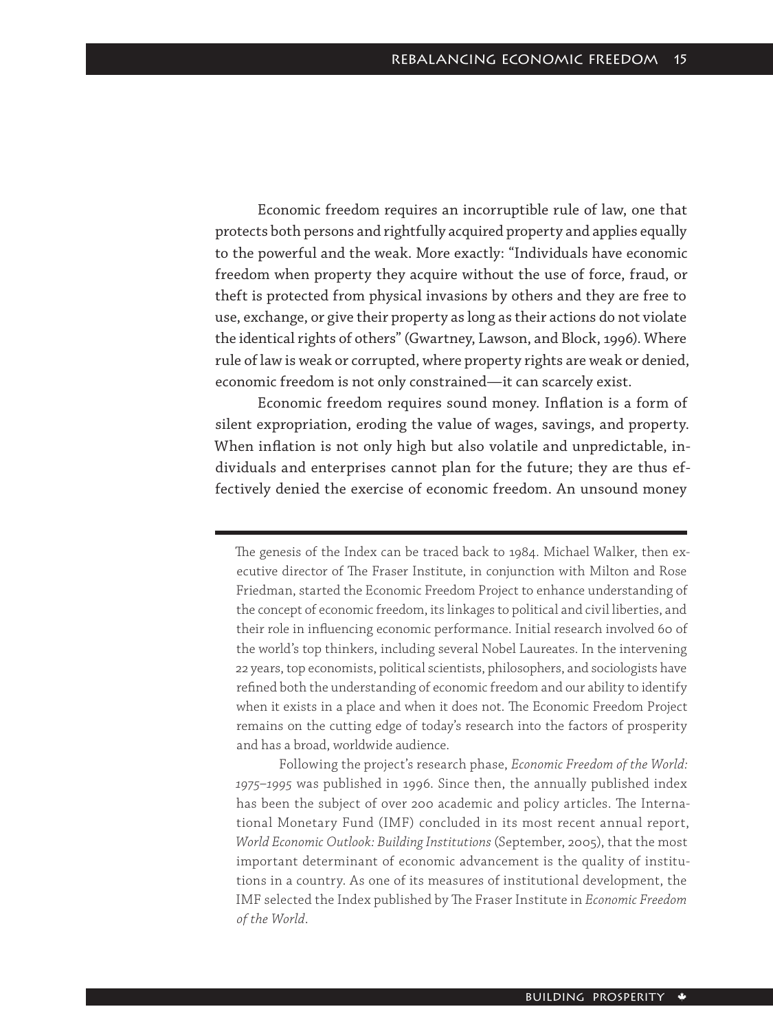Economic freedom requires an incorruptible rule of law, one that protects both persons and rightfully acquired property and applies equally to the powerful and the weak. More exactly: "Individuals have economic freedom when property they acquire without the use of force, fraud, or theft is protected from physical invasions by others and they are free to use, exchange, or give their property as long as their actions do not violate the identical rights of others" (Gwartney, Lawson, and Block, 1996). Where rule of law is weak or corrupted, where property rights are weak or denied, economic freedom is not only constrained—it can scarcely exist.

Economic freedom requires sound money. Inflation is a form of silent expropriation, eroding the value of wages, savings, and property. When inflation is not only high but also volatile and unpredictable, individuals and enterprises cannot plan for the future; they are thus effectively denied the exercise of economic freedom. An unsound money

---

The genesis of the Index can be traced back to 1984. Michael Walker, then executive director of The Fraser Institute, in conjunction with Milton and Rose Friedman, started the Economic Freedom Project to enhance understanding of the concept of economic freedom, its linkages to political and civil liberties, and their role in influencing economic performance. Initial research involved 60 of the world's top thinkers, including several Nobel Laureates. In the intervening 22 years, top economists, political scientists, philosophers, and sociologists have refined both the understanding of economic freedom and our ability to identify when it exists in a place and when it does not. The Economic Freedom Project remains on the cutting edge of today's research into the factors of prosperity and has a broad, worldwide audience.

Following the project's research phase, *Economic Freedom of the World: 1975–1995* was published in 1996. Since then, the annually published index has been the subject of over 200 academic and policy articles. The International Monetary Fund (IMF) concluded in its most recent annual report, *World Economic Outlook: Building Institutions* (September, 2005), that the most important determinant of economic advancement is the quality of institutions in a country. As one of its measures of institutional development, the IMF selected the Index published by The Fraser Institute in *Economic Freedom of the World*.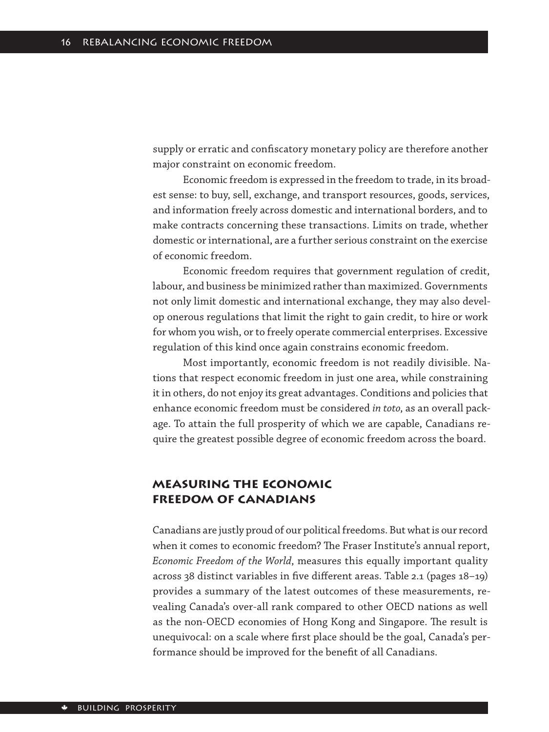supply or erratic and confiscatory monetary policy are therefore another major constraint on economic freedom.

Economic freedom is expressed in the freedom to trade, in its broadest sense: to buy, sell, exchange, and transport resources, goods, services, and information freely across domestic and international borders, and to make contracts concerning these transactions. Limits on trade, whether domestic or international, are a further serious constraint on the exercise of economic freedom.

Economic freedom requires that government regulation of credit, labour, and business be minimized rather than maximized. Governments not only limit domestic and international exchange, they may also develop onerous regulations that limit the right to gain credit, to hire or work for whom you wish, or to freely operate commercial enterprises. Excessive regulation of this kind once again constrains economic freedom.

Most importantly, economic freedom is not readily divisible. Nations that respect economic freedom in just one area, while constraining it in others, do not enjoy its great advantages. Conditions and policies that enhance economic freedom must be considered *in toto*, as an overall package. To attain the full prosperity of which we are capable, Canadians require the greatest possible degree of economic freedom across the board.

## Measuring the Economic Freedom of Canadians

Canadians are justly proud of our political freedoms. But what is our record when it comes to economic freedom? The Fraser Institute's annual report, *Economic Freedom of the World*, measures this equally important quality across 38 distinct variables in five different areas. Table 2.1 (pages 18–19) provides a summary of the latest outcomes of these measurements, revealing Canada's over-all rank compared to other OECD nations as well as the non-OECD economies of Hong Kong and Singapore. The result is unequivocal: on a scale where first place should be the goal, Canada's performance should be improved for the benefit of all Canadians.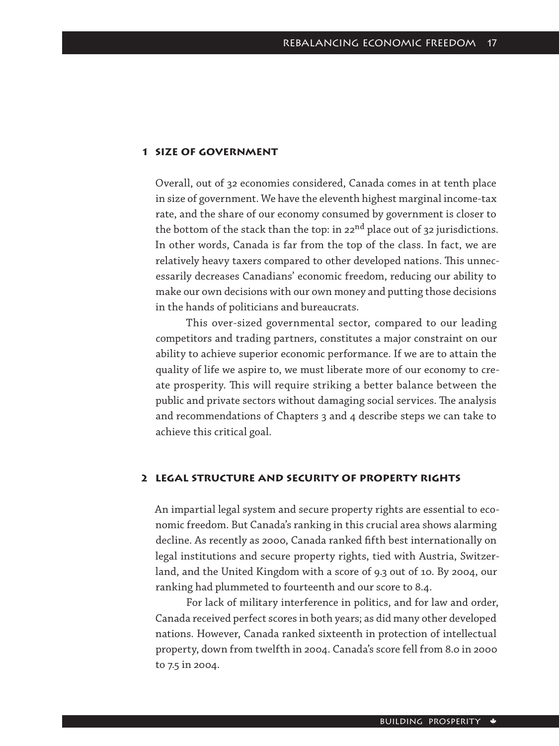## 1 Size of Government

Overall, out of 32 economies considered, Canada comes in at tenth place in size of government. We have the eleventh highest marginal income-tax rate, and the share of our economy consumed by government is closer to the bottom of the stack than the top: in 22nd place out of 32 jurisdictions. In other words, Canada is far from the top of the class. In fact, we are relatively heavy taxers compared to other developed nations. This unnecessarily decreases Canadians' economic freedom, reducing our ability to make our own decisions with our own money and putting those decisions in the hands of politicians and bureaucrats.

This over-sized governmental sector, compared to our leading competitors and trading partners, constitutes a major constraint on our ability to achieve superior economic performance. If we are to attain the quality of life we aspire to, we must liberate more of our economy to create prosperity. This will require striking a better balance between the public and private sectors without damaging social services. The analysis and recommendations of Chapters 3 and 4 describe steps we can take to achieve this critical goal.

## 2 Legal Structure and Security of Property Rights

An impartial legal system and secure property rights are essential to economic freedom. But Canada's ranking in this crucial area shows alarming decline. As recently as 2000, Canada ranked fifth best internationally on legal institutions and secure property rights, tied with Austria, Switzerland, and the United Kingdom with a score of 9.3 out of 10. By 2004, our ranking had plummeted to fourteenth and our score to 8.4.

For lack of military interference in politics, and for law and order, Canada received perfect scores in both years; as did many other developed nations. However, Canada ranked sixteenth in protection of intellectual property, down from twelfth in 2004. Canada's score fell from 8.0 in 2000 to 7.5 in 2004.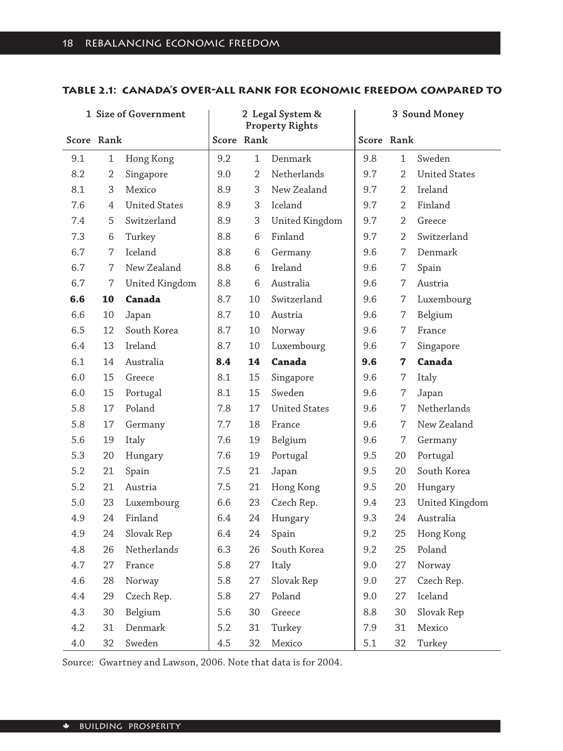**TABLE 2.1: CANADA'S OVER-ALL RANK FOR ECONOMIC FREEDOM COMPARED TO**

| 1 Size of Government | | | 2 Legal System & Property Rights | | | 3 Sound Money | | |
|---|---|---|---|---|---|---|---|---|
| Score | Rank | | Score | Rank | | Score | Rank | |
| 9.1 | 1 | Hong Kong | 9.2 | 1 | Denmark | 9.8 | 1 | Sweden |
| 8.2 | 2 | Singapore | 9.0 | 2 | Netherlands | 9.7 | 2 | United States |
| 8.1 | 3 | Mexico | 8.9 | 3 | New Zealand | 9.7 | 2 | Ireland |
| 7.6 | 4 | United States | 8.9 | 3 | Iceland | 9.7 | 2 | Finland |
| 7.4 | 5 | Switzerland | 8.9 | 3 | United Kingdom | 9.7 | 2 | Greece |
| 7.3 | 6 | Turkey | 8.8 | 6 | Finland | 9.7 | 2 | Switzerland |
| 6.7 | 7 | Iceland | 8.8 | 6 | Germany | 9.6 | 7 | Denmark |
| 6.7 | 7 | New Zealand | 8.8 | 6 | Ireland | 9.6 | 7 | Spain |
| 6.7 | 7 | United Kingdom | 8.8 | 6 | Australia | 9.6 | 7 | Austria |
| **6.6** | **10** | **Canada** | 8.7 | 10 | Switzerland | 9.6 | 7 | Luxembourg |
| 6.6 | 10 | Japan | 8.7 | 10 | Austria | 9.6 | 7 | Belgium |
| 6.5 | 12 | South Korea | 8.7 | 10 | Norway | 9.6 | 7 | France |
| 6.4 | 13 | Ireland | 8.7 | 10 | Luxembourg | 9.6 | 7 | Singapore |
| 6.1 | 14 | Australia | **8.4** | **14** | **Canada** | **9.6** | **7** | **Canada** |
| 6.0 | 15 | Greece | 8.1 | 15 | Singapore | 9.6 | 7 | Italy |
| 6.0 | 15 | Portugal | 8.1 | 15 | Sweden | 9.6 | 7 | Japan |
| 5.8 | 17 | Poland | 7.8 | 17 | United States | 9.6 | 7 | Netherlands |
| 5.8 | 17 | Germany | 7.7 | 18 | France | 9.6 | 7 | New Zealand |
| 5.6 | 19 | Italy | 7.6 | 19 | Belgium | 9.6 | 7 | Germany |
| 5.3 | 20 | Hungary | 7.6 | 19 | Portugal | 9.5 | 20 | Portugal |
| 5.2 | 21 | Spain | 7.5 | 21 | Japan | 9.5 | 20 | South Korea |
| 5.2 | 21 | Austria | 7.5 | 21 | Hong Kong | 9.5 | 20 | Hungary |
| 5.0 | 23 | Luxembourg | 6.6 | 23 | Czech Rep. | 9.4 | 23 | United Kingdom |
| 4.9 | 24 | Finland | 6.4 | 24 | Hungary | 9.3 | 24 | Australia |
| 4.9 | 24 | Slovak Rep | 6.4 | 24 | Spain | 9.2 | 25 | Hong Kong |
| 4.8 | 26 | Netherlands | 6.3 | 26 | South Korea | 9.2 | 25 | Poland |
| 4.7 | 27 | France | 5.8 | 27 | Italy | 9.0 | 27 | Norway |
| 4.6 | 28 | Norway | 5.8 | 27 | Slovak Rep | 9.0 | 27 | Czech Rep. |
| 4.4 | 29 | Czech Rep. | 5.8 | 27 | Poland | 9.0 | 27 | Iceland |
| 4.3 | 30 | Belgium | 5.6 | 30 | Greece | 8.8 | 30 | Slovak Rep |
| 4.2 | 31 | Denmark | 5.2 | 31 | Turkey | 7.9 | 31 | Mexico |
| 4.0 | 32 | Sweden | 4.5 | 32 | Mexico | 5.1 | 32 | Turkey |

Source: Gwartney and Lawson, 2006. Note that data is for 2004.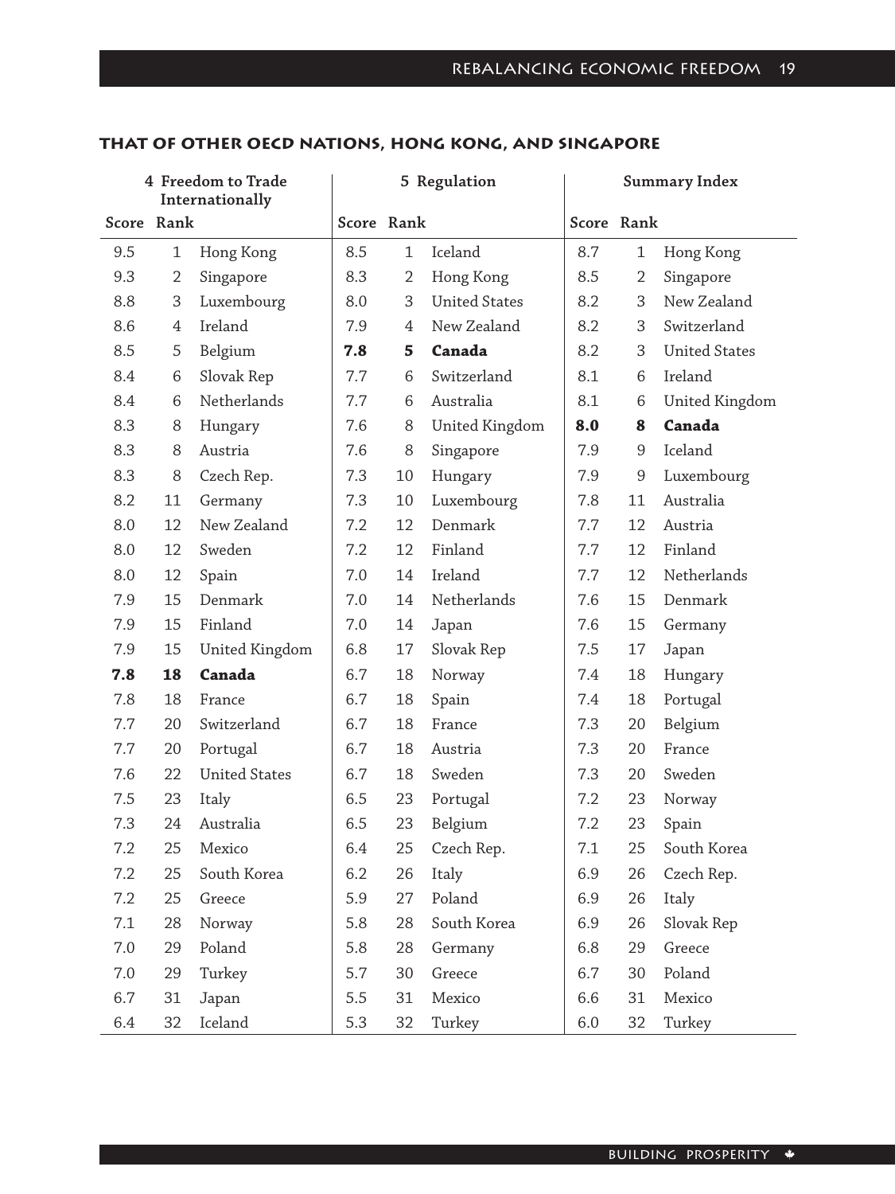### THAT OF OTHER OECD NATIONS, HONG KONG, AND SINGAPORE

| 4 Freedom to Trade Internationally | | | 5 Regulation | | | Summary Index | | |
|---|---|---|---|---|---|---|---|---|
| Score | Rank | | Score | Rank | | Score | Rank | |
| 9.5 | 1 | Hong Kong | 8.5 | 1 | Iceland | 8.7 | 1 | Hong Kong |
| 9.3 | 2 | Singapore | 8.3 | 2 | Hong Kong | 8.5 | 2 | Singapore |
| 8.8 | 3 | Luxembourg | 8.0 | 3 | United States | 8.2 | 3 | New Zealand |
| 8.6 | 4 | Ireland | 7.9 | 4 | New Zealand | 8.2 | 3 | Switzerland |
| 8.5 | 5 | Belgium | **7.8** | **5** | **Canada** | 8.2 | 3 | United States |
| 8.4 | 6 | Slovak Rep | 7.7 | 6 | Switzerland | 8.1 | 6 | Ireland |
| 8.4 | 6 | Netherlands | 7.7 | 6 | Australia | 8.1 | 6 | United Kingdom |
| 8.3 | 8 | Hungary | 7.6 | 8 | United Kingdom | **8.0** | **8** | **Canada** |
| 8.3 | 8 | Austria | 7.6 | 8 | Singapore | 7.9 | 9 | Iceland |
| 8.3 | 8 | Czech Rep. | 7.3 | 10 | Hungary | 7.9 | 9 | Luxembourg |
| 8.2 | 11 | Germany | 7.3 | 10 | Luxembourg | 7.8 | 11 | Australia |
| 8.0 | 12 | New Zealand | 7.2 | 12 | Denmark | 7.7 | 12 | Austria |
| 8.0 | 12 | Sweden | 7.2 | 12 | Finland | 7.7 | 12 | Finland |
| 8.0 | 12 | Spain | 7.0 | 14 | Ireland | 7.7 | 12 | Netherlands |
| 7.9 | 15 | Denmark | 7.0 | 14 | Netherlands | 7.6 | 15 | Denmark |
| 7.9 | 15 | Finland | 7.0 | 14 | Japan | 7.6 | 15 | Germany |
| 7.9 | 15 | United Kingdom | 6.8 | 17 | Slovak Rep | 7.5 | 17 | Japan |
| **7.8** | **18** | **Canada** | 6.7 | 18 | Norway | 7.4 | 18 | Hungary |
| 7.8 | 18 | France | 6.7 | 18 | Spain | 7.4 | 18 | Portugal |
| 7.7 | 20 | Switzerland | 6.7 | 18 | France | 7.3 | 20 | Belgium |
| 7.7 | 20 | Portugal | 6.7 | 18 | Austria | 7.3 | 20 | France |
| 7.6 | 22 | United States | 6.7 | 18 | Sweden | 7.3 | 20 | Sweden |
| 7.5 | 23 | Italy | 6.5 | 23 | Portugal | 7.2 | 23 | Norway |
| 7.3 | 24 | Australia | 6.5 | 23 | Belgium | 7.2 | 23 | Spain |
| 7.2 | 25 | Mexico | 6.4 | 25 | Czech Rep. | 7.1 | 25 | South Korea |
| 7.2 | 25 | South Korea | 6.2 | 26 | Italy | 6.9 | 26 | Czech Rep. |
| 7.2 | 25 | Greece | 5.9 | 27 | Poland | 6.9 | 26 | Italy |
| 7.1 | 28 | Norway | 5.8 | 28 | South Korea | 6.9 | 26 | Slovak Rep |
| 7.0 | 29 | Poland | 5.8 | 28 | Germany | 6.8 | 29 | Greece |
| 7.0 | 29 | Turkey | 5.7 | 30 | Greece | 6.7 | 30 | Poland |
| 6.7 | 31 | Japan | 5.5 | 31 | Mexico | 6.6 | 31 | Mexico |
| 6.4 | 32 | Iceland | 5.3 | 32 | Turkey | 6.0 | 32 | Turkey |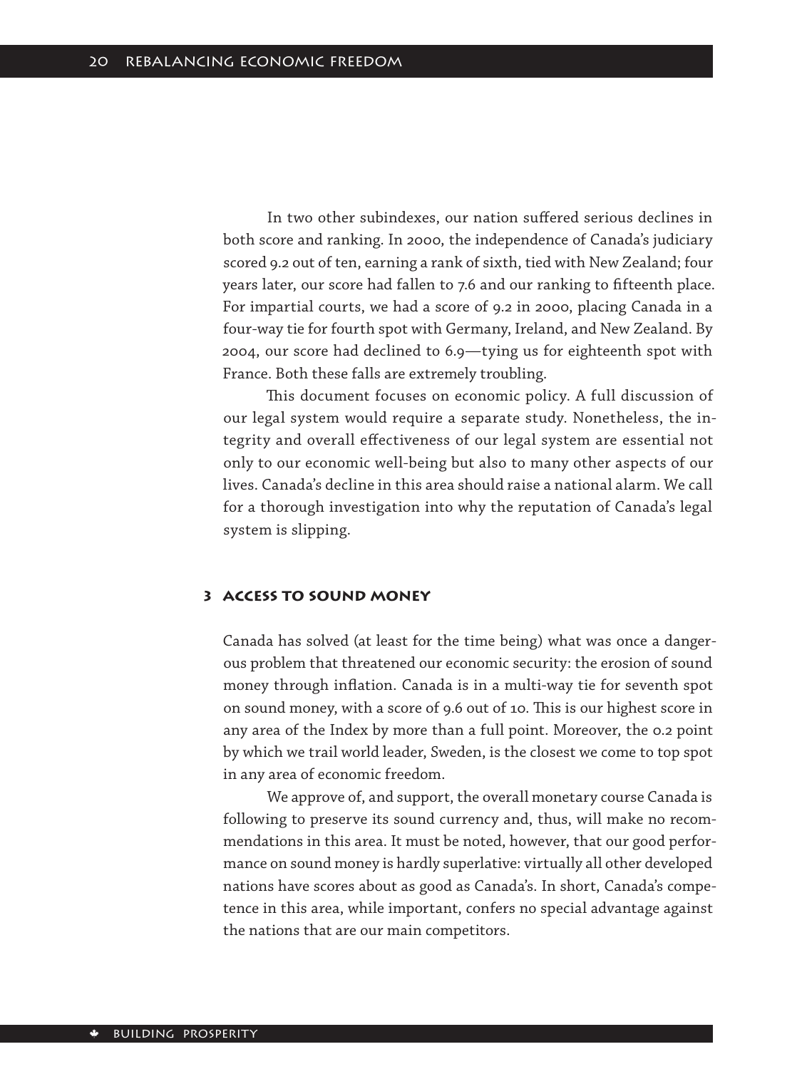In two other subindexes, our nation suffered serious declines in both score and ranking. In 2000, the independence of Canada's judiciary scored 9.2 out of ten, earning a rank of sixth, tied with New Zealand; four years later, our score had fallen to 7.6 and our ranking to fifteenth place. For impartial courts, we had a score of 9.2 in 2000, placing Canada in a four-way tie for fourth spot with Germany, Ireland, and New Zealand. By 2004, our score had declined to 6.9—tying us for eighteenth spot with France. Both these falls are extremely troubling.

This document focuses on economic policy. A full discussion of our legal system would require a separate study. Nonetheless, the integrity and overall effectiveness of our legal system are essential not only to our economic well-being but also to many other aspects of our lives. Canada's decline in this area should raise a national alarm. We call for a thorough investigation into why the reputation of Canada's legal system is slipping.

### 3 Access to sound money

Canada has solved (at least for the time being) what was once a dangerous problem that threatened our economic security: the erosion of sound money through inflation. Canada is in a multi-way tie for seventh spot on sound money, with a score of 9.6 out of 10. This is our highest score in any area of the Index by more than a full point. Moreover, the 0.2 point by which we trail world leader, Sweden, is the closest we come to top spot in any area of economic freedom.

We approve of, and support, the overall monetary course Canada is following to preserve its sound currency and, thus, will make no recommendations in this area. It must be noted, however, that our good performance on sound money is hardly superlative: virtually all other developed nations have scores about as good as Canada's. In short, Canada's competence in this area, while important, confers no special advantage against the nations that are our main competitors.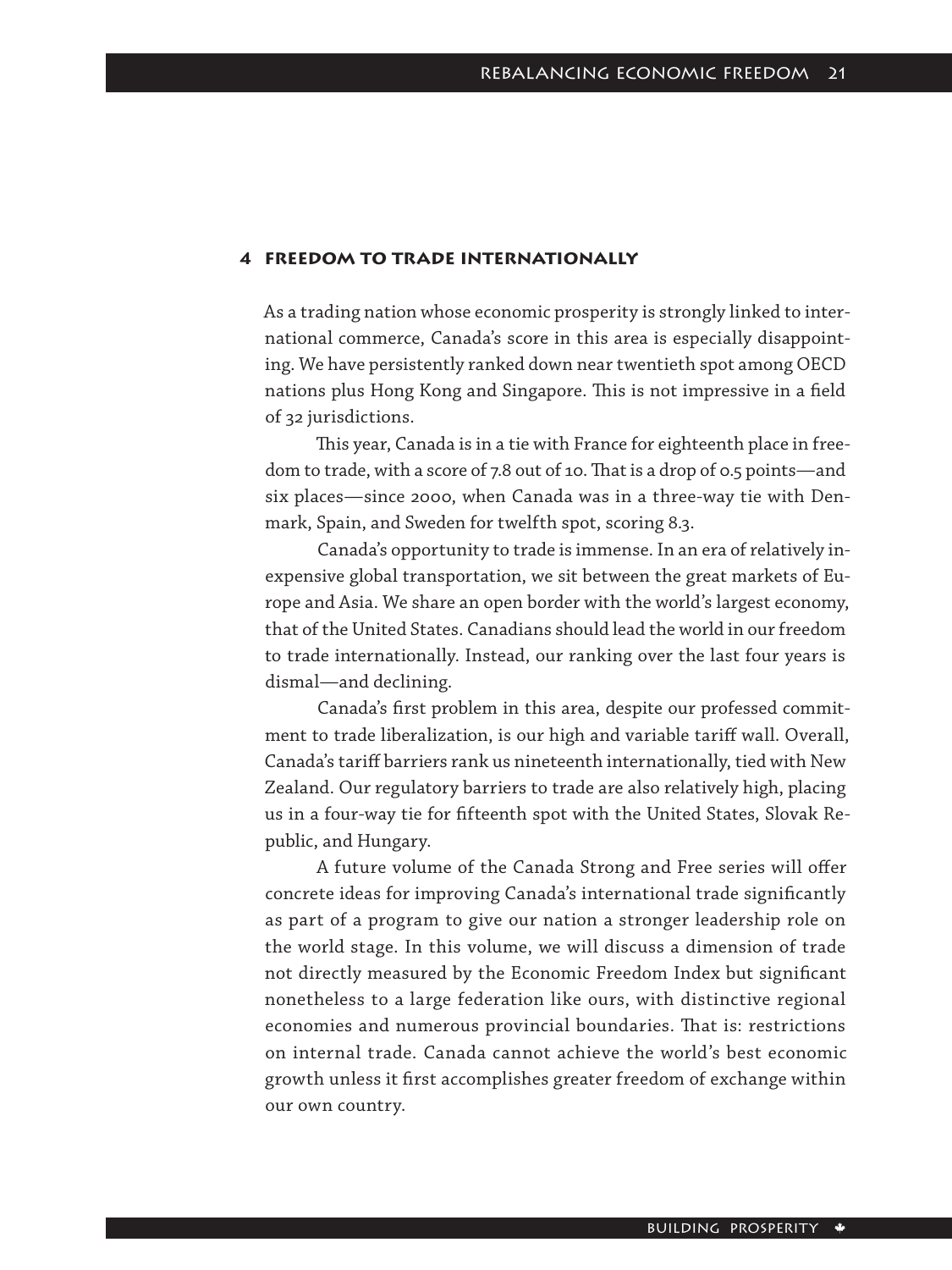## 4 FREEDOM TO TRADE INTERNATIONALLY

As a trading nation whose economic prosperity is strongly linked to international commerce, Canada's score in this area is especially disappointing. We have persistently ranked down near twentieth spot among OECD nations plus Hong Kong and Singapore. This is not impressive in a field of 32 jurisdictions.

This year, Canada is in a tie with France for eighteenth place in freedom to trade, with a score of 7.8 out of 10. That is a drop of 0.5 points—and six places—since 2000, when Canada was in a three-way tie with Denmark, Spain, and Sweden for twelfth spot, scoring 8.3.

Canada's opportunity to trade is immense. In an era of relatively inexpensive global transportation, we sit between the great markets of Europe and Asia. We share an open border with the world's largest economy, that of the United States. Canadians should lead the world in our freedom to trade internationally. Instead, our ranking over the last four years is dismal—and declining.

Canada's first problem in this area, despite our professed commitment to trade liberalization, is our high and variable tariff wall. Overall, Canada's tariff barriers rank us nineteenth internationally, tied with New Zealand. Our regulatory barriers to trade are also relatively high, placing us in a four-way tie for fifteenth spot with the United States, Slovak Republic, and Hungary.

A future volume of the Canada Strong and Free series will offer concrete ideas for improving Canada's international trade significantly as part of a program to give our nation a stronger leadership role on the world stage. In this volume, we will discuss a dimension of trade not directly measured by the Economic Freedom Index but significant nonetheless to a large federation like ours, with distinctive regional economies and numerous provincial boundaries. That is: restrictions on internal trade. Canada cannot achieve the world's best economic growth unless it first accomplishes greater freedom of exchange within our own country.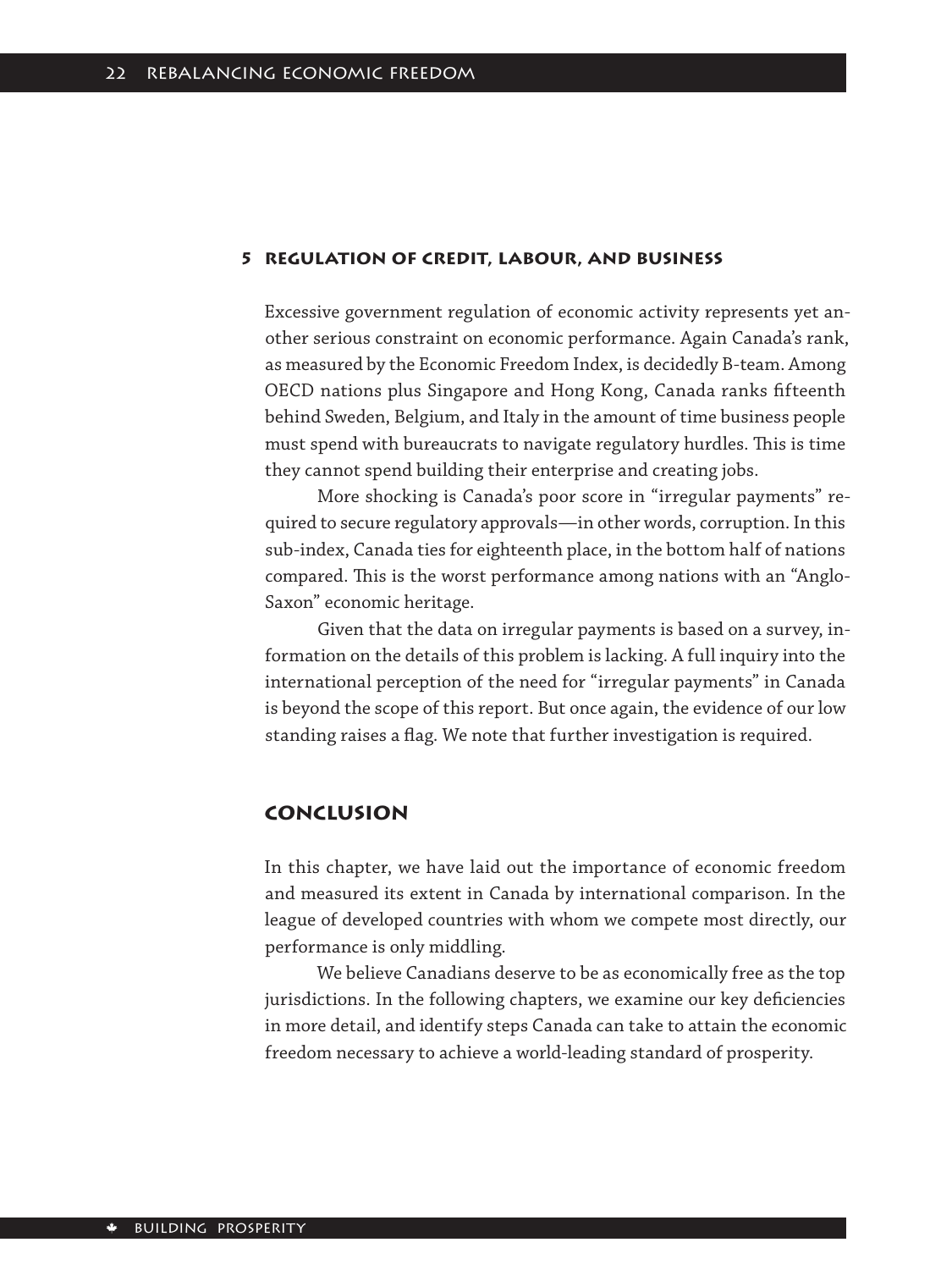### 5 Regulation of Credit, Labour, and Business

Excessive government regulation of economic activity represents yet another serious constraint on economic performance. Again Canada's rank, as measured by the Economic Freedom Index, is decidedly B-team. Among OECD nations plus Singapore and Hong Kong, Canada ranks fifteenth behind Sweden, Belgium, and Italy in the amount of time business people must spend with bureaucrats to navigate regulatory hurdles. This is time they cannot spend building their enterprise and creating jobs.

More shocking is Canada's poor score in "irregular payments" required to secure regulatory approvals—in other words, corruption. In this sub-index, Canada ties for eighteenth place, in the bottom half of nations compared. This is the worst performance among nations with an "Anglo-Saxon" economic heritage.

Given that the data on irregular payments is based on a survey, information on the details of this problem is lacking. A full inquiry into the international perception of the need for "irregular payments" in Canada is beyond the scope of this report. But once again, the evidence of our low standing raises a flag. We note that further investigation is required.

## Conclusion

In this chapter, we have laid out the importance of economic freedom and measured its extent in Canada by international comparison. In the league of developed countries with whom we compete most directly, our performance is only middling.

We believe Canadians deserve to be as economically free as the top jurisdictions. In the following chapters, we examine our key deficiencies in more detail, and identify steps Canada can take to attain the economic freedom necessary to achieve a world-leading standard of prosperity.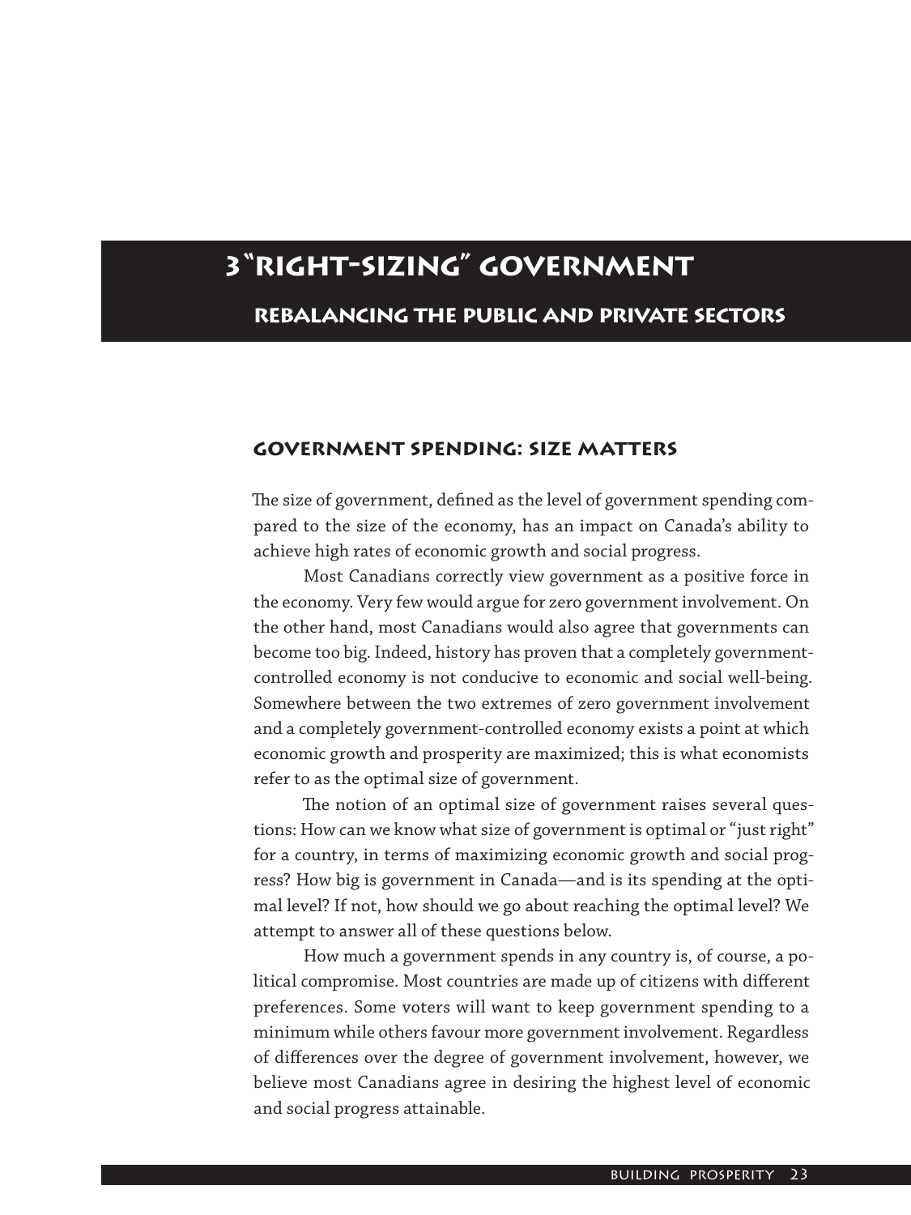# 3 "Right-sizing" Government

## Rebalancing the Public and Private Sectors

### Government Spending: Size Matters

The size of government, defined as the level of government spending compared to the size of the economy, has an impact on Canada's ability to achieve high rates of economic growth and social progress.

Most Canadians correctly view government as a positive force in the economy. Very few would argue for zero government involvement. On the other hand, most Canadians would also agree that governments can become too big. Indeed, history has proven that a completely government-controlled economy is not conducive to economic and social well-being. Somewhere between the two extremes of zero government involvement and a completely government-controlled economy exists a point at which economic growth and prosperity are maximized; this is what economists refer to as the optimal size of government.

The notion of an optimal size of government raises several questions: How can we know what size of government is optimal or "just right" for a country, in terms of maximizing economic growth and social progress? How big is government in Canada—and is its spending at the optimal level? If not, how should we go about reaching the optimal level? We attempt to answer all of these questions below.

How much a government spends in any country is, of course, a political compromise. Most countries are made up of citizens with different preferences. Some voters will want to keep government spending to a minimum while others favour more government involvement. Regardless of differences over the degree of government involvement, however, we believe most Canadians agree in desiring the highest level of economic and social progress attainable.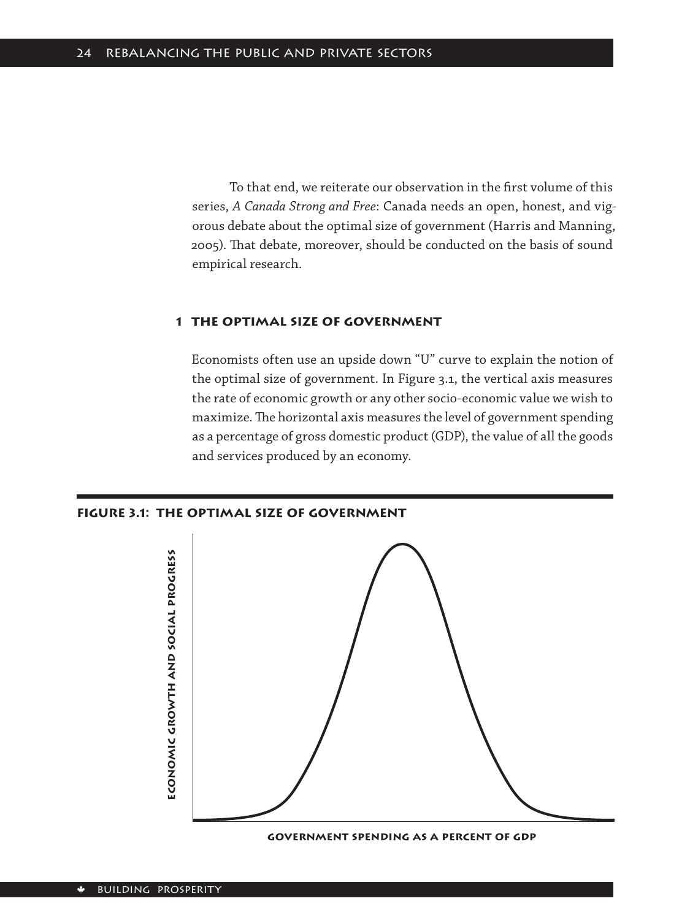To that end, we reiterate our observation in the first volume of this series, *A Canada Strong and Free*: Canada needs an open, honest, and vigorous debate about the optimal size of government (Harris and Manning, 2005). That debate, moreover, should be conducted on the basis of sound empirical research.

## 1 The optimal size of government

Economists often use an upside down "U" curve to explain the notion of the optimal size of government. In Figure 3.1, the vertical axis measures the rate of economic growth or any other socio-economic value we wish to maximize. The horizontal axis measures the level of government spending as a percentage of gross domestic product (GDP), the value of all the goods and services produced by an economy.

**Figure 3.1: The optimal size of government**

Economic growth and social progress

Government spending as a percent of GDP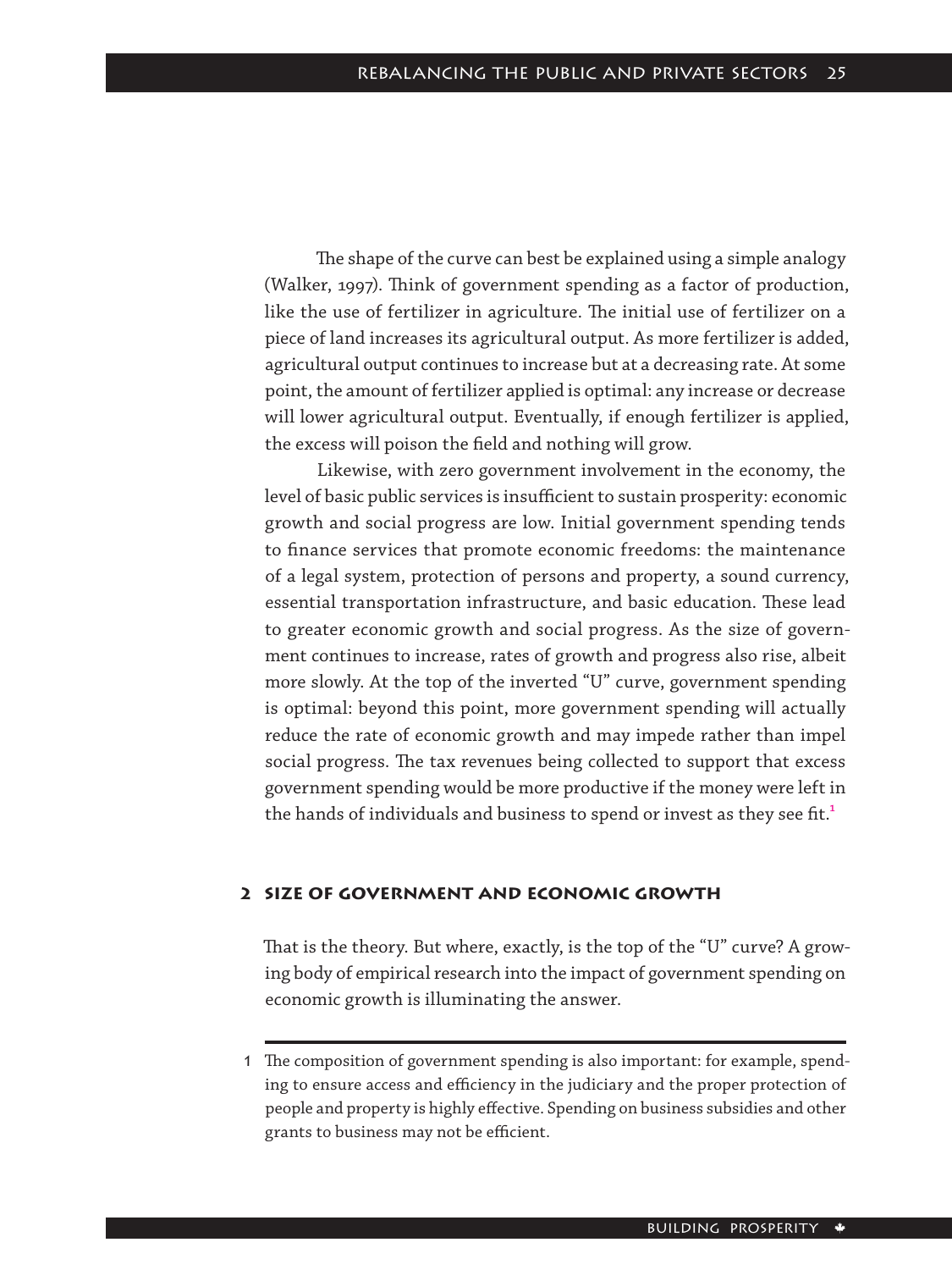The shape of the curve can best be explained using a simple analogy (Walker, 1997). Think of government spending as a factor of production, like the use of fertilizer in agriculture. The initial use of fertilizer on a piece of land increases its agricultural output. As more fertilizer is added, agricultural output continues to increase but at a decreasing rate. At some point, the amount of fertilizer applied is optimal: any increase or decrease will lower agricultural output. Eventually, if enough fertilizer is applied, the excess will poison the field and nothing will grow.

Likewise, with zero government involvement in the economy, the level of basic public services is insufficient to sustain prosperity: economic growth and social progress are low. Initial government spending tends to finance services that promote economic freedoms: the maintenance of a legal system, protection of persons and property, a sound currency, essential transportation infrastructure, and basic education. These lead to greater economic growth and social progress. As the size of government continues to increase, rates of growth and progress also rise, albeit more slowly. At the top of the inverted "U" curve, government spending is optimal: beyond this point, more government spending will actually reduce the rate of economic growth and may impede rather than impel social progress. The tax revenues being collected to support that excess government spending would be more productive if the money were left in the hands of individuals and business to spend or invest as they see fit.[1]

## 2 Size of government and economic growth

That is the theory. But where, exactly, is the top of the "U" curve? A growing body of empirical research into the impact of government spending on economic growth is illuminating the answer.

---

1 The composition of government spending is also important: for example, spending to ensure access and efficiency in the judiciary and the proper protection of people and property is highly effective. Spending on business subsidies and other grants to business may not be efficient.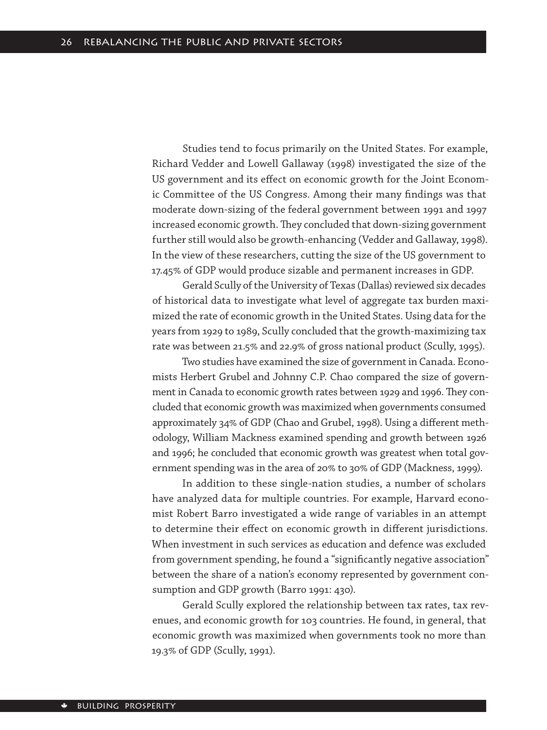Studies tend to focus primarily on the United States. For example, Richard Vedder and Lowell Gallaway (1998) investigated the size of the US government and its effect on economic growth for the Joint Economic Committee of the US Congress. Among their many findings was that moderate down-sizing of the federal government between 1991 and 1997 increased economic growth. They concluded that down-sizing government further still would also be growth-enhancing (Vedder and Gallaway, 1998). In the view of these researchers, cutting the size of the US government to 17.45% of GDP would produce sizable and permanent increases in GDP.

Gerald Scully of the University of Texas (Dallas) reviewed six decades of historical data to investigate what level of aggregate tax burden maximized the rate of economic growth in the United States. Using data for the years from 1929 to 1989, Scully concluded that the growth-maximizing tax rate was between 21.5% and 22.9% of gross national product (Scully, 1995).

Two studies have examined the size of government in Canada. Economists Herbert Grubel and Johnny C.P. Chao compared the size of government in Canada to economic growth rates between 1929 and 1996. They concluded that economic growth was maximized when governments consumed approximately 34% of GDP (Chao and Grubel, 1998). Using a different methodology, William Mackness examined spending and growth between 1926 and 1996; he concluded that economic growth was greatest when total government spending was in the area of 20% to 30% of GDP (Mackness, 1999).

In addition to these single-nation studies, a number of scholars have analyzed data for multiple countries. For example, Harvard economist Robert Barro investigated a wide range of variables in an attempt to determine their effect on economic growth in different jurisdictions. When investment in such services as education and defence was excluded from government spending, he found a "significantly negative association" between the share of a nation's economy represented by government consumption and GDP growth (Barro 1991: 430).

Gerald Scully explored the relationship between tax rates, tax revenues, and economic growth for 103 countries. He found, in general, that economic growth was maximized when governments took no more than 19.3% of GDP (Scully, 1991).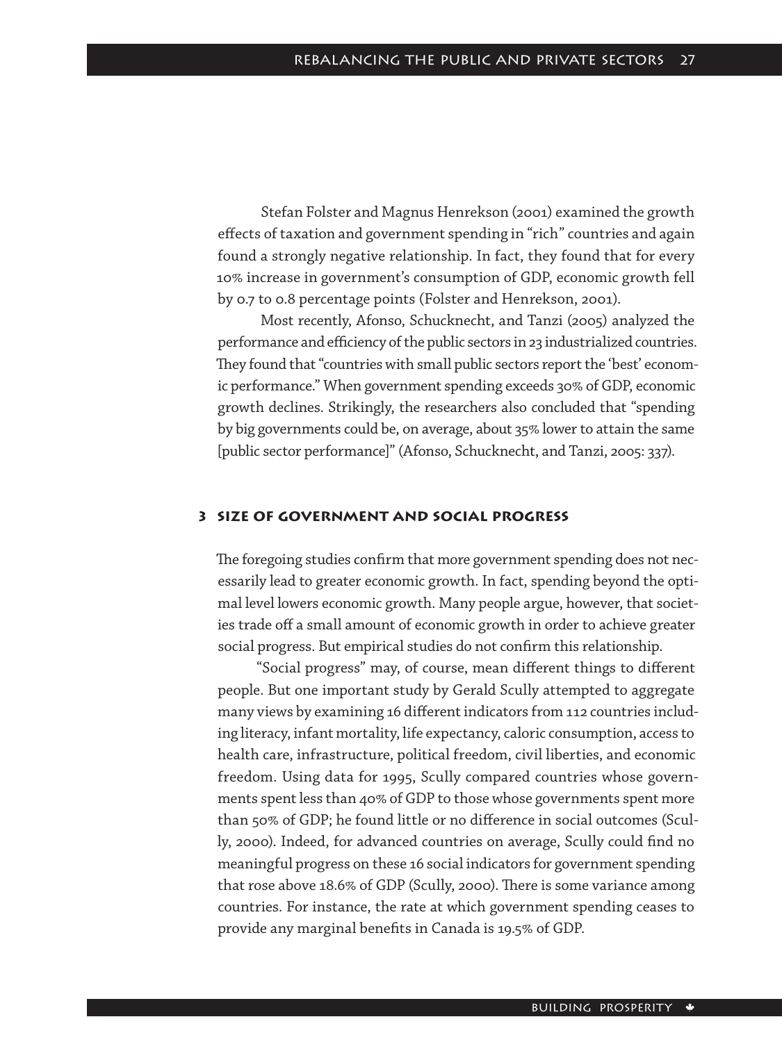Stefan Folster and Magnus Henrekson (2001) examined the growth effects of taxation and government spending in "rich" countries and again found a strongly negative relationship. In fact, they found that for every 10% increase in government's consumption of GDP, economic growth fell by 0.7 to 0.8 percentage points (Folster and Henrekson, 2001).

Most recently, Afonso, Schucknecht, and Tanzi (2005) analyzed the performance and efficiency of the public sectors in 23 industrialized countries. They found that "countries with small public sectors report the 'best' economic performance." When government spending exceeds 30% of GDP, economic growth declines. Strikingly, the researchers also concluded that "spending by big governments could be, on average, about 35% lower to attain the same [public sector performance]" (Afonso, Schucknecht, and Tanzi, 2005: 337).

## 3 Size of government and social progress

The foregoing studies confirm that more government spending does not necessarily lead to greater economic growth. In fact, spending beyond the optimal level lowers economic growth. Many people argue, however, that societies trade off a small amount of economic growth in order to achieve greater social progress. But empirical studies do not confirm this relationship.

"Social progress" may, of course, mean different things to different people. But one important study by Gerald Scully attempted to aggregate many views by examining 16 different indicators from 112 countries including literacy, infant mortality, life expectancy, caloric consumption, access to health care, infrastructure, political freedom, civil liberties, and economic freedom. Using data for 1995, Scully compared countries whose governments spent less than 40% of GDP to those whose governments spent more than 50% of GDP; he found little or no difference in social outcomes (Scully, 2000). Indeed, for advanced countries on average, Scully could find no meaningful progress on these 16 social indicators for government spending that rose above 18.6% of GDP (Scully, 2000). There is some variance among countries. For instance, the rate at which government spending ceases to provide any marginal benefits in Canada is 19.5% of GDP.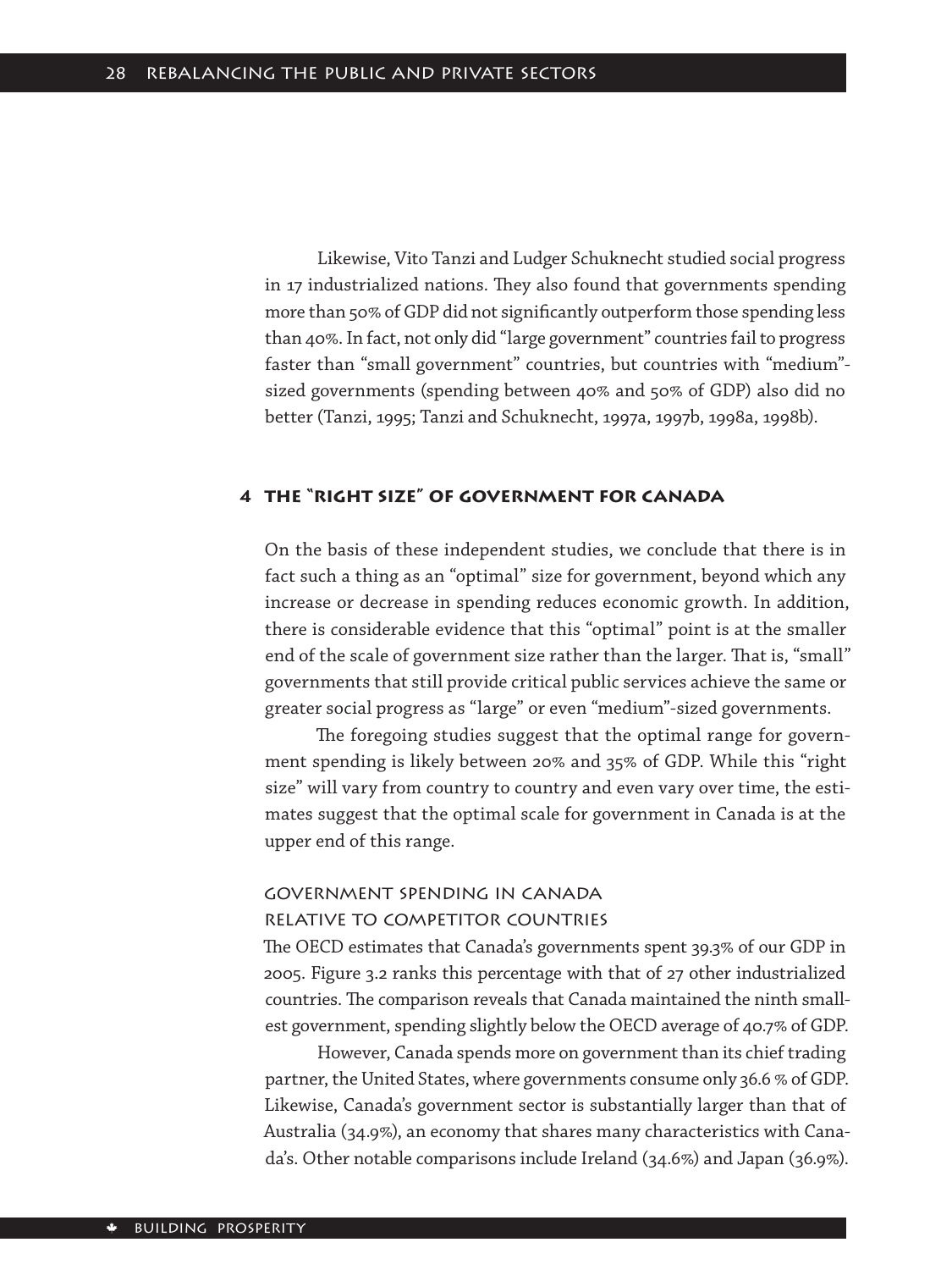Likewise, Vito Tanzi and Ludger Schuknecht studied social progress in 17 industrialized nations. They also found that governments spending more than 50% of GDP did not significantly outperform those spending less than 40%. In fact, not only did "large government" countries fail to progress faster than "small government" countries, but countries with "medium"-sized governments (spending between 40% and 50% of GDP) also did no better (Tanzi, 1995; Tanzi and Schuknecht, 1997a, 1997b, 1998a, 1998b).

## 4 The "right size" of government for Canada

On the basis of these independent studies, we conclude that there is in fact such a thing as an "optimal" size for government, beyond which any increase or decrease in spending reduces economic growth. In addition, there is considerable evidence that this "optimal" point is at the smaller end of the scale of government size rather than the larger. That is, "small" governments that still provide critical public services achieve the same or greater social progress as "large" or even "medium"-sized governments.

The foregoing studies suggest that the optimal range for government spending is likely between 20% and 35% of GDP. While this "right size" will vary from country to country and even vary over time, the estimates suggest that the optimal scale for government in Canada is at the upper end of this range.

### Government spending in Canada relative to competitor countries

The OECD estimates that Canada's governments spent 39.3% of our GDP in 2005. Figure 3.2 ranks this percentage with that of 27 other industrialized countries. The comparison reveals that Canada maintained the ninth smallest government, spending slightly below the OECD average of 40.7% of GDP.

However, Canada spends more on government than its chief trading partner, the United States, where governments consume only 36.6 % of GDP. Likewise, Canada's government sector is substantially larger than that of Australia (34.9%), an economy that shares many characteristics with Canada's. Other notable comparisons include Ireland (34.6%) and Japan (36.9%).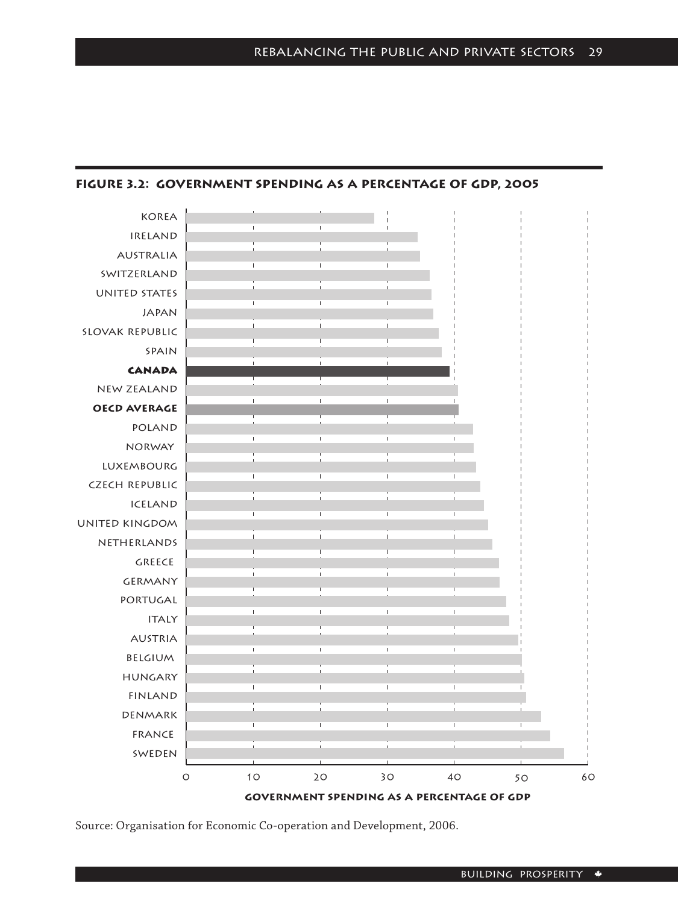**FIGURE 3.2: GOVERNMENT SPENDING AS A PERCENTAGE OF GDP, 2005**

Source: Organisation for Economic Co-operation and Development, 2006.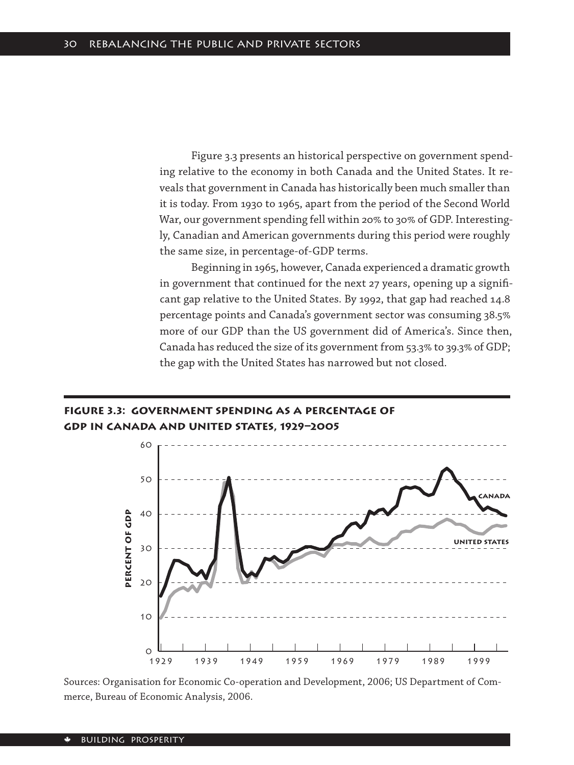Figure 3.3 presents an historical perspective on government spending relative to the economy in both Canada and the United States. It reveals that government in Canada has historically been much smaller than it is today. From 1930 to 1965, apart from the period of the Second World War, our government spending fell within 20% to 30% of GDP. Interestingly, Canadian and American governments during this period were roughly the same size, in percentage-of-GDP terms.

Beginning in 1965, however, Canada experienced a dramatic growth in government that continued for the next 27 years, opening up a significant gap relative to the United States. By 1992, that gap had reached 14.8 percentage points and Canada's government sector was consuming 38.5% more of our GDP than the US government did of America's. Since then, Canada has reduced the size of its government from 53.3% to 39.3% of GDP; the gap with the United States has narrowed but not closed.

**Figure 3.3: Government spending as a percentage of GDP in Canada and United States, 1929–2005**

Sources: Organisation for Economic Co-operation and Development, 2006; US Department of Commerce, Bureau of Economic Analysis, 2006.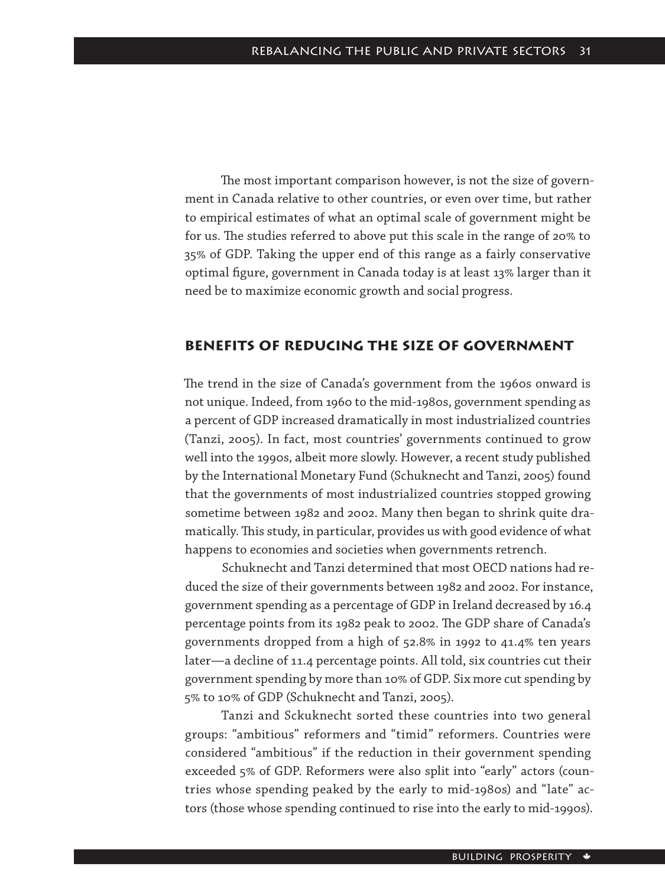The most important comparison however, is not the size of government in Canada relative to other countries, or even over time, but rather to empirical estimates of what an optimal scale of government might be for us. The studies referred to above put this scale in the range of 20% to 35% of GDP. Taking the upper end of this range as a fairly conservative optimal figure, government in Canada today is at least 13% larger than it need be to maximize economic growth and social progress.

## Benefits of reducing the size of government

The trend in the size of Canada's government from the 1960s onward is not unique. Indeed, from 1960 to the mid-1980s, government spending as a percent of GDP increased dramatically in most industrialized countries (Tanzi, 2005). In fact, most countries' governments continued to grow well into the 1990s, albeit more slowly. However, a recent study published by the International Monetary Fund (Schuknecht and Tanzi, 2005) found that the governments of most industrialized countries stopped growing sometime between 1982 and 2002. Many then began to shrink quite dramatically. This study, in particular, provides us with good evidence of what happens to economies and societies when governments retrench.

Schuknecht and Tanzi determined that most OECD nations had reduced the size of their governments between 1982 and 2002. For instance, government spending as a percentage of GDP in Ireland decreased by 16.4 percentage points from its 1982 peak to 2002. The GDP share of Canada's governments dropped from a high of 52.8% in 1992 to 41.4% ten years later—a decline of 11.4 percentage points. All told, six countries cut their government spending by more than 10% of GDP. Six more cut spending by 5% to 10% of GDP (Schuknecht and Tanzi, 2005).

Tanzi and Sckuknecht sorted these countries into two general groups: "ambitious" reformers and "timid" reformers. Countries were considered "ambitious" if the reduction in their government spending exceeded 5% of GDP. Reformers were also split into "early" actors (countries whose spending peaked by the early to mid-1980s) and "late" actors (those whose spending continued to rise into the early to mid-1990s).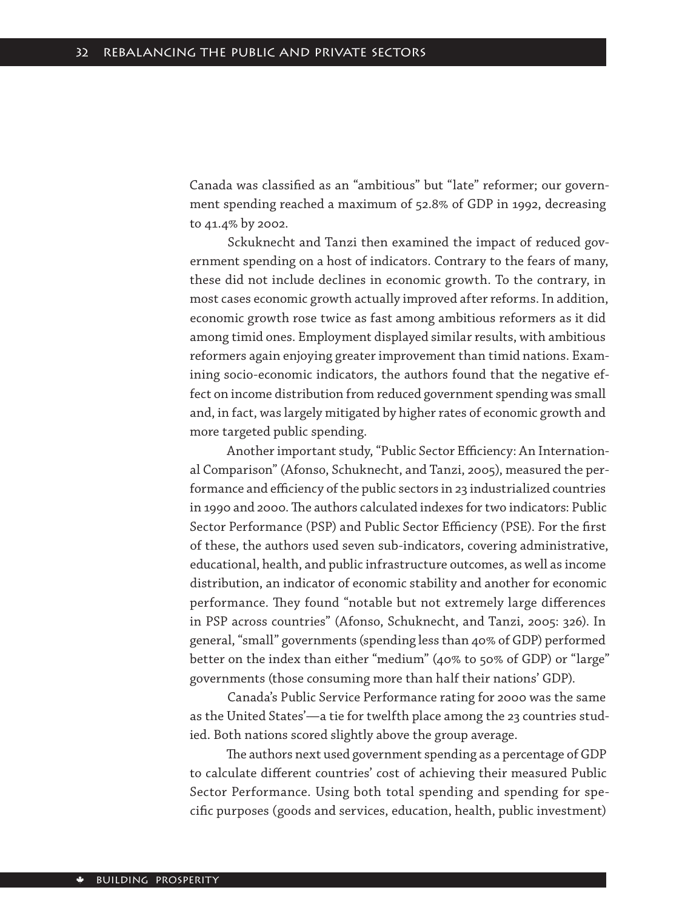Canada was classified as an "ambitious" but "late" reformer; our government spending reached a maximum of 52.8% of GDP in 1992, decreasing to 41.4% by 2002.

Sckuknecht and Tanzi then examined the impact of reduced government spending on a host of indicators. Contrary to the fears of many, these did not include declines in economic growth. To the contrary, in most cases economic growth actually improved after reforms. In addition, economic growth rose twice as fast among ambitious reformers as it did among timid ones. Employment displayed similar results, with ambitious reformers again enjoying greater improvement than timid nations. Examining socio-economic indicators, the authors found that the negative effect on income distribution from reduced government spending was small and, in fact, was largely mitigated by higher rates of economic growth and more targeted public spending.

Another important study, "Public Sector Efficiency: An International Comparison" (Afonso, Schuknecht, and Tanzi, 2005), measured the performance and efficiency of the public sectors in 23 industrialized countries in 1990 and 2000. The authors calculated indexes for two indicators: Public Sector Performance (PSP) and Public Sector Efficiency (PSE). For the first of these, the authors used seven sub-indicators, covering administrative, educational, health, and public infrastructure outcomes, as well as income distribution, an indicator of economic stability and another for economic performance. They found "notable but not extremely large differences in PSP across countries" (Afonso, Schuknecht, and Tanzi, 2005: 326). In general, "small" governments (spending less than 40% of GDP) performed better on the index than either "medium" (40% to 50% of GDP) or "large" governments (those consuming more than half their nations' GDP).

Canada's Public Service Performance rating for 2000 was the same as the United States'—a tie for twelfth place among the 23 countries studied. Both nations scored slightly above the group average.

The authors next used government spending as a percentage of GDP to calculate different countries' cost of achieving their measured Public Sector Performance. Using both total spending and spending for specific purposes (goods and services, education, health, public investment)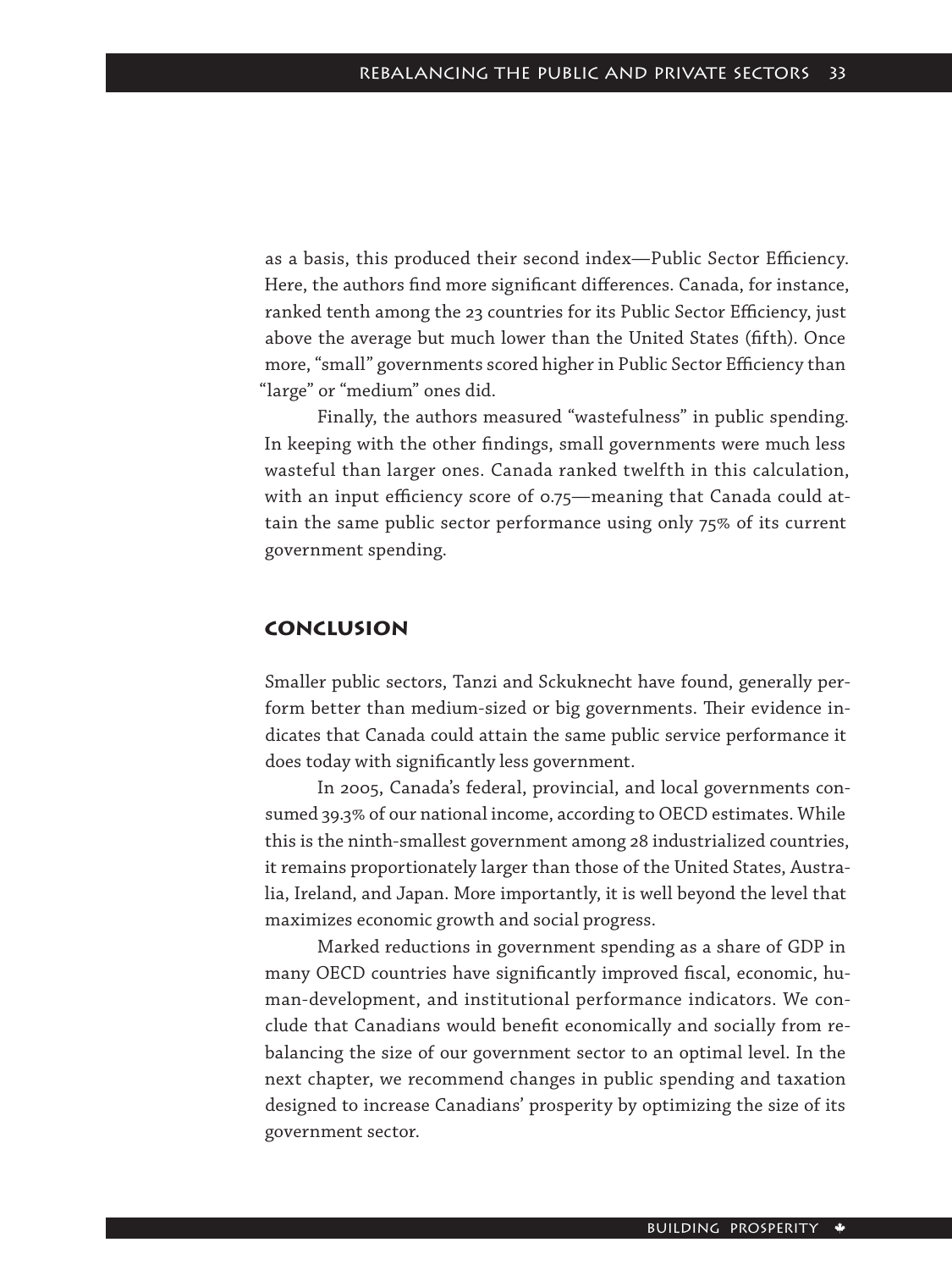as a basis, this produced their second index—Public Sector Efficiency. Here, the authors find more significant differences. Canada, for instance, ranked tenth among the 23 countries for its Public Sector Efficiency, just above the average but much lower than the United States (fifth). Once more, "small" governments scored higher in Public Sector Efficiency than "large" or "medium" ones did.

Finally, the authors measured "wastefulness" in public spending. In keeping with the other findings, small governments were much less wasteful than larger ones. Canada ranked twelfth in this calculation, with an input efficiency score of 0.75—meaning that Canada could attain the same public sector performance using only 75% of its current government spending.

## Conclusion

Smaller public sectors, Tanzi and Sckuknecht have found, generally perform better than medium-sized or big governments. Their evidence indicates that Canada could attain the same public service performance it does today with significantly less government.

In 2005, Canada's federal, provincial, and local governments consumed 39.3% of our national income, according to OECD estimates. While this is the ninth-smallest government among 28 industrialized countries, it remains proportionately larger than those of the United States, Australia, Ireland, and Japan. More importantly, it is well beyond the level that maximizes economic growth and social progress.

Marked reductions in government spending as a share of GDP in many OECD countries have significantly improved fiscal, economic, human-development, and institutional performance indicators. We conclude that Canadians would benefit economically and socially from rebalancing the size of our government sector to an optimal level. In the next chapter, we recommend changes in public spending and taxation designed to increase Canadians' prosperity by optimizing the size of its government sector.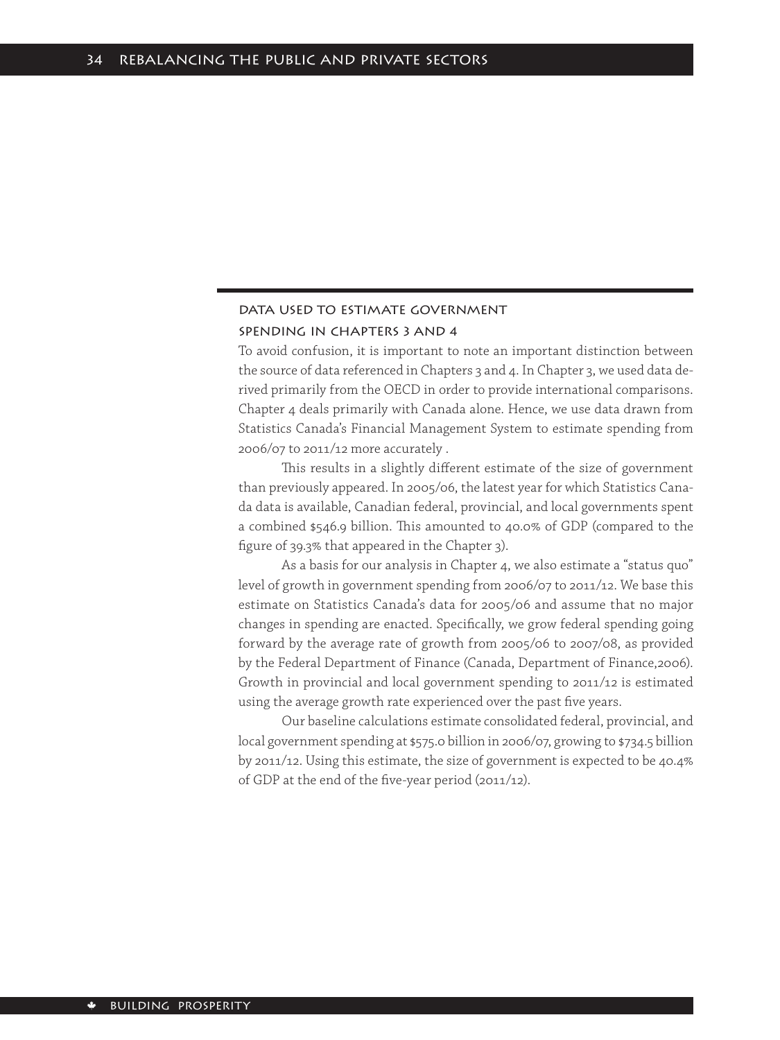## Data used to estimate government spending in Chapters 3 and 4

To avoid confusion, it is important to note an important distinction between the source of data referenced in Chapters 3 and 4. In Chapter 3, we used data derived primarily from the OECD in order to provide international comparisons. Chapter 4 deals primarily with Canada alone. Hence, we use data drawn from Statistics Canada's Financial Management System to estimate spending from 2006/07 to 2011/12 more accurately .

This results in a slightly different estimate of the size of government than previously appeared. In 2005/06, the latest year for which Statistics Canada data is available, Canadian federal, provincial, and local governments spent a combined $546.9 billion. This amounted to 40.0% of GDP (compared to the figure of 39.3% that appeared in the Chapter 3).

As a basis for our analysis in Chapter 4, we also estimate a "status quo" level of growth in government spending from 2006/07 to 2011/12. We base this estimate on Statistics Canada's data for 2005/06 and assume that no major changes in spending are enacted. Specifically, we grow federal spending going forward by the average rate of growth from 2005/06 to 2007/08, as provided by the Federal Department of Finance (Canada, Department of Finance,2006). Growth in provincial and local government spending to 2011/12 is estimated using the average growth rate experienced over the past five years.

Our baseline calculations estimate consolidated federal, provincial, and local government spending at $575.0 billion in 2006/07, growing to $734.5 billion by 2011/12. Using this estimate, the size of government is expected to be 40.4% of GDP at the end of the five-year period (2011/12).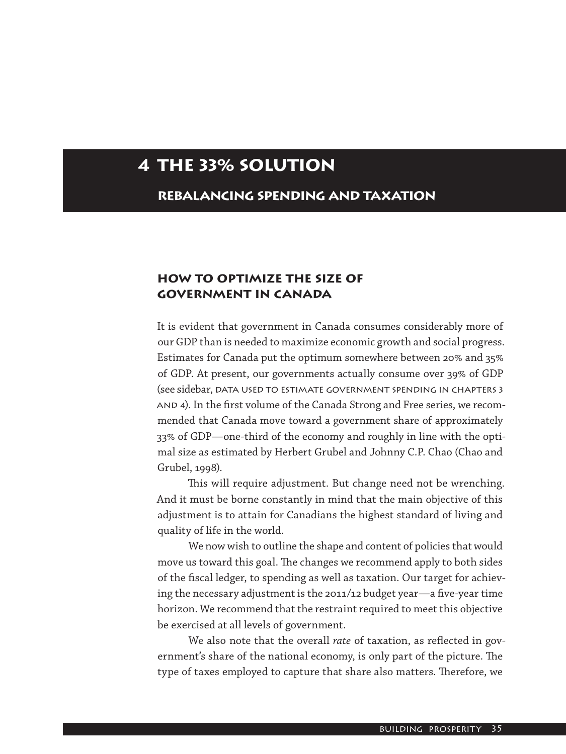# 4 THE 33% SOLUTION

## REBALANCING SPENDING AND TAXATION

### HOW TO OPTIMIZE THE SIZE OF GOVERNMENT IN CANADA

It is evident that government in Canada consumes considerably more of our GDP than is needed to maximize economic growth and social progress. Estimates for Canada put the optimum somewhere between 20% and 35% of GDP. At present, our governments actually consume over 39% of GDP (see sidebar, DATA USED TO ESTIMATE GOVERNMENT SPENDING IN CHAPTERS 3 AND 4). In the first volume of the Canada Strong and Free series, we recommended that Canada move toward a government share of approximately 33% of GDP—one-third of the economy and roughly in line with the optimal size as estimated by Herbert Grubel and Johnny C.P. Chao (Chao and Grubel, 1998).

This will require adjustment. But change need not be wrenching. And it must be borne constantly in mind that the main objective of this adjustment is to attain for Canadians the highest standard of living and quality of life in the world.

We now wish to outline the shape and content of policies that would move us toward this goal. The changes we recommend apply to both sides of the fiscal ledger, to spending as well as taxation. Our target for achieving the necessary adjustment is the 2011/12 budget year—a five-year time horizon. We recommend that the restraint required to meet this objective be exercised at all levels of government.

We also note that the overall *rate* of taxation, as reflected in government's share of the national economy, is only part of the picture. The type of taxes employed to capture that share also matters. Therefore, we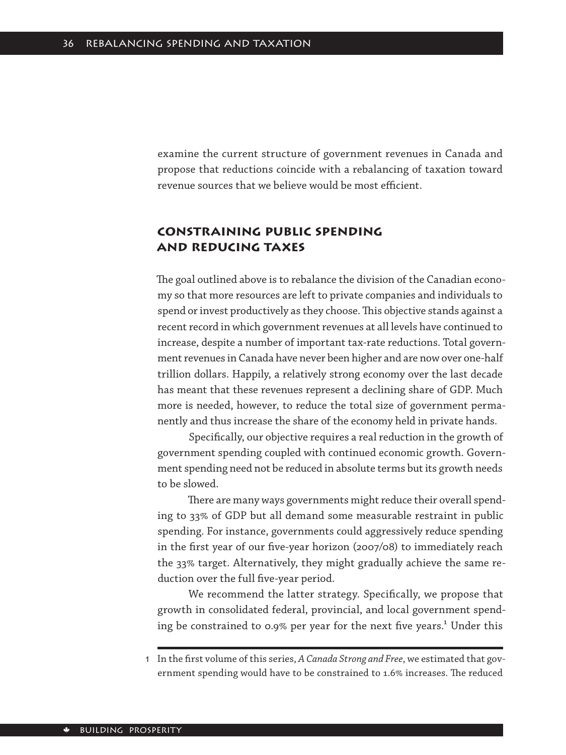examine the current structure of government revenues in Canada and propose that reductions coincide with a rebalancing of taxation toward revenue sources that we believe would be most efficient.

## Constraining public spending and reducing taxes

The goal outlined above is to rebalance the division of the Canadian economy so that more resources are left to private companies and individuals to spend or invest productively as they choose. This objective stands against a recent record in which government revenues at all levels have continued to increase, despite a number of important tax-rate reductions. Total government revenues in Canada have never been higher and are now over one-half trillion dollars. Happily, a relatively strong economy over the last decade has meant that these revenues represent a declining share of GDP. Much more is needed, however, to reduce the total size of government permanently and thus increase the share of the economy held in private hands.

Specifically, our objective requires a real reduction in the growth of government spending coupled with continued economic growth. Government spending need not be reduced in absolute terms but its growth needs to be slowed.

There are many ways governments might reduce their overall spending to 33% of GDP but all demand some measurable restraint in public spending. For instance, governments could aggressively reduce spending in the first year of our five-year horizon (2007/08) to immediately reach the 33% target. Alternatively, they might gradually achieve the same reduction over the full five-year period.

We recommend the latter strategy. Specifically, we propose that growth in consolidated federal, provincial, and local government spending be constrained to 0.9% per year for the next five years.[1] Under this

---

1 In the first volume of this series, *A Canada Strong and Free*, we estimated that government spending would have to be constrained to 1.6% increases. The reduced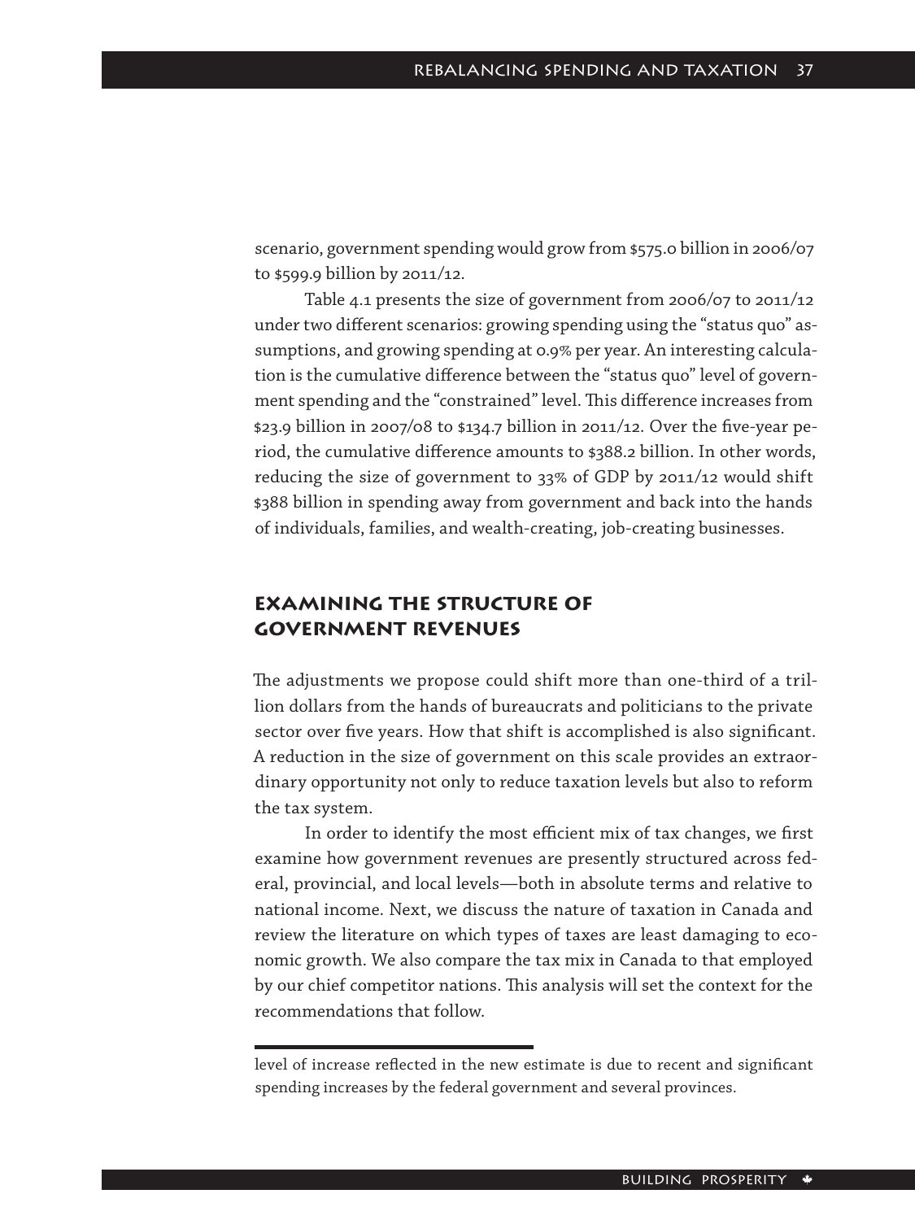scenario, government spending would grow from $575.0 billion in 2006/07 to $599.9 billion by 2011/12.

Table 4.1 presents the size of government from 2006/07 to 2011/12 under two different scenarios: growing spending using the "status quo" assumptions, and growing spending at 0.9% per year. An interesting calculation is the cumulative difference between the "status quo" level of government spending and the "constrained" level. This difference increases from $23.9 billion in 2007/08 to $134.7 billion in 2011/12. Over the five-year period, the cumulative difference amounts to $388.2 billion. In other words, reducing the size of government to 33% of GDP by 2011/12 would shift $388 billion in spending away from government and back into the hands of individuals, families, and wealth-creating, job-creating businesses.

## Examining the structure of government revenues

The adjustments we propose could shift more than one-third of a trillion dollars from the hands of bureaucrats and politicians to the private sector over five years. How that shift is accomplished is also significant. A reduction in the size of government on this scale provides an extraordinary opportunity not only to reduce taxation levels but also to reform the tax system.

In order to identify the most efficient mix of tax changes, we first examine how government revenues are presently structured across federal, provincial, and local levels—both in absolute terms and relative to national income. Next, we discuss the nature of taxation in Canada and review the literature on which types of taxes are least damaging to economic growth. We also compare the tax mix in Canada to that employed by our chief competitor nations. This analysis will set the context for the recommendations that follow.

---

level of increase reflected in the new estimate is due to recent and significant spending increases by the federal government and several provinces.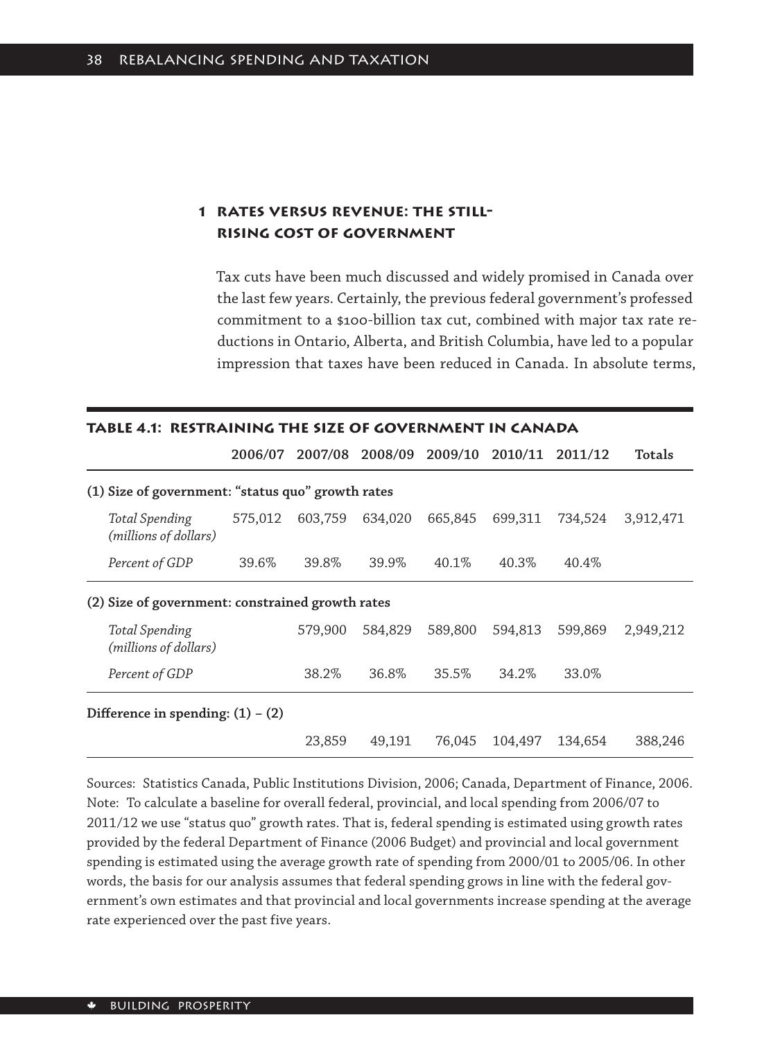## 1 Rates versus revenue: the still-rising cost of government

Tax cuts have been much discussed and widely promised in Canada over the last few years. Certainly, the previous federal government's professed commitment to a $100-billion tax cut, combined with major tax rate reductions in Ontario, Alberta, and British Columbia, have led to a popular impression that taxes have been reduced in Canada. In absolute terms,

**Table 4.1: Restraining the size of government in Canada**

| | 2006/07 | 2007/08 | 2008/09 | 2009/10 | 2010/11 | 2011/12 | Totals |
|---|---|---|---|---|---|---|---|
| **(1) Size of government: "status quo" growth rates** | | | | | | | |
| *Total Spending (millions of dollars)* | 575,012 | 603,759 | 634,020 | 665,845 | 699,311 | 734,524 | 3,912,471 |
| *Percent of GDP* | 39.6% | 39.8% | 39.9% | 40.1% | 40.3% | 40.4% | |
| **(2) Size of government: constrained growth rates** | | | | | | | |
| *Total Spending (millions of dollars)* | | 579,900 | 584,829 | 589,800 | 594,813 | 599,869 | 2,949,212 |
| *Percent of GDP* | | 38.2% | 36.8% | 35.5% | 34.2% | 33.0% | |
| **Difference in spending: (1) – (2)** | | | | | | | |
| | | 23,859 | 49,191 | 76,045 | 104,497 | 134,654 | 388,246 |

Sources: Statistics Canada, Public Institutions Division, 2006; Canada, Department of Finance, 2006.
Note: To calculate a baseline for overall federal, provincial, and local spending from 2006/07 to 2011/12 we use "status quo" growth rates. That is, federal spending is estimated using growth rates provided by the federal Department of Finance (2006 Budget) and provincial and local government spending is estimated using the average growth rate of spending from 2000/01 to 2005/06. In other words, the basis for our analysis assumes that federal spending grows in line with the federal government's own estimates and that provincial and local governments increase spending at the average rate experienced over the past five years.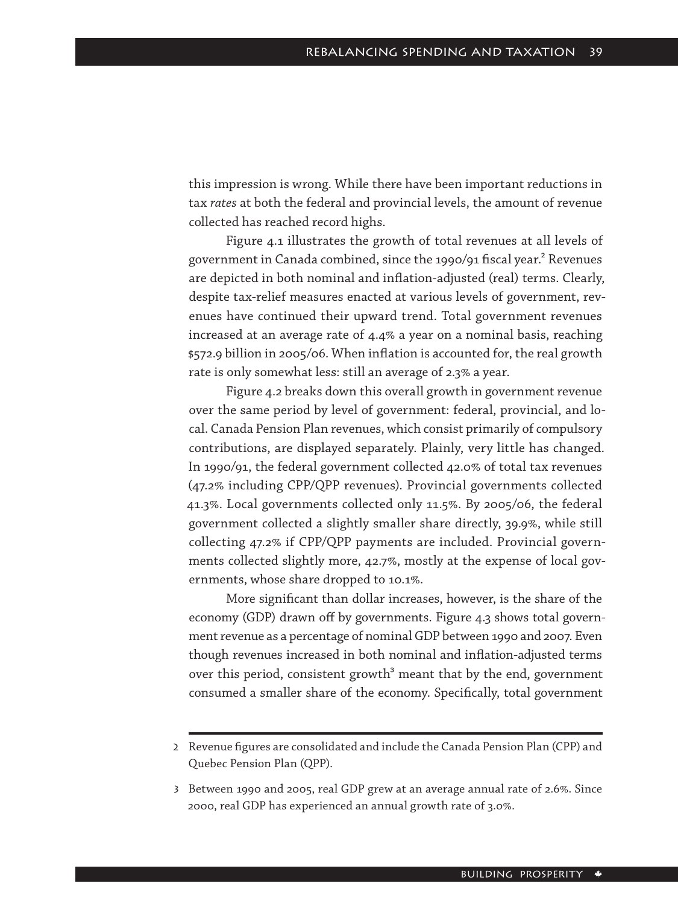this impression is wrong. While there have been important reductions in tax *rates* at both the federal and provincial levels, the amount of revenue collected has reached record highs.

Figure 4.1 illustrates the growth of total revenues at all levels of government in Canada combined, since the 1990/91 fiscal year.[2] Revenues are depicted in both nominal and inflation-adjusted (real) terms. Clearly, despite tax-relief measures enacted at various levels of government, revenues have continued their upward trend. Total government revenues increased at an average rate of 4.4% a year on a nominal basis, reaching $572.9 billion in 2005/06. When inflation is accounted for, the real growth rate is only somewhat less: still an average of 2.3% a year.

Figure 4.2 breaks down this overall growth in government revenue over the same period by level of government: federal, provincial, and local. Canada Pension Plan revenues, which consist primarily of compulsory contributions, are displayed separately. Plainly, very little has changed. In 1990/91, the federal government collected 42.0% of total tax revenues (47.2% including CPP/QPP revenues). Provincial governments collected 41.3%. Local governments collected only 11.5%. By 2005/06, the federal government collected a slightly smaller share directly, 39.9%, while still collecting 47.2% if CPP/QPP payments are included. Provincial governments collected slightly more, 42.7%, mostly at the expense of local governments, whose share dropped to 10.1%.

More significant than dollar increases, however, is the share of the economy (GDP) drawn off by governments. Figure 4.3 shows total government revenue as a percentage of nominal GDP between 1990 and 2007. Even though revenues increased in both nominal and inflation-adjusted terms over this period, consistent growth[3] meant that by the end, government consumed a smaller share of the economy. Specifically, total government

---

2 Revenue figures are consolidated and include the Canada Pension Plan (CPP) and Quebec Pension Plan (QPP).

3 Between 1990 and 2005, real GDP grew at an average annual rate of 2.6%. Since 2000, real GDP has experienced an annual growth rate of 3.0%.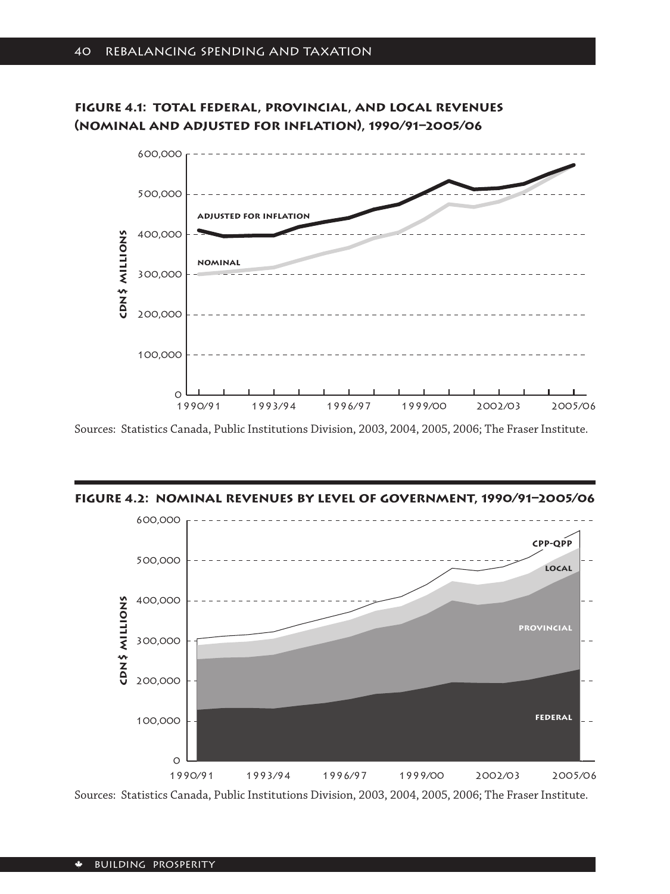**Figure 4.1: Total federal, provincial, and local revenues (nominal and adjusted for inflation), 1990/91–2005/06**

Sources: Statistics Canada, Public Institutions Division, 2003, 2004, 2005, 2006; The Fraser Institute.

**Figure 4.2: Nominal revenues by level of government, 1990/91–2005/06**

Sources: Statistics Canada, Public Institutions Division, 2003, 2004, 2005, 2006; The Fraser Institute.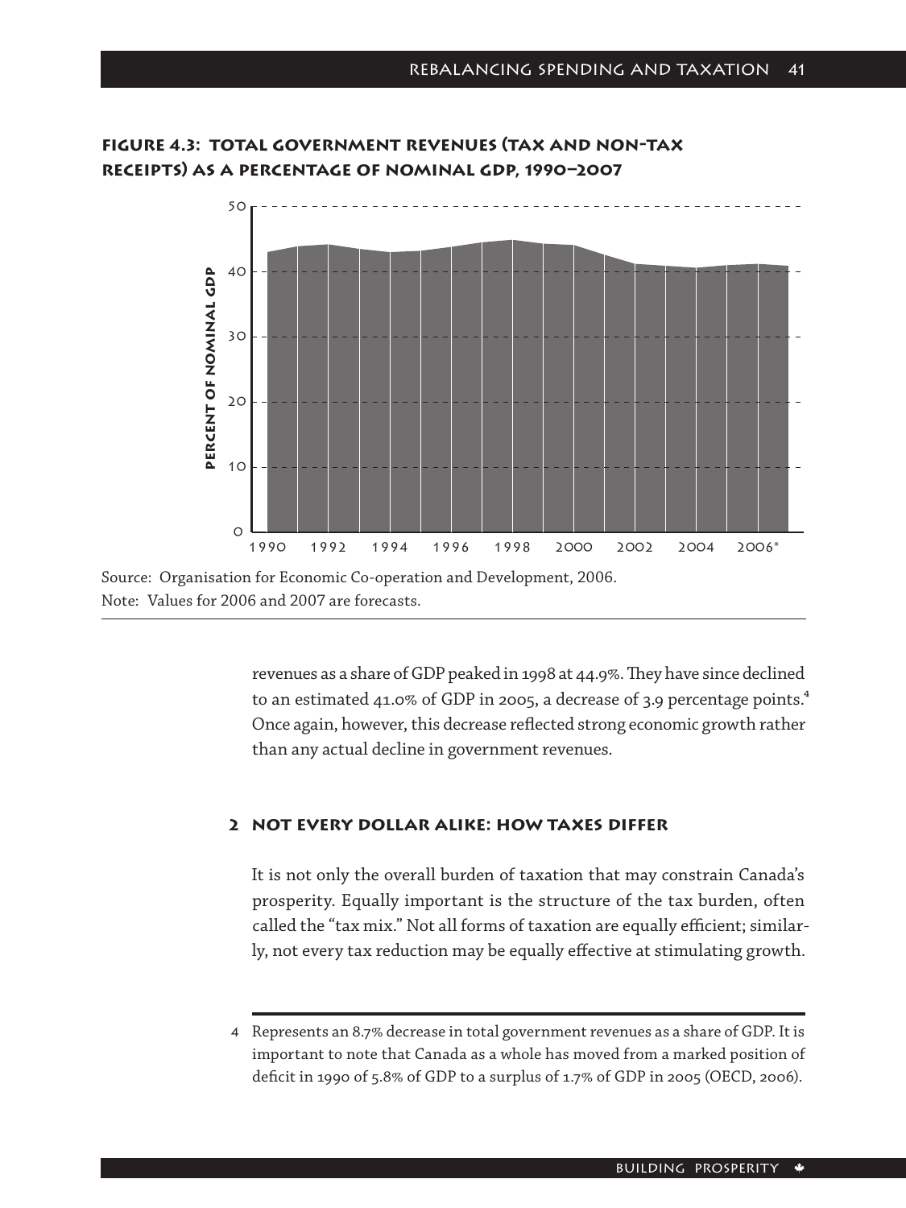**Figure 4.3: Total government revenues (tax and non-tax receipts) as a percentage of nominal GDP, 1990–2007**

Source: Organisation for Economic Co-operation and Development, 2006.
Note: Values for 2006 and 2007 are forecasts.

revenues as a share of GDP peaked in 1998 at 44.9%. They have since declined to an estimated 41.0% of GDP in 2005, a decrease of 3.9 percentage points.[4] Once again, however, this decrease reflected strong economic growth rather than any actual decline in government revenues.

## 2 Not every dollar alike: How taxes differ

It is not only the overall burden of taxation that may constrain Canada's prosperity. Equally important is the structure of the tax burden, often called the "tax mix." Not all forms of taxation are equally efficient; similarly, not every tax reduction may be equally effective at stimulating growth.

---

4 Represents an 8.7% decrease in total government revenues as a share of GDP. It is important to note that Canada as a whole has moved from a marked position of deficit in 1990 of 5.8% of GDP to a surplus of 1.7% of GDP in 2005 (OECD, 2006).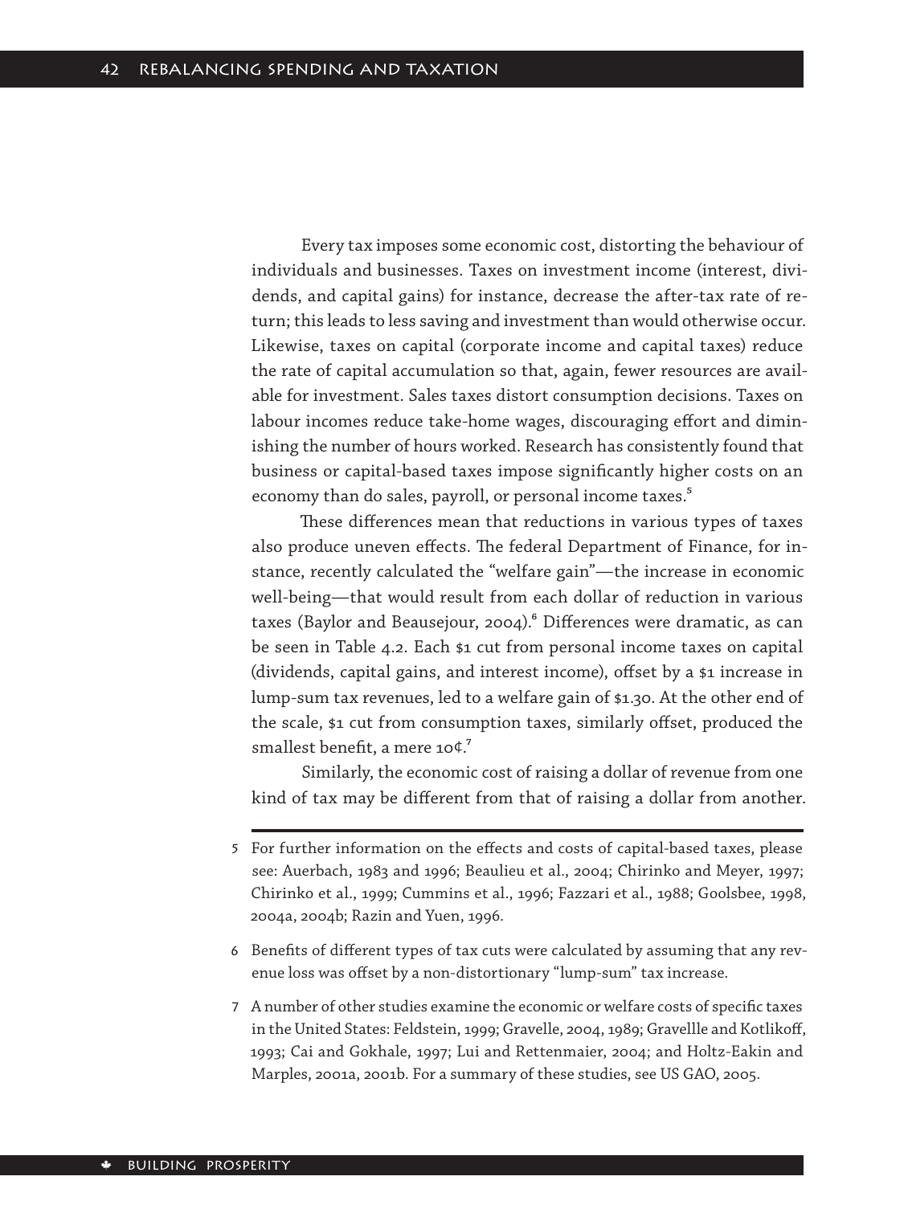Every tax imposes some economic cost, distorting the behaviour of individuals and businesses. Taxes on investment income (interest, dividends, and capital gains) for instance, decrease the after-tax rate of return; this leads to less saving and investment than would otherwise occur. Likewise, taxes on capital (corporate income and capital taxes) reduce the rate of capital accumulation so that, again, fewer resources are available for investment. Sales taxes distort consumption decisions. Taxes on labour incomes reduce take-home wages, discouraging effort and diminishing the number of hours worked. Research has consistently found that business or capital-based taxes impose significantly higher costs on an economy than do sales, payroll, or personal income taxes.[5]

These differences mean that reductions in various types of taxes also produce uneven effects. The federal Department of Finance, for instance, recently calculated the "welfare gain"—the increase in economic well-being—that would result from each dollar of reduction in various taxes (Baylor and Beausejour, 2004).[6] Differences were dramatic, as can be seen in Table 4.2. Each $1 cut from personal income taxes on capital (dividends, capital gains, and interest income), offset by a $1 increase in lump-sum tax revenues, led to a welfare gain of $1.30. At the other end of the scale, $1 cut from consumption taxes, similarly offset, produced the smallest benefit, a mere 10¢.[7]

Similarly, the economic cost of raising a dollar of revenue from one kind of tax may be different from that of raising a dollar from another.

---

5 For further information on the effects and costs of capital-based taxes, please see: Auerbach, 1983 and 1996; Beaulieu et al., 2004; Chirinko and Meyer, 1997; Chirinko et al., 1999; Cummins et al., 1996; Fazzari et al., 1988; Goolsbee, 1998, 2004a, 2004b; Razin and Yuen, 1996.

6 Benefits of different types of tax cuts were calculated by assuming that any revenue loss was offset by a non-distortionary "lump-sum" tax increase.

7 A number of other studies examine the economic or welfare costs of specific taxes in the United States: Feldstein, 1999; Gravelle, 2004, 1989; Gravellle and Kotlikoff, 1993; Cai and Gokhale, 1997; Lui and Rettenmaier, 2004; and Holtz-Eakin and Marples, 2001a, 2001b. For a summary of these studies, see US GAO, 2005.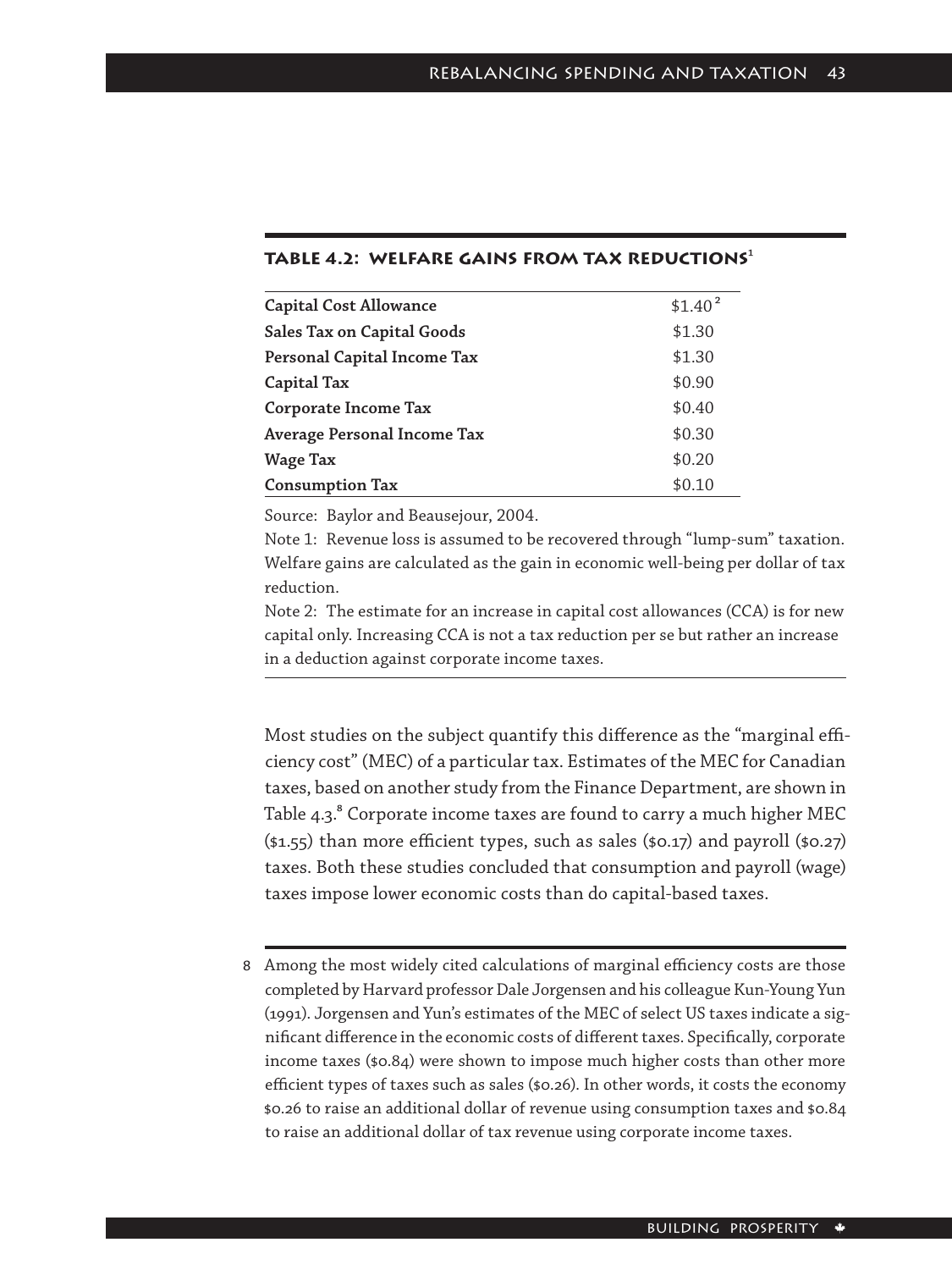### TABLE 4.2: WELFARE GAINS FROM TAX REDUCTIONS[1]

| | |
|---|---|
| **Capital Cost Allowance** | $1.40[2] |
| **Sales Tax on Capital Goods** | $1.30 |
| **Personal Capital Income Tax** | $1.30 |
| **Capital Tax** | $0.90 |
| **Corporate Income Tax** | $0.40 |
| **Average Personal Income Tax** | $0.30 |
| **Wage Tax** | $0.20 |
| **Consumption Tax** | $0.10 |

Source: Baylor and Beausejour, 2004.

Note 1: Revenue loss is assumed to be recovered through "lump-sum" taxation. Welfare gains are calculated as the gain in economic well-being per dollar of tax reduction.

Note 2: The estimate for an increase in capital cost allowances (CCA) is for new capital only. Increasing CCA is not a tax reduction per se but rather an increase in a deduction against corporate income taxes.

Most studies on the subject quantify this difference as the "marginal efficiency cost" (MEC) of a particular tax. Estimates of the MEC for Canadian taxes, based on another study from the Finance Department, are shown in Table 4.3.[8] Corporate income taxes are found to carry a much higher MEC ($1.55) than more efficient types, such as sales ($0.17) and payroll ($0.27) taxes. Both these studies concluded that consumption and payroll (wage) taxes impose lower economic costs than do capital-based taxes.

8 Among the most widely cited calculations of marginal efficiency costs are those completed by Harvard professor Dale Jorgensen and his colleague Kun-Young Yun (1991). Jorgensen and Yun's estimates of the MEC of select US taxes indicate a significant difference in the economic costs of different taxes. Specifically, corporate income taxes ($0.84) were shown to impose much higher costs than other more efficient types of taxes such as sales ($0.26). In other words, it costs the economy $0.26 to raise an additional dollar of revenue using consumption taxes and $0.84 to raise an additional dollar of tax revenue using corporate income taxes.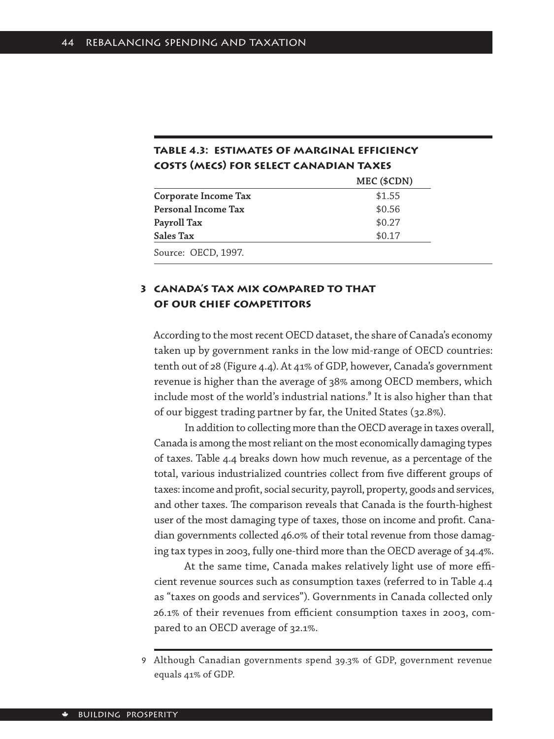**Table 4.3: Estimates of Marginal Efficiency Costs (MECs) for Select Canadian Taxes**

| | MEC ($CDN) |
|---|---|
| **Corporate Income Tax** | $1.55 |
| **Personal Income Tax** | $0.56 |
| **Payroll Tax** | $0.27 |
| **Sales Tax** | $0.17 |

Source: OECD, 1997.

## 3 Canada's tax mix compared to that of our chief competitors

According to the most recent OECD dataset, the share of Canada's economy taken up by government ranks in the low mid-range of OECD countries: tenth out of 28 (Figure 4.4). At 41% of GDP, however, Canada's government revenue is higher than the average of 38% among OECD members, which include most of the world's industrial nations.[9] It is also higher than that of our biggest trading partner by far, the United States (32.8%).

In addition to collecting more than the OECD average in taxes overall, Canada is among the most reliant on the most economically damaging types of taxes. Table 4.4 breaks down how much revenue, as a percentage of the total, various industrialized countries collect from five different groups of taxes: income and profit, social security, payroll, property, goods and services, and other taxes. The comparison reveals that Canada is the fourth-highest user of the most damaging type of taxes, those on income and profit. Canadian governments collected 46.0% of their total revenue from those damaging tax types in 2003, fully one-third more than the OECD average of 34.4%.

At the same time, Canada makes relatively light use of more efficient revenue sources such as consumption taxes (referred to in Table 4.4 as "taxes on goods and services"). Governments in Canada collected only 26.1% of their revenues from efficient consumption taxes in 2003, compared to an OECD average of 32.1%.

---

9 Although Canadian governments spend 39.3% of GDP, government revenue equals 41% of GDP.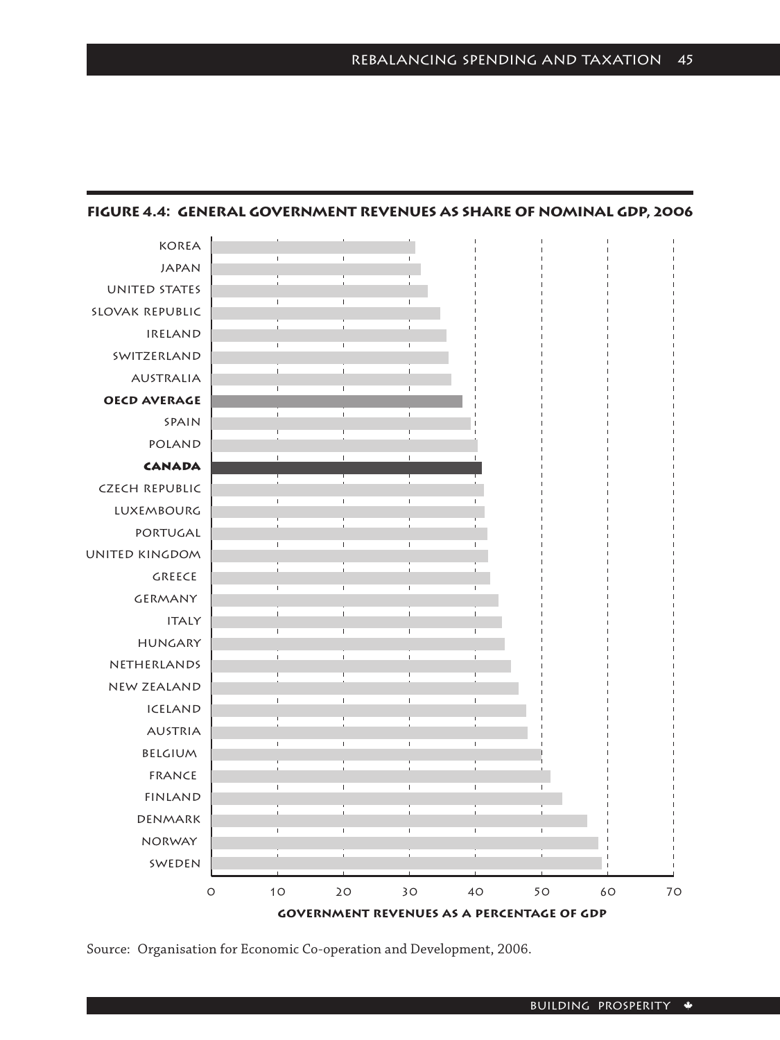**FIGURE 4.4: GENERAL GOVERNMENT REVENUES AS SHARE OF NOMINAL GDP, 2006**

KOREA
JAPAN
UNITED STATES
SLOVAK REPUBLIC
IRELAND
SWITZERLAND
AUSTRALIA
**OECD AVERAGE**
SPAIN
POLAND
**CANADA**
CZECH REPUBLIC
LUXEMBOURG
PORTUGAL
UNITED KINGDOM
GREECE
GERMANY
ITALY
HUNGARY
NETHERLANDS
NEW ZEALAND
ICELAND
AUSTRIA
BELGIUM
FRANCE
FINLAND
DENMARK
NORWAY
SWEDEN

0 10 20 30 40 50 60 70

**GOVERNMENT REVENUES AS A PERCENTAGE OF GDP**

Source: Organisation for Economic Co-operation and Development, 2006.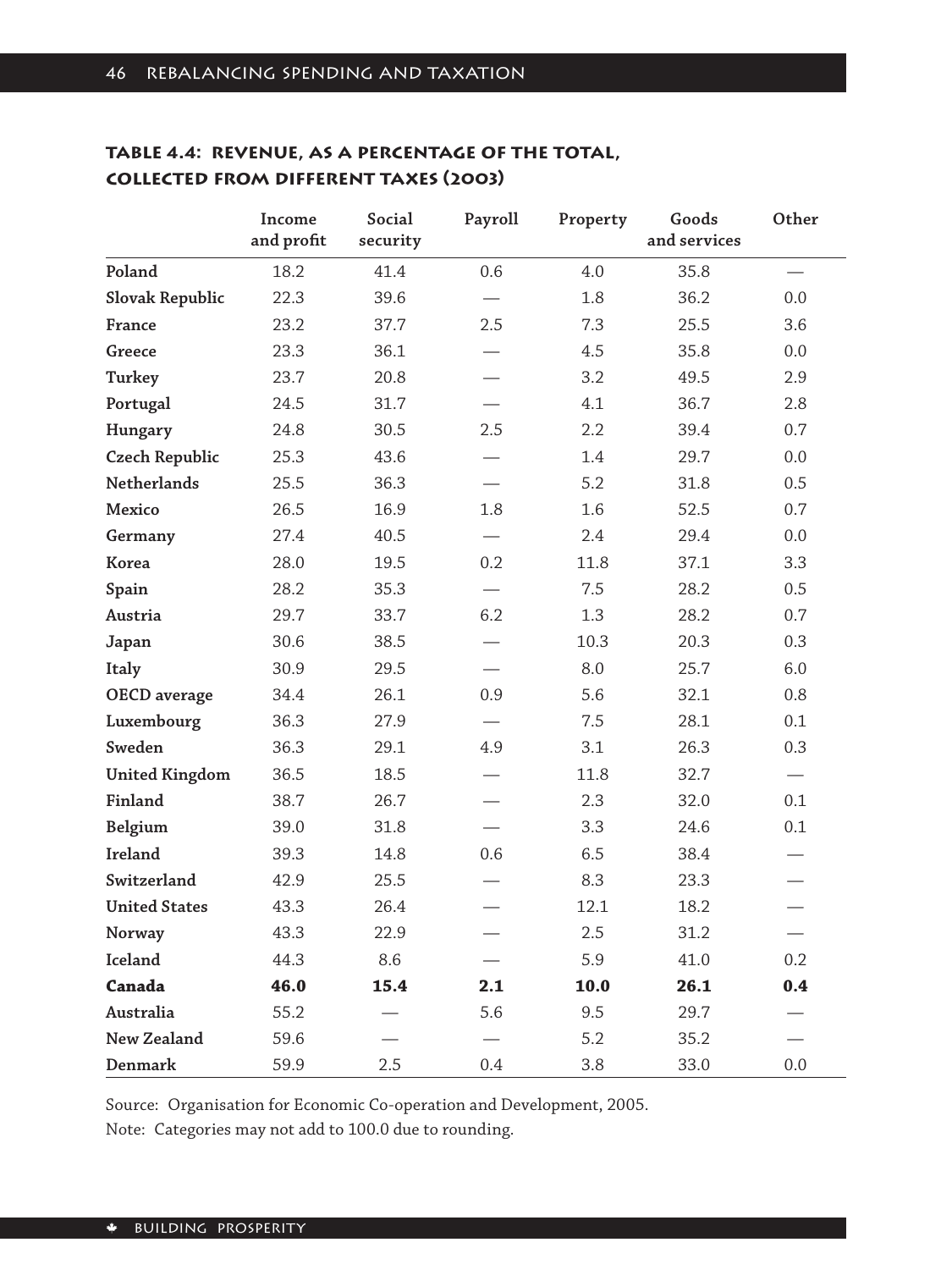### Table 4.4: Revenue, as a percentage of the total, collected from different taxes (2003)

| | Income and profit | Social security | Payroll | Property | Goods and services | Other |
|---|---|---|---|---|---|---|
| Poland | 18.2 | 41.4 | 0.6 | 4.0 | 35.8 | — |
| Slovak Republic | 22.3 | 39.6 | — | 1.8 | 36.2 | 0.0 |
| France | 23.2 | 37.7 | 2.5 | 7.3 | 25.5 | 3.6 |
| Greece | 23.3 | 36.1 | — | 4.5 | 35.8 | 0.0 |
| Turkey | 23.7 | 20.8 | — | 3.2 | 49.5 | 2.9 |
| Portugal | 24.5 | 31.7 | — | 4.1 | 36.7 | 2.8 |
| Hungary | 24.8 | 30.5 | 2.5 | 2.2 | 39.4 | 0.7 |
| Czech Republic | 25.3 | 43.6 | — | 1.4 | 29.7 | 0.0 |
| Netherlands | 25.5 | 36.3 | — | 5.2 | 31.8 | 0.5 |
| Mexico | 26.5 | 16.9 | 1.8 | 1.6 | 52.5 | 0.7 |
| Germany | 27.4 | 40.5 | — | 2.4 | 29.4 | 0.0 |
| Korea | 28.0 | 19.5 | 0.2 | 11.8 | 37.1 | 3.3 |
| Spain | 28.2 | 35.3 | — | 7.5 | 28.2 | 0.5 |
| Austria | 29.7 | 33.7 | 6.2 | 1.3 | 28.2 | 0.7 |
| Japan | 30.6 | 38.5 | — | 10.3 | 20.3 | 0.3 |
| Italy | 30.9 | 29.5 | — | 8.0 | 25.7 | 6.0 |
| OECD average | 34.4 | 26.1 | 0.9 | 5.6 | 32.1 | 0.8 |
| Luxembourg | 36.3 | 27.9 | — | 7.5 | 28.1 | 0.1 |
| Sweden | 36.3 | 29.1 | 4.9 | 3.1 | 26.3 | 0.3 |
| United Kingdom | 36.5 | 18.5 | — | 11.8 | 32.7 | — |
| Finland | 38.7 | 26.7 | — | 2.3 | 32.0 | 0.1 |
| Belgium | 39.0 | 31.8 | — | 3.3 | 24.6 | 0.1 |
| Ireland | 39.3 | 14.8 | 0.6 | 6.5 | 38.4 | — |
| Switzerland | 42.9 | 25.5 | — | 8.3 | 23.3 | — |
| United States | 43.3 | 26.4 | — | 12.1 | 18.2 | — |
| Norway | 43.3 | 22.9 | — | 2.5 | 31.2 | — |
| Iceland | 44.3 | 8.6 | — | 5.9 | 41.0 | 0.2 |
| **Canada** | **46.0** | **15.4** | **2.1** | **10.0** | **26.1** | **0.4** |
| Australia | 55.2 | — | 5.6 | 9.5 | 29.7 | — |
| New Zealand | 59.6 | — | — | 5.2 | 35.2 | — |
| Denmark | 59.9 | 2.5 | 0.4 | 3.8 | 33.0 | 0.0 |

Source: Organisation for Economic Co-operation and Development, 2005.

Note: Categories may not add to 100.0 due to rounding.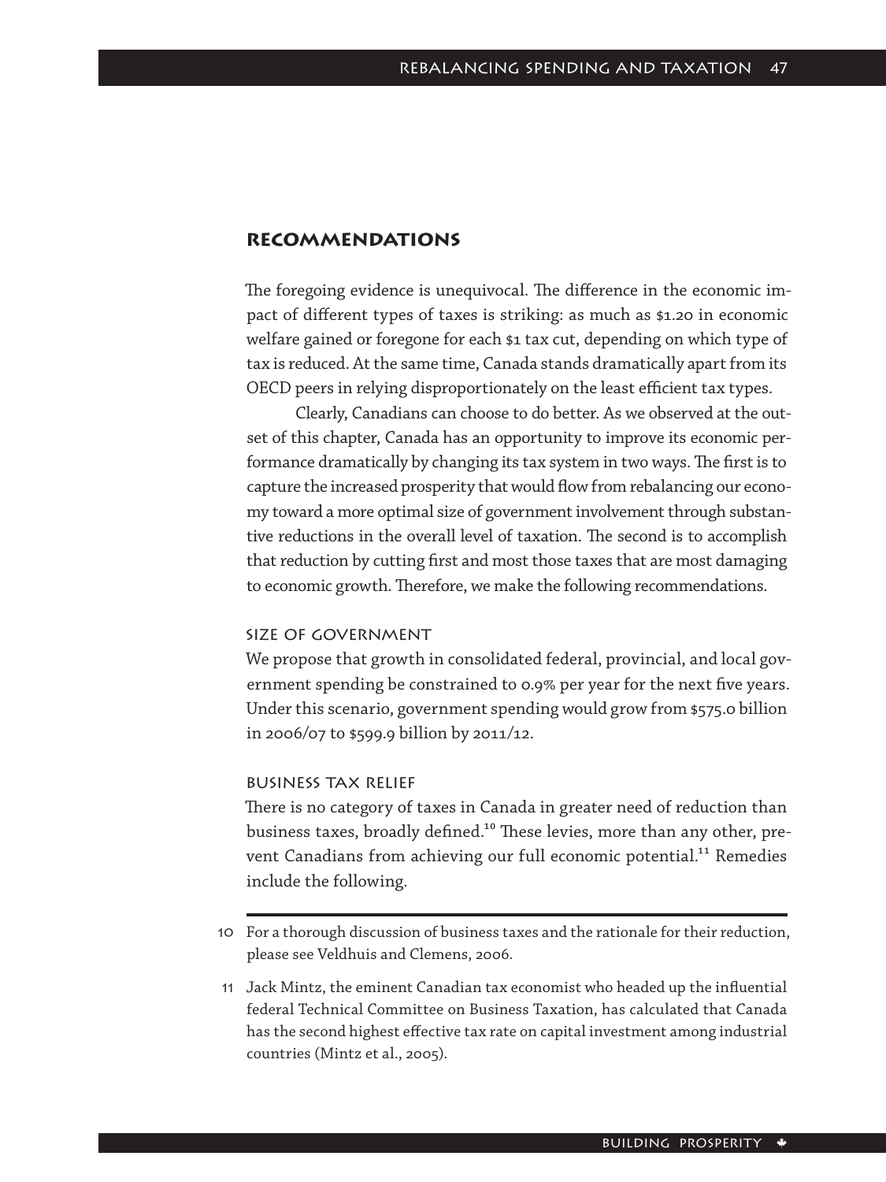## Recommendations

The foregoing evidence is unequivocal. The difference in the economic impact of different types of taxes is striking: as much as $1.20 in economic welfare gained or foregone for each $1 tax cut, depending on which type of tax is reduced. At the same time, Canada stands dramatically apart from its OECD peers in relying disproportionately on the least efficient tax types.

Clearly, Canadians can choose to do better. As we observed at the outset of this chapter, Canada has an opportunity to improve its economic performance dramatically by changing its tax system in two ways. The first is to capture the increased prosperity that would flow from rebalancing our economy toward a more optimal size of government involvement through substantive reductions in the overall level of taxation. The second is to accomplish that reduction by cutting first and most those taxes that are most damaging to economic growth. Therefore, we make the following recommendations.

### Size of government

We propose that growth in consolidated federal, provincial, and local government spending be constrained to 0.9% per year for the next five years. Under this scenario, government spending would grow from $575.0 billion in 2006/07 to $599.9 billion by 2011/12.

### Business tax relief

There is no category of taxes in Canada in greater need of reduction than business taxes, broadly defined.[10] These levies, more than any other, prevent Canadians from achieving our full economic potential.[11] Remedies include the following.

---

10 For a thorough discussion of business taxes and the rationale for their reduction, please see Veldhuis and Clemens, 2006.

11 Jack Mintz, the eminent Canadian tax economist who headed up the influential federal Technical Committee on Business Taxation, has calculated that Canada has the second highest effective tax rate on capital investment among industrial countries (Mintz et al., 2005).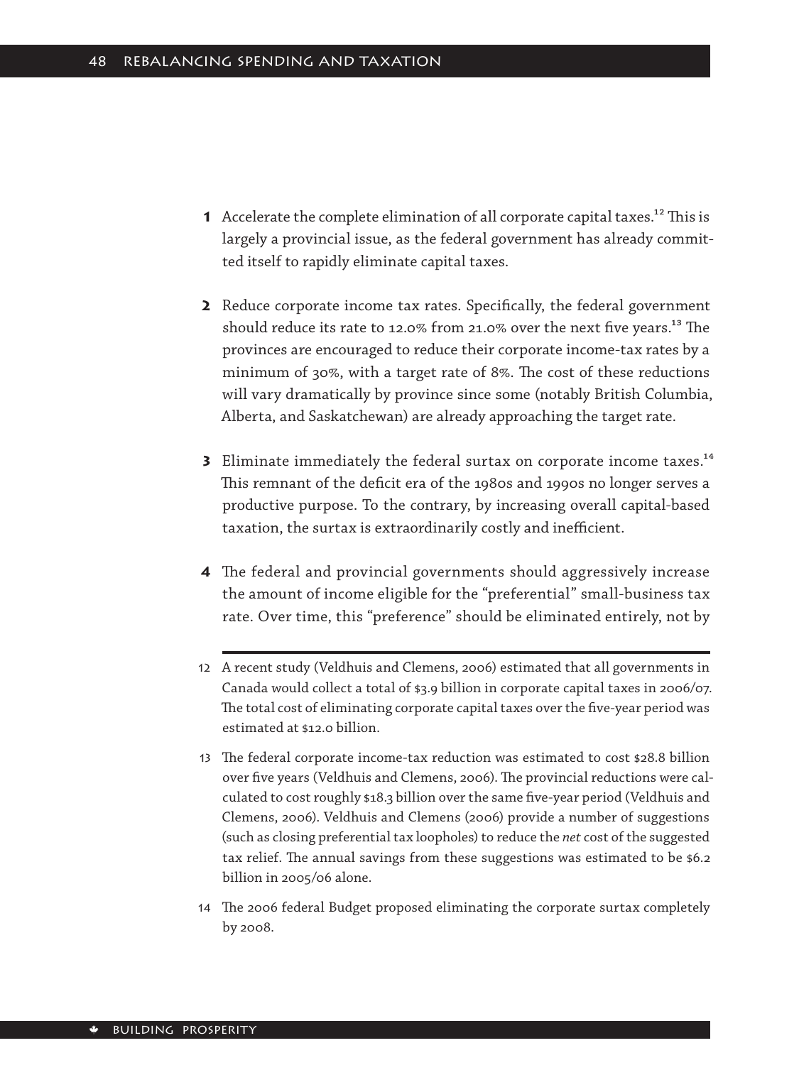1. Accelerate the complete elimination of all corporate capital taxes.[12] This is largely a provincial issue, as the federal government has already committed itself to rapidly eliminate capital taxes.

2. Reduce corporate income tax rates. Specifically, the federal government should reduce its rate to 12.0% from 21.0% over the next five years.[13] The provinces are encouraged to reduce their corporate income-tax rates by a minimum of 30%, with a target rate of 8%. The cost of these reductions will vary dramatically by province since some (notably British Columbia, Alberta, and Saskatchewan) are already approaching the target rate.

3. Eliminate immediately the federal surtax on corporate income taxes.[14] This remnant of the deficit era of the 1980s and 1990s no longer serves a productive purpose. To the contrary, by increasing overall capital-based taxation, the surtax is extraordinarily costly and inefficient.

4. The federal and provincial governments should aggressively increase the amount of income eligible for the "preferential" small-business tax rate. Over time, this "preference" should be eliminated entirely, not by

---

12 A recent study (Veldhuis and Clemens, 2006) estimated that all governments in Canada would collect a total of $3.9 billion in corporate capital taxes in 2006/07. The total cost of eliminating corporate capital taxes over the five-year period was estimated at $12.0 billion.

13 The federal corporate income-tax reduction was estimated to cost $28.8 billion over five years (Veldhuis and Clemens, 2006). The provincial reductions were calculated to cost roughly $18.3 billion over the same five-year period (Veldhuis and Clemens, 2006). Veldhuis and Clemens (2006) provide a number of suggestions (such as closing preferential tax loopholes) to reduce the *net* cost of the suggested tax relief. The annual savings from these suggestions was estimated to be $6.2 billion in 2005/06 alone.

14 The 2006 federal Budget proposed eliminating the corporate surtax completely by 2008.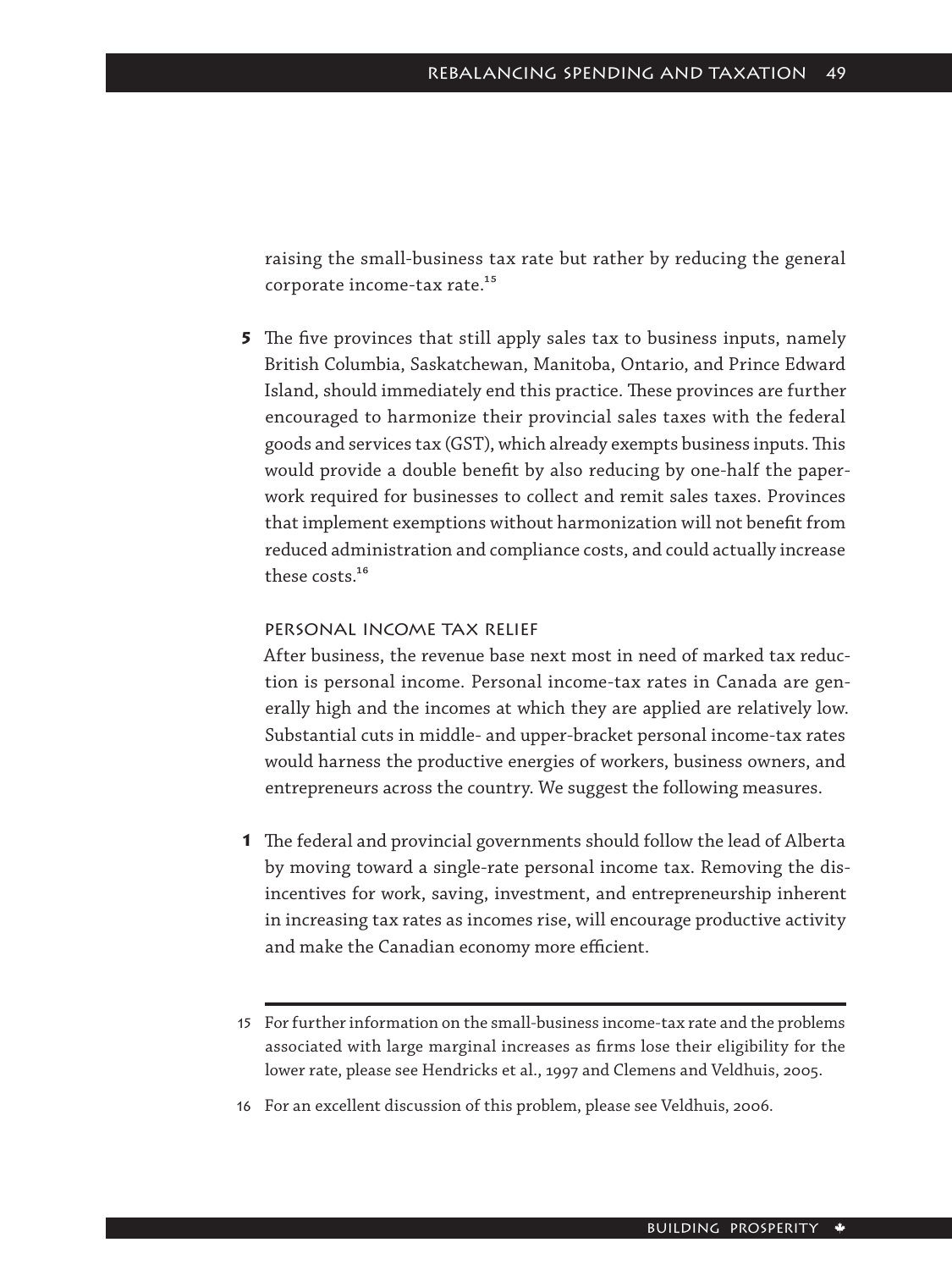raising the small-business tax rate but rather by reducing the general corporate income-tax rate.[15]

**5** The five provinces that still apply sales tax to business inputs, namely British Columbia, Saskatchewan, Manitoba, Ontario, and Prince Edward Island, should immediately end this practice. These provinces are further encouraged to harmonize their provincial sales taxes with the federal goods and services tax (GST), which already exempts business inputs. This would provide a double benefit by also reducing by one-half the paperwork required for businesses to collect and remit sales taxes. Provinces that implement exemptions without harmonization will not benefit from reduced administration and compliance costs, and could actually increase these costs.[16]

### Personal income tax relief

After business, the revenue base next most in need of marked tax reduction is personal income. Personal income-tax rates in Canada are generally high and the incomes at which they are applied are relatively low. Substantial cuts in middle- and upper-bracket personal income-tax rates would harness the productive energies of workers, business owners, and entrepreneurs across the country. We suggest the following measures.

**1** The federal and provincial governments should follow the lead of Alberta by moving toward a single-rate personal income tax. Removing the disincentives for work, saving, investment, and entrepreneurship inherent in increasing tax rates as incomes rise, will encourage productive activity and make the Canadian economy more efficient.

---

15 For further information on the small-business income-tax rate and the problems associated with large marginal increases as firms lose their eligibility for the lower rate, please see Hendricks et al., 1997 and Clemens and Veldhuis, 2005.

16 For an excellent discussion of this problem, please see Veldhuis, 2006.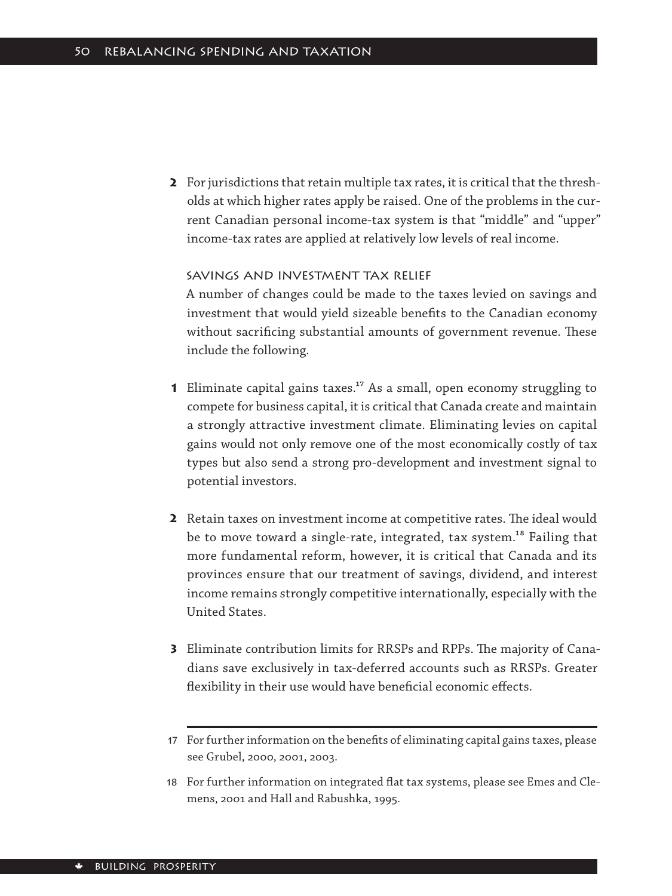2. For jurisdictions that retain multiple tax rates, it is critical that the thresholds at which higher rates apply be raised. One of the problems in the current Canadian personal income-tax system is that "middle" and "upper" income-tax rates are applied at relatively low levels of real income.

### Savings and investment tax relief

A number of changes could be made to the taxes levied on savings and investment that would yield sizeable benefits to the Canadian economy without sacrificing substantial amounts of government revenue. These include the following.

1. Eliminate capital gains taxes.[17] As a small, open economy struggling to compete for business capital, it is critical that Canada create and maintain a strongly attractive investment climate. Eliminating levies on capital gains would not only remove one of the most economically costly of tax types but also send a strong pro-development and investment signal to potential investors.

2. Retain taxes on investment income at competitive rates. The ideal would be to move toward a single-rate, integrated, tax system.[18] Failing that more fundamental reform, however, it is critical that Canada and its provinces ensure that our treatment of savings, dividend, and interest income remains strongly competitive internationally, especially with the United States.

3. Eliminate contribution limits for RRSPs and RPPs. The majority of Canadians save exclusively in tax-deferred accounts such as RRSPs. Greater flexibility in their use would have beneficial economic effects.

---

17 For further information on the benefits of eliminating capital gains taxes, please see Grubel, 2000, 2001, 2003.

18 For further information on integrated flat tax systems, please see Emes and Clemens, 2001 and Hall and Rabushka, 1995.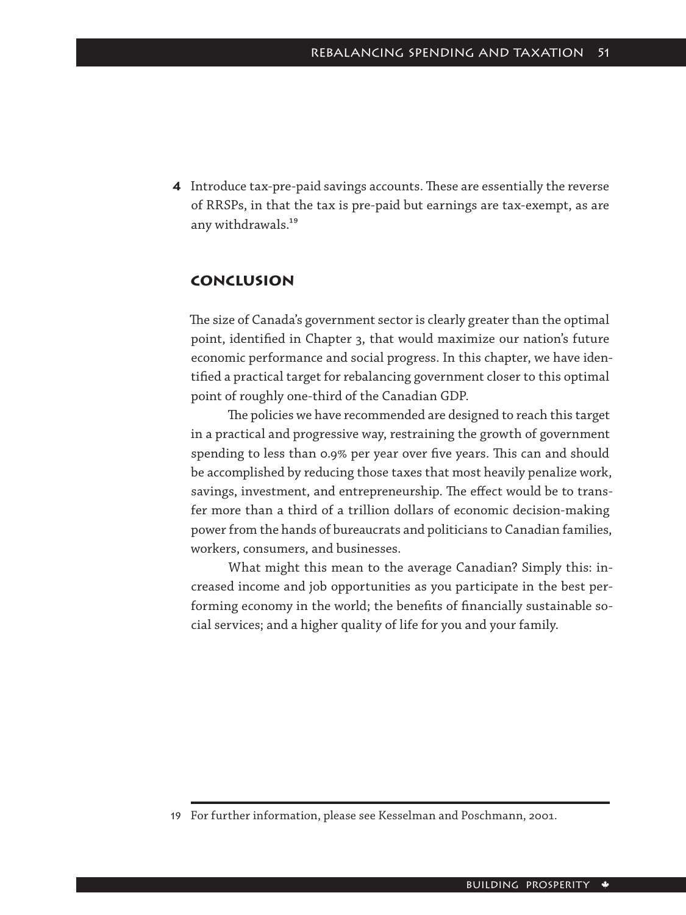**4** Introduce tax-pre-paid savings accounts. These are essentially the reverse of RRSPs, in that the tax is pre-paid but earnings are tax-exempt, as are any withdrawals.[19]

## Conclusion

The size of Canada's government sector is clearly greater than the optimal point, identified in Chapter 3, that would maximize our nation's future economic performance and social progress. In this chapter, we have identified a practical target for rebalancing government closer to this optimal point of roughly one-third of the Canadian GDP.

The policies we have recommended are designed to reach this target in a practical and progressive way, restraining the growth of government spending to less than 0.9% per year over five years. This can and should be accomplished by reducing those taxes that most heavily penalize work, savings, investment, and entrepreneurship. The effect would be to transfer more than a third of a trillion dollars of economic decision-making power from the hands of bureaucrats and politicians to Canadian families, workers, consumers, and businesses.

What might this mean to the average Canadian? Simply this: increased income and job opportunities as you participate in the best performing economy in the world; the benefits of financially sustainable social services; and a higher quality of life for you and your family.

---

19 For further information, please see Kesselman and Poschmann, 2001.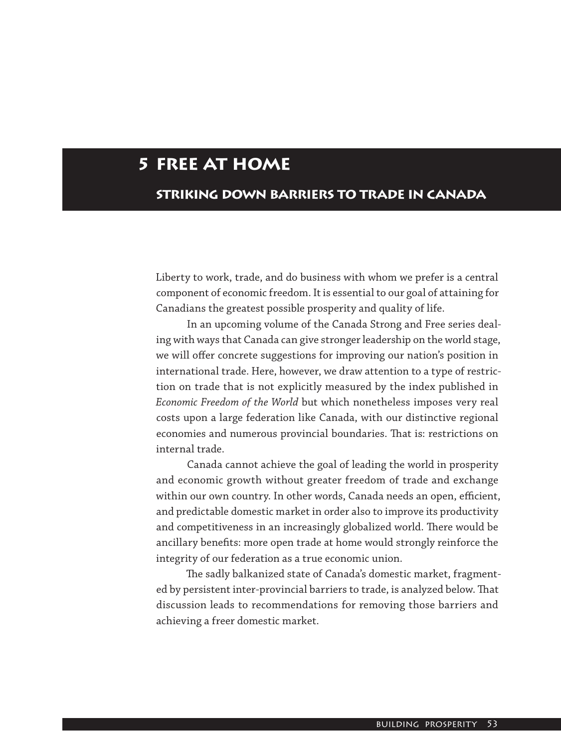# 5 FREE AT HOME

## STRIKING DOWN BARRIERS TO TRADE IN CANADA

Liberty to work, trade, and do business with whom we prefer is a central component of economic freedom. It is essential to our goal of attaining for Canadians the greatest possible prosperity and quality of life.

In an upcoming volume of the Canada Strong and Free series dealing with ways that Canada can give stronger leadership on the world stage, we will offer concrete suggestions for improving our nation's position in international trade. Here, however, we draw attention to a type of restriction on trade that is not explicitly measured by the index published in *Economic Freedom of the World* but which nonetheless imposes very real costs upon a large federation like Canada, with our distinctive regional economies and numerous provincial boundaries. That is: restrictions on internal trade.

Canada cannot achieve the goal of leading the world in prosperity and economic growth without greater freedom of trade and exchange within our own country. In other words, Canada needs an open, efficient, and predictable domestic market in order also to improve its productivity and competitiveness in an increasingly globalized world. There would be ancillary benefits: more open trade at home would strongly reinforce the integrity of our federation as a true economic union.

The sadly balkanized state of Canada's domestic market, fragmented by persistent inter-provincial barriers to trade, is analyzed below. That discussion leads to recommendations for removing those barriers and achieving a freer domestic market.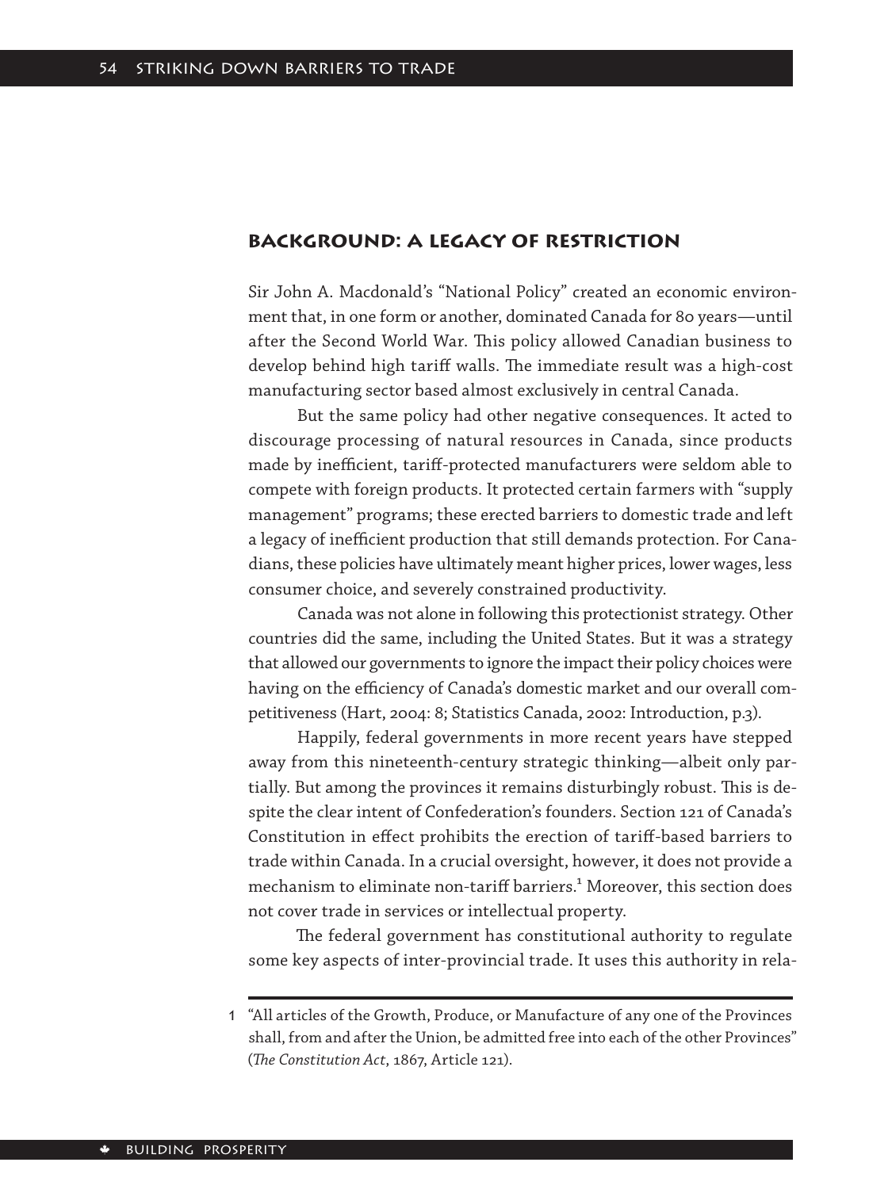## BACKGROUND: A LEGACY OF RESTRICTION

Sir John A. Macdonald's "National Policy" created an economic environment that, in one form or another, dominated Canada for 80 years—until after the Second World War. This policy allowed Canadian business to develop behind high tariff walls. The immediate result was a high-cost manufacturing sector based almost exclusively in central Canada.

But the same policy had other negative consequences. It acted to discourage processing of natural resources in Canada, since products made by inefficient, tariff-protected manufacturers were seldom able to compete with foreign products. It protected certain farmers with "supply management" programs; these erected barriers to domestic trade and left a legacy of inefficient production that still demands protection. For Canadians, these policies have ultimately meant higher prices, lower wages, less consumer choice, and severely constrained productivity.

Canada was not alone in following this protectionist strategy. Other countries did the same, including the United States. But it was a strategy that allowed our governments to ignore the impact their policy choices were having on the efficiency of Canada's domestic market and our overall competitiveness (Hart, 2004: 8; Statistics Canada, 2002: Introduction, p.3).

Happily, federal governments in more recent years have stepped away from this nineteenth-century strategic thinking—albeit only partially. But among the provinces it remains disturbingly robust. This is despite the clear intent of Confederation's founders. Section 121 of Canada's Constitution in effect prohibits the erection of tariff-based barriers to trade within Canada. In a crucial oversight, however, it does not provide a mechanism to eliminate non-tariff barriers.[1] Moreover, this section does not cover trade in services or intellectual property.

The federal government has constitutional authority to regulate some key aspects of inter-provincial trade. It uses this authority in rela-

1 "All articles of the Growth, Produce, or Manufacture of any one of the Provinces shall, from and after the Union, be admitted free into each of the other Provinces" (*The Constitution Act*, 1867, Article 121).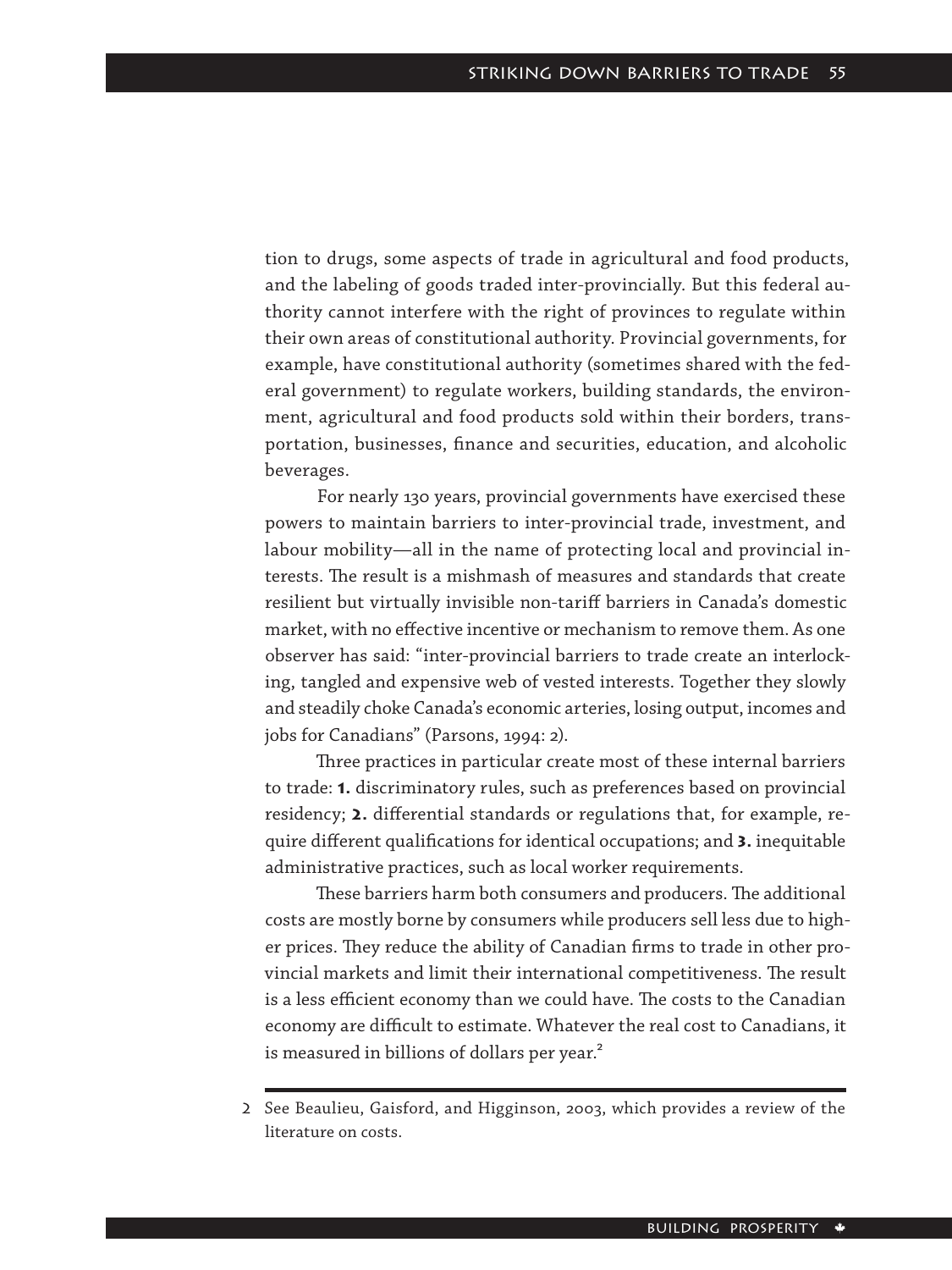tion to drugs, some aspects of trade in agricultural and food products, and the labeling of goods traded inter-provincially. But this federal authority cannot interfere with the right of provinces to regulate within their own areas of constitutional authority. Provincial governments, for example, have constitutional authority (sometimes shared with the federal government) to regulate workers, building standards, the environment, agricultural and food products sold within their borders, transportation, businesses, finance and securities, education, and alcoholic beverages.

For nearly 130 years, provincial governments have exercised these powers to maintain barriers to inter-provincial trade, investment, and labour mobility—all in the name of protecting local and provincial interests. The result is a mishmash of measures and standards that create resilient but virtually invisible non-tariff barriers in Canada's domestic market, with no effective incentive or mechanism to remove them. As one observer has said: "inter-provincial barriers to trade create an interlocking, tangled and expensive web of vested interests. Together they slowly and steadily choke Canada's economic arteries, losing output, incomes and jobs for Canadians" (Parsons, 1994: 2).

Three practices in particular create most of these internal barriers to trade: **1.** discriminatory rules, such as preferences based on provincial residency; **2.** differential standards or regulations that, for example, require different qualifications for identical occupations; and **3.** inequitable administrative practices, such as local worker requirements.

These barriers harm both consumers and producers. The additional costs are mostly borne by consumers while producers sell less due to higher prices. They reduce the ability of Canadian firms to trade in other provincial markets and limit their international competitiveness. The result is a less efficient economy than we could have. The costs to the Canadian economy are difficult to estimate. Whatever the real cost to Canadians, it is measured in billions of dollars per year.[2]

---

2 See Beaulieu, Gaisford, and Higginson, 2003, which provides a review of the literature on costs.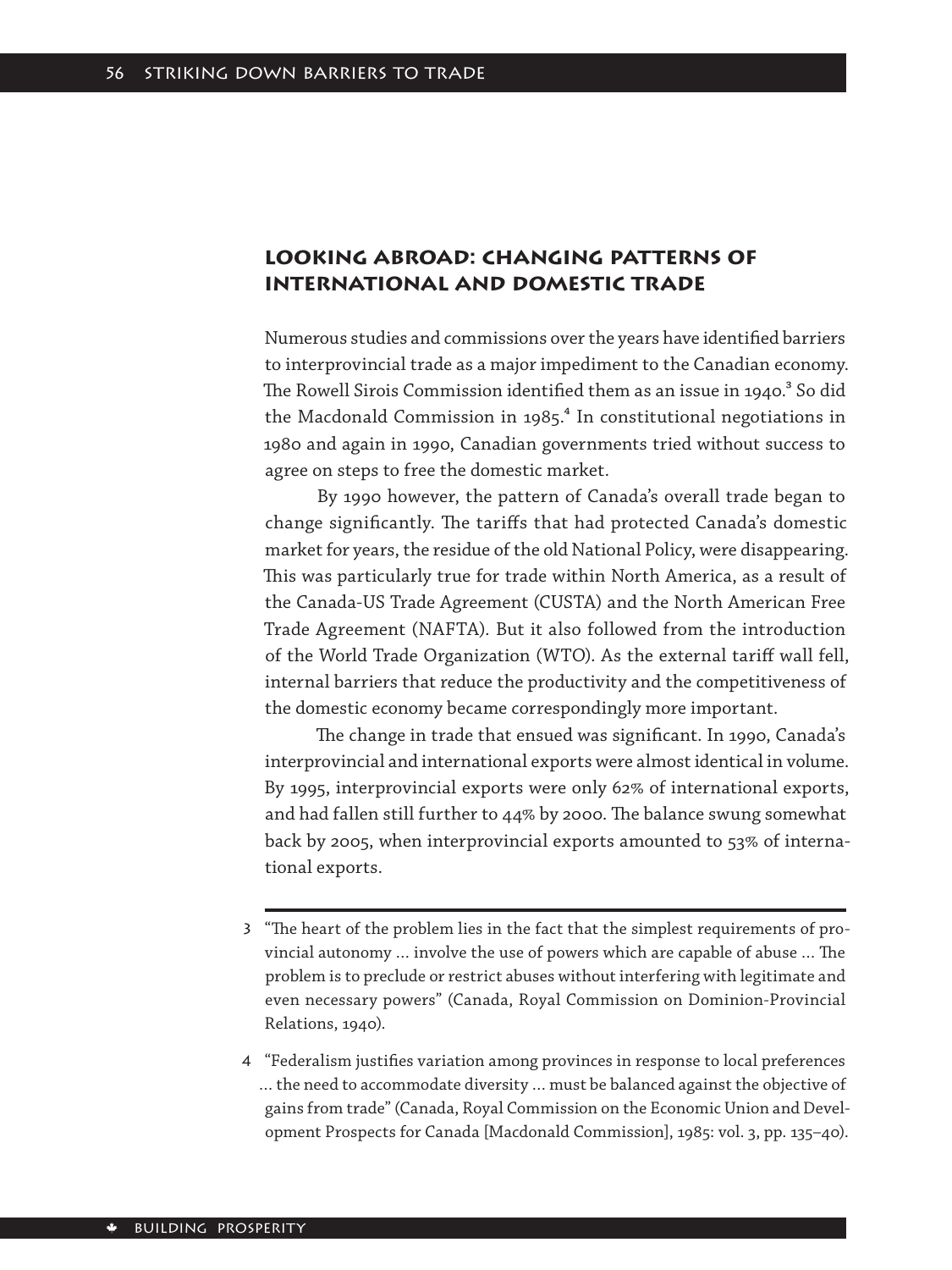## LOOKING ABROAD: CHANGING PATTERNS OF INTERNATIONAL AND DOMESTIC TRADE

Numerous studies and commissions over the years have identified barriers to interprovincial trade as a major impediment to the Canadian economy. The Rowell Sirois Commission identified them as an issue in 1940.[3] So did the Macdonald Commission in 1985.[4] In constitutional negotiations in 1980 and again in 1990, Canadian governments tried without success to agree on steps to free the domestic market.

By 1990 however, the pattern of Canada's overall trade began to change significantly. The tariffs that had protected Canada's domestic market for years, the residue of the old National Policy, were disappearing. This was particularly true for trade within North America, as a result of the Canada-US Trade Agreement (CUSTA) and the North American Free Trade Agreement (NAFTA). But it also followed from the introduction of the World Trade Organization (WTO). As the external tariff wall fell, internal barriers that reduce the productivity and the competitiveness of the domestic economy became correspondingly more important.

The change in trade that ensued was significant. In 1990, Canada's interprovincial and international exports were almost identical in volume. By 1995, interprovincial exports were only 62% of international exports, and had fallen still further to 44% by 2000. The balance swung somewhat back by 2005, when interprovincial exports amounted to 53% of international exports.

---

3 "The heart of the problem lies in the fact that the simplest requirements of provincial autonomy ... involve the use of powers which are capable of abuse ... The problem is to preclude or restrict abuses without interfering with legitimate and even necessary powers" (Canada, Royal Commission on Dominion-Provincial Relations, 1940).

4 "Federalism justifies variation among provinces in response to local preferences ... the need to accommodate diversity ... must be balanced against the objective of gains from trade" (Canada, Royal Commission on the Economic Union and Development Prospects for Canada [Macdonald Commission], 1985: vol. 3, pp. 135–40).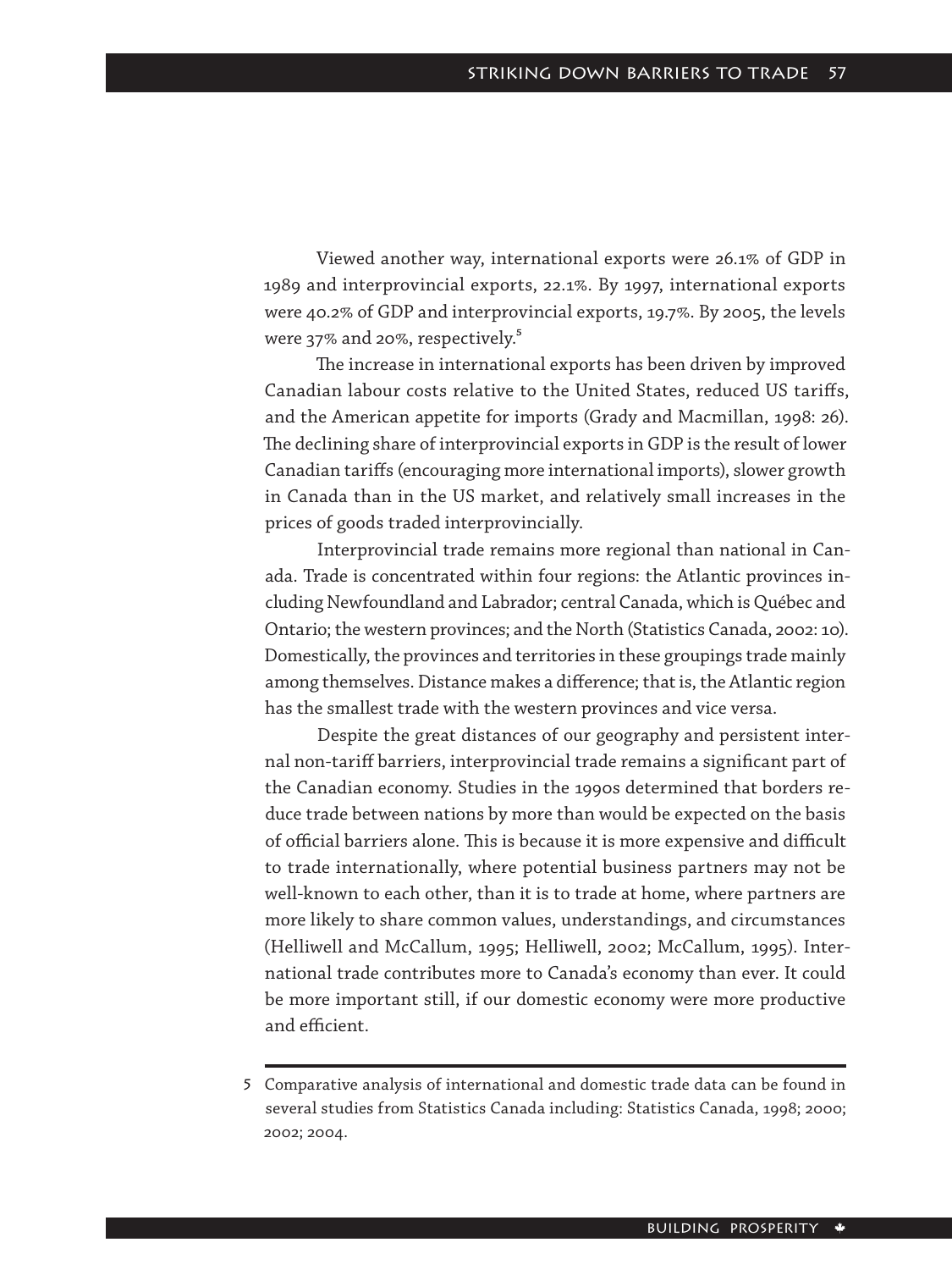Viewed another way, international exports were 26.1% of GDP in 1989 and interprovincial exports, 22.1%. By 1997, international exports were 40.2% of GDP and interprovincial exports, 19.7%. By 2005, the levels were 37% and 20%, respectively.[5]

The increase in international exports has been driven by improved Canadian labour costs relative to the United States, reduced US tariffs, and the American appetite for imports (Grady and Macmillan, 1998: 26). The declining share of interprovincial exports in GDP is the result of lower Canadian tariffs (encouraging more international imports), slower growth in Canada than in the US market, and relatively small increases in the prices of goods traded interprovincially.

Interprovincial trade remains more regional than national in Canada. Trade is concentrated within four regions: the Atlantic provinces including Newfoundland and Labrador; central Canada, which is Québec and Ontario; the western provinces; and the North (Statistics Canada, 2002: 10). Domestically, the provinces and territories in these groupings trade mainly among themselves. Distance makes a difference; that is, the Atlantic region has the smallest trade with the western provinces and vice versa.

Despite the great distances of our geography and persistent internal non-tariff barriers, interprovincial trade remains a significant part of the Canadian economy. Studies in the 1990s determined that borders reduce trade between nations by more than would be expected on the basis of official barriers alone. This is because it is more expensive and difficult to trade internationally, where potential business partners may not be well-known to each other, than it is to trade at home, where partners are more likely to share common values, understandings, and circumstances (Helliwell and McCallum, 1995; Helliwell, 2002; McCallum, 1995). International trade contributes more to Canada's economy than ever. It could be more important still, if our domestic economy were more productive and efficient.

---

5 Comparative analysis of international and domestic trade data can be found in several studies from Statistics Canada including: Statistics Canada, 1998; 2000; 2002; 2004.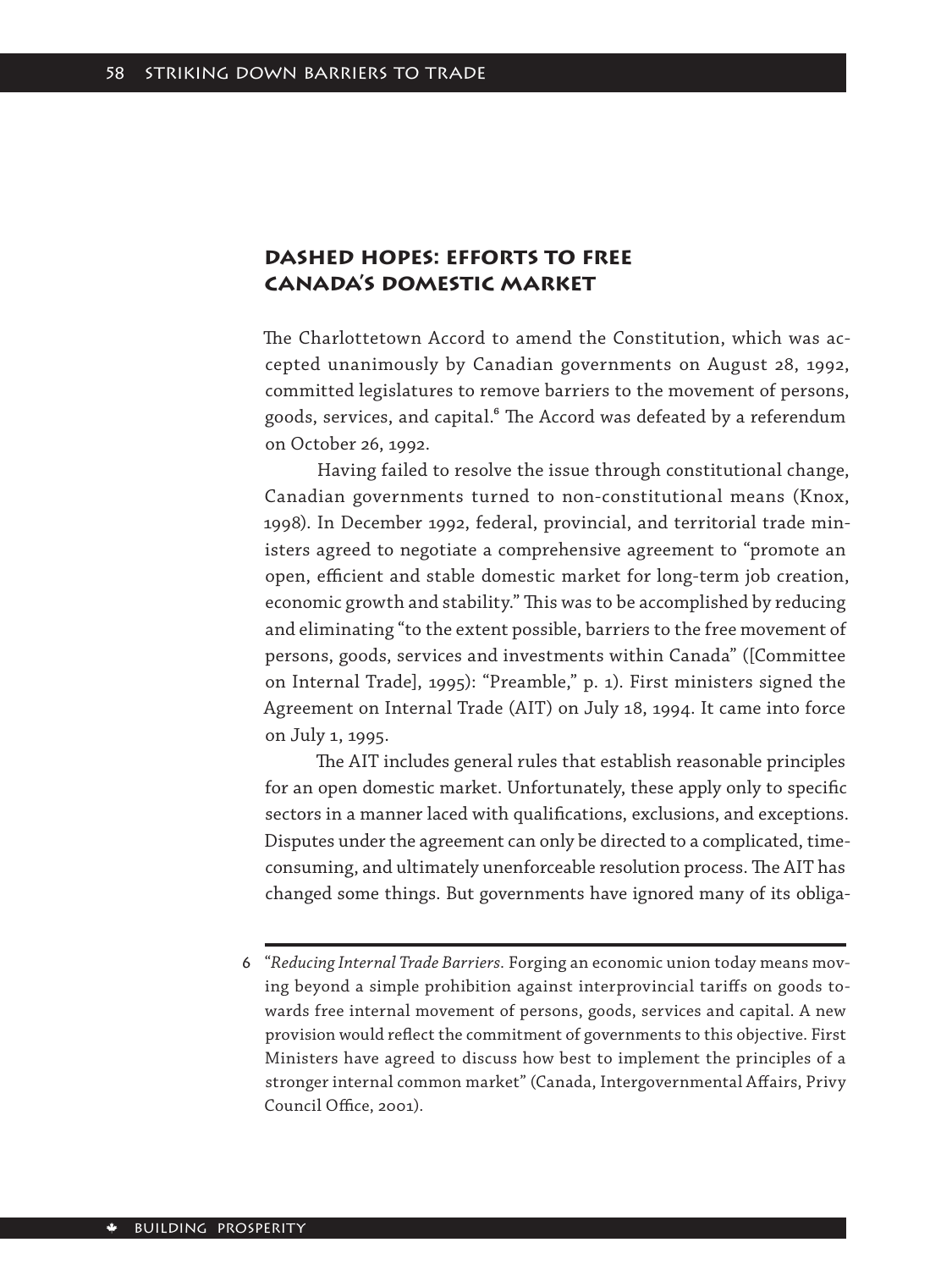## DASHED HOPES: EFFORTS TO FREE CANADA'S DOMESTIC MARKET

The Charlottetown Accord to amend the Constitution, which was accepted unanimously by Canadian governments on August 28, 1992, committed legislatures to remove barriers to the movement of persons, goods, services, and capital.[6] The Accord was defeated by a referendum on October 26, 1992.

Having failed to resolve the issue through constitutional change, Canadian governments turned to non-constitutional means (Knox, 1998). In December 1992, federal, provincial, and territorial trade ministers agreed to negotiate a comprehensive agreement to "promote an open, efficient and stable domestic market for long-term job creation, economic growth and stability." This was to be accomplished by reducing and eliminating "to the extent possible, barriers to the free movement of persons, goods, services and investments within Canada" ([Committee on Internal Trade], 1995): "Preamble," p. 1). First ministers signed the Agreement on Internal Trade (AIT) on July 18, 1994. It came into force on July 1, 1995.

The AIT includes general rules that establish reasonable principles for an open domestic market. Unfortunately, these apply only to specific sectors in a manner laced with qualifications, exclusions, and exceptions. Disputes under the agreement can only be directed to a complicated, time-consuming, and ultimately unenforceable resolution process. The AIT has changed some things. But governments have ignored many of its obliga-

---

6 "*Reducing Internal Trade Barriers.* Forging an economic union today means moving beyond a simple prohibition against interprovincial tariffs on goods towards free internal movement of persons, goods, services and capital. A new provision would reflect the commitment of governments to this objective. First Ministers have agreed to discuss how best to implement the principles of a stronger internal common market" (Canada, Intergovernmental Affairs, Privy Council Office, 2001).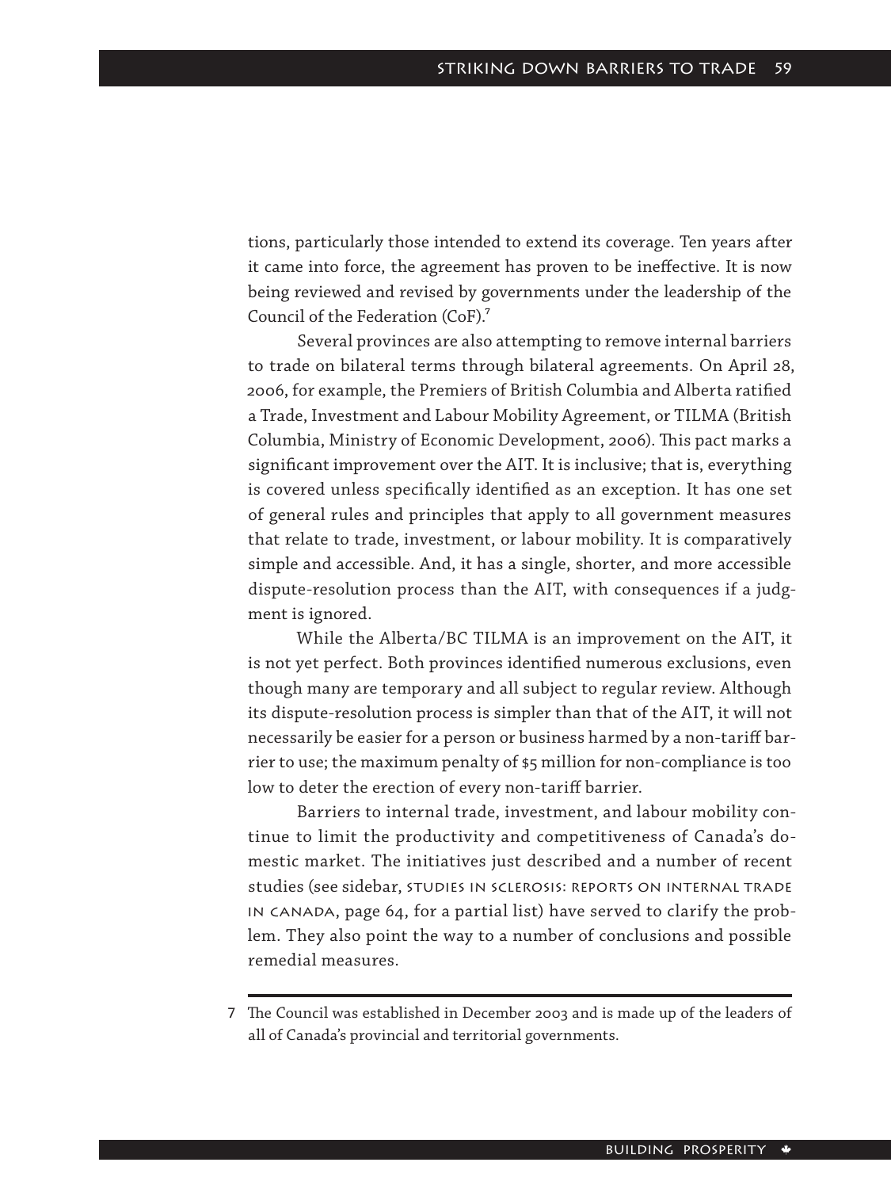tions, particularly those intended to extend its coverage. Ten years after it came into force, the agreement has proven to be ineffective. It is now being reviewed and revised by governments under the leadership of the Council of the Federation (CoF).[7]

Several provinces are also attempting to remove internal barriers to trade on bilateral terms through bilateral agreements. On April 28, 2006, for example, the Premiers of British Columbia and Alberta ratified a Trade, Investment and Labour Mobility Agreement, or TILMA (British Columbia, Ministry of Economic Development, 2006). This pact marks a significant improvement over the AIT. It is inclusive; that is, everything is covered unless specifically identified as an exception. It has one set of general rules and principles that apply to all government measures that relate to trade, investment, or labour mobility. It is comparatively simple and accessible. And, it has a single, shorter, and more accessible dispute-resolution process than the AIT, with consequences if a judgment is ignored.

While the Alberta/BC TILMA is an improvement on the AIT, it is not yet perfect. Both provinces identified numerous exclusions, even though many are temporary and all subject to regular review. Although its dispute-resolution process is simpler than that of the AIT, it will not necessarily be easier for a person or business harmed by a non-tariff barrier to use; the maximum penalty of $5 million for non-compliance is too low to deter the erection of every non-tariff barrier.

Barriers to internal trade, investment, and labour mobility continue to limit the productivity and competitiveness of Canada's domestic market. The initiatives just described and a number of recent studies (see sidebar, STUDIES IN SCLEROSIS: REPORTS ON INTERNAL TRADE IN CANADA, page 64, for a partial list) have served to clarify the problem. They also point the way to a number of conclusions and possible remedial measures.

---

7 The Council was established in December 2003 and is made up of the leaders of all of Canada's provincial and territorial governments.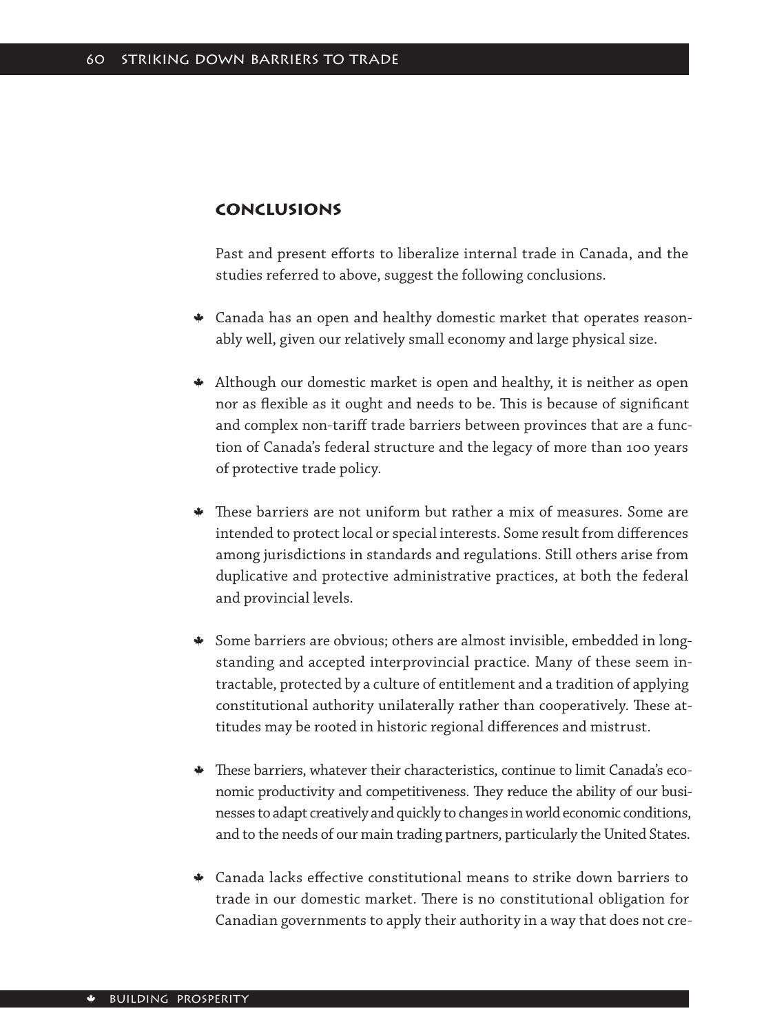## CONCLUSIONS

Past and present efforts to liberalize internal trade in Canada, and the studies referred to above, suggest the following conclusions.

- Canada has an open and healthy domestic market that operates reasonably well, given our relatively small economy and large physical size.
- Although our domestic market is open and healthy, it is neither as open nor as flexible as it ought and needs to be. This is because of significant and complex non-tariff trade barriers between provinces that are a function of Canada's federal structure and the legacy of more than 100 years of protective trade policy.
- These barriers are not uniform but rather a mix of measures. Some are intended to protect local or special interests. Some result from differences among jurisdictions in standards and regulations. Still others arise from duplicative and protective administrative practices, at both the federal and provincial levels.
- Some barriers are obvious; others are almost invisible, embedded in longstanding and accepted interprovincial practice. Many of these seem intractable, protected by a culture of entitlement and a tradition of applying constitutional authority unilaterally rather than cooperatively. These attitudes may be rooted in historic regional differences and mistrust.
- These barriers, whatever their characteristics, continue to limit Canada's economic productivity and competitiveness. They reduce the ability of our businesses to adapt creatively and quickly to changes in world economic conditions, and to the needs of our main trading partners, particularly the United States.
- Canada lacks effective constitutional means to strike down barriers to trade in our domestic market. There is no constitutional obligation for Canadian governments to apply their authority in a way that does not cre-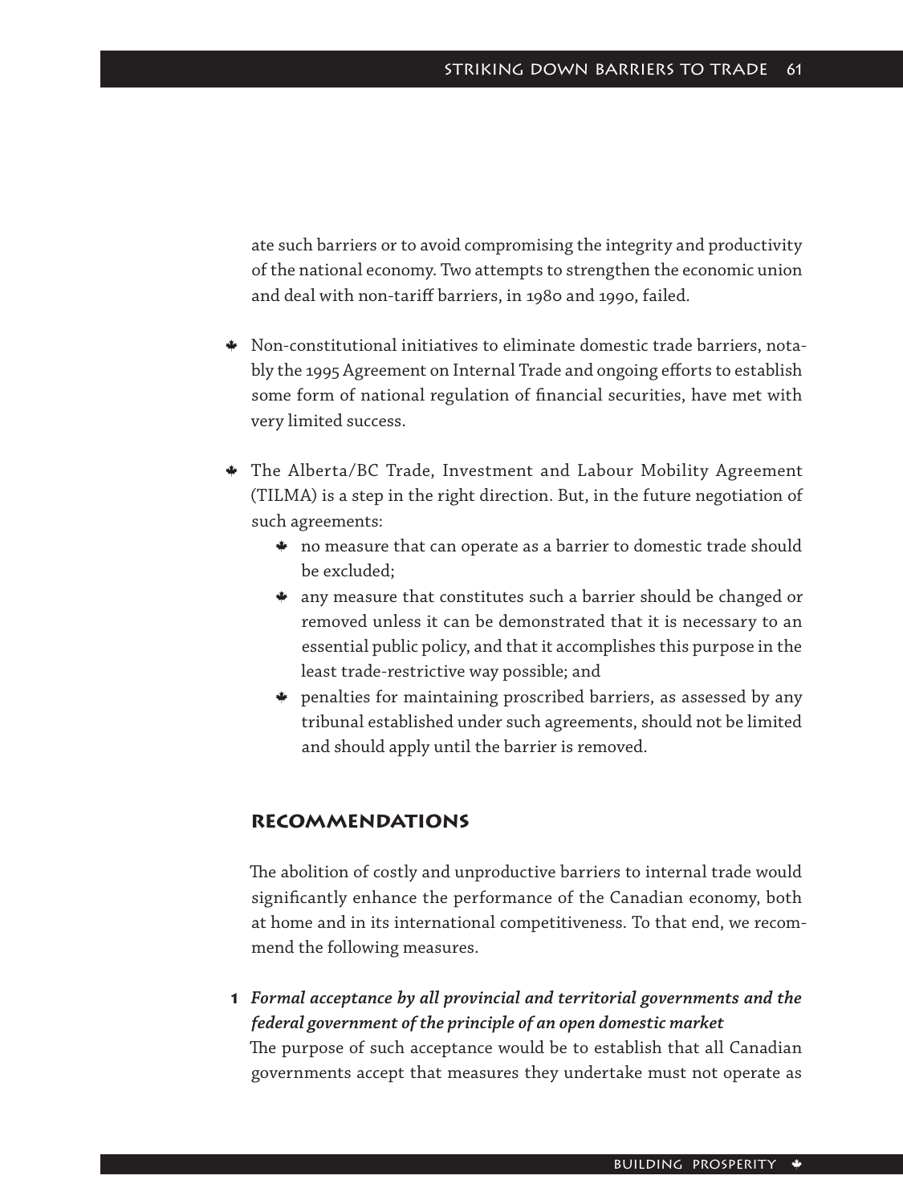ate such barriers or to avoid compromising the integrity and productivity of the national economy. Two attempts to strengthen the economic union and deal with non-tariff barriers, in 1980 and 1990, failed.

- Non-constitutional initiatives to eliminate domestic trade barriers, notably the 1995 Agreement on Internal Trade and ongoing efforts to establish some form of national regulation of financial securities, have met with very limited success.
- The Alberta/BC Trade, Investment and Labour Mobility Agreement (TILMA) is a step in the right direction. But, in the future negotiation of such agreements:
  - no measure that can operate as a barrier to domestic trade should be excluded;
  - any measure that constitutes such a barrier should be changed or removed unless it can be demonstrated that it is necessary to an essential public policy, and that it accomplishes this purpose in the least trade-restrictive way possible; and
  - penalties for maintaining proscribed barriers, as assessed by any tribunal established under such agreements, should not be limited and should apply until the barrier is removed.

## Recommendations

The abolition of costly and unproductive barriers to internal trade would significantly enhance the performance of the Canadian economy, both at home and in its international competitiveness. To that end, we recommend the following measures.

**1** ***Formal acceptance by all provincial and territorial governments and the federal government of the principle of an open domestic market***
The purpose of such acceptance would be to establish that all Canadian governments accept that measures they undertake must not operate as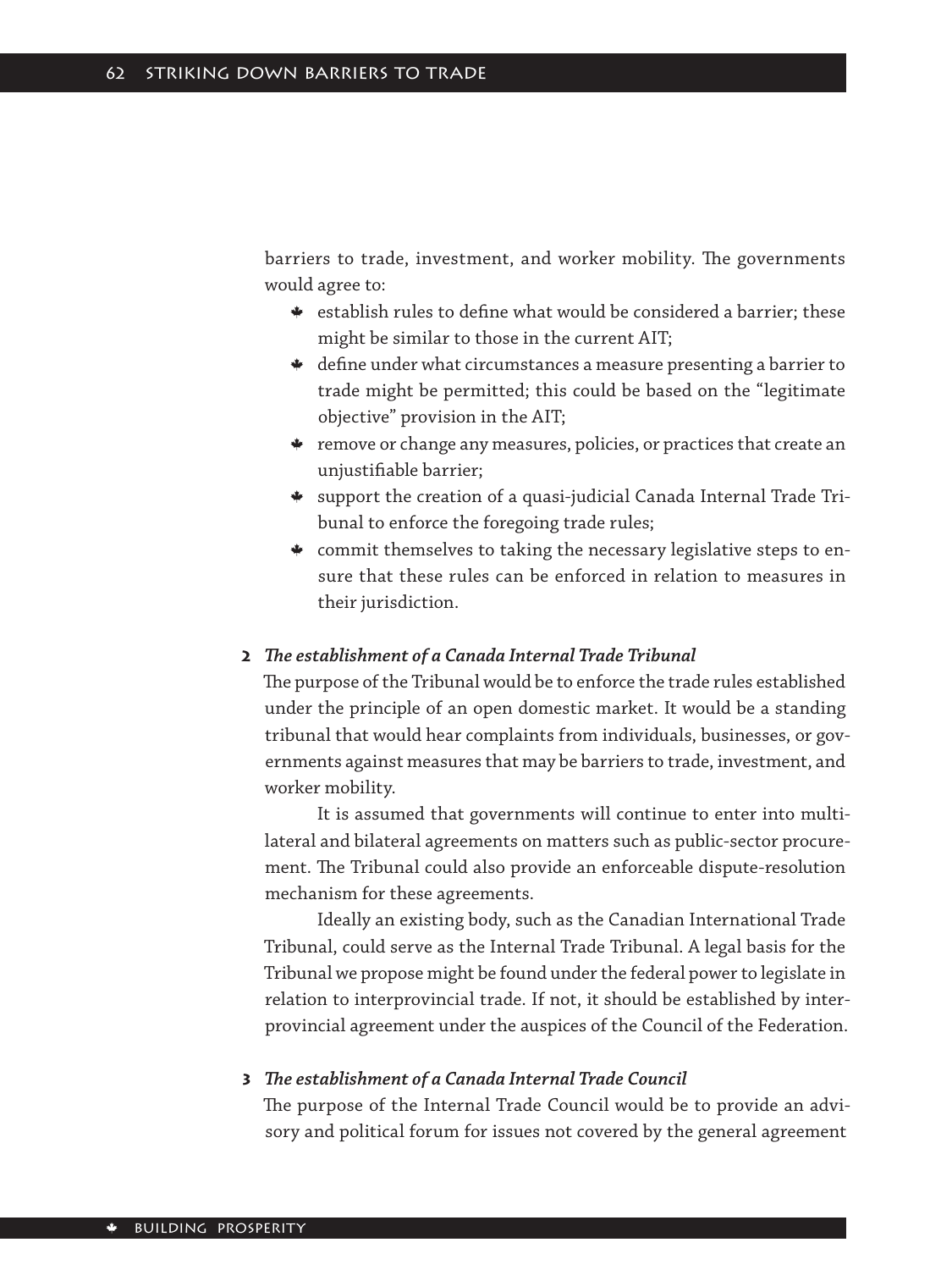barriers to trade, investment, and worker mobility. The governments would agree to:

- establish rules to define what would be considered a barrier; these might be similar to those in the current AIT;
- define under what circumstances a measure presenting a barrier to trade might be permitted; this could be based on the "legitimate objective" provision in the AIT;
- remove or change any measures, policies, or practices that create an unjustifiable barrier;
- support the creation of a quasi-judicial Canada Internal Trade Tribunal to enforce the foregoing trade rules;
- commit themselves to taking the necessary legislative steps to ensure that these rules can be enforced in relation to measures in their jurisdiction.

**2** *The establishment of a Canada Internal Trade Tribunal*

The purpose of the Tribunal would be to enforce the trade rules established under the principle of an open domestic market. It would be a standing tribunal that would hear complaints from individuals, businesses, or governments against measures that may be barriers to trade, investment, and worker mobility.

It is assumed that governments will continue to enter into multilateral and bilateral agreements on matters such as public-sector procurement. The Tribunal could also provide an enforceable dispute-resolution mechanism for these agreements.

Ideally an existing body, such as the Canadian International Trade Tribunal, could serve as the Internal Trade Tribunal. A legal basis for the Tribunal we propose might be found under the federal power to legislate in relation to interprovincial trade. If not, it should be established by interprovincial agreement under the auspices of the Council of the Federation.

**3** *The establishment of a Canada Internal Trade Council*

The purpose of the Internal Trade Council would be to provide an advisory and political forum for issues not covered by the general agreement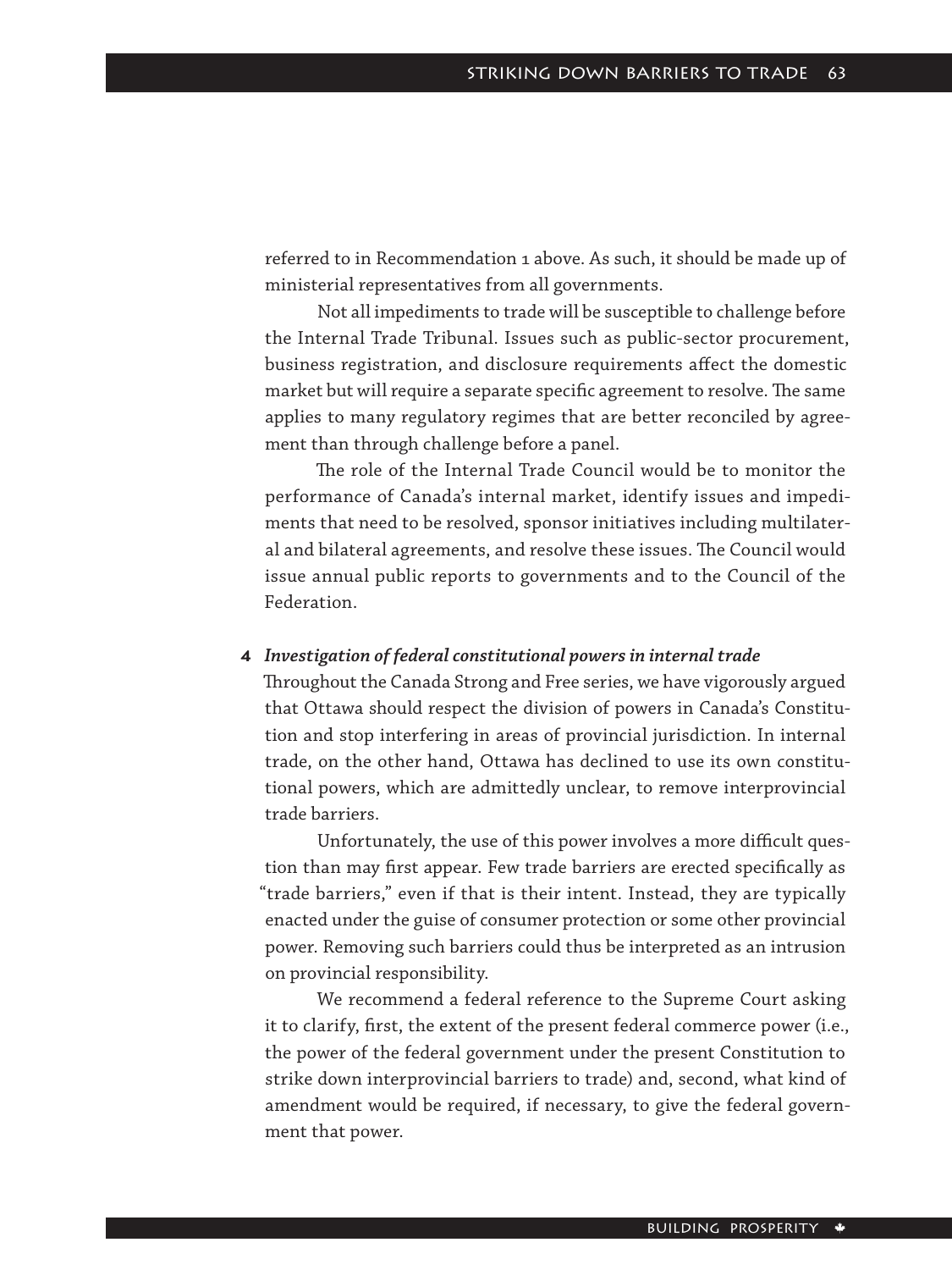referred to in Recommendation 1 above. As such, it should be made up of ministerial representatives from all governments.

Not all impediments to trade will be susceptible to challenge before the Internal Trade Tribunal. Issues such as public-sector procurement, business registration, and disclosure requirements affect the domestic market but will require a separate specific agreement to resolve. The same applies to many regulatory regimes that are better reconciled by agreement than through challenge before a panel.

The role of the Internal Trade Council would be to monitor the performance of Canada's internal market, identify issues and impediments that need to be resolved, sponsor initiatives including multilateral and bilateral agreements, and resolve these issues. The Council would issue annual public reports to governments and to the Council of the Federation.

**4** ***Investigation of federal constitutional powers in internal trade***

Throughout the Canada Strong and Free series, we have vigorously argued that Ottawa should respect the division of powers in Canada's Constitution and stop interfering in areas of provincial jurisdiction. In internal trade, on the other hand, Ottawa has declined to use its own constitutional powers, which are admittedly unclear, to remove interprovincial trade barriers.

Unfortunately, the use of this power involves a more difficult question than may first appear. Few trade barriers are erected specifically as "trade barriers," even if that is their intent. Instead, they are typically enacted under the guise of consumer protection or some other provincial power. Removing such barriers could thus be interpreted as an intrusion on provincial responsibility.

We recommend a federal reference to the Supreme Court asking it to clarify, first, the extent of the present federal commerce power (i.e., the power of the federal government under the present Constitution to strike down interprovincial barriers to trade) and, second, what kind of amendment would be required, if necessary, to give the federal government that power.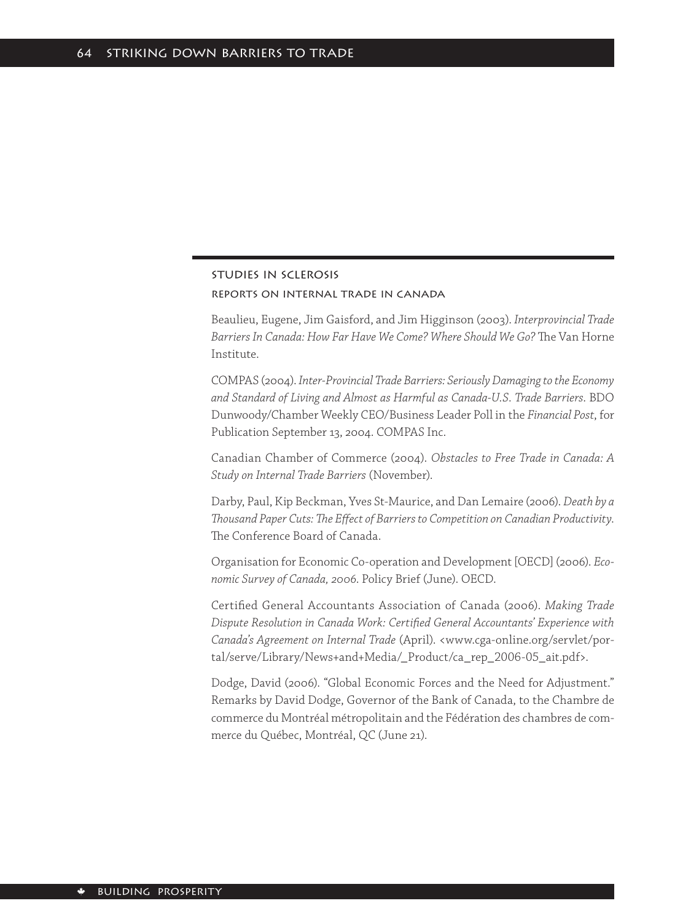## STUDIES IN SCLEROSIS

### REPORTS ON INTERNAL TRADE IN CANADA

Beaulieu, Eugene, Jim Gaisford, and Jim Higginson (2003). *Interprovincial Trade Barriers In Canada: How Far Have We Come? Where Should We Go?* The Van Horne Institute.

COMPAS (2004). *Inter-Provincial Trade Barriers: Seriously Damaging to the Economy and Standard of Living and Almost as Harmful as Canada-U.S. Trade Barriers*. BDO Dunwoody/Chamber Weekly CEO/Business Leader Poll in the *Financial Post*, for Publication September 13, 2004. COMPAS Inc.

Canadian Chamber of Commerce (2004). *Obstacles to Free Trade in Canada: A Study on Internal Trade Barriers* (November).

Darby, Paul, Kip Beckman, Yves St-Maurice, and Dan Lemaire (2006). *Death by a Thousand Paper Cuts: The Effect of Barriers to Competition on Canadian Productivity*. The Conference Board of Canada.

Organisation for Economic Co-operation and Development [OECD] (2006). *Economic Survey of Canada, 2006*. Policy Brief (June). OECD.

Certified General Accountants Association of Canada (2006). *Making Trade Dispute Resolution in Canada Work: Certified General Accountants' Experience with Canada's Agreement on Internal Trade* (April). <www.cga-online.org/servlet/portal/serve/Library/News+and+Media/_Product/ca_rep_2006-05_ait.pdf>.

Dodge, David (2006). "Global Economic Forces and the Need for Adjustment." Remarks by David Dodge, Governor of the Bank of Canada, to the Chambre de commerce du Montréal métropolitain and the Fédération des chambres de commerce du Québec, Montréal, QC (June 21).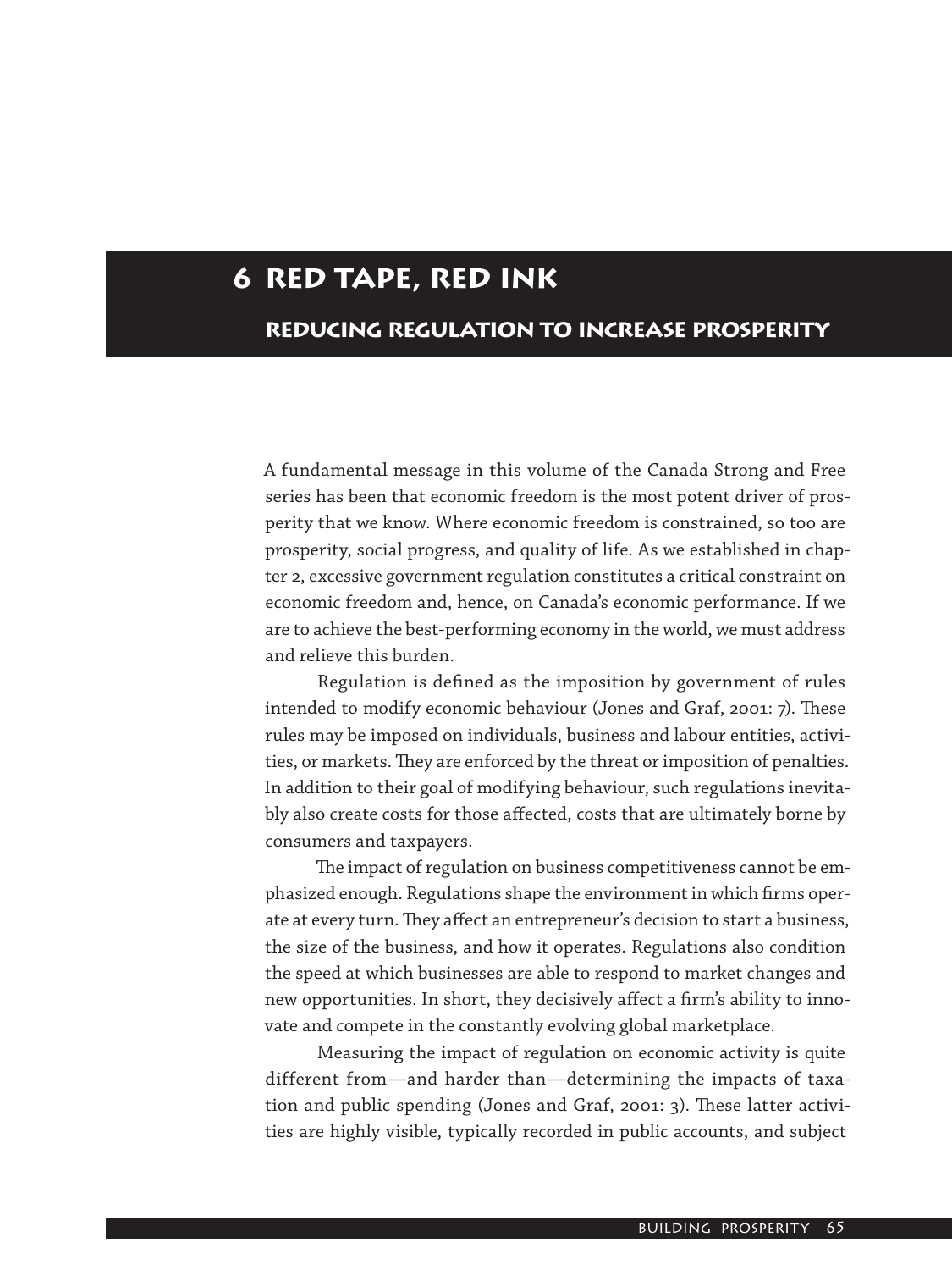# 6 RED TAPE, RED INK

## REDUCING REGULATION TO INCREASE PROSPERITY

A fundamental message in this volume of the Canada Strong and Free series has been that economic freedom is the most potent driver of prosperity that we know. Where economic freedom is constrained, so too are prosperity, social progress, and quality of life. As we established in chapter 2, excessive government regulation constitutes a critical constraint on economic freedom and, hence, on Canada's economic performance. If we are to achieve the best-performing economy in the world, we must address and relieve this burden.

Regulation is defined as the imposition by government of rules intended to modify economic behaviour (Jones and Graf, 2001: 7). These rules may be imposed on individuals, business and labour entities, activities, or markets. They are enforced by the threat or imposition of penalties. In addition to their goal of modifying behaviour, such regulations inevitably also create costs for those affected, costs that are ultimately borne by consumers and taxpayers.

The impact of regulation on business competitiveness cannot be emphasized enough. Regulations shape the environment in which firms operate at every turn. They affect an entrepreneur's decision to start a business, the size of the business, and how it operates. Regulations also condition the speed at which businesses are able to respond to market changes and new opportunities. In short, they decisively affect a firm's ability to innovate and compete in the constantly evolving global marketplace.

Measuring the impact of regulation on economic activity is quite different from—and harder than—determining the impacts of taxation and public spending (Jones and Graf, 2001: 3). These latter activities are highly visible, typically recorded in public accounts, and subject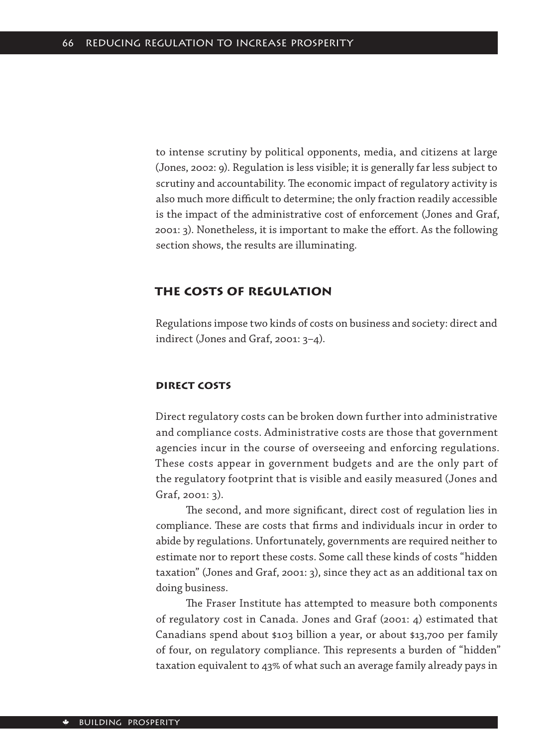to intense scrutiny by political opponents, media, and citizens at large (Jones, 2002: 9). Regulation is less visible; it is generally far less subject to scrutiny and accountability. The economic impact of regulatory activity is also much more difficult to determine; the only fraction readily accessible is the impact of the administrative cost of enforcement (Jones and Graf, 2001: 3). Nonetheless, it is important to make the effort. As the following section shows, the results are illuminating.

## The costs of regulation

Regulations impose two kinds of costs on business and society: direct and indirect (Jones and Graf, 2001: 3–4).

### Direct costs

Direct regulatory costs can be broken down further into administrative and compliance costs. Administrative costs are those that government agencies incur in the course of overseeing and enforcing regulations. These costs appear in government budgets and are the only part of the regulatory footprint that is visible and easily measured (Jones and Graf, 2001: 3).

The second, and more significant, direct cost of regulation lies in compliance. These are costs that firms and individuals incur in order to abide by regulations. Unfortunately, governments are required neither to estimate nor to report these costs. Some call these kinds of costs "hidden taxation" (Jones and Graf, 2001: 3), since they act as an additional tax on doing business.

The Fraser Institute has attempted to measure both components of regulatory cost in Canada. Jones and Graf (2001: 4) estimated that Canadians spend about $103 billion a year, or about $13,700 per family of four, on regulatory compliance. This represents a burden of "hidden" taxation equivalent to 43% of what such an average family already pays in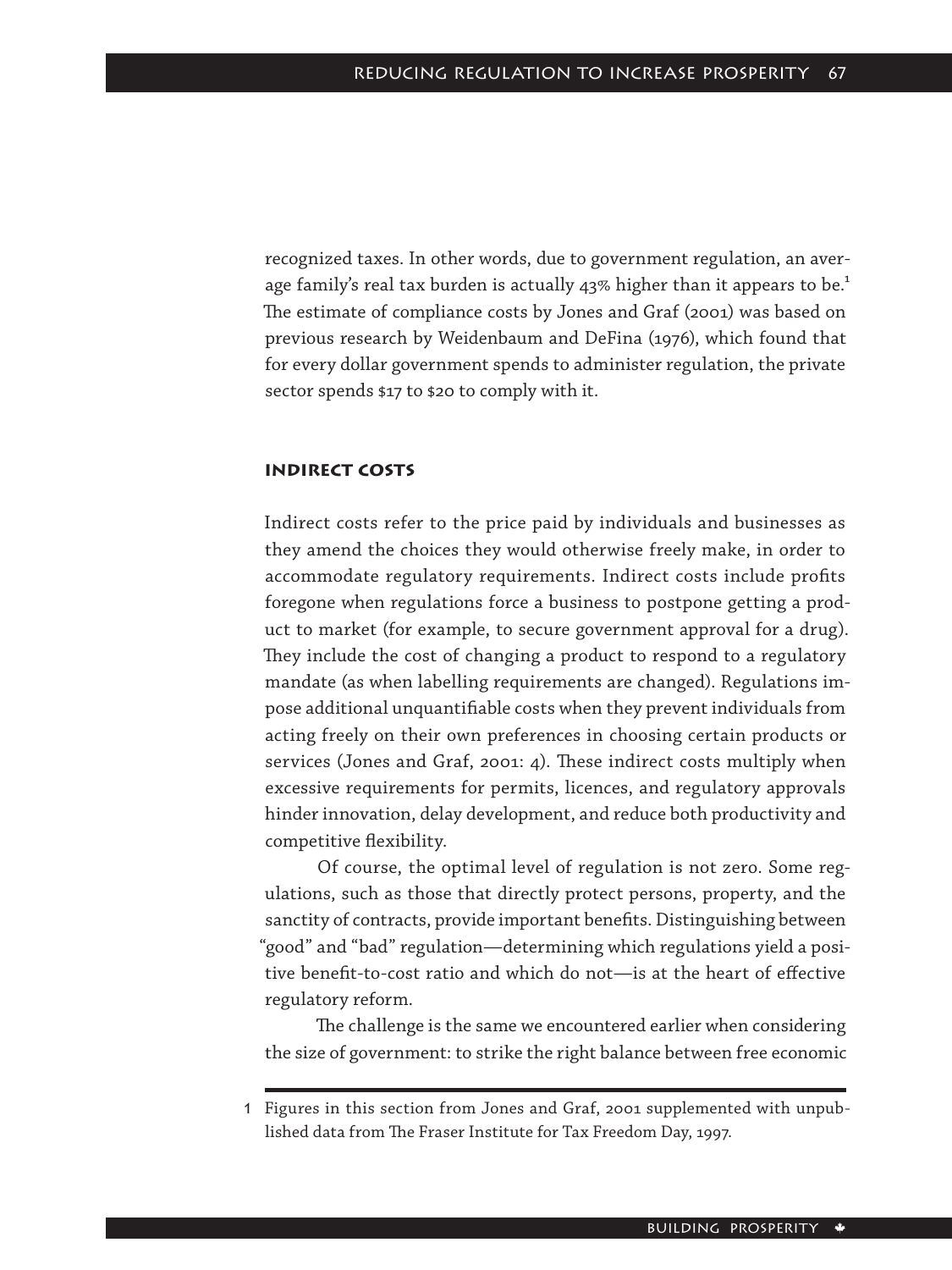recognized taxes. In other words, due to government regulation, an average family's real tax burden is actually 43% higher than it appears to be.[1] The estimate of compliance costs by Jones and Graf (2001) was based on previous research by Weidenbaum and DeFina (1976), which found that for every dollar government spends to administer regulation, the private sector spends $17 to $20 to comply with it.

### Indirect costs

Indirect costs refer to the price paid by individuals and businesses as they amend the choices they would otherwise freely make, in order to accommodate regulatory requirements. Indirect costs include profits foregone when regulations force a business to postpone getting a product to market (for example, to secure government approval for a drug). They include the cost of changing a product to respond to a regulatory mandate (as when labelling requirements are changed). Regulations impose additional unquantifiable costs when they prevent individuals from acting freely on their own preferences in choosing certain products or services (Jones and Graf, 2001: 4). These indirect costs multiply when excessive requirements for permits, licences, and regulatory approvals hinder innovation, delay development, and reduce both productivity and competitive flexibility.

Of course, the optimal level of regulation is not zero. Some regulations, such as those that directly protect persons, property, and the sanctity of contracts, provide important benefits. Distinguishing between "good" and "bad" regulation—determining which regulations yield a positive benefit-to-cost ratio and which do not—is at the heart of effective regulatory reform.

The challenge is the same we encountered earlier when considering the size of government: to strike the right balance between free economic

---

1 Figures in this section from Jones and Graf, 2001 supplemented with unpublished data from The Fraser Institute for Tax Freedom Day, 1997.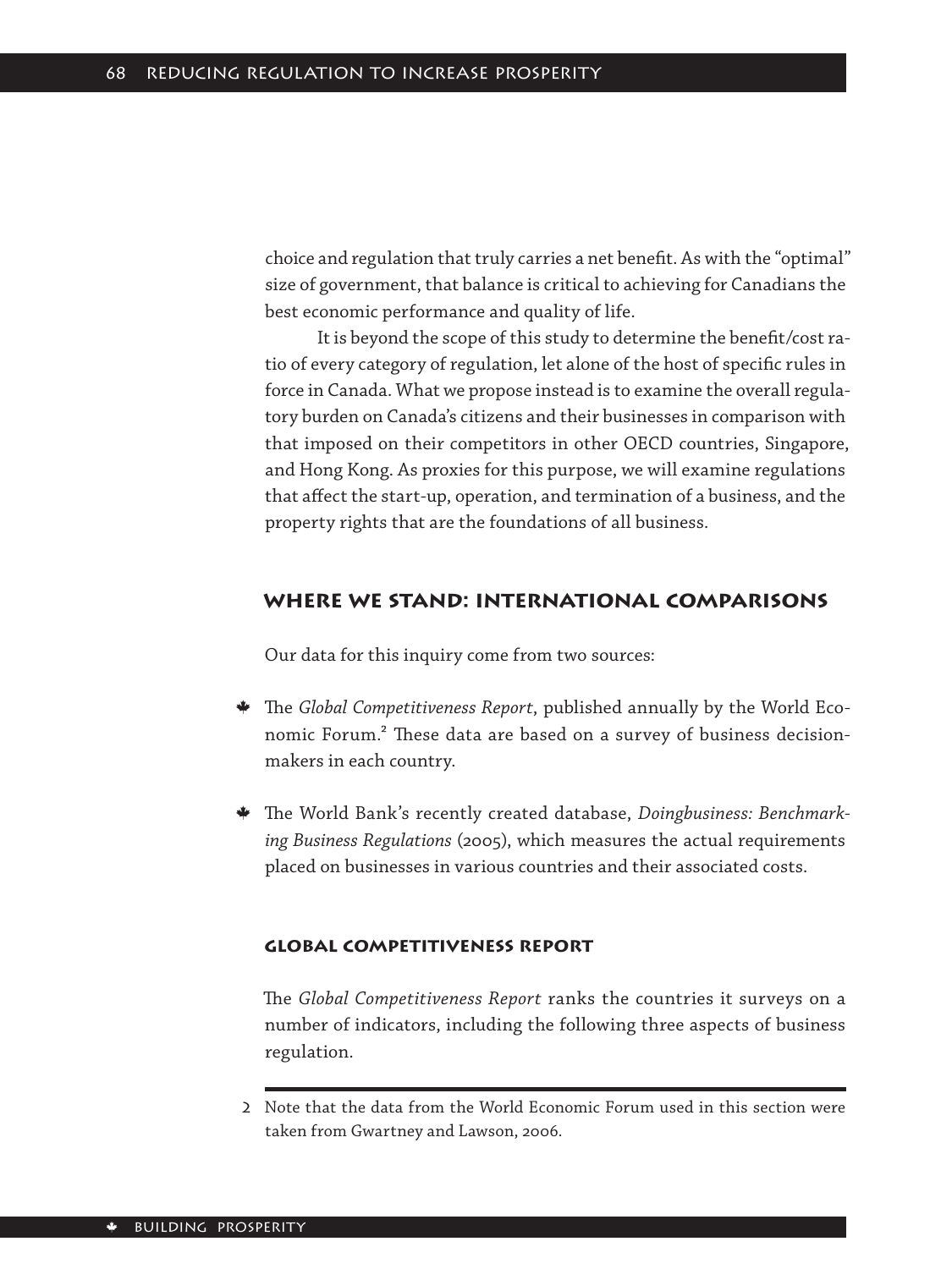choice and regulation that truly carries a net benefit. As with the "optimal" size of government, that balance is critical to achieving for Canadians the best economic performance and quality of life.

It is beyond the scope of this study to determine the benefit/cost ratio of every category of regulation, let alone of the host of specific rules in force in Canada. What we propose instead is to examine the overall regulatory burden on Canada's citizens and their businesses in comparison with that imposed on their competitors in other OECD countries, Singapore, and Hong Kong. As proxies for this purpose, we will examine regulations that affect the start-up, operation, and termination of a business, and the property rights that are the foundations of all business.

## Where we stand: international comparisons

Our data for this inquiry come from two sources:

- The *Global Competitiveness Report*, published annually by the World Economic Forum.[2] These data are based on a survey of business decision-makers in each country.
- The World Bank's recently created database, *Doingbusiness: Benchmarking Business Regulations* (2005), which measures the actual requirements placed on businesses in various countries and their associated costs.

### Global Competitiveness Report

The *Global Competitiveness Report* ranks the countries it surveys on a number of indicators, including the following three aspects of business regulation.

2 Note that the data from the World Economic Forum used in this section were taken from Gwartney and Lawson, 2006.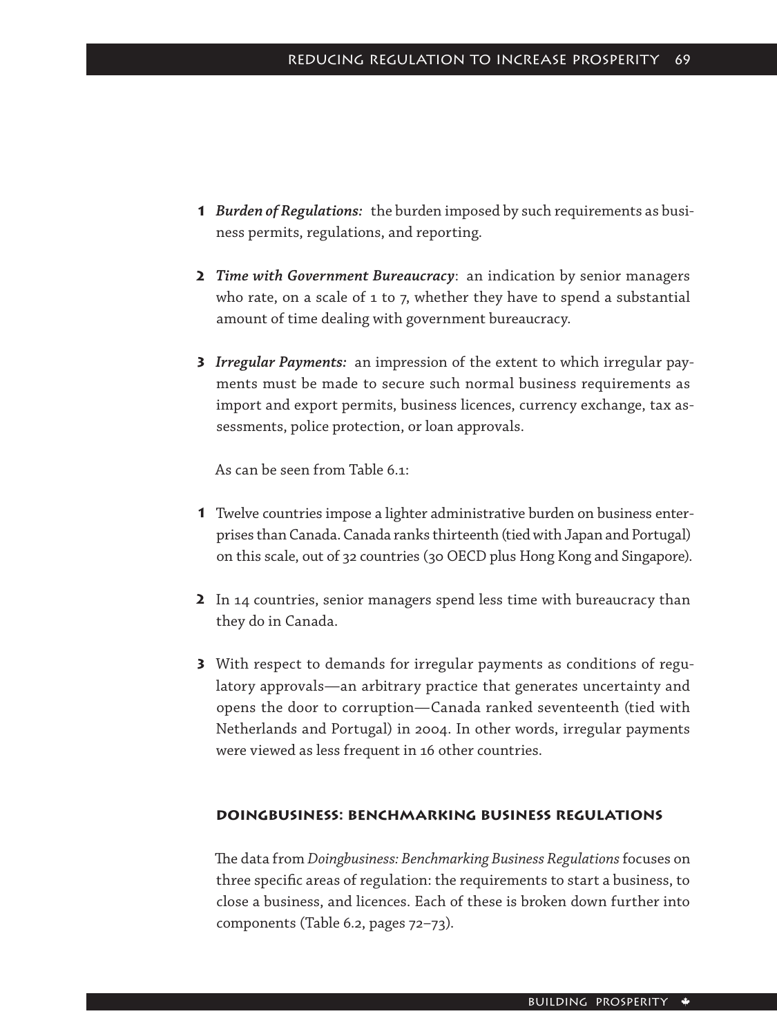1. ***Burden of Regulations:*** the burden imposed by such requirements as business permits, regulations, and reporting.

2. ***Time with Government Bureaucracy***: an indication by senior managers who rate, on a scale of 1 to 7, whether they have to spend a substantial amount of time dealing with government bureaucracy.

3. ***Irregular Payments:*** an impression of the extent to which irregular payments must be made to secure such normal business requirements as import and export permits, business licences, currency exchange, tax assessments, police protection, or loan approvals.

As can be seen from Table 6.1:

1. Twelve countries impose a lighter administrative burden on business enterprises than Canada. Canada ranks thirteenth (tied with Japan and Portugal) on this scale, out of 32 countries (30 OECD plus Hong Kong and Singapore).

2. In 14 countries, senior managers spend less time with bureaucracy than they do in Canada.

3. With respect to demands for irregular payments as conditions of regulatory approvals—an arbitrary practice that generates uncertainty and opens the door to corruption—Canada ranked seventeenth (tied with Netherlands and Portugal) in 2004. In other words, irregular payments were viewed as less frequent in 16 other countries.

### Doingbusiness: Benchmarking Business Regulations

The data from *Doingbusiness: Benchmarking Business Regulations* focuses on three specific areas of regulation: the requirements to start a business, to close a business, and licences. Each of these is broken down further into components (Table 6.2, pages 72–73).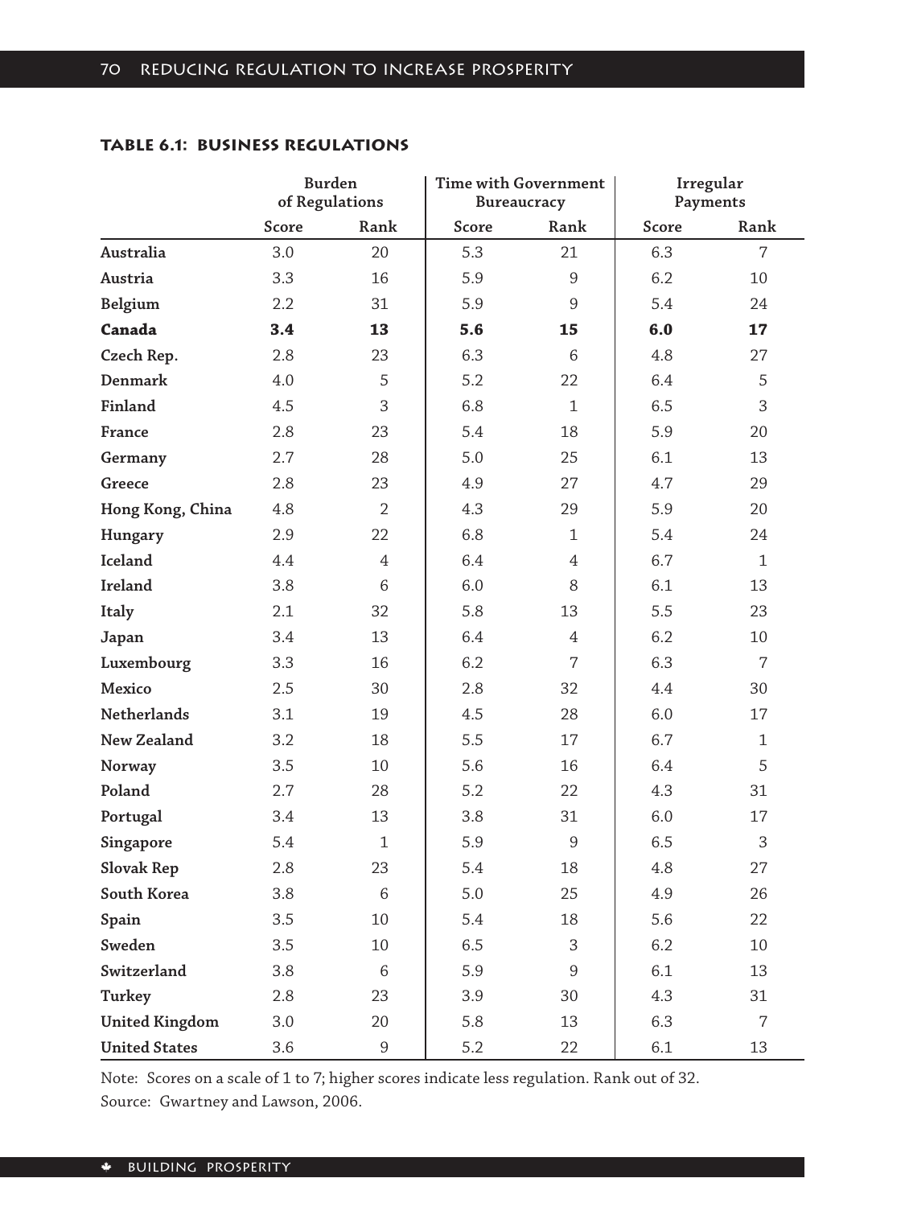**TABLE 6.1: BUSINESS REGULATIONS**

| | Burden of Regulations | | Time with Government Bureaucracy | | Irregular Payments | |
|---|---|---|---|---|---|---|
| | Score | Rank | Score | Rank | Score | Rank |
| Australia | 3.0 | 20 | 5.3 | 21 | 6.3 | 7 |
| Austria | 3.3 | 16 | 5.9 | 9 | 6.2 | 10 |
| Belgium | 2.2 | 31 | 5.9 | 9 | 5.4 | 24 |
| **Canada** | **3.4** | **13** | **5.6** | **15** | **6.0** | **17** |
| Czech Rep. | 2.8 | 23 | 6.3 | 6 | 4.8 | 27 |
| Denmark | 4.0 | 5 | 5.2 | 22 | 6.4 | 5 |
| Finland | 4.5 | 3 | 6.8 | 1 | 6.5 | 3 |
| France | 2.8 | 23 | 5.4 | 18 | 5.9 | 20 |
| Germany | 2.7 | 28 | 5.0 | 25 | 6.1 | 13 |
| Greece | 2.8 | 23 | 4.9 | 27 | 4.7 | 29 |
| Hong Kong, China | 4.8 | 2 | 4.3 | 29 | 5.9 | 20 |
| Hungary | 2.9 | 22 | 6.8 | 1 | 5.4 | 24 |
| Iceland | 4.4 | 4 | 6.4 | 4 | 6.7 | 1 |
| Ireland | 3.8 | 6 | 6.0 | 8 | 6.1 | 13 |
| Italy | 2.1 | 32 | 5.8 | 13 | 5.5 | 23 |
| Japan | 3.4 | 13 | 6.4 | 4 | 6.2 | 10 |
| Luxembourg | 3.3 | 16 | 6.2 | 7 | 6.3 | 7 |
| Mexico | 2.5 | 30 | 2.8 | 32 | 4.4 | 30 |
| Netherlands | 3.1 | 19 | 4.5 | 28 | 6.0 | 17 |
| New Zealand | 3.2 | 18 | 5.5 | 17 | 6.7 | 1 |
| Norway | 3.5 | 10 | 5.6 | 16 | 6.4 | 5 |
| Poland | 2.7 | 28 | 5.2 | 22 | 4.3 | 31 |
| Portugal | 3.4 | 13 | 3.8 | 31 | 6.0 | 17 |
| Singapore | 5.4 | 1 | 5.9 | 9 | 6.5 | 3 |
| Slovak Rep | 2.8 | 23 | 5.4 | 18 | 4.8 | 27 |
| South Korea | 3.8 | 6 | 5.0 | 25 | 4.9 | 26 |
| Spain | 3.5 | 10 | 5.4 | 18 | 5.6 | 22 |
| Sweden | 3.5 | 10 | 6.5 | 3 | 6.2 | 10 |
| Switzerland | 3.8 | 6 | 5.9 | 9 | 6.1 | 13 |
| Turkey | 2.8 | 23 | 3.9 | 30 | 4.3 | 31 |
| United Kingdom | 3.0 | 20 | 5.8 | 13 | 6.3 | 7 |
| United States | 3.6 | 9 | 5.2 | 22 | 6.1 | 13 |

Note: Scores on a scale of 1 to 7; higher scores indicate less regulation. Rank out of 32.

Source: Gwartney and Lawson, 2006.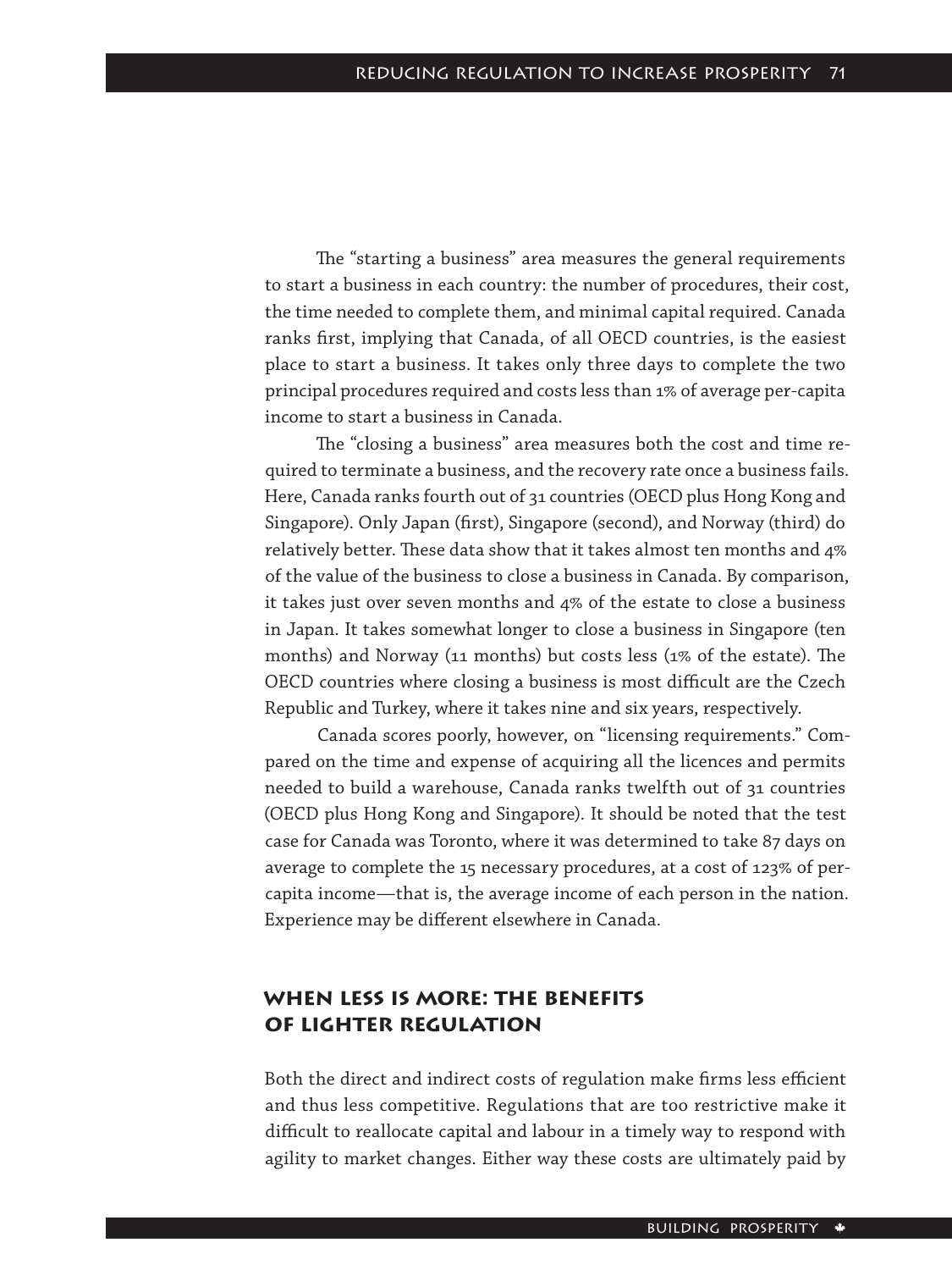The "starting a business" area measures the general requirements to start a business in each country: the number of procedures, their cost, the time needed to complete them, and minimal capital required. Canada ranks first, implying that Canada, of all OECD countries, is the easiest place to start a business. It takes only three days to complete the two principal procedures required and costs less than 1% of average per-capita income to start a business in Canada.

The "closing a business" area measures both the cost and time required to terminate a business, and the recovery rate once a business fails. Here, Canada ranks fourth out of 31 countries (OECD plus Hong Kong and Singapore). Only Japan (first), Singapore (second), and Norway (third) do relatively better. These data show that it takes almost ten months and 4% of the value of the business to close a business in Canada. By comparison, it takes just over seven months and 4% of the estate to close a business in Japan. It takes somewhat longer to close a business in Singapore (ten months) and Norway (11 months) but costs less (1% of the estate). The OECD countries where closing a business is most difficult are the Czech Republic and Turkey, where it takes nine and six years, respectively.

Canada scores poorly, however, on "licensing requirements." Compared on the time and expense of acquiring all the licences and permits needed to build a warehouse, Canada ranks twelfth out of 31 countries (OECD plus Hong Kong and Singapore). It should be noted that the test case for Canada was Toronto, where it was determined to take 87 days on average to complete the 15 necessary procedures, at a cost of 123% of per-capita income—that is, the average income of each person in the nation. Experience may be different elsewhere in Canada.

## When less is more: the benefits of lighter regulation

Both the direct and indirect costs of regulation make firms less efficient and thus less competitive. Regulations that are too restrictive make it difficult to reallocate capital and labour in a timely way to respond with agility to market changes. Either way these costs are ultimately paid by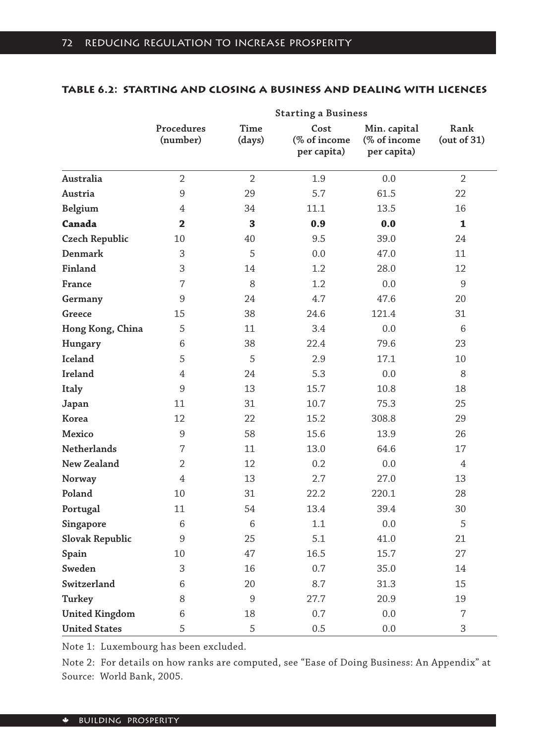### TABLE 6.2: STARTING AND CLOSING A BUSINESS AND DEALING WITH LICENCES

| | Starting a Business | | | | |
|---|---|---|---|---|---|
| | Procedures (number) | Time (days) | Cost (% of income per capita) | Min. capital (% of income per capita) | Rank (out of 31) |
| Australia | 2 | 2 | 1.9 | 0.0 | 2 |
| Austria | 9 | 29 | 5.7 | 61.5 | 22 |
| Belgium | 4 | 34 | 11.1 | 13.5 | 16 |
| **Canada** | **2** | **3** | **0.9** | **0.0** | **1** |
| Czech Republic | 10 | 40 | 9.5 | 39.0 | 24 |
| Denmark | 3 | 5 | 0.0 | 47.0 | 11 |
| Finland | 3 | 14 | 1.2 | 28.0 | 12 |
| France | 7 | 8 | 1.2 | 0.0 | 9 |
| Germany | 9 | 24 | 4.7 | 47.6 | 20 |
| Greece | 15 | 38 | 24.6 | 121.4 | 31 |
| Hong Kong, China | 5 | 11 | 3.4 | 0.0 | 6 |
| Hungary | 6 | 38 | 22.4 | 79.6 | 23 |
| Iceland | 5 | 5 | 2.9 | 17.1 | 10 |
| Ireland | 4 | 24 | 5.3 | 0.0 | 8 |
| Italy | 9 | 13 | 15.7 | 10.8 | 18 |
| Japan | 11 | 31 | 10.7 | 75.3 | 25 |
| Korea | 12 | 22 | 15.2 | 308.8 | 29 |
| Mexico | 9 | 58 | 15.6 | 13.9 | 26 |
| Netherlands | 7 | 11 | 13.0 | 64.6 | 17 |
| New Zealand | 2 | 12 | 0.2 | 0.0 | 4 |
| Norway | 4 | 13 | 2.7 | 27.0 | 13 |
| Poland | 10 | 31 | 22.2 | 220.1 | 28 |
| Portugal | 11 | 54 | 13.4 | 39.4 | 30 |
| Singapore | 6 | 6 | 1.1 | 0.0 | 5 |
| Slovak Republic | 9 | 25 | 5.1 | 41.0 | 21 |
| Spain | 10 | 47 | 16.5 | 15.7 | 27 |
| Sweden | 3 | 16 | 0.7 | 35.0 | 14 |
| Switzerland | 6 | 20 | 8.7 | 31.3 | 15 |
| Turkey | 8 | 9 | 27.7 | 20.9 | 19 |
| United Kingdom | 6 | 18 | 0.7 | 0.0 | 7 |
| United States | 5 | 5 | 0.5 | 0.0 | 3 |

Note 1: Luxembourg has been excluded.

Note 2: For details on how ranks are computed, see "Ease of Doing Business: An Appendix" at

Source: World Bank, 2005.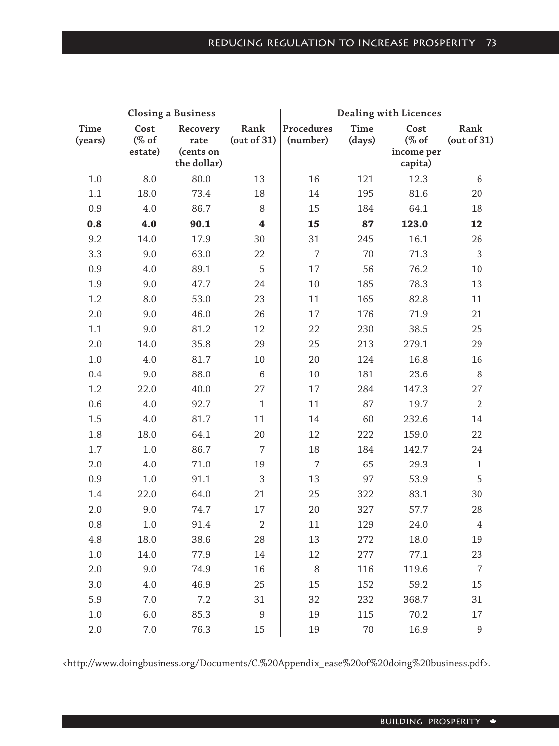| Closing a Business | | | | Dealing with Licences | | | |
|---|---|---|---|---|---|---|---|
| Time (years) | Cost (% of estate) | Recovery rate (cents on the dollar) | Rank (out of 31) | Procedures (number) | Time (days) | Cost (% of income per capita) | Rank (out of 31) |
| 1.0 | 8.0 | 80.0 | 13 | 16 | 121 | 12.3 | 6 |
| 1.1 | 18.0 | 73.4 | 18 | 14 | 195 | 81.6 | 20 |
| 0.9 | 4.0 | 86.7 | 8 | 15 | 184 | 64.1 | 18 |
| **0.8** | **4.0** | **90.1** | **4** | **15** | **87** | **123.0** | **12** |
| 9.2 | 14.0 | 17.9 | 30 | 31 | 245 | 16.1 | 26 |
| 3.3 | 9.0 | 63.0 | 22 | 7 | 70 | 71.3 | 3 |
| 0.9 | 4.0 | 89.1 | 5 | 17 | 56 | 76.2 | 10 |
| 1.9 | 9.0 | 47.7 | 24 | 10 | 185 | 78.3 | 13 |
| 1.2 | 8.0 | 53.0 | 23 | 11 | 165 | 82.8 | 11 |
| 2.0 | 9.0 | 46.0 | 26 | 17 | 176 | 71.9 | 21 |
| 1.1 | 9.0 | 81.2 | 12 | 22 | 230 | 38.5 | 25 |
| 2.0 | 14.0 | 35.8 | 29 | 25 | 213 | 279.1 | 29 |
| 1.0 | 4.0 | 81.7 | 10 | 20 | 124 | 16.8 | 16 |
| 0.4 | 9.0 | 88.0 | 6 | 10 | 181 | 23.6 | 8 |
| 1.2 | 22.0 | 40.0 | 27 | 17 | 284 | 147.3 | 27 |
| 0.6 | 4.0 | 92.7 | 1 | 11 | 87 | 19.7 | 2 |
| 1.5 | 4.0 | 81.7 | 11 | 14 | 60 | 232.6 | 14 |
| 1.8 | 18.0 | 64.1 | 20 | 12 | 222 | 159.0 | 22 |
| 1.7 | 1.0 | 86.7 | 7 | 18 | 184 | 142.7 | 24 |
| 2.0 | 4.0 | 71.0 | 19 | 7 | 65 | 29.3 | 1 |
| 0.9 | 1.0 | 91.1 | 3 | 13 | 97 | 53.9 | 5 |
| 1.4 | 22.0 | 64.0 | 21 | 25 | 322 | 83.1 | 30 |
| 2.0 | 9.0 | 74.7 | 17 | 20 | 327 | 57.7 | 28 |
| 0.8 | 1.0 | 91.4 | 2 | 11 | 129 | 24.0 | 4 |
| 4.8 | 18.0 | 38.6 | 28 | 13 | 272 | 18.0 | 19 |
| 1.0 | 14.0 | 77.9 | 14 | 12 | 277 | 77.1 | 23 |
| 2.0 | 9.0 | 74.9 | 16 | 8 | 116 | 119.6 | 7 |
| 3.0 | 4.0 | 46.9 | 25 | 15 | 152 | 59.2 | 15 |
| 5.9 | 7.0 | 7.2 | 31 | 32 | 232 | 368.7 | 31 |
| 1.0 | 6.0 | 85.3 | 9 | 19 | 115 | 70.2 | 17 |
| 2.0 | 7.0 | 76.3 | 15 | 19 | 70 | 16.9 | 9 |

<http://www.doingbusiness.org/Documents/C.%20Appendix_ease%20of%20doing%20business.pdf>.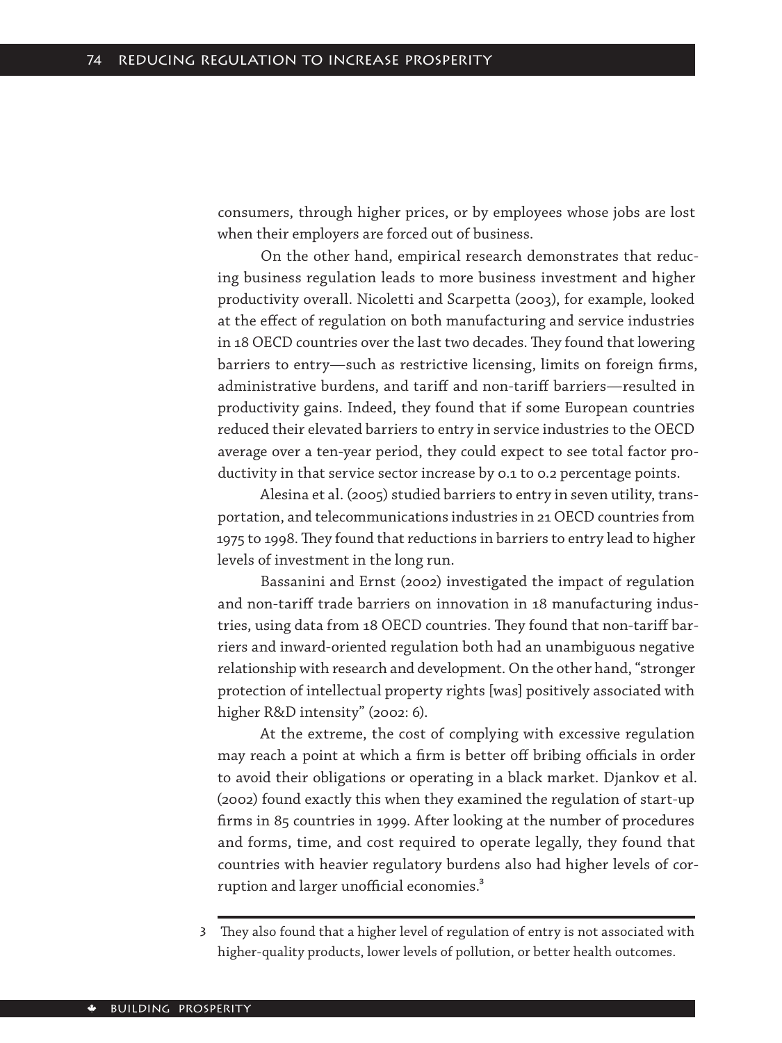consumers, through higher prices, or by employees whose jobs are lost when their employers are forced out of business.

On the other hand, empirical research demonstrates that reducing business regulation leads to more business investment and higher productivity overall. Nicoletti and Scarpetta (2003), for example, looked at the effect of regulation on both manufacturing and service industries in 18 OECD countries over the last two decades. They found that lowering barriers to entry—such as restrictive licensing, limits on foreign firms, administrative burdens, and tariff and non-tariff barriers—resulted in productivity gains. Indeed, they found that if some European countries reduced their elevated barriers to entry in service industries to the OECD average over a ten-year period, they could expect to see total factor productivity in that service sector increase by 0.1 to 0.2 percentage points.

Alesina et al. (2005) studied barriers to entry in seven utility, transportation, and telecommunications industries in 21 OECD countries from 1975 to 1998. They found that reductions in barriers to entry lead to higher levels of investment in the long run.

Bassanini and Ernst (2002) investigated the impact of regulation and non-tariff trade barriers on innovation in 18 manufacturing industries, using data from 18 OECD countries. They found that non-tariff barriers and inward-oriented regulation both had an unambiguous negative relationship with research and development. On the other hand, "stronger protection of intellectual property rights [was] positively associated with higher R&D intensity" (2002: 6).

At the extreme, the cost of complying with excessive regulation may reach a point at which a firm is better off bribing officials in order to avoid their obligations or operating in a black market. Djankov et al. (2002) found exactly this when they examined the regulation of start-up firms in 85 countries in 1999. After looking at the number of procedures and forms, time, and cost required to operate legally, they found that countries with heavier regulatory burdens also had higher levels of corruption and larger unofficial economies.[3]

---

3 They also found that a higher level of regulation of entry is not associated with higher-quality products, lower levels of pollution, or better health outcomes.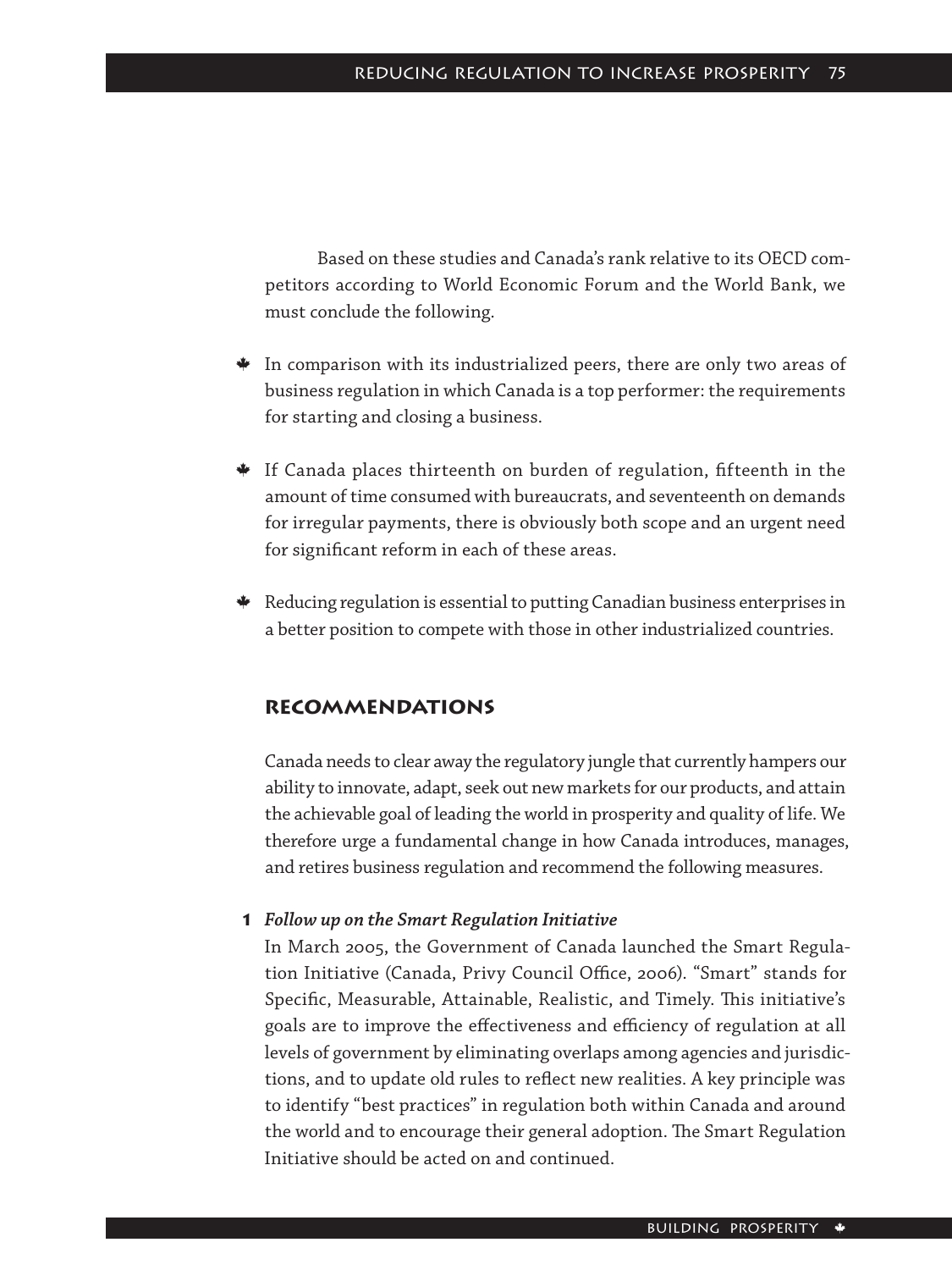Based on these studies and Canada's rank relative to its OECD competitors according to World Economic Forum and the World Bank, we must conclude the following.

- In comparison with its industrialized peers, there are only two areas of business regulation in which Canada is a top performer: the requirements for starting and closing a business.
- If Canada places thirteenth on burden of regulation, fifteenth in the amount of time consumed with bureaucrats, and seventeenth on demands for irregular payments, there is obviously both scope and an urgent need for significant reform in each of these areas.
- Reducing regulation is essential to putting Canadian business enterprises in a better position to compete with those in other industrialized countries.

## Recommendations

Canada needs to clear away the regulatory jungle that currently hampers our ability to innovate, adapt, seek out new markets for our products, and attain the achievable goal of leading the world in prosperity and quality of life. We therefore urge a fundamental change in how Canada introduces, manages, and retires business regulation and recommend the following measures.

**1** ***Follow up on the Smart Regulation Initiative***

In March 2005, the Government of Canada launched the Smart Regulation Initiative (Canada, Privy Council Office, 2006). "Smart" stands for Specific, Measurable, Attainable, Realistic, and Timely. This initiative's goals are to improve the effectiveness and efficiency of regulation at all levels of government by eliminating overlaps among agencies and jurisdictions, and to update old rules to reflect new realities. A key principle was to identify "best practices" in regulation both within Canada and around the world and to encourage their general adoption. The Smart Regulation Initiative should be acted on and continued.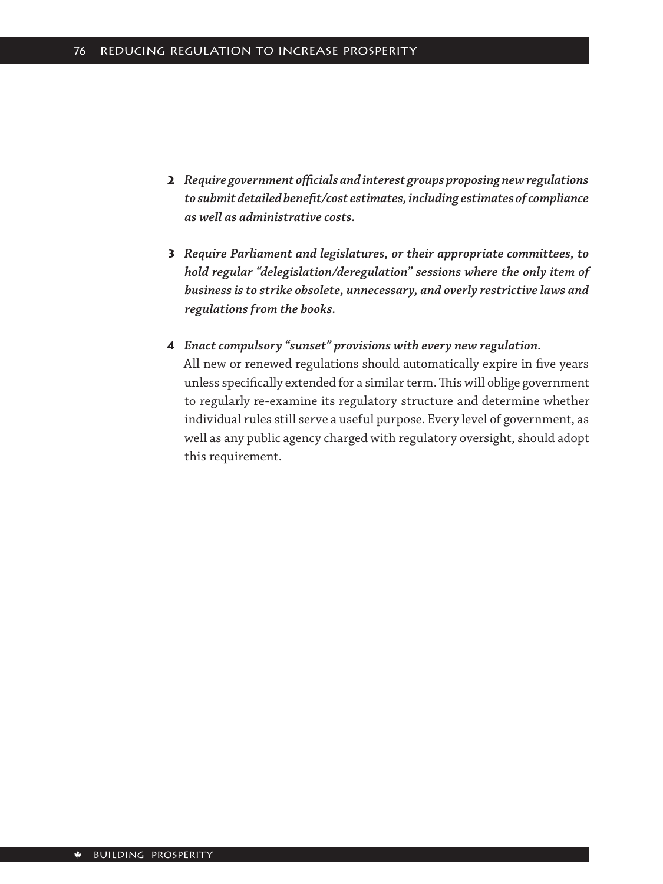2. ***Require government officials and interest groups proposing new regulations to submit detailed benefit/cost estimates, including estimates of compliance as well as administrative costs.***

3. ***Require Parliament and legislatures, or their appropriate committees, to hold regular "delegislation/deregulation" sessions where the only item of business is to strike obsolete, unnecessary, and overly restrictive laws and regulations from the books.***

4. ***Enact compulsory "sunset" provisions with every new regulation.***
   All new or renewed regulations should automatically expire in five years unless specifically extended for a similar term. This will oblige government to regularly re-examine its regulatory structure and determine whether individual rules still serve a useful purpose. Every level of government, as well as any public agency charged with regulatory oversight, should adopt this requirement.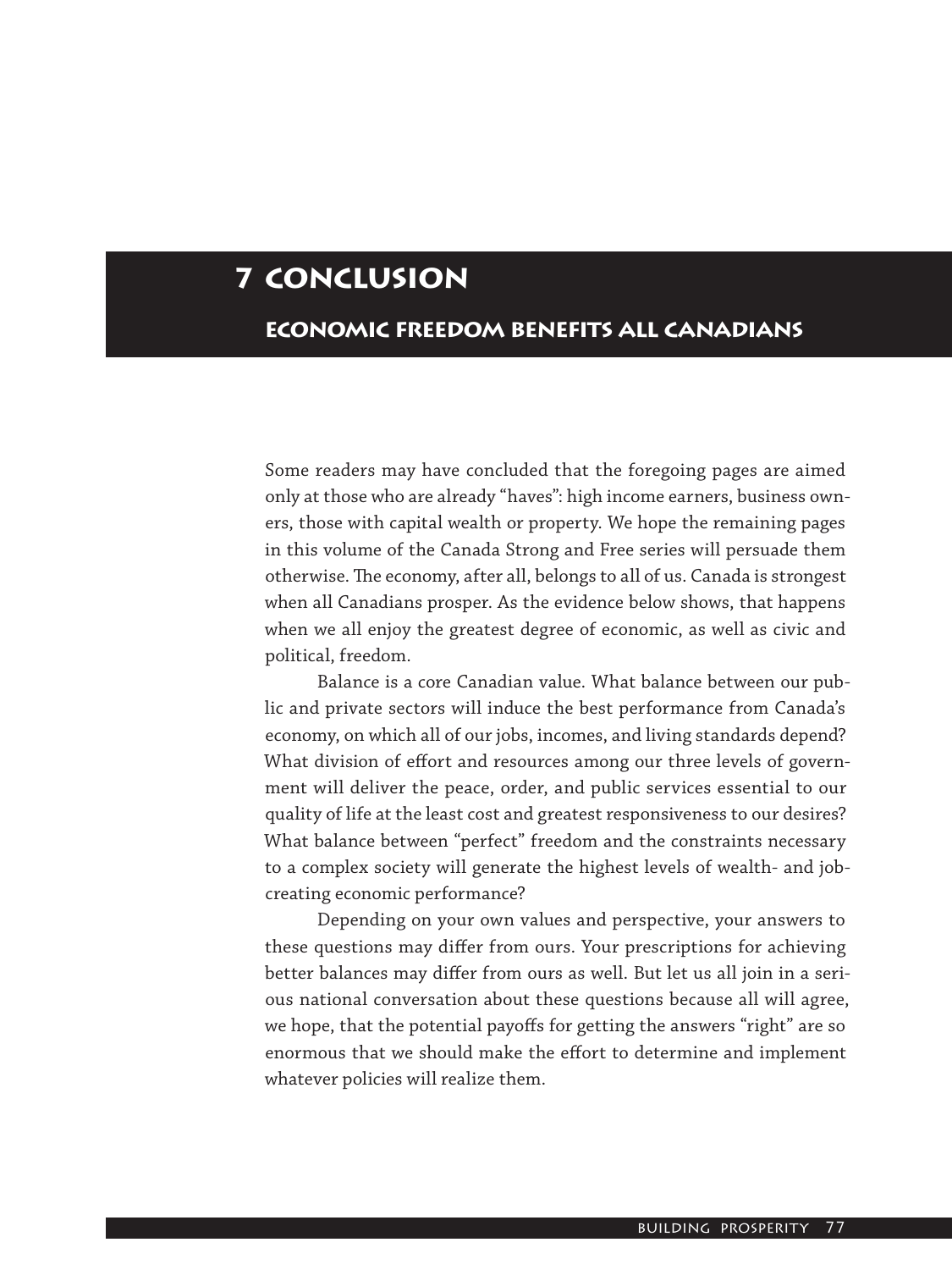# 7 CONCLUSION

## ECONOMIC FREEDOM BENEFITS ALL CANADIANS

Some readers may have concluded that the foregoing pages are aimed only at those who are already "haves": high income earners, business owners, those with capital wealth or property. We hope the remaining pages in this volume of the Canada Strong and Free series will persuade them otherwise. The economy, after all, belongs to all of us. Canada is strongest when all Canadians prosper. As the evidence below shows, that happens when we all enjoy the greatest degree of economic, as well as civic and political, freedom.

Balance is a core Canadian value. What balance between our public and private sectors will induce the best performance from Canada's economy, on which all of our jobs, incomes, and living standards depend? What division of effort and resources among our three levels of government will deliver the peace, order, and public services essential to our quality of life at the least cost and greatest responsiveness to our desires? What balance between "perfect" freedom and the constraints necessary to a complex society will generate the highest levels of wealth- and job-creating economic performance?

Depending on your own values and perspective, your answers to these questions may differ from ours. Your prescriptions for achieving better balances may differ from ours as well. But let us all join in a serious national conversation about these questions because all will agree, we hope, that the potential payoffs for getting the answers "right" are so enormous that we should make the effort to determine and implement whatever policies will realize them.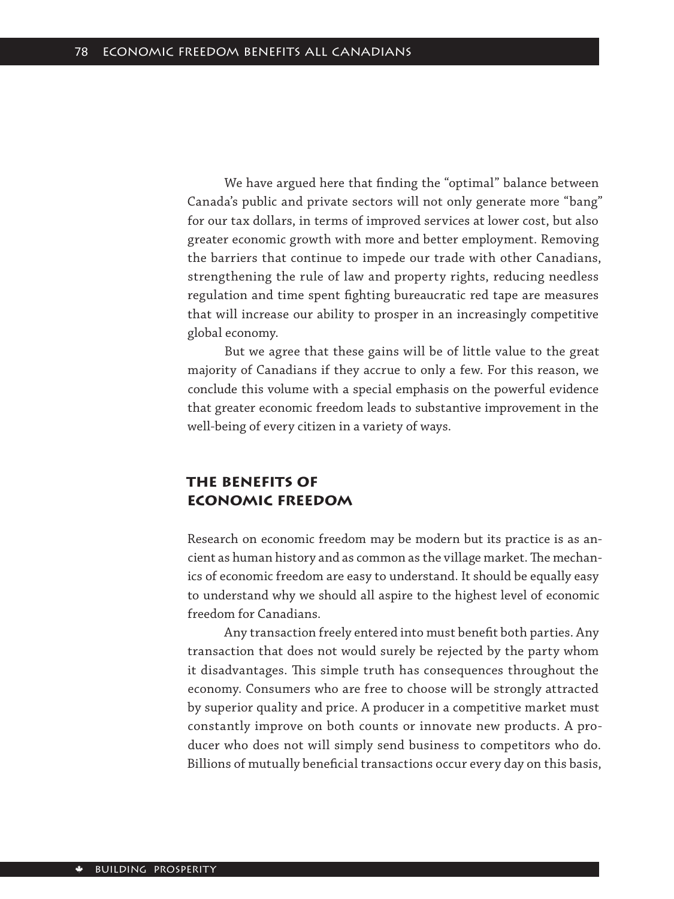We have argued here that finding the "optimal" balance between Canada's public and private sectors will not only generate more "bang" for our tax dollars, in terms of improved services at lower cost, but also greater economic growth with more and better employment. Removing the barriers that continue to impede our trade with other Canadians, strengthening the rule of law and property rights, reducing needless regulation and time spent fighting bureaucratic red tape are measures that will increase our ability to prosper in an increasingly competitive global economy.

But we agree that these gains will be of little value to the great majority of Canadians if they accrue to only a few. For this reason, we conclude this volume with a special emphasis on the powerful evidence that greater economic freedom leads to substantive improvement in the well-being of every citizen in a variety of ways.

## The benefits of economic freedom

Research on economic freedom may be modern but its practice is as ancient as human history and as common as the village market. The mechanics of economic freedom are easy to understand. It should be equally easy to understand why we should all aspire to the highest level of economic freedom for Canadians.

Any transaction freely entered into must benefit both parties. Any transaction that does not would surely be rejected by the party whom it disadvantages. This simple truth has consequences throughout the economy. Consumers who are free to choose will be strongly attracted by superior quality and price. A producer in a competitive market must constantly improve on both counts or innovate new products. A producer who does not will simply send business to competitors who do. Billions of mutually beneficial transactions occur every day on this basis,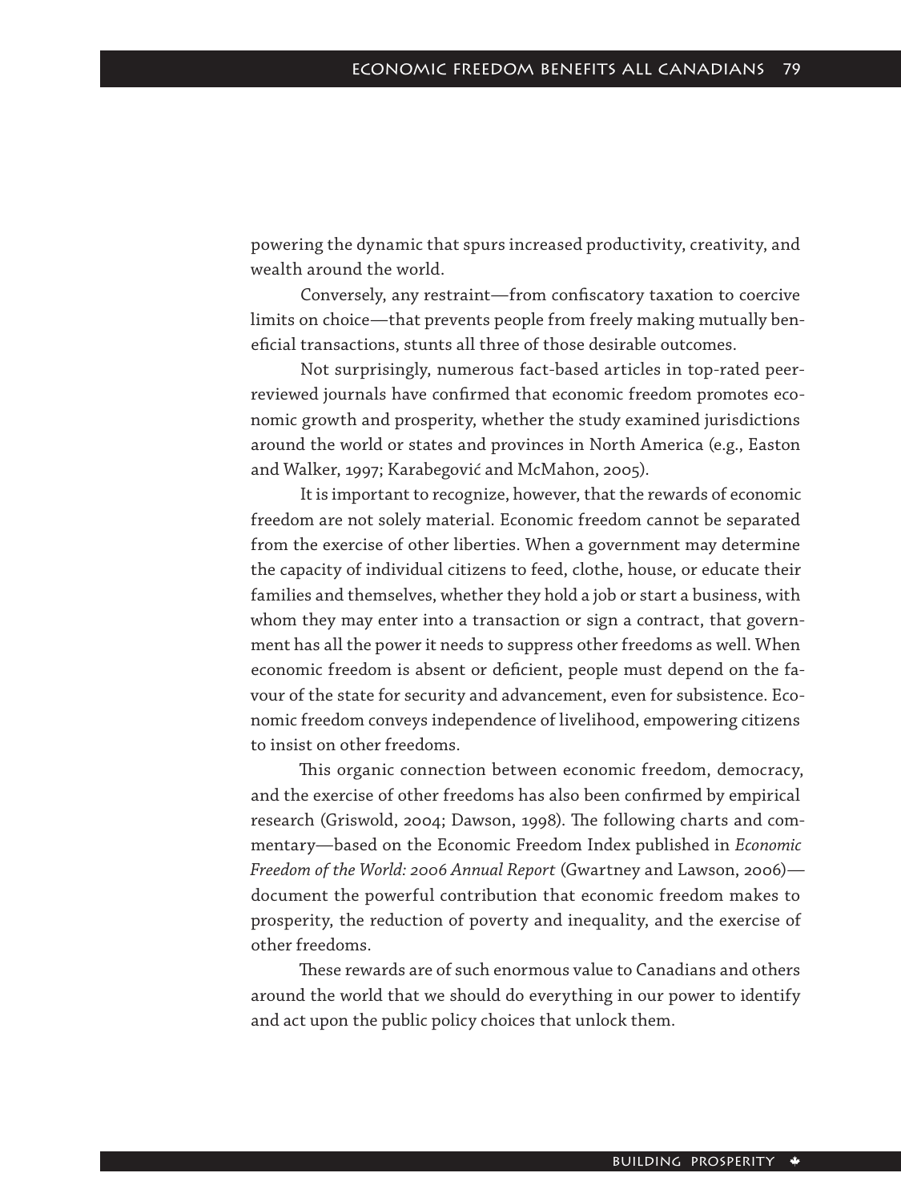powering the dynamic that spurs increased productivity, creativity, and wealth around the world.

Conversely, any restraint—from confiscatory taxation to coercive limits on choice—that prevents people from freely making mutually beneficial transactions, stunts all three of those desirable outcomes.

Not surprisingly, numerous fact-based articles in top-rated peer-reviewed journals have confirmed that economic freedom promotes economic growth and prosperity, whether the study examined jurisdictions around the world or states and provinces in North America (e.g., Easton and Walker, 1997; Karabegović and McMahon, 2005).

It is important to recognize, however, that the rewards of economic freedom are not solely material. Economic freedom cannot be separated from the exercise of other liberties. When a government may determine the capacity of individual citizens to feed, clothe, house, or educate their families and themselves, whether they hold a job or start a business, with whom they may enter into a transaction or sign a contract, that government has all the power it needs to suppress other freedoms as well. When economic freedom is absent or deficient, people must depend on the favour of the state for security and advancement, even for subsistence. Economic freedom conveys independence of livelihood, empowering citizens to insist on other freedoms.

This organic connection between economic freedom, democracy, and the exercise of other freedoms has also been confirmed by empirical research (Griswold, 2004; Dawson, 1998). The following charts and commentary—based on the Economic Freedom Index published in *Economic Freedom of the World: 2006 Annual Report* (Gwartney and Lawson, 2006)—document the powerful contribution that economic freedom makes to prosperity, the reduction of poverty and inequality, and the exercise of other freedoms.

These rewards are of such enormous value to Canadians and others around the world that we should do everything in our power to identify and act upon the public policy choices that unlock them.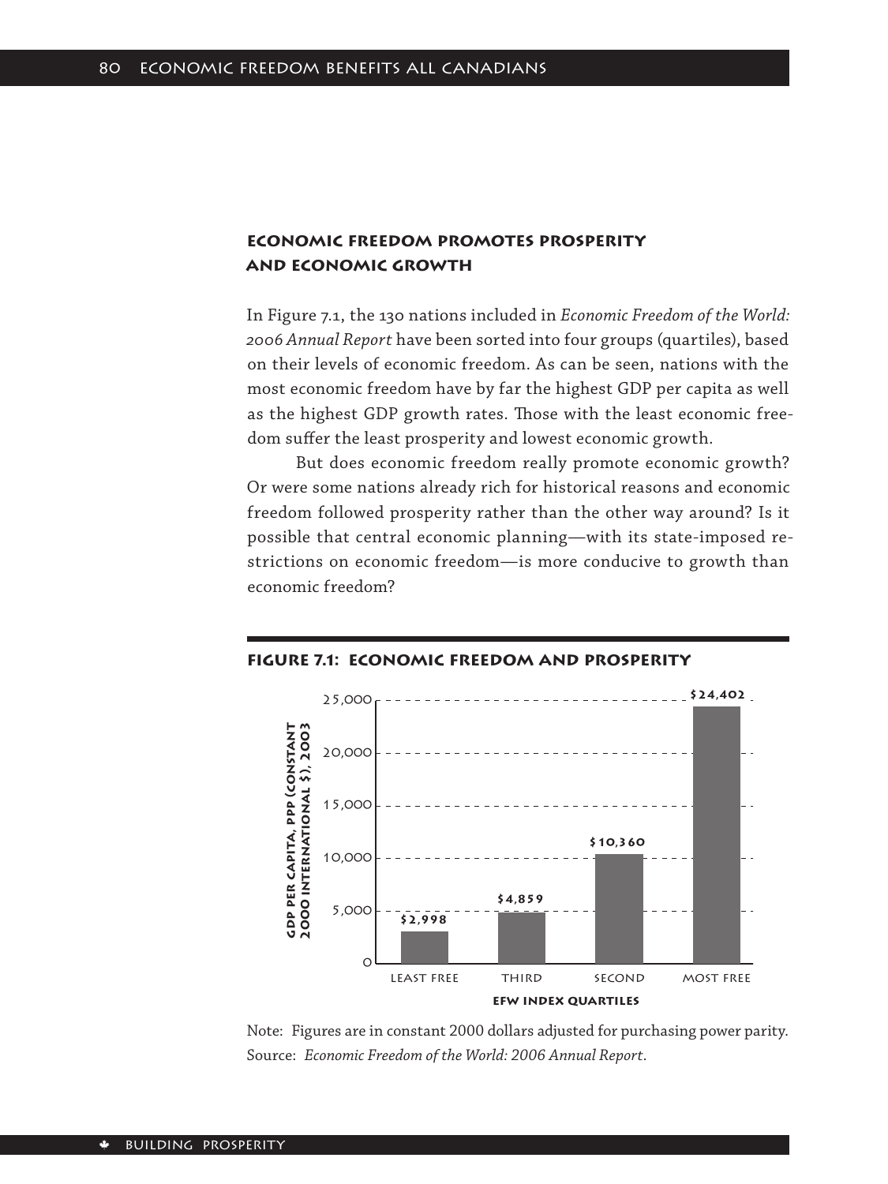## Economic Freedom Promotes Prosperity and Economic Growth

In Figure 7.1, the 130 nations included in *Economic Freedom of the World: 2006 Annual Report* have been sorted into four groups (quartiles), based on their levels of economic freedom. As can be seen, nations with the most economic freedom have by far the highest GDP per capita as well as the highest GDP growth rates. Those with the least economic freedom suffer the least prosperity and lowest economic growth.

But does economic freedom really promote economic growth? Or were some nations already rich for historical reasons and economic freedom followed prosperity rather than the other way around? Is it possible that central economic planning—with its state-imposed restrictions on economic freedom—is more conducive to growth than economic freedom?

**Figure 7.1: Economic Freedom and Prosperity**

| EFW Index Quartiles | GDP per capita, PPP (constant 2000 international $), 2003 |
|---|---|
| Least free | $2,998 |
| Third | $4,859 |
| Second | $10,360 |
| Most free | $24,402 |

Note: Figures are in constant 2000 dollars adjusted for purchasing power parity.
Source: *Economic Freedom of the World: 2006 Annual Report*.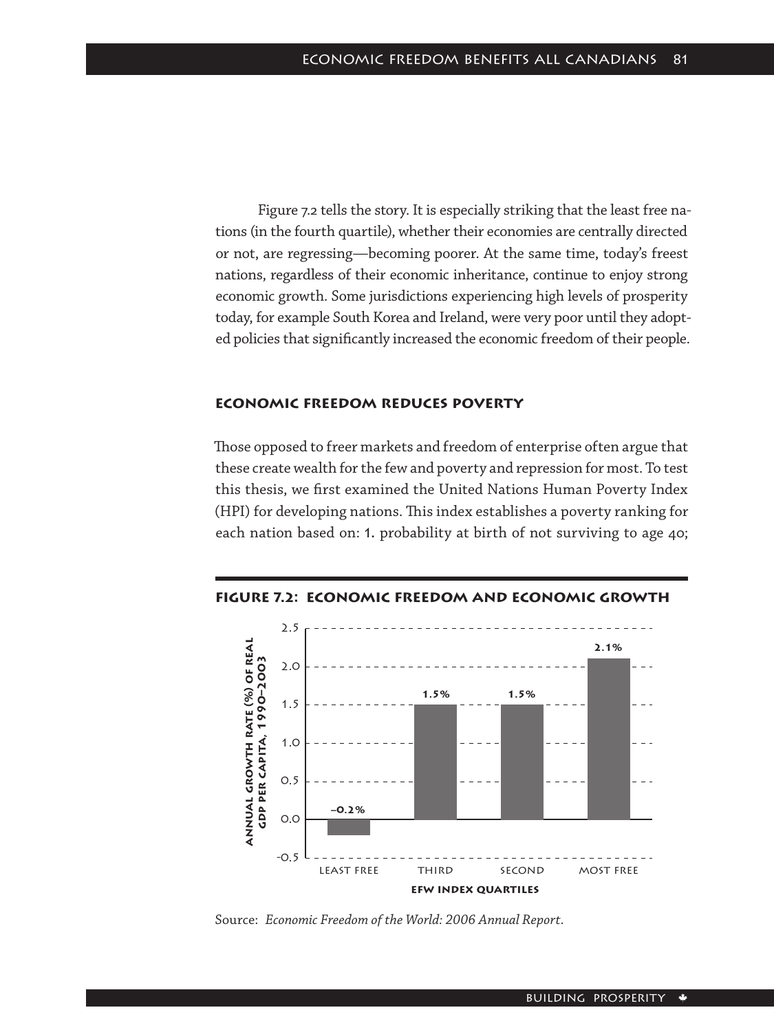Figure 7.2 tells the story. It is especially striking that the least free nations (in the fourth quartile), whether their economies are centrally directed or not, are regressing—becoming poorer. At the same time, today's freest nations, regardless of their economic inheritance, continue to enjoy strong economic growth. Some jurisdictions experiencing high levels of prosperity today, for example South Korea and Ireland, were very poor until they adopted policies that significantly increased the economic freedom of their people.

### ECONOMIC FREEDOM REDUCES POVERTY

Those opposed to freer markets and freedom of enterprise often argue that these create wealth for the few and poverty and repression for most. To test this thesis, we first examined the United Nations Human Poverty Index (HPI) for developing nations. This index establishes a poverty ranking for each nation based on: 1. probability at birth of not surviving to age 40;

**FIGURE 7.2: ECONOMIC FREEDOM AND ECONOMIC GROWTH**

| EFW Index Quartiles | Annual growth rate (%) of real GDP per capita, 1990–2003 |
|---|---|
| Least free | −0.2% |
| Third | 1.5% |
| Second | 1.5% |
| Most free | 2.1% |

Source: *Economic Freedom of the World: 2006 Annual Report.*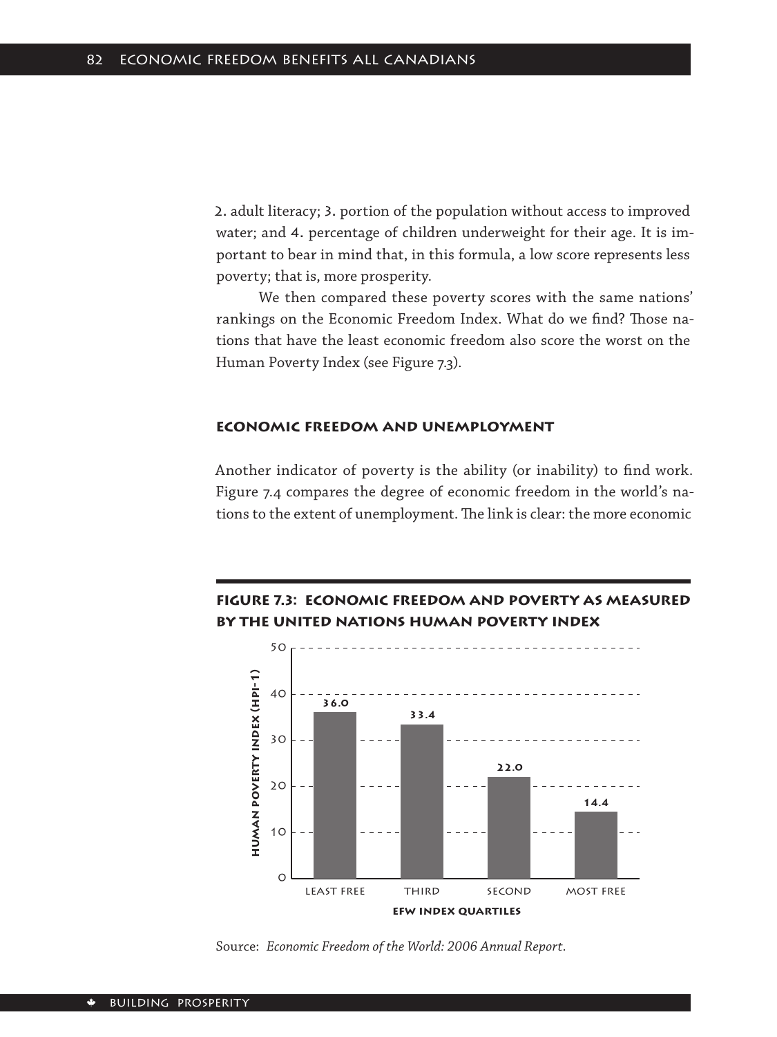2. adult literacy; 3. portion of the population without access to improved water; and 4. percentage of children underweight for their age. It is important to bear in mind that, in this formula, a low score represents less poverty; that is, more prosperity.

We then compared these poverty scores with the same nations' rankings on the Economic Freedom Index. What do we find? Those nations that have the least economic freedom also score the worst on the Human Poverty Index (see Figure 7.3).

### ECONOMIC FREEDOM AND UNEMPLOYMENT

Another indicator of poverty is the ability (or inability) to find work. Figure 7.4 compares the degree of economic freedom in the world's nations to the extent of unemployment. The link is clear: the more economic

**FIGURE 7.3: ECONOMIC FREEDOM AND POVERTY AS MEASURED BY THE UNITED NATIONS HUMAN POVERTY INDEX**

| EFW Index Quartiles | Human Poverty Index (HPI-1) |
|---|---|
| Least free | 36.0 |
| Third | 33.4 |
| Second | 22.0 |
| Most free | 14.4 |

Source: *Economic Freedom of the World: 2006 Annual Report*.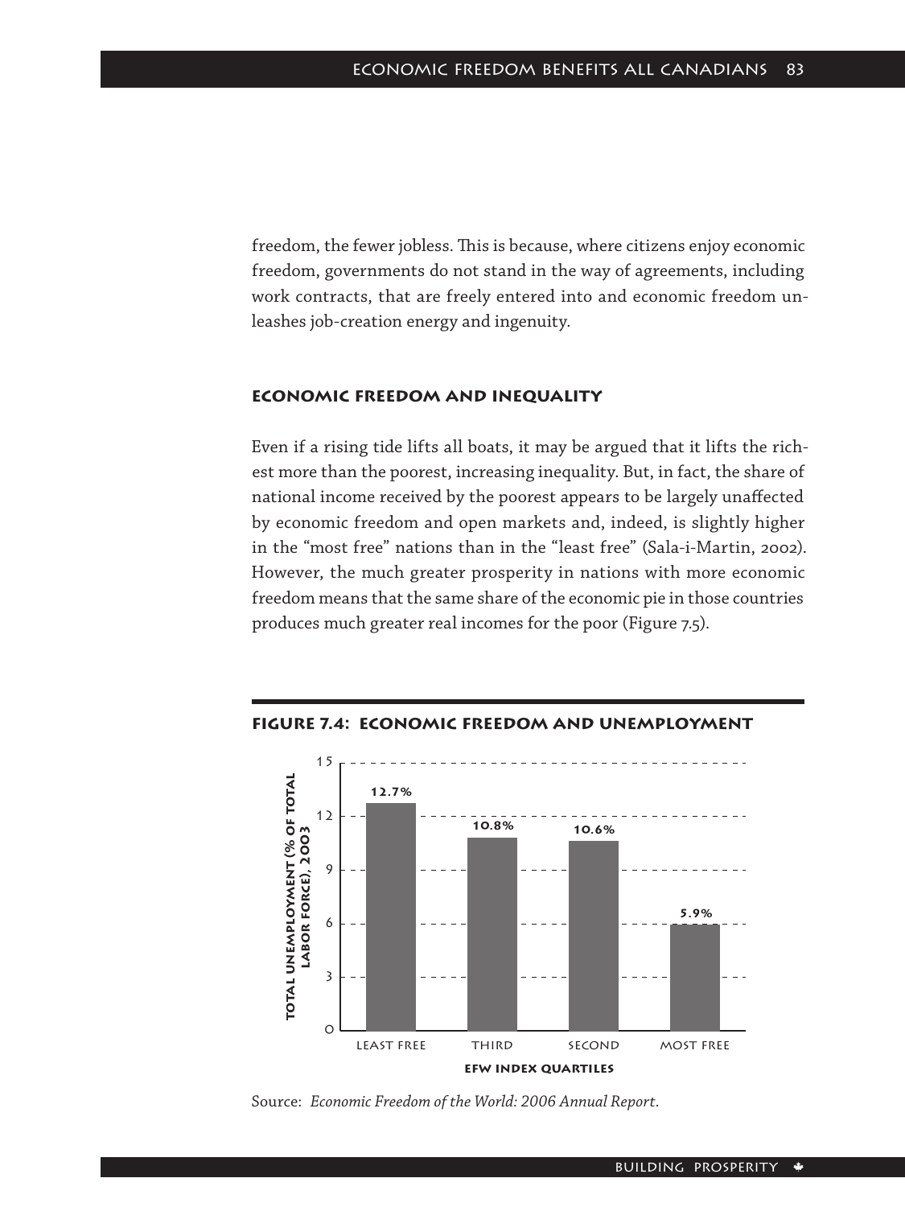freedom, the fewer jobless. This is because, where citizens enjoy economic freedom, governments do not stand in the way of agreements, including work contracts, that are freely entered into and economic freedom unleashes job-creation energy and ingenuity.

### Economic freedom and inequality

Even if a rising tide lifts all boats, it may be argued that it lifts the richest more than the poorest, increasing inequality. But, in fact, the share of national income received by the poorest appears to be largely unaffected by economic freedom and open markets and, indeed, is slightly higher in the "most free" nations than in the "least free" (Sala-i-Martin, 2002). However, the much greater prosperity in nations with more economic freedom means that the same share of the economic pie in those countries produces much greater real incomes for the poor (Figure 7.5).

**Figure 7.4: Economic freedom and unemployment**

| EFW Index Quartiles | Total unemployment (% of total labor force), 2003 |
|---|---|
| Least free | 12.7% |
| Third | 10.8% |
| Second | 10.6% |
| Most free | 5.9% |

Source: *Economic Freedom of the World: 2006 Annual Report*.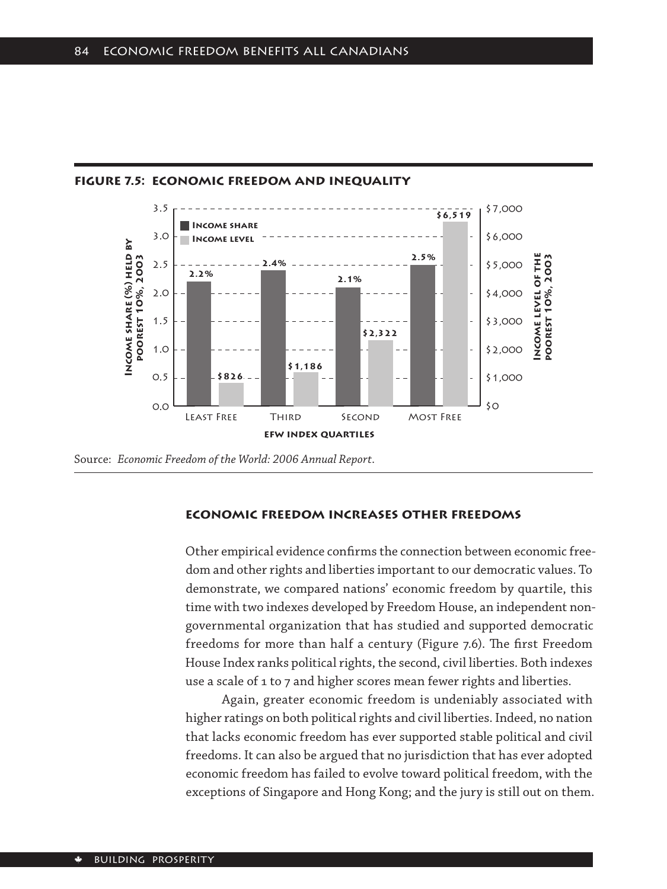**FIGURE 7.5: ECONOMIC FREEDOM AND INEQUALITY**

| EFW index quartiles | Income share (%) held by poorest 10%, 2003 | Income level of the poorest 10%, 2003 |
|---|---|---|
| Least Free | 2.2% | $826 |
| Third | 2.4% | $1,186 |
| Second | 2.1% | $2,322 |
| Most Free | 2.5% | $6,519 |

Source: *Economic Freedom of the World: 2006 Annual Report*.

## ECONOMIC FREEDOM INCREASES OTHER FREEDOMS

Other empirical evidence confirms the connection between economic freedom and other rights and liberties important to our democratic values. To demonstrate, we compared nations' economic freedom by quartile, this time with two indexes developed by Freedom House, an independent non-governmental organization that has studied and supported democratic freedoms for more than half a century (Figure 7.6). The first Freedom House Index ranks political rights, the second, civil liberties. Both indexes use a scale of 1 to 7 and higher scores mean fewer rights and liberties.

Again, greater economic freedom is undeniably associated with higher ratings on both political rights and civil liberties. Indeed, no nation that lacks economic freedom has ever supported stable political and civil freedoms. It can also be argued that no jurisdiction that has ever adopted economic freedom has failed to evolve toward political freedom, with the exceptions of Singapore and Hong Kong; and the jury is still out on them.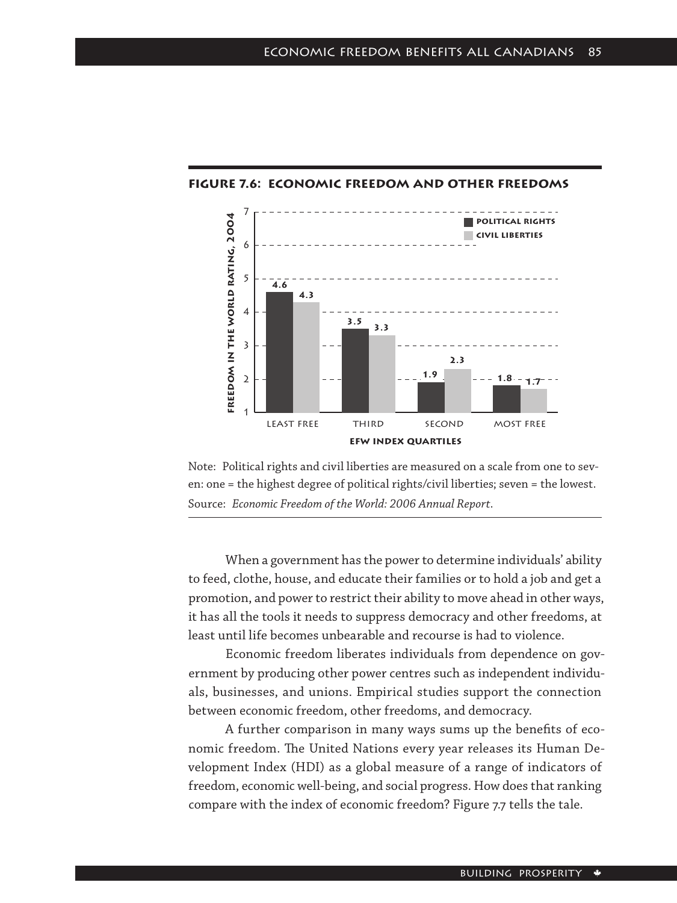**FIGURE 7.6: ECONOMIC FREEDOM AND OTHER FREEDOMS**

| EFW Index Quartiles | Political rights | Civil liberties |
|---|---|---|
| Least free | 4.6 | 4.3 |
| Third | 3.5 | 3.3 |
| Second | 1.9 | 2.3 |
| Most free | 1.8 | 1.7 |

Note: Political rights and civil liberties are measured on a scale from one to seven: one = the highest degree of political rights/civil liberties; seven = the lowest.

Source: *Economic Freedom of the World: 2006 Annual Report*.

When a government has the power to determine individuals' ability to feed, clothe, house, and educate their families or to hold a job and get a promotion, and power to restrict their ability to move ahead in other ways, it has all the tools it needs to suppress democracy and other freedoms, at least until life becomes unbearable and recourse is had to violence.

Economic freedom liberates individuals from dependence on government by producing other power centres such as independent individuals, businesses, and unions. Empirical studies support the connection between economic freedom, other freedoms, and democracy.

A further comparison in many ways sums up the benefits of economic freedom. The United Nations every year releases its Human Development Index (HDI) as a global measure of a range of indicators of freedom, economic well-being, and social progress. How does that ranking compare with the index of economic freedom? Figure 7.7 tells the tale.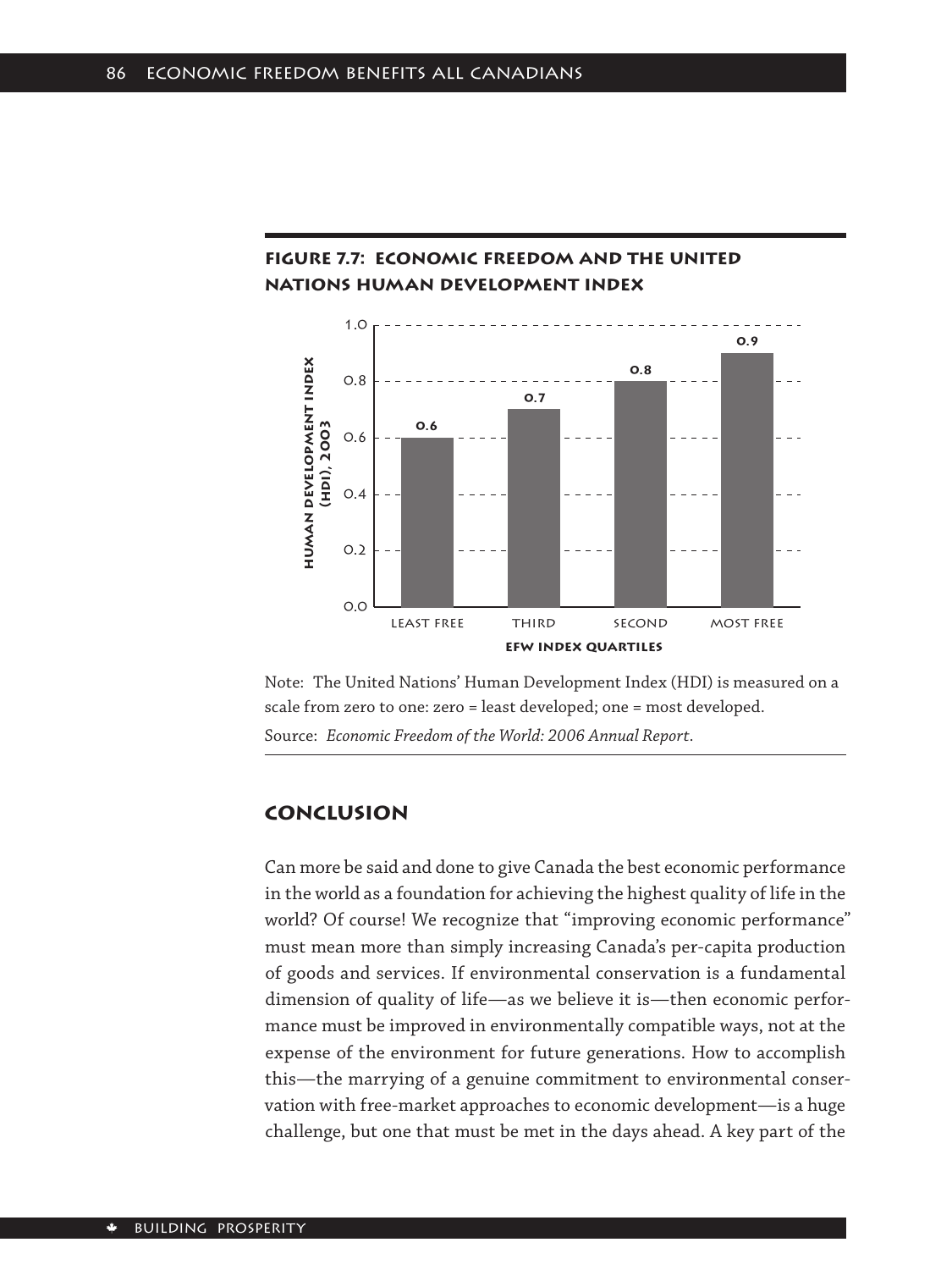**Figure 7.7: Economic freedom and the United Nations Human Development Index**

| EFW Index Quartiles | Human Development Index (HDI), 2003 |
|---|---|
| Least free | 0.6 |
| Third | 0.7 |
| Second | 0.8 |
| Most free | 0.9 |

Note: The United Nations' Human Development Index (HDI) is measured on a scale from zero to one: zero = least developed; one = most developed.

Source: *Economic Freedom of the World: 2006 Annual Report*.

## Conclusion

Can more be said and done to give Canada the best economic performance in the world as a foundation for achieving the highest quality of life in the world? Of course! We recognize that "improving economic performance" must mean more than simply increasing Canada's per-capita production of goods and services. If environmental conservation is a fundamental dimension of quality of life—as we believe it is—then economic performance must be improved in environmentally compatible ways, not at the expense of the environment for future generations. How to accomplish this—the marrying of a genuine commitment to environmental conservation with free-market approaches to economic development—is a huge challenge, but one that must be met in the days ahead. A key part of the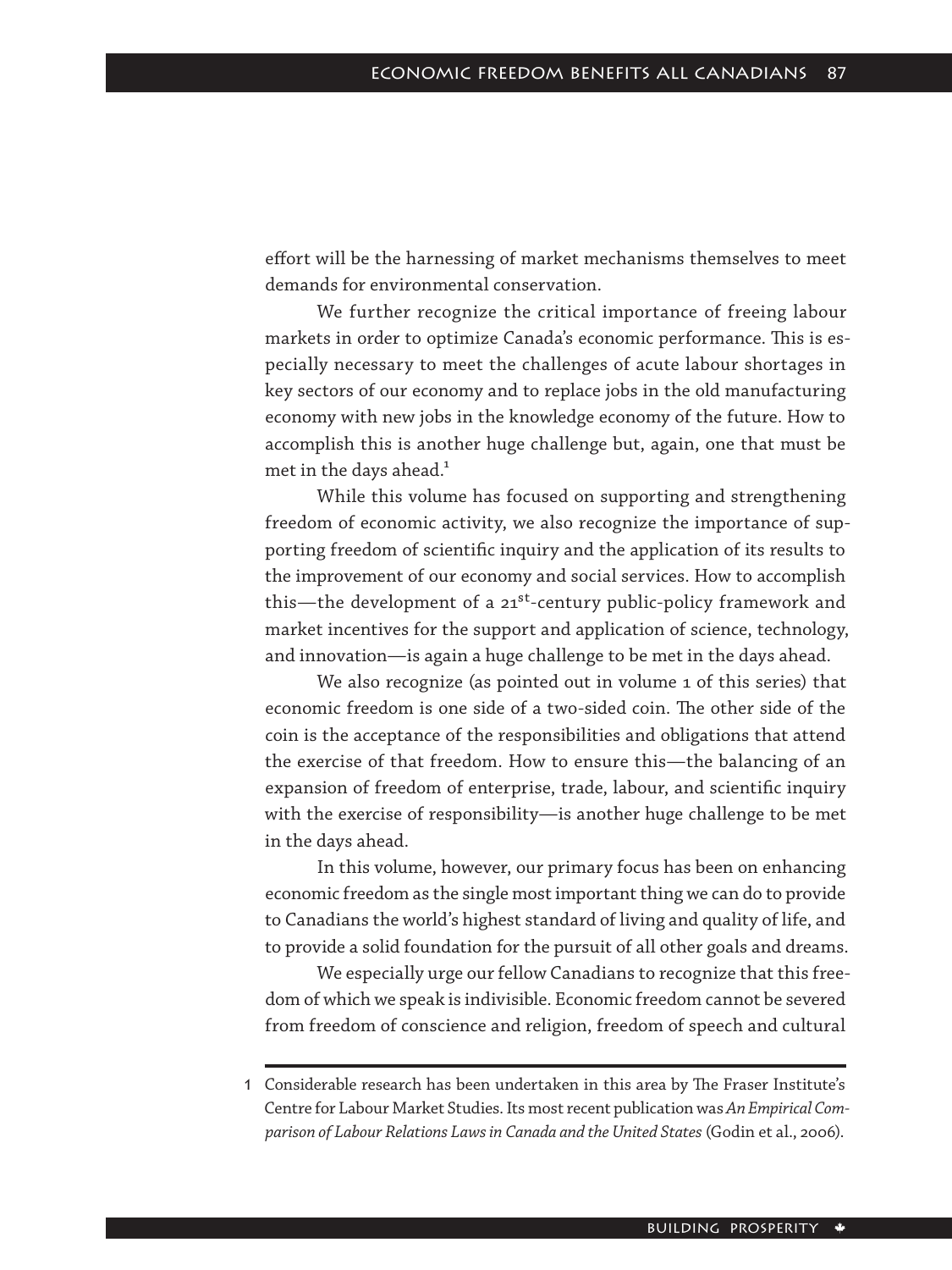effort will be the harnessing of market mechanisms themselves to meet demands for environmental conservation.

We further recognize the critical importance of freeing labour markets in order to optimize Canada's economic performance. This is especially necessary to meet the challenges of acute labour shortages in key sectors of our economy and to replace jobs in the old manufacturing economy with new jobs in the knowledge economy of the future. How to accomplish this is another huge challenge but, again, one that must be met in the days ahead.[1]

While this volume has focused on supporting and strengthening freedom of economic activity, we also recognize the importance of supporting freedom of scientific inquiry and the application of its results to the improvement of our economy and social services. How to accomplish this—the development of a 21st-century public-policy framework and market incentives for the support and application of science, technology, and innovation—is again a huge challenge to be met in the days ahead.

We also recognize (as pointed out in volume 1 of this series) that economic freedom is one side of a two-sided coin. The other side of the coin is the acceptance of the responsibilities and obligations that attend the exercise of that freedom. How to ensure this—the balancing of an expansion of freedom of enterprise, trade, labour, and scientific inquiry with the exercise of responsibility—is another huge challenge to be met in the days ahead.

In this volume, however, our primary focus has been on enhancing economic freedom as the single most important thing we can do to provide to Canadians the world's highest standard of living and quality of life, and to provide a solid foundation for the pursuit of all other goals and dreams.

We especially urge our fellow Canadians to recognize that this freedom of which we speak is indivisible. Economic freedom cannot be severed from freedom of conscience and religion, freedom of speech and cultural

---

1 Considerable research has been undertaken in this area by The Fraser Institute's Centre for Labour Market Studies. Its most recent publication was *An Empirical Comparison of Labour Relations Laws in Canada and the United States* (Godin et al., 2006).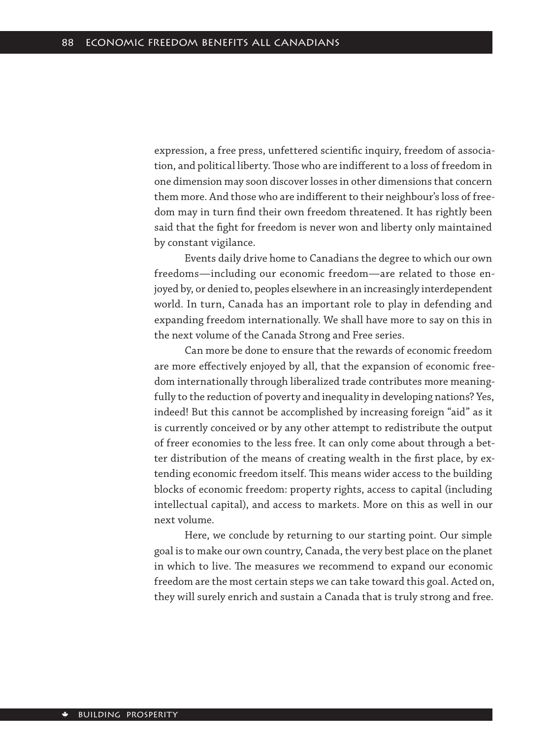expression, a free press, unfettered scientific inquiry, freedom of association, and political liberty. Those who are indifferent to a loss of freedom in one dimension may soon discover losses in other dimensions that concern them more. And those who are indifferent to their neighbour's loss of freedom may in turn find their own freedom threatened. It has rightly been said that the fight for freedom is never won and liberty only maintained by constant vigilance.

Events daily drive home to Canadians the degree to which our own freedoms—including our economic freedom—are related to those enjoyed by, or denied to, peoples elsewhere in an increasingly interdependent world. In turn, Canada has an important role to play in defending and expanding freedom internationally. We shall have more to say on this in the next volume of the Canada Strong and Free series.

Can more be done to ensure that the rewards of economic freedom are more effectively enjoyed by all, that the expansion of economic freedom internationally through liberalized trade contributes more meaningfully to the reduction of poverty and inequality in developing nations? Yes, indeed! But this cannot be accomplished by increasing foreign "aid" as it is currently conceived or by any other attempt to redistribute the output of freer economies to the less free. It can only come about through a better distribution of the means of creating wealth in the first place, by extending economic freedom itself. This means wider access to the building blocks of economic freedom: property rights, access to capital (including intellectual capital), and access to markets. More on this as well in our next volume.

Here, we conclude by returning to our starting point. Our simple goal is to make our own country, Canada, the very best place on the planet in which to live. The measures we recommend to expand our economic freedom are the most certain steps we can take toward this goal. Acted on, they will surely enrich and sustain a Canada that is truly strong and free.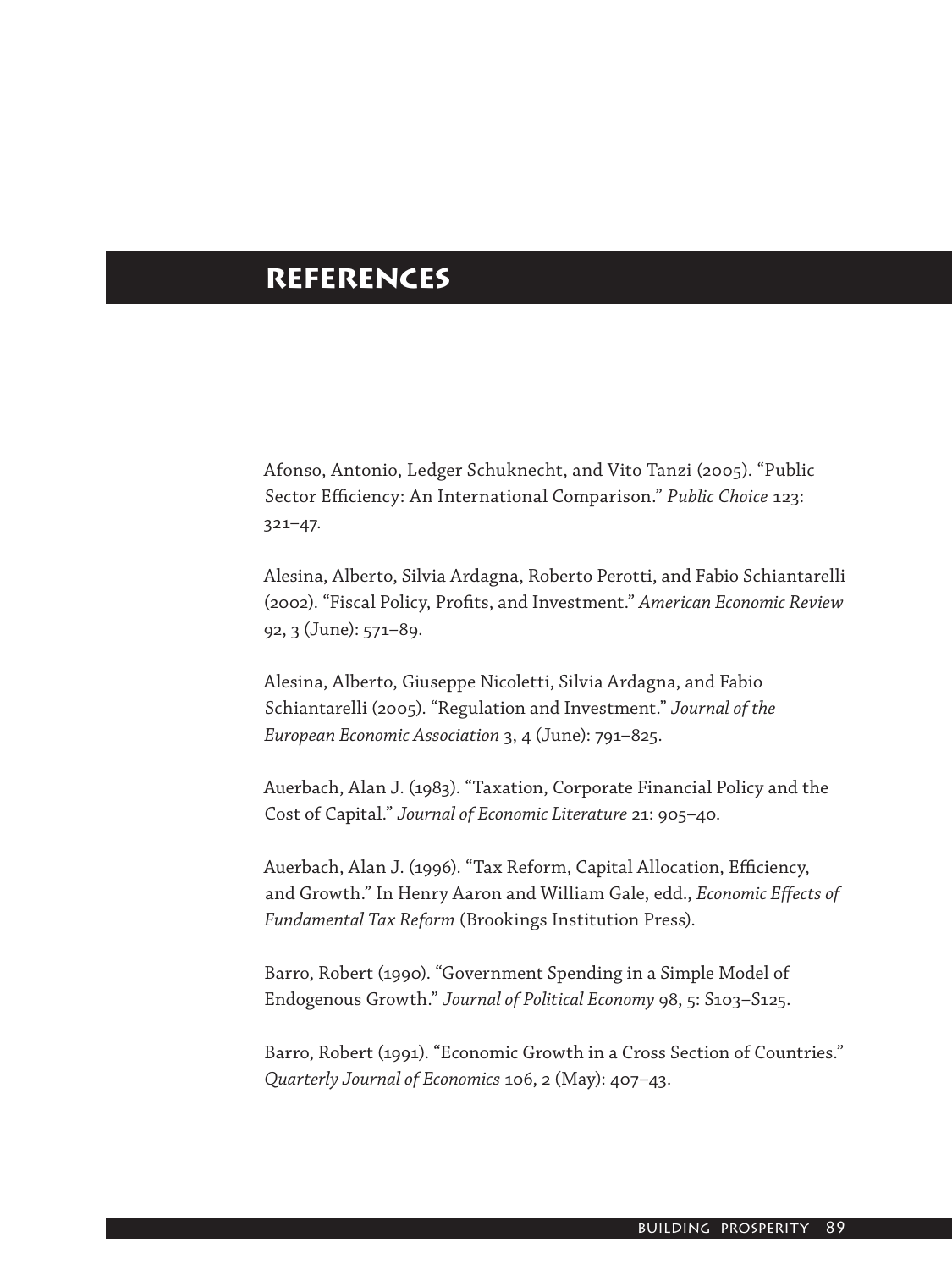# REFERENCES

Afonso, Antonio, Ledger Schuknecht, and Vito Tanzi (2005). "Public Sector Efficiency: An International Comparison." *Public Choice* 123: 321–47.

Alesina, Alberto, Silvia Ardagna, Roberto Perotti, and Fabio Schiantarelli (2002). "Fiscal Policy, Profits, and Investment." *American Economic Review* 92, 3 (June): 571–89.

Alesina, Alberto, Giuseppe Nicoletti, Silvia Ardagna, and Fabio Schiantarelli (2005). "Regulation and Investment." *Journal of the European Economic Association* 3, 4 (June): 791–825.

Auerbach, Alan J. (1983). "Taxation, Corporate Financial Policy and the Cost of Capital." *Journal of Economic Literature* 21: 905–40.

Auerbach, Alan J. (1996). "Tax Reform, Capital Allocation, Efficiency, and Growth." In Henry Aaron and William Gale, edd., *Economic Effects of Fundamental Tax Reform* (Brookings Institution Press).

Barro, Robert (1990). "Government Spending in a Simple Model of Endogenous Growth." *Journal of Political Economy* 98, 5: S103–S125.

Barro, Robert (1991). "Economic Growth in a Cross Section of Countries." *Quarterly Journal of Economics* 106, 2 (May): 407–43.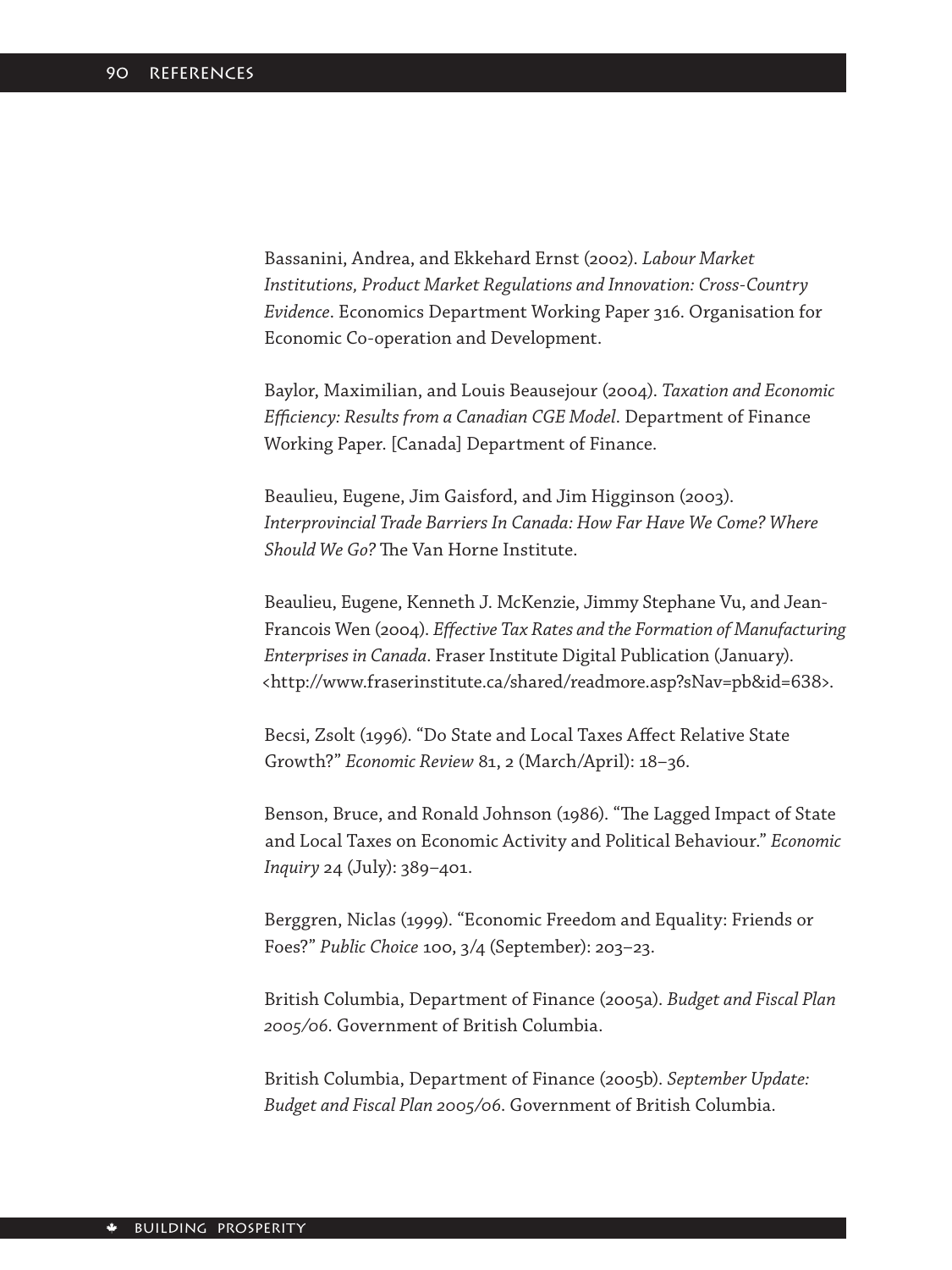Bassanini, Andrea, and Ekkehard Ernst (2002). *Labour Market Institutions, Product Market Regulations and Innovation: Cross-Country Evidence*. Economics Department Working Paper 316. Organisation for Economic Co-operation and Development.

Baylor, Maximilian, and Louis Beausejour (2004). *Taxation and Economic Efficiency: Results from a Canadian CGE Model*. Department of Finance Working Paper. [Canada] Department of Finance.

Beaulieu, Eugene, Jim Gaisford, and Jim Higginson (2003). *Interprovincial Trade Barriers In Canada: How Far Have We Come? Where Should We Go?* The Van Horne Institute.

Beaulieu, Eugene, Kenneth J. McKenzie, Jimmy Stephane Vu, and Jean-Francois Wen (2004). *Effective Tax Rates and the Formation of Manufacturing Enterprises in Canada*. Fraser Institute Digital Publication (January). <http://www.fraserinstitute.ca/shared/readmore.asp?sNav=pb&id=638>.

Becsi, Zsolt (1996). "Do State and Local Taxes Affect Relative State Growth?" *Economic Review* 81, 2 (March/April): 18–36.

Benson, Bruce, and Ronald Johnson (1986). "The Lagged Impact of State and Local Taxes on Economic Activity and Political Behaviour." *Economic Inquiry* 24 (July): 389–401.

Berggren, Niclas (1999). "Economic Freedom and Equality: Friends or Foes?" *Public Choice* 100, 3/4 (September): 203–23.

British Columbia, Department of Finance (2005a). *Budget and Fiscal Plan 2005/06*. Government of British Columbia.

British Columbia, Department of Finance (2005b). *September Update: Budget and Fiscal Plan 2005/06*. Government of British Columbia.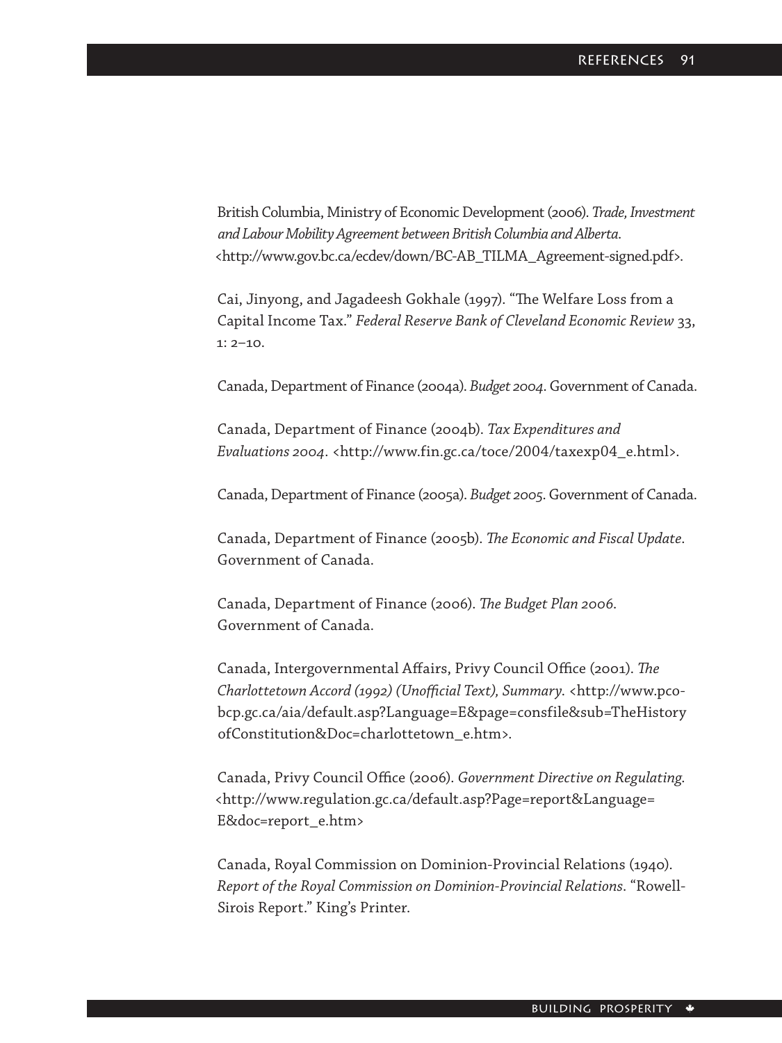British Columbia, Ministry of Economic Development (2006). *Trade, Investment and Labour Mobility Agreement between British Columbia and Alberta*. <http://www.gov.bc.ca/ecdev/down/BC-AB_TILMA_Agreement-signed.pdf>.

Cai, Jinyong, and Jagadeesh Gokhale (1997). "The Welfare Loss from a Capital Income Tax." *Federal Reserve Bank of Cleveland Economic Review* 33, 1: 2–10.

Canada, Department of Finance (2004a). *Budget 2004*. Government of Canada.

Canada, Department of Finance (2004b). *Tax Expenditures and Evaluations 2004*. <http://www.fin.gc.ca/toce/2004/taxexp04_e.html>.

Canada, Department of Finance (2005a). *Budget 2005*. Government of Canada.

Canada, Department of Finance (2005b). *The Economic and Fiscal Update*. Government of Canada.

Canada, Department of Finance (2006). *The Budget Plan 2006*. Government of Canada.

Canada, Intergovernmental Affairs, Privy Council Office (2001). *The Charlottetown Accord (1992) (Unofficial Text), Summary*. <http://www.pco-bcp.gc.ca/aia/default.asp?Language=E&page=consfile&sub=TheHistoryofConstitution&Doc=charlottetown_e.htm>.

Canada, Privy Council Office (2006). *Government Directive on Regulating*. <http://www.regulation.gc.ca/default.asp?Page=report&Language=E&doc=report_e.htm>

Canada, Royal Commission on Dominion-Provincial Relations (1940). *Report of the Royal Commission on Dominion-Provincial Relations*. "Rowell-Sirois Report." King's Printer.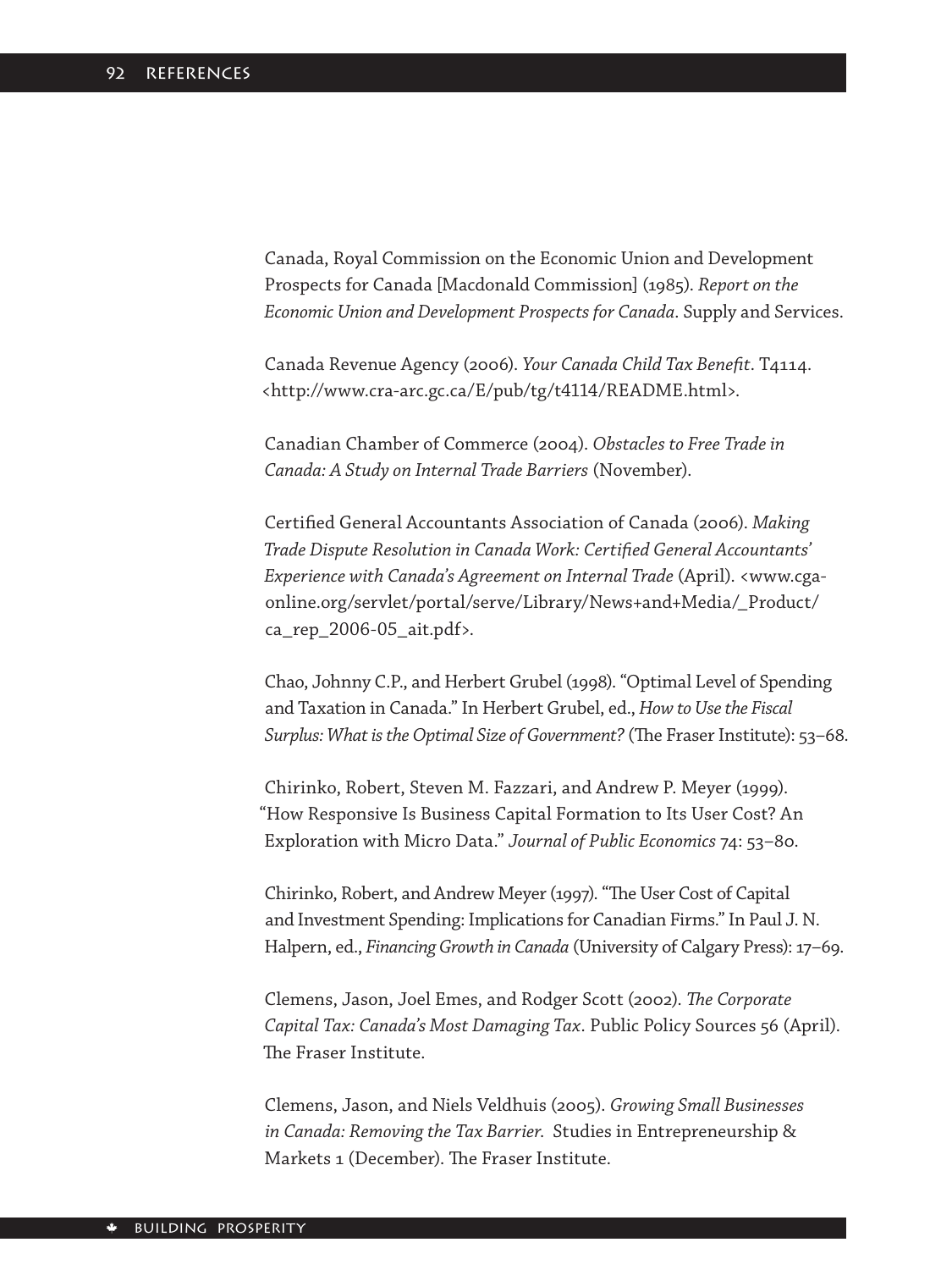Canada, Royal Commission on the Economic Union and Development Prospects for Canada [Macdonald Commission] (1985). *Report on the Economic Union and Development Prospects for Canada*. Supply and Services.

Canada Revenue Agency (2006). *Your Canada Child Tax Benefit*. T4114. <http://www.cra-arc.gc.ca/E/pub/tg/t4114/README.html>.

Canadian Chamber of Commerce (2004). *Obstacles to Free Trade in Canada: A Study on Internal Trade Barriers* (November).

Certified General Accountants Association of Canada (2006). *Making Trade Dispute Resolution in Canada Work: Certified General Accountants' Experience with Canada's Agreement on Internal Trade* (April). <www.cga-online.org/servlet/portal/serve/Library/News+and+Media/_Product/ca_rep_2006-05_ait.pdf>.

Chao, Johnny C.P., and Herbert Grubel (1998). "Optimal Level of Spending and Taxation in Canada." In Herbert Grubel, ed., *How to Use the Fiscal Surplus: What is the Optimal Size of Government?* (The Fraser Institute): 53–68.

Chirinko, Robert, Steven M. Fazzari, and Andrew P. Meyer (1999). "How Responsive Is Business Capital Formation to Its User Cost? An Exploration with Micro Data." *Journal of Public Economics* 74: 53–80.

Chirinko, Robert, and Andrew Meyer (1997). "The User Cost of Capital and Investment Spending: Implications for Canadian Firms." In Paul J. N. Halpern, ed., *Financing Growth in Canada* (University of Calgary Press): 17–69.

Clemens, Jason, Joel Emes, and Rodger Scott (2002). *The Corporate Capital Tax: Canada's Most Damaging Tax*. Public Policy Sources 56 (April). The Fraser Institute.

Clemens, Jason, and Niels Veldhuis (2005). *Growing Small Businesses in Canada: Removing the Tax Barrier.* Studies in Entrepreneurship & Markets 1 (December). The Fraser Institute.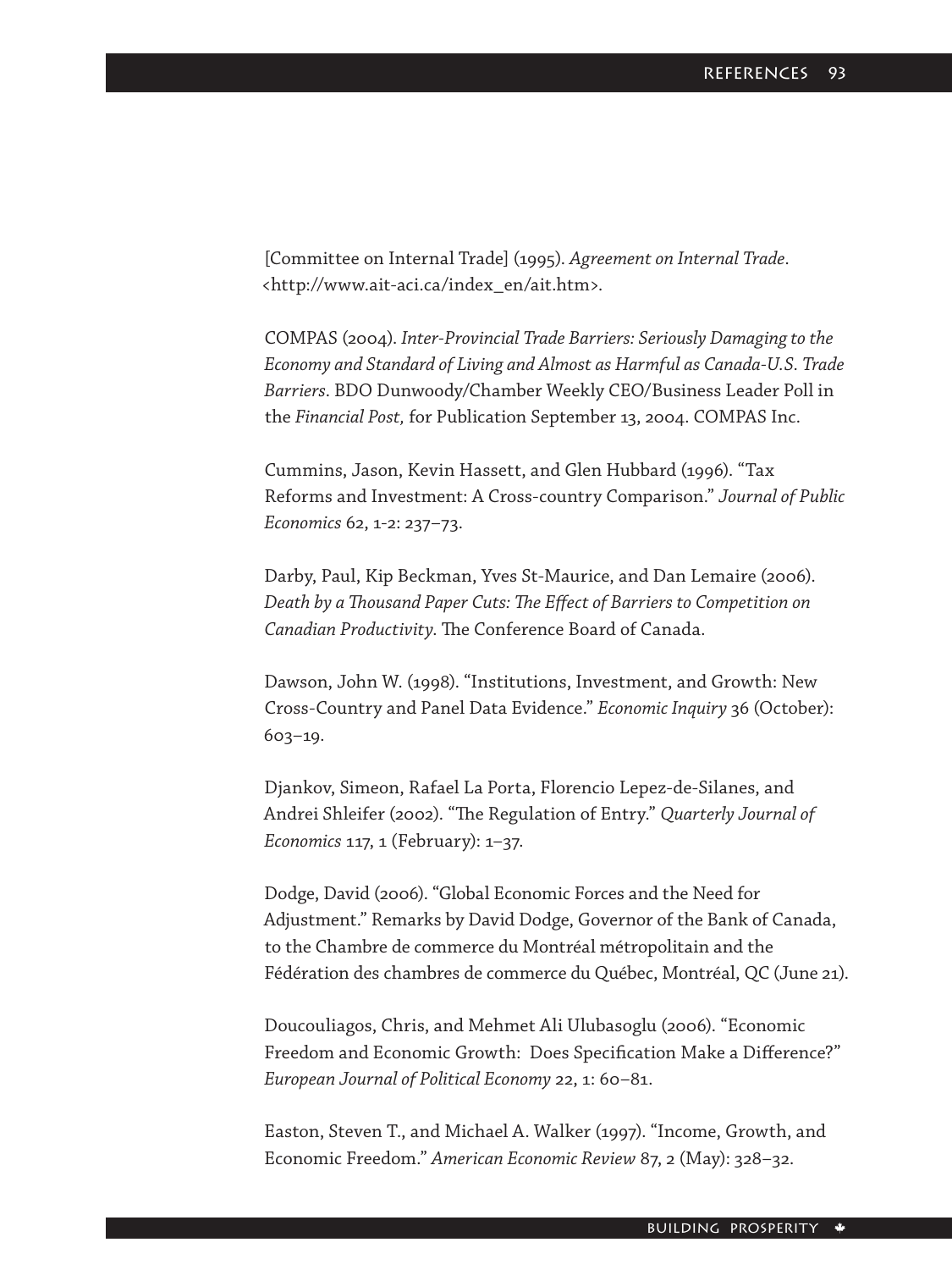[Committee on Internal Trade] (1995). *Agreement on Internal Trade*. <http://www.ait-aci.ca/index_en/ait.htm>.

COMPAS (2004). *Inter-Provincial Trade Barriers: Seriously Damaging to the Economy and Standard of Living and Almost as Harmful as Canada-U.S. Trade Barriers*. BDO Dunwoody/Chamber Weekly CEO/Business Leader Poll in the *Financial Post,* for Publication September 13, 2004. COMPAS Inc.

Cummins, Jason, Kevin Hassett, and Glen Hubbard (1996). "Tax Reforms and Investment: A Cross-country Comparison." *Journal of Public Economics* 62, 1-2: 237–73.

Darby, Paul, Kip Beckman, Yves St-Maurice, and Dan Lemaire (2006). *Death by a Thousand Paper Cuts: The Effect of Barriers to Competition on Canadian Productivity*. The Conference Board of Canada.

Dawson, John W. (1998). "Institutions, Investment, and Growth: New Cross-Country and Panel Data Evidence." *Economic Inquiry* 36 (October): 603–19.

Djankov, Simeon, Rafael La Porta, Florencio Lopez-de-Silanes, and Andrei Shleifer (2002). "The Regulation of Entry." *Quarterly Journal of Economics* 117, 1 (February): 1–37.

Dodge, David (2006). "Global Economic Forces and the Need for Adjustment." Remarks by David Dodge, Governor of the Bank of Canada, to the Chambre de commerce du Montréal métropolitain and the Fédération des chambres de commerce du Québec, Montréal, QC (June 21).

Doucouliagos, Chris, and Mehmet Ali Ulubasoglu (2006). "Economic Freedom and Economic Growth: Does Specification Make a Difference?" *European Journal of Political Economy* 22, 1: 60–81.

Easton, Steven T., and Michael A. Walker (1997). "Income, Growth, and Economic Freedom." *American Economic Review* 87, 2 (May): 328–32.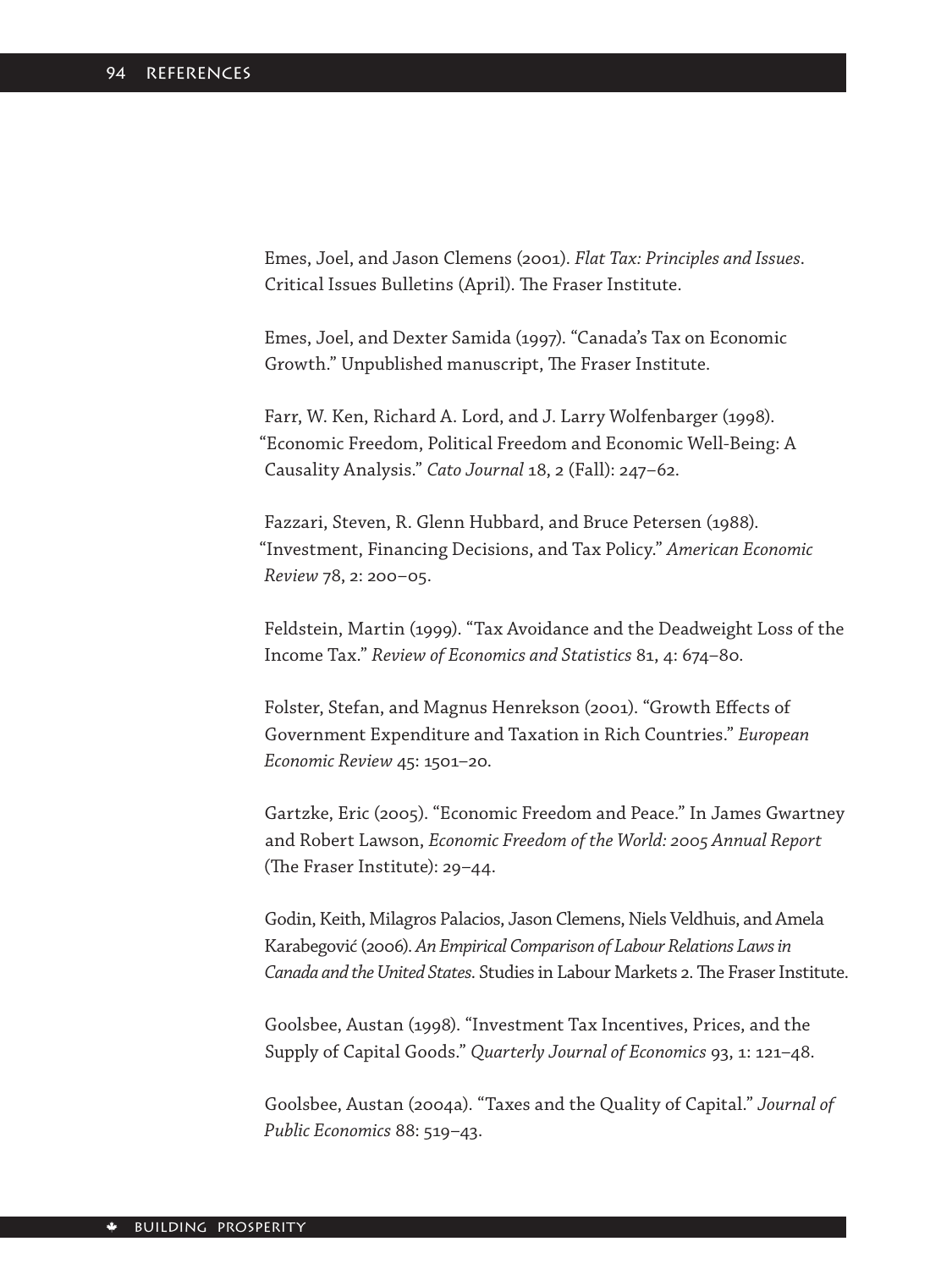Emes, Joel, and Jason Clemens (2001). *Flat Tax: Principles and Issues*. Critical Issues Bulletins (April). The Fraser Institute.

Emes, Joel, and Dexter Samida (1997). "Canada's Tax on Economic Growth." Unpublished manuscript, The Fraser Institute.

Farr, W. Ken, Richard A. Lord, and J. Larry Wolfenbarger (1998). "Economic Freedom, Political Freedom and Economic Well-Being: A Causality Analysis." *Cato Journal* 18, 2 (Fall): 247–62.

Fazzari, Steven, R. Glenn Hubbard, and Bruce Petersen (1988). "Investment, Financing Decisions, and Tax Policy." *American Economic Review* 78, 2: 200–05.

Feldstein, Martin (1999). "Tax Avoidance and the Deadweight Loss of the Income Tax." *Review of Economics and Statistics* 81, 4: 674–80.

Folster, Stefan, and Magnus Henrekson (2001). "Growth Effects of Government Expenditure and Taxation in Rich Countries." *European Economic Review* 45: 1501–20.

Gartzke, Eric (2005). "Economic Freedom and Peace." In James Gwartney and Robert Lawson, *Economic Freedom of the World: 2005 Annual Report* (The Fraser Institute): 29–44.

Godin, Keith, Milagros Palacios, Jason Clemens, Niels Veldhuis, and Amela Karabegović (2006). *An Empirical Comparison of Labour Relations Laws in Canada and the United States*. Studies in Labour Markets 2. The Fraser Institute.

Goolsbee, Austan (1998). "Investment Tax Incentives, Prices, and the Supply of Capital Goods." *Quarterly Journal of Economics* 93, 1: 121–48.

Goolsbee, Austan (2004a). "Taxes and the Quality of Capital." *Journal of Public Economics* 88: 519–43.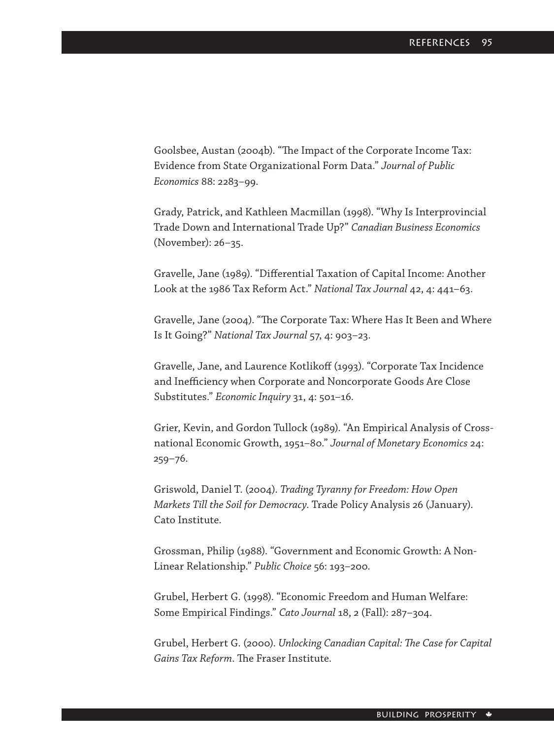Goolsbee, Austan (2004b). "The Impact of the Corporate Income Tax: Evidence from State Organizational Form Data." *Journal of Public Economics* 88: 2283–99.

Grady, Patrick, and Kathleen Macmillan (1998). "Why Is Interprovincial Trade Down and International Trade Up?" *Canadian Business Economics* (November): 26–35.

Gravelle, Jane (1989). "Differential Taxation of Capital Income: Another Look at the 1986 Tax Reform Act." *National Tax Journal* 42, 4: 441–63.

Gravelle, Jane (2004). "The Corporate Tax: Where Has It Been and Where Is It Going?" *National Tax Journal* 57, 4: 903–23.

Gravelle, Jane, and Laurence Kotlikoff (1993). "Corporate Tax Incidence and Inefficiency when Corporate and Noncorporate Goods Are Close Substitutes." *Economic Inquiry* 31, 4: 501–16.

Grier, Kevin, and Gordon Tullock (1989). "An Empirical Analysis of Cross-national Economic Growth, 1951–80." *Journal of Monetary Economics* 24: 259–76.

Griswold, Daniel T. (2004). *Trading Tyranny for Freedom: How Open Markets Till the Soil for Democracy*. Trade Policy Analysis 26 (January). Cato Institute.

Grossman, Philip (1988). "Government and Economic Growth: A Non-Linear Relationship." *Public Choice* 56: 193–200.

Grubel, Herbert G. (1998). "Economic Freedom and Human Welfare: Some Empirical Findings." *Cato Journal* 18, 2 (Fall): 287–304.

Grubel, Herbert G. (2000). *Unlocking Canadian Capital: The Case for Capital Gains Tax Reform*. The Fraser Institute.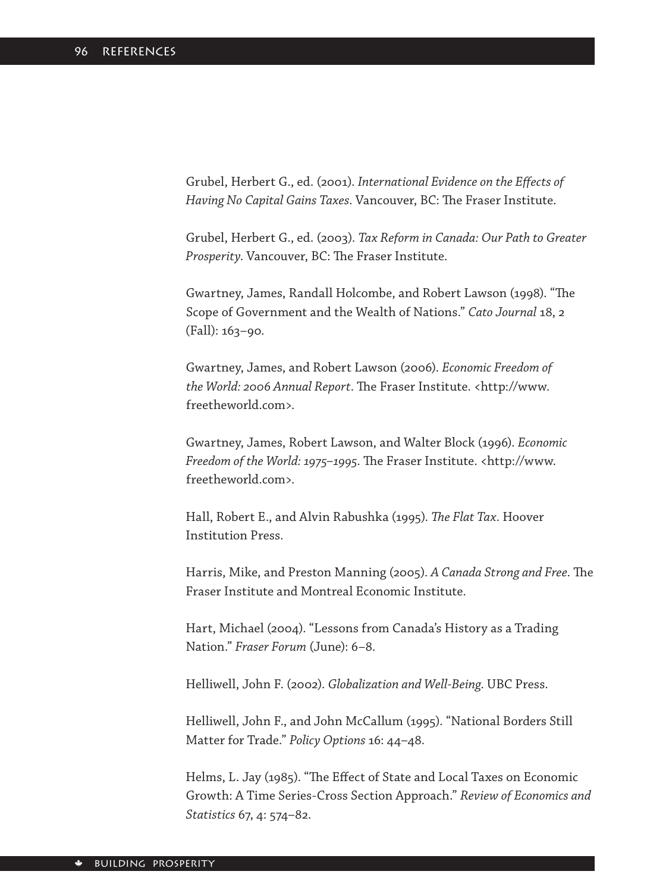Grubel, Herbert G., ed. (2001). *International Evidence on the Effects of Having No Capital Gains Taxes*. Vancouver, BC: The Fraser Institute.

Grubel, Herbert G., ed. (2003). *Tax Reform in Canada: Our Path to Greater Prosperity*. Vancouver, BC: The Fraser Institute.

Gwartney, James, Randall Holcombe, and Robert Lawson (1998). "The Scope of Government and the Wealth of Nations." *Cato Journal* 18, 2 (Fall): 163–90.

Gwartney, James, and Robert Lawson (2006). *Economic Freedom of the World: 2006 Annual Report*. The Fraser Institute. <http://www.freetheworld.com>.

Gwartney, James, Robert Lawson, and Walter Block (1996). *Economic Freedom of the World: 1975–1995*. The Fraser Institute. <http://www.freetheworld.com>.

Hall, Robert E., and Alvin Rabushka (1995). *The Flat Tax*. Hoover Institution Press.

Harris, Mike, and Preston Manning (2005). *A Canada Strong and Free*. The Fraser Institute and Montreal Economic Institute.

Hart, Michael (2004). "Lessons from Canada's History as a Trading Nation." *Fraser Forum* (June): 6–8.

Helliwell, John F. (2002). *Globalization and Well-Being*. UBC Press.

Helliwell, John F., and John McCallum (1995). "National Borders Still Matter for Trade." *Policy Options* 16: 44–48.

Helms, L. Jay (1985). "The Effect of State and Local Taxes on Economic Growth: A Time Series-Cross Section Approach." *Review of Economics and Statistics* 67, 4: 574–82.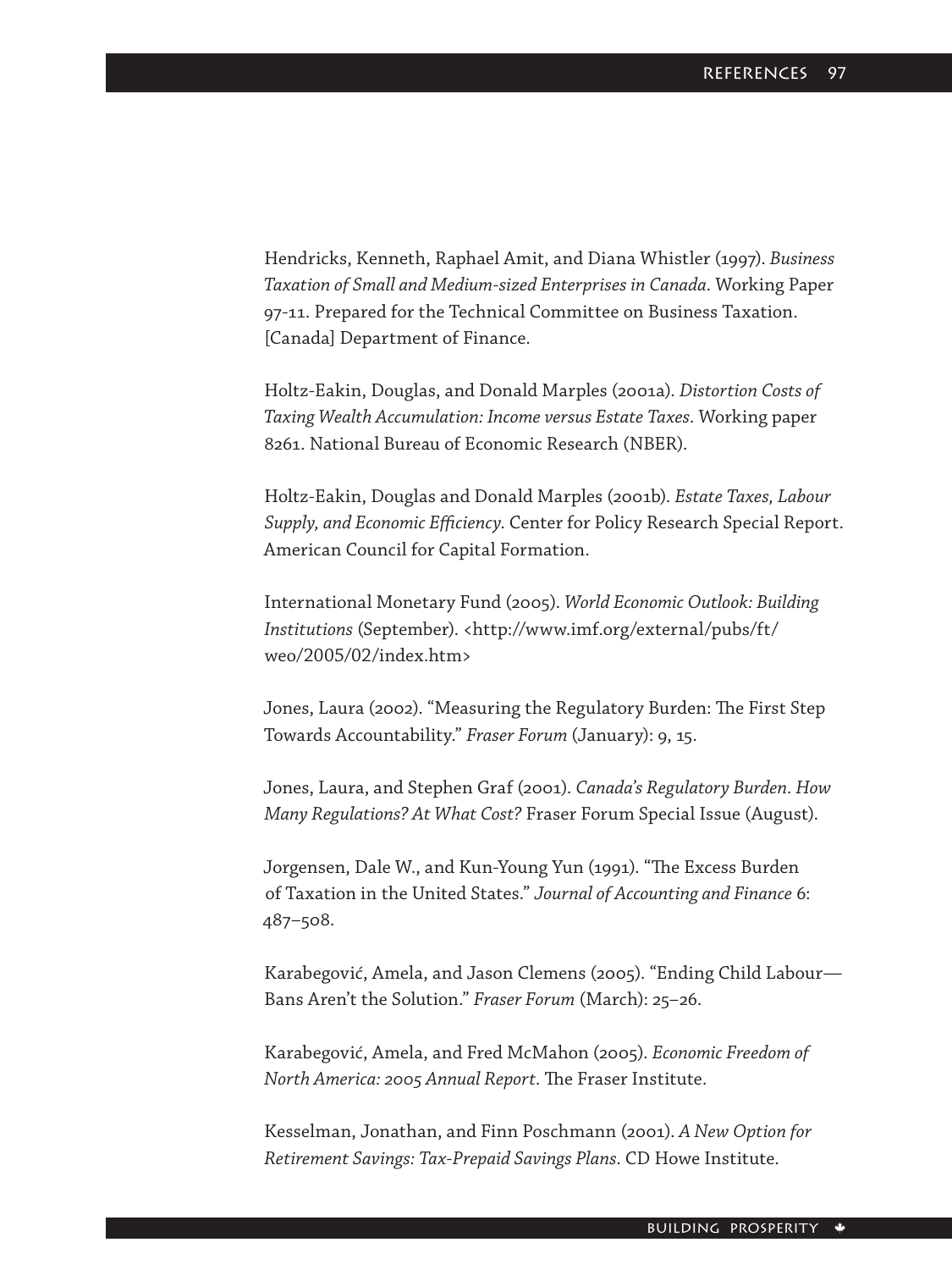Hendricks, Kenneth, Raphael Amit, and Diana Whistler (1997). *Business Taxation of Small and Medium-sized Enterprises in Canada*. Working Paper 97-11. Prepared for the Technical Committee on Business Taxation. [Canada] Department of Finance.

Holtz-Eakin, Douglas, and Donald Marples (2001a). *Distortion Costs of Taxing Wealth Accumulation: Income versus Estate Taxes*. Working paper 8261. National Bureau of Economic Research (NBER).

Holtz-Eakin, Douglas and Donald Marples (2001b). *Estate Taxes, Labour Supply, and Economic Efficiency*. Center for Policy Research Special Report. American Council for Capital Formation.

International Monetary Fund (2005). *World Economic Outlook: Building Institutions* (September). <http://www.imf.org/external/pubs/ft/weo/2005/02/index.htm>

Jones, Laura (2002). "Measuring the Regulatory Burden: The First Step Towards Accountability." *Fraser Forum* (January): 9, 15.

Jones, Laura, and Stephen Graf (2001). *Canada's Regulatory Burden. How Many Regulations? At What Cost?* Fraser Forum Special Issue (August).

Jorgensen, Dale W., and Kun-Young Yun (1991). "The Excess Burden of Taxation in the United States." *Journal of Accounting and Finance* 6: 487–508.

Karabegović, Amela, and Jason Clemens (2005). "Ending Child Labour—Bans Aren't the Solution." *Fraser Forum* (March): 25–26.

Karabegović, Amela, and Fred McMahon (2005). *Economic Freedom of North America: 2005 Annual Report*. The Fraser Institute.

Kesselman, Jonathan, and Finn Poschmann (2001). *A New Option for Retirement Savings: Tax-Prepaid Savings Plans*. CD Howe Institute.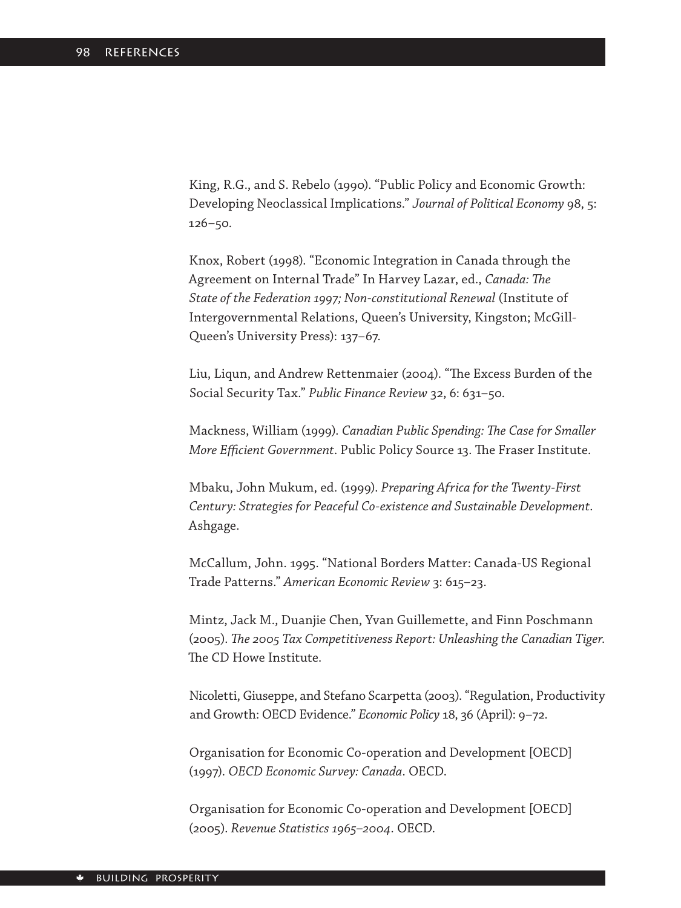King, R.G., and S. Rebelo (1990). "Public Policy and Economic Growth: Developing Neoclassical Implications." *Journal of Political Economy* 98, 5: 126–50.

Knox, Robert (1998). "Economic Integration in Canada through the Agreement on Internal Trade" In Harvey Lazar, ed., *Canada: The State of the Federation 1997; Non-constitutional Renewal* (Institute of Intergovernmental Relations, Queen's University, Kingston; McGill-Queen's University Press): 137–67.

Liu, Liqun, and Andrew Rettenmaier (2004). "The Excess Burden of the Social Security Tax." *Public Finance Review* 32, 6: 631–50.

Mackness, William (1999). *Canadian Public Spending: The Case for Smaller More Efficient Government*. Public Policy Source 13. The Fraser Institute.

Mbaku, John Mukum, ed. (1999). *Preparing Africa for the Twenty-First Century: Strategies for Peaceful Co-existence and Sustainable Development*. Ashgage.

McCallum, John. 1995. "National Borders Matter: Canada-US Regional Trade Patterns." *American Economic Review* 3: 615–23.

Mintz, Jack M., Duanjie Chen, Yvan Guillemette, and Finn Poschmann (2005). *The 2005 Tax Competitiveness Report: Unleashing the Canadian Tiger*. The CD Howe Institute.

Nicoletti, Giuseppe, and Stefano Scarpetta (2003). "Regulation, Productivity and Growth: OECD Evidence." *Economic Policy* 18, 36 (April): 9–72.

Organisation for Economic Co-operation and Development [OECD] (1997). *OECD Economic Survey: Canada*. OECD.

Organisation for Economic Co-operation and Development [OECD] (2005). *Revenue Statistics 1965–2004*. OECD.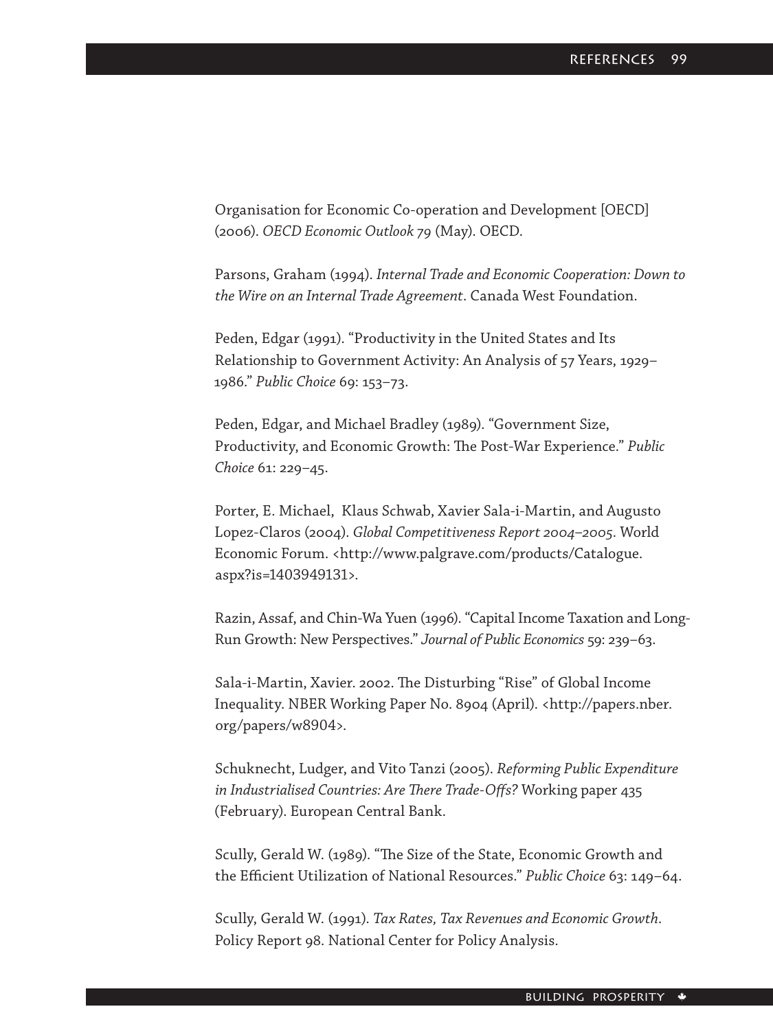Organisation for Economic Co-operation and Development [OECD] (2006). *OECD Economic Outlook 79* (May). OECD.

Parsons, Graham (1994). *Internal Trade and Economic Cooperation: Down to the Wire on an Internal Trade Agreement*. Canada West Foundation.

Peden, Edgar (1991). "Productivity in the United States and Its Relationship to Government Activity: An Analysis of 57 Years, 1929–1986." *Public Choice* 69: 153–73.

Peden, Edgar, and Michael Bradley (1989). "Government Size, Productivity, and Economic Growth: The Post-War Experience." *Public Choice* 61: 229–45.

Porter, E. Michael, Klaus Schwab, Xavier Sala-i-Martin, and Augusto Lopez-Claros (2004). *Global Competitiveness Report 2004–2005*. World Economic Forum. <http://www.palgrave.com/products/Catalogue.aspx?is=1403949131>.

Razin, Assaf, and Chin-Wa Yuen (1996). "Capital Income Taxation and Long-Run Growth: New Perspectives." *Journal of Public Economics* 59: 239–63.

Sala-i-Martin, Xavier. 2002. The Disturbing "Rise" of Global Income Inequality. NBER Working Paper No. 8904 (April). <http://papers.nber.org/papers/w8904>.

Schuknecht, Ludger, and Vito Tanzi (2005). *Reforming Public Expenditure in Industrialised Countries: Are There Trade-Offs?* Working paper 435 (February). European Central Bank.

Scully, Gerald W. (1989). "The Size of the State, Economic Growth and the Efficient Utilization of National Resources." *Public Choice* 63: 149–64.

Scully, Gerald W. (1991). *Tax Rates, Tax Revenues and Economic Growth*. Policy Report 98. National Center for Policy Analysis.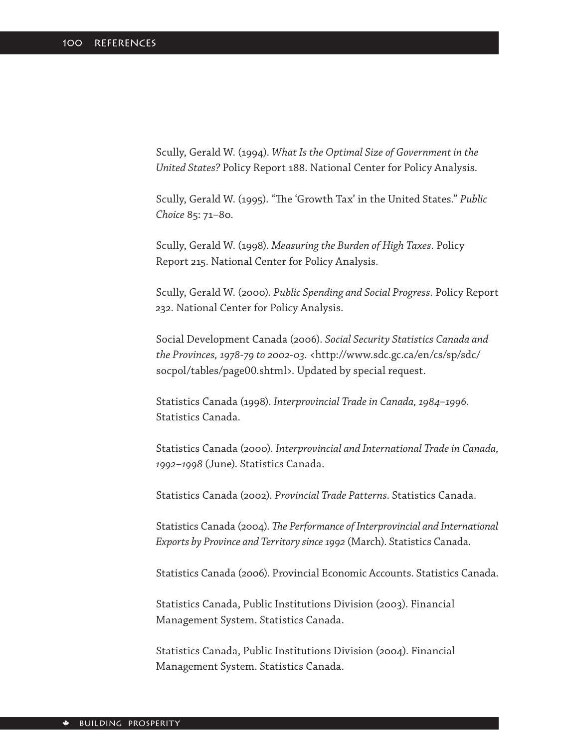Scully, Gerald W. (1994). *What Is the Optimal Size of Government in the United States?* Policy Report 188. National Center for Policy Analysis.

Scully, Gerald W. (1995). "The 'Growth Tax' in the United States." *Public Choice* 85: 71–80.

Scully, Gerald W. (1998). *Measuring the Burden of High Taxes*. Policy Report 215. National Center for Policy Analysis.

Scully, Gerald W. (2000). *Public Spending and Social Progress*. Policy Report 232. National Center for Policy Analysis.

Social Development Canada (2006). *Social Security Statistics Canada and the Provinces, 1978-79 to 2002-03*. <http://www.sdc.gc.ca/en/cs/sp/sdc/socpol/tables/page00.shtml>. Updated by special request.

Statistics Canada (1998). *Interprovincial Trade in Canada, 1984–1996*. Statistics Canada.

Statistics Canada (2000). *Interprovincial and International Trade in Canada, 1992–1998* (June). Statistics Canada.

Statistics Canada (2002). *Provincial Trade Patterns*. Statistics Canada.

Statistics Canada (2004). *The Performance of Interprovincial and International Exports by Province and Territory since 1992* (March). Statistics Canada.

Statistics Canada (2006). Provincial Economic Accounts. Statistics Canada.

Statistics Canada, Public Institutions Division (2003). Financial Management System. Statistics Canada.

Statistics Canada, Public Institutions Division (2004). Financial Management System. Statistics Canada.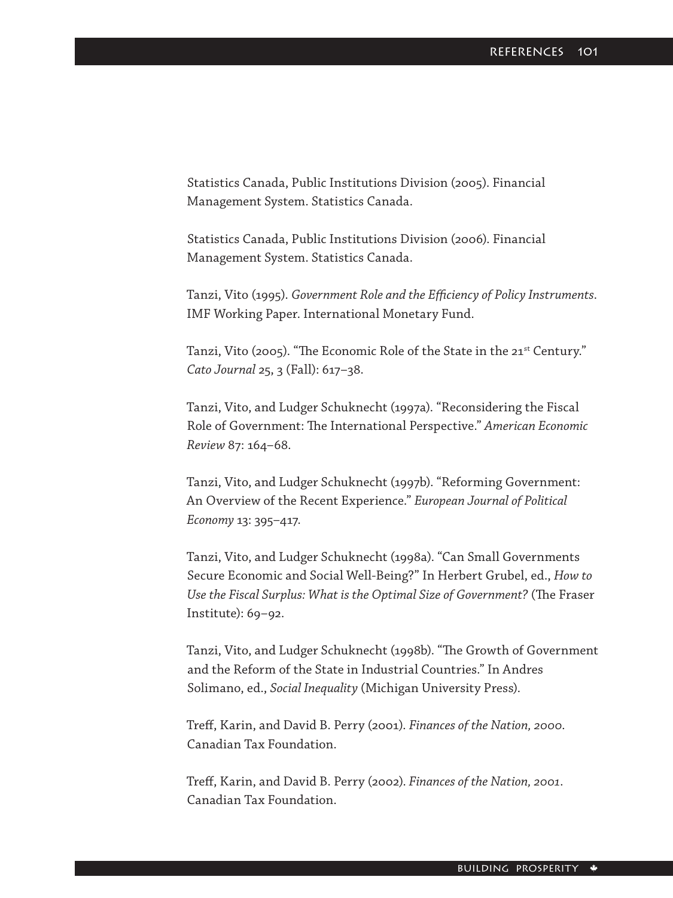Statistics Canada, Public Institutions Division (2005). Financial Management System. Statistics Canada.

Statistics Canada, Public Institutions Division (2006). Financial Management System. Statistics Canada.

Tanzi, Vito (1995). *Government Role and the Efficiency of Policy Instruments*. IMF Working Paper. International Monetary Fund.

Tanzi, Vito (2005). "The Economic Role of the State in the 21st Century." *Cato Journal* 25, 3 (Fall): 617–38.

Tanzi, Vito, and Ludger Schuknecht (1997a). "Reconsidering the Fiscal Role of Government: The International Perspective." *American Economic Review* 87: 164–68.

Tanzi, Vito, and Ludger Schuknecht (1997b). "Reforming Government: An Overview of the Recent Experience." *European Journal of Political Economy* 13: 395–417.

Tanzi, Vito, and Ludger Schuknecht (1998a). "Can Small Governments Secure Economic and Social Well-Being?" In Herbert Grubel, ed., *How to Use the Fiscal Surplus: What is the Optimal Size of Government?* (The Fraser Institute): 69–92.

Tanzi, Vito, and Ludger Schuknecht (1998b). "The Growth of Government and the Reform of the State in Industrial Countries." In Andres Solimano, ed., *Social Inequality* (Michigan University Press).

Treff, Karin, and David B. Perry (2001). *Finances of the Nation, 2000*. Canadian Tax Foundation.

Treff, Karin, and David B. Perry (2002). *Finances of the Nation, 2001*. Canadian Tax Foundation.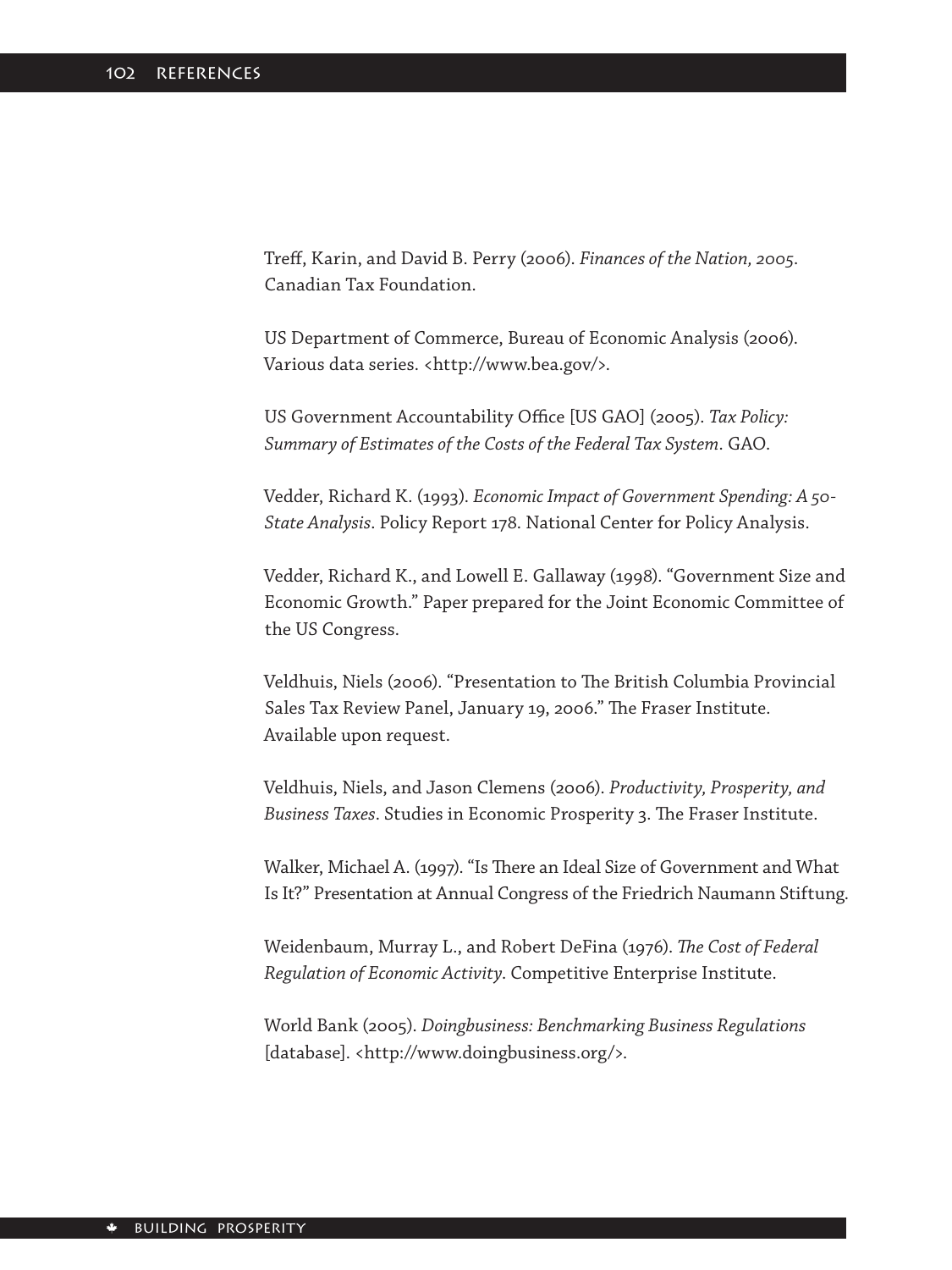Treff, Karin, and David B. Perry (2006). *Finances of the Nation, 2005*. Canadian Tax Foundation.

US Department of Commerce, Bureau of Economic Analysis (2006). Various data series. <http://www.bea.gov/>.

US Government Accountability Office [US GAO] (2005). *Tax Policy: Summary of Estimates of the Costs of the Federal Tax System*. GAO.

Vedder, Richard K. (1993). *Economic Impact of Government Spending: A 50-State Analysis*. Policy Report 178. National Center for Policy Analysis.

Vedder, Richard K., and Lowell E. Gallaway (1998). "Government Size and Economic Growth." Paper prepared for the Joint Economic Committee of the US Congress.

Veldhuis, Niels (2006). "Presentation to The British Columbia Provincial Sales Tax Review Panel, January 19, 2006." The Fraser Institute. Available upon request.

Veldhuis, Niels, and Jason Clemens (2006). *Productivity, Prosperity, and Business Taxes*. Studies in Economic Prosperity 3. The Fraser Institute.

Walker, Michael A. (1997). "Is There an Ideal Size of Government and What Is It?" Presentation at Annual Congress of the Friedrich Naumann Stiftung.

Weidenbaum, Murray L., and Robert DeFina (1976). *The Cost of Federal Regulation of Economic Activity*. Competitive Enterprise Institute.

World Bank (2005). *Doingbusiness: Benchmarking Business Regulations* [database]. <http://www.doingbusiness.org/>.